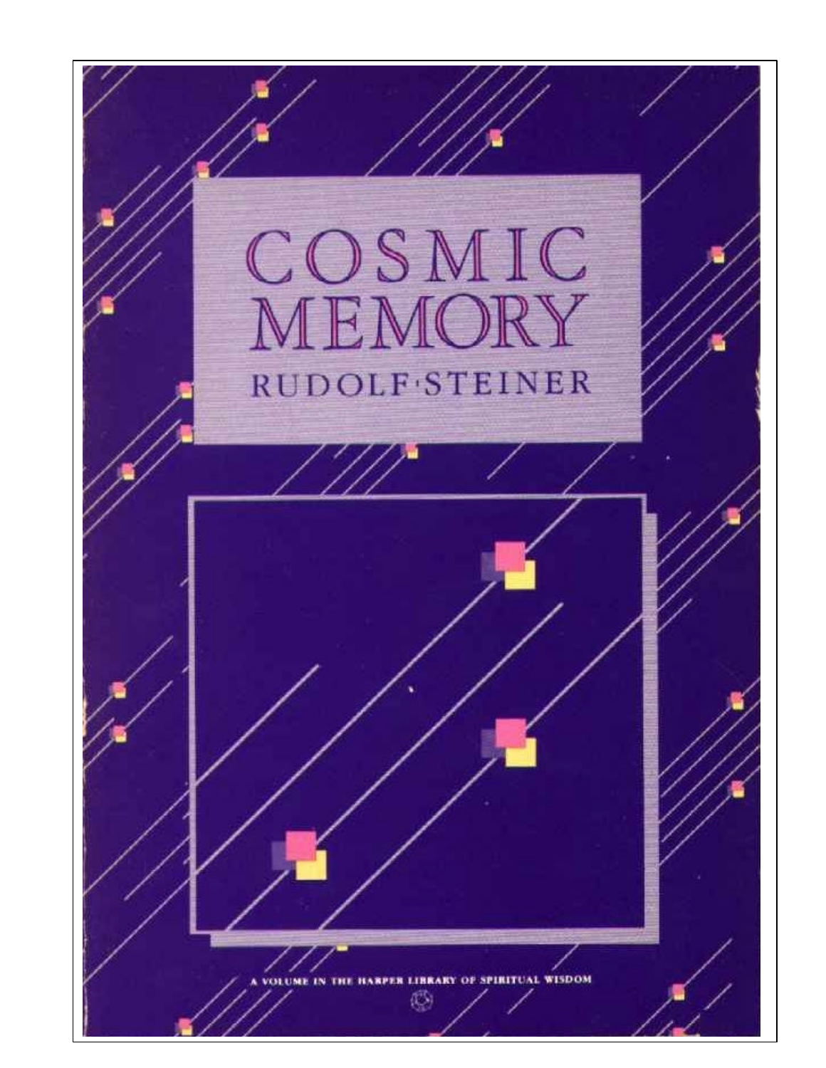# COSMIC MEMORY

## RUDOLF·STEINER

A VOLUME IN THE HARPER LIBRARY OF SPIRITUAL WISDOM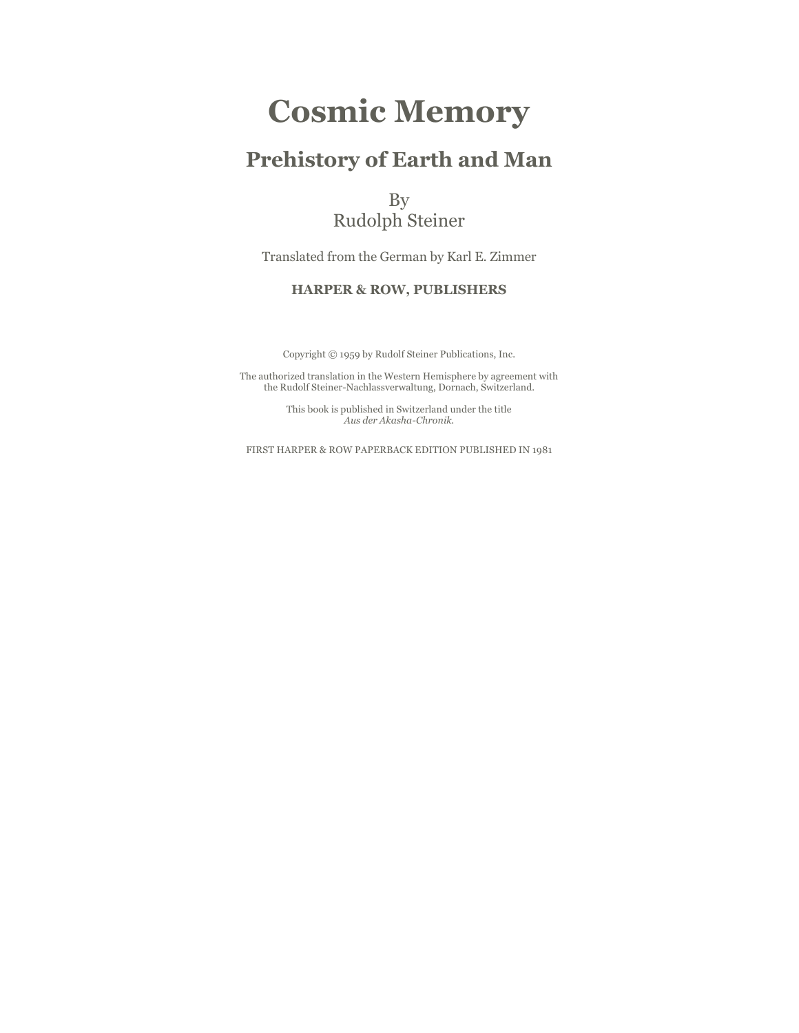# Cosmic Memory

## Prehistory of Earth and Man

By
Rudolph Steiner

Translated from the German by Karl E. Zimmer

**HARPER & ROW, PUBLISHERS**

Copyright © 1959 by Rudolf Steiner Publications, Inc.

The authorized translation in the Western Hemisphere by agreement with the Rudolf Steiner-Nachlassverwaltung, Dornach, Switzerland.

This book is published in Switzerland under the title *Aus der Akasha-Chronik.*

FIRST HARPER & ROW PAPERBACK EDITION PUBLISHED IN 1981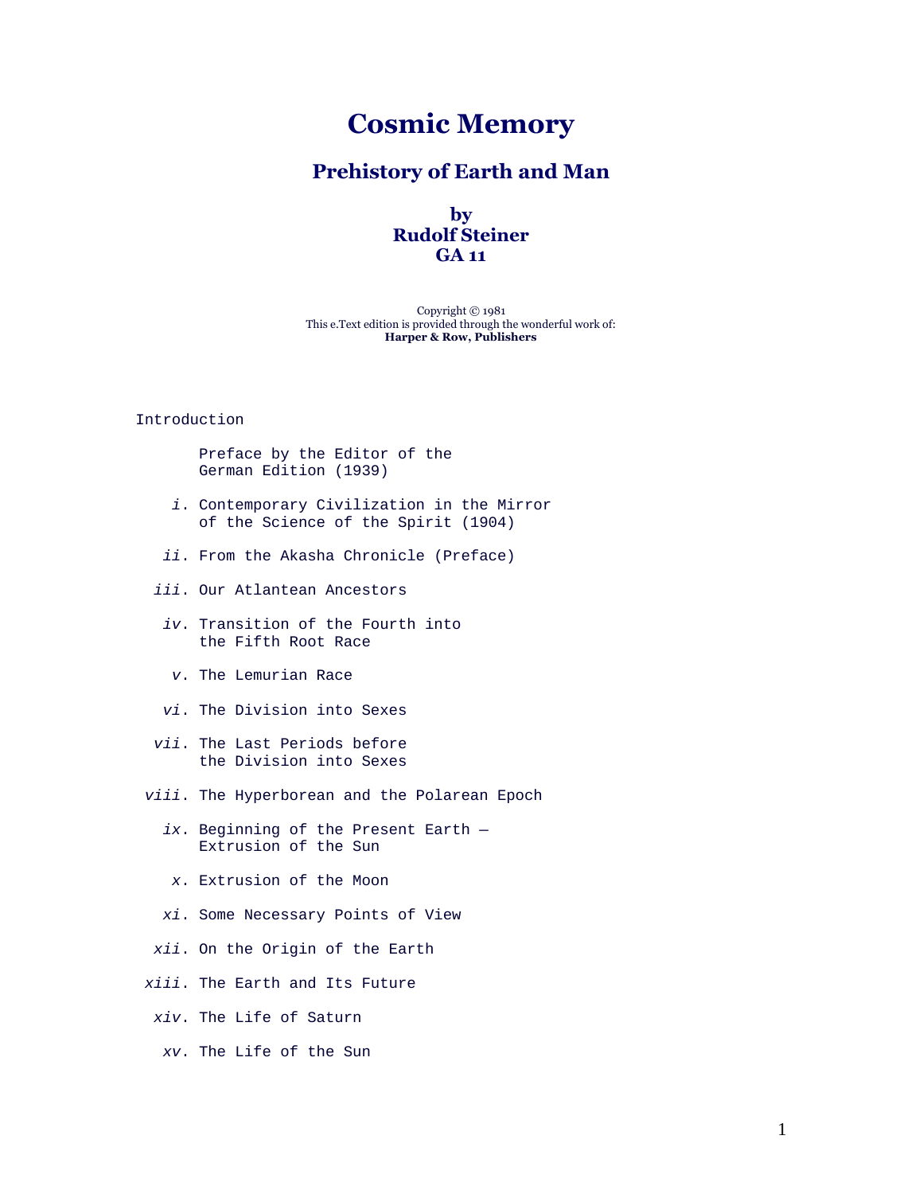# Cosmic Memory

## Prehistory of Earth and Man

### by
### Rudolf Steiner
### GA 11

Copyright © 1981
This e.Text edition is provided through the wonderful work of:
**Harper & Row, Publishers**

Introduction

Preface by the Editor of the German Edition (1939)

*i*. Contemporary Civilization in the Mirror of the Science of the Spirit (1904)

*ii*. From the Akasha Chronicle (Preface)

*iii*. Our Atlantean Ancestors

*iv*. Transition of the Fourth into the Fifth Root Race

*v*. The Lemurian Race

*vi*. The Division into Sexes

*vii*. The Last Periods before the Division into Sexes

*viii*. The Hyperborean and the Polarean Epoch

*ix*. Beginning of the Present Earth — Extrusion of the Sun

*x*. Extrusion of the Moon

*xi*. Some Necessary Points of View

*xii*. On the Origin of the Earth

*xiii*. The Earth and Its Future

*xiv*. The Life of Saturn

*xv*. The Life of the Sun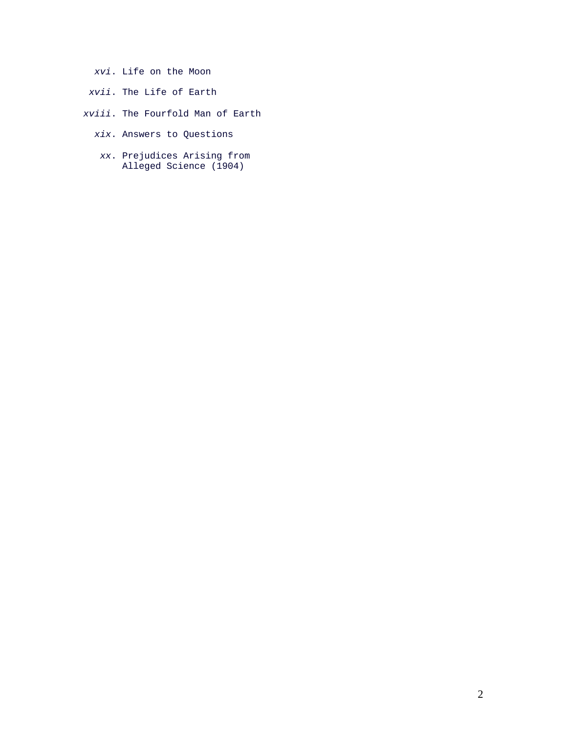*xvi*. Life on the Moon

*xvii*. The Life of Earth

*xviii*. The Fourfold Man of Earth

*xix*. Answers to Questions

*xx*. Prejudices Arising from Alleged Science (1904)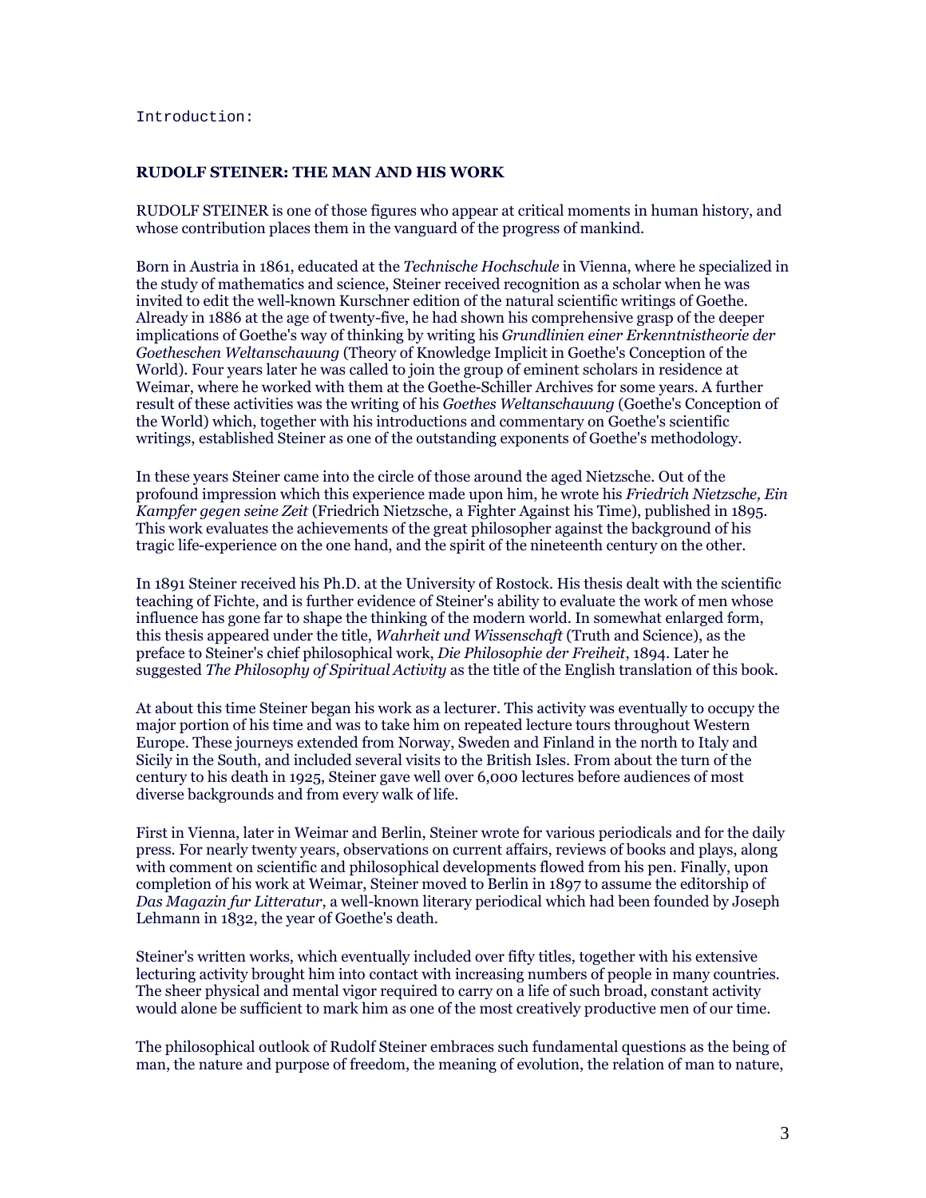Introduction:

**RUDOLF STEINER: THE MAN AND HIS WORK**

RUDOLF STEINER is one of those figures who appear at critical moments in human history, and whose contribution places them in the vanguard of the progress of mankind.

Born in Austria in 1861, educated at the *Technische Hochschule* in Vienna, where he specialized in the study of mathematics and science, Steiner received recognition as a scholar when he was invited to edit the well-known Kurschner edition of the natural scientific writings of Goethe. Already in 1886 at the age of twenty-five, he had shown his comprehensive grasp of the deeper implications of Goethe's way of thinking by writing his *Grundlinien einer Erkenntnistheorie der Goetheschen Weltanschauung* (Theory of Knowledge Implicit in Goethe's Conception of the World). Four years later he was called to join the group of eminent scholars in residence at Weimar, where he worked with them at the Goethe-Schiller Archives for some years. A further result of these activities was the writing of his *Goethes Weltanschauung* (Goethe's Conception of the World) which, together with his introductions and commentary on Goethe's scientific writings, established Steiner as one of the outstanding exponents of Goethe's methodology.

In these years Steiner came into the circle of those around the aged Nietzsche. Out of the profound impression which this experience made upon him, he wrote his *Friedrich Nietzsche, Ein Kampfer gegen seine Zeit* (Friedrich Nietzsche, a Fighter Against his Time), published in 1895. This work evaluates the achievements of the great philosopher against the background of his tragic life-experience on the one hand, and the spirit of the nineteenth century on the other.

In 1891 Steiner received his Ph.D. at the University of Rostock. His thesis dealt with the scientific teaching of Fichte, and is further evidence of Steiner's ability to evaluate the work of men whose influence has gone far to shape the thinking of the modern world. In somewhat enlarged form, this thesis appeared under the title, *Wahrheit und Wissenschaft* (Truth and Science), as the preface to Steiner's chief philosophical work, *Die Philosophie der Freiheit*, 1894. Later he suggested *The Philosophy of Spiritual Activity* as the title of the English translation of this book.

At about this time Steiner began his work as a lecturer. This activity was eventually to occupy the major portion of his time and was to take him on repeated lecture tours throughout Western Europe. These journeys extended from Norway, Sweden and Finland in the north to Italy and Sicily in the South, and included several visits to the British Isles. From about the turn of the century to his death in 1925, Steiner gave well over 6,000 lectures before audiences of most diverse backgrounds and from every walk of life.

First in Vienna, later in Weimar and Berlin, Steiner wrote for various periodicals and for the daily press. For nearly twenty years, observations on current affairs, reviews of books and plays, along with comment on scientific and philosophical developments flowed from his pen. Finally, upon completion of his work at Weimar, Steiner moved to Berlin in 1897 to assume the editorship of *Das Magazin fur Litteratur*, a well-known literary periodical which had been founded by Joseph Lehmann in 1832, the year of Goethe's death.

Steiner's written works, which eventually included over fifty titles, together with his extensive lecturing activity brought him into contact with increasing numbers of people in many countries. The sheer physical and mental vigor required to carry on a life of such broad, constant activity would alone be sufficient to mark him as one of the most creatively productive men of our time.

The philosophical outlook of Rudolf Steiner embraces such fundamental questions as the being of man, the nature and purpose of freedom, the meaning of evolution, the relation of man to nature,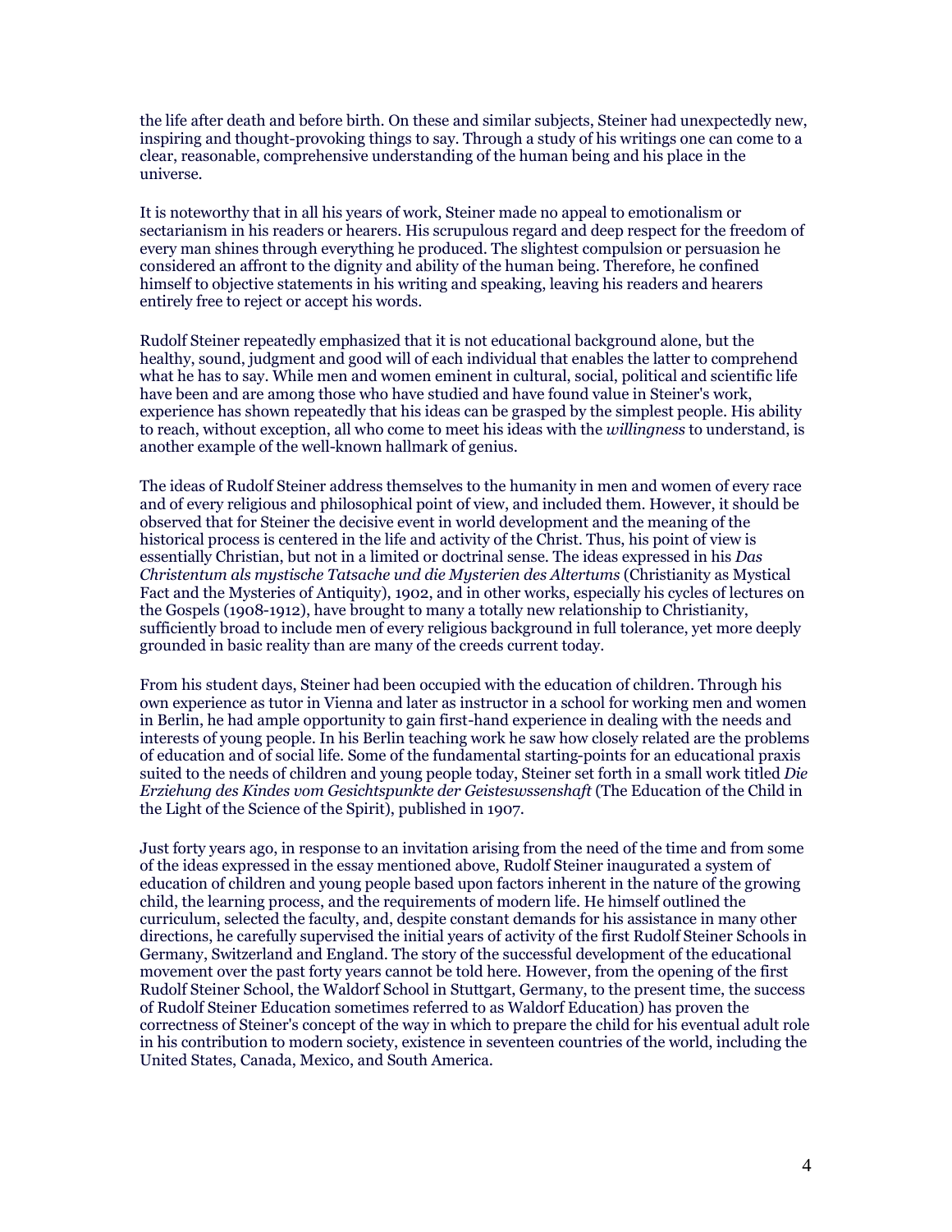the life after death and before birth. On these and similar subjects, Steiner had unexpectedly new, inspiring and thought-provoking things to say. Through a study of his writings one can come to a clear, reasonable, comprehensive understanding of the human being and his place in the universe.

It is noteworthy that in all his years of work, Steiner made no appeal to emotionalism or sectarianism in his readers or hearers. His scrupulous regard and deep respect for the freedom of every man shines through everything he produced. The slightest compulsion or persuasion he considered an affront to the dignity and ability of the human being. Therefore, he confined himself to objective statements in his writing and speaking, leaving his readers and hearers entirely free to reject or accept his words.

Rudolf Steiner repeatedly emphasized that it is not educational background alone, but the healthy, sound, judgment and good will of each individual that enables the latter to comprehend what he has to say. While men and women eminent in cultural, social, political and scientific life have been and are among those who have studied and have found value in Steiner's work, experience has shown repeatedly that his ideas can be grasped by the simplest people. His ability to reach, without exception, all who come to meet his ideas with the *willingness* to understand, is another example of the well-known hallmark of genius.

The ideas of Rudolf Steiner address themselves to the humanity in men and women of every race and of every religious and philosophical point of view, and included them. However, it should be observed that for Steiner the decisive event in world development and the meaning of the historical process is centered in the life and activity of the Christ. Thus, his point of view is essentially Christian, but not in a limited or doctrinal sense. The ideas expressed in his *Das Christentum als mystische Tatsache und die Mysterien des Altertums* (Christianity as Mystical Fact and the Mysteries of Antiquity), 1902, and in other works, especially his cycles of lectures on the Gospels (1908-1912), have brought to many a totally new relationship to Christianity, sufficiently broad to include men of every religious background in full tolerance, yet more deeply grounded in basic reality than are many of the creeds current today.

From his student days, Steiner had been occupied with the education of children. Through his own experience as tutor in Vienna and later as instructor in a school for working men and women in Berlin, he had ample opportunity to gain first-hand experience in dealing with the needs and interests of young people. In his Berlin teaching work he saw how closely related are the problems of education and of social life. Some of the fundamental starting-points for an educational praxis suited to the needs of children and young people today, Steiner set forth in a small work titled *Die Erziehung des Kindes vom Gesichtspunkte der Geisteswssenshaft* (The Education of the Child in the Light of the Science of the Spirit), published in 1907.

Just forty years ago, in response to an invitation arising from the need of the time and from some of the ideas expressed in the essay mentioned above, Rudolf Steiner inaugurated a system of education of children and young people based upon factors inherent in the nature of the growing child, the learning process, and the requirements of modern life. He himself outlined the curriculum, selected the faculty, and, despite constant demands for his assistance in many other directions, he carefully supervised the initial years of activity of the first Rudolf Steiner Schools in Germany, Switzerland and England. The story of the successful development of the educational movement over the past forty years cannot be told here. However, from the opening of the first Rudolf Steiner School, the Waldorf School in Stuttgart, Germany, to the present time, the success of Rudolf Steiner Education sometimes referred to as Waldorf Education) has proven the correctness of Steiner's concept of the way in which to prepare the child for his eventual adult role in his contribution to modern society, existence in seventeen countries of the world, including the United States, Canada, Mexico, and South America.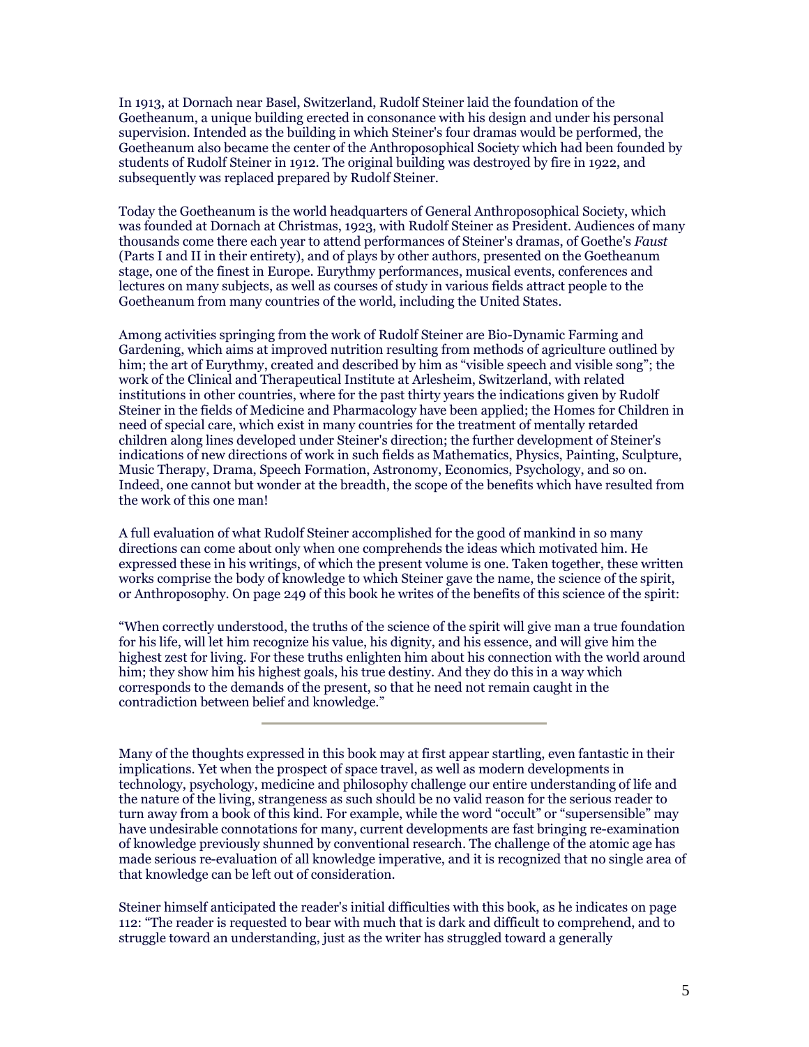In 1913, at Dornach near Basel, Switzerland, Rudolf Steiner laid the foundation of the Goetheanum, a unique building erected in consonance with his design and under his personal supervision. Intended as the building in which Steiner's four dramas would be performed, the Goetheanum also became the center of the Anthroposophical Society which had been founded by students of Rudolf Steiner in 1912. The original building was destroyed by fire in 1922, and subsequently was replaced prepared by Rudolf Steiner.

Today the Goetheanum is the world headquarters of General Anthroposophical Society, which was founded at Dornach at Christmas, 1923, with Rudolf Steiner as President. Audiences of many thousands come there each year to attend performances of Steiner's dramas, of Goethe's *Faust* (Parts I and II in their entirety), and of plays by other authors, presented on the Goetheanum stage, one of the finest in Europe. Eurythmy performances, musical events, conferences and lectures on many subjects, as well as courses of study in various fields attract people to the Goetheanum from many countries of the world, including the United States.

Among activities springing from the work of Rudolf Steiner are Bio-Dynamic Farming and Gardening, which aims at improved nutrition resulting from methods of agriculture outlined by him; the art of Eurythmy, created and described by him as "visible speech and visible song"; the work of the Clinical and Therapeutical Institute at Arlesheim, Switzerland, with related institutions in other countries, where for the past thirty years the indications given by Rudolf Steiner in the fields of Medicine and Pharmacology have been applied; the Homes for Children in need of special care, which exist in many countries for the treatment of mentally retarded children along lines developed under Steiner's direction; the further development of Steiner's indications of new directions of work in such fields as Mathematics, Physics, Painting, Sculpture, Music Therapy, Drama, Speech Formation, Astronomy, Economics, Psychology, and so on. Indeed, one cannot but wonder at the breadth, the scope of the benefits which have resulted from the work of this one man!

A full evaluation of what Rudolf Steiner accomplished for the good of mankind in so many directions can come about only when one comprehends the ideas which motivated him. He expressed these in his writings, of which the present volume is one. Taken together, these written works comprise the body of knowledge to which Steiner gave the name, the science of the spirit, or Anthroposophy. On page 249 of this book he writes of the benefits of this science of the spirit:

"When correctly understood, the truths of the science of the spirit will give man a true foundation for his life, will let him recognize his value, his dignity, and his essence, and will give him the highest zest for living. For these truths enlighten him about his connection with the world around him; they show him his highest goals, his true destiny. And they do this in a way which corresponds to the demands of the present, so that he need not remain caught in the contradiction between belief and knowledge."

---

Many of the thoughts expressed in this book may at first appear startling, even fantastic in their implications. Yet when the prospect of space travel, as well as modern developments in technology, psychology, medicine and philosophy challenge our entire understanding of life and the nature of the living, strangeness as such should be no valid reason for the serious reader to turn away from a book of this kind. For example, while the word "occult" or "supersensible" may have undesirable connotations for many, current developments are fast bringing re-examination of knowledge previously shunned by conventional research. The challenge of the atomic age has made serious re-evaluation of all knowledge imperative, and it is recognized that no single area of that knowledge can be left out of consideration.

Steiner himself anticipated the reader's initial difficulties with this book, as he indicates on page 112: "The reader is requested to bear with much that is dark and difficult to comprehend, and to struggle toward an understanding, just as the writer has struggled toward a generally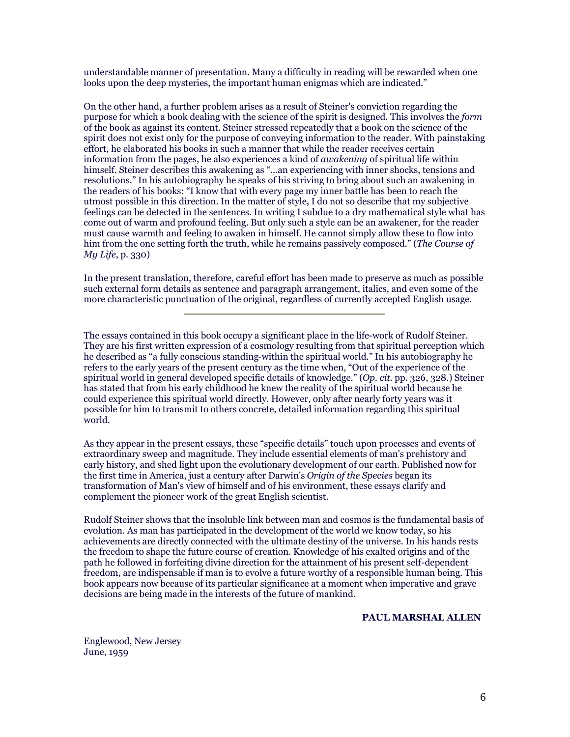understandable manner of presentation. Many a difficulty in reading will be rewarded when one looks upon the deep mysteries, the important human enigmas which are indicated."

On the other hand, a further problem arises as a result of Steiner's conviction regarding the purpose for which a book dealing with the science of the spirit is designed. This involves the *form* of the book as against its content. Steiner stressed repeatedly that a book on the science of the spirit does not exist only for the purpose of conveying information to the reader. With painstaking effort, he elaborated his books in such a manner that while the reader receives certain information from the pages, he also experiences a kind of *awakening* of spiritual life within himself. Steiner describes this awakening as "...an experiencing with inner shocks, tensions and resolutions." In his autobiography he speaks of his striving to bring about such an awakening in the readers of his books: "I know that with every page my inner battle has been to reach the utmost possible in this direction. In the matter of style, I do not so describe that my subjective feelings can be detected in the sentences. In writing I subdue to a dry mathematical style what has come out of warm and profound feeling. But only such a style can be an awakener, for the reader must cause warmth and feeling to awaken in himself. He cannot simply allow these to flow into him from the one setting forth the truth, while he remains passively composed." (*The Course of My Life*, p. 330)

In the present translation, therefore, careful effort has been made to preserve as much as possible such external form details as sentence and paragraph arrangement, italics, and even some of the more characteristic punctuation of the original, regardless of currently accepted English usage.

---

The essays contained in this book occupy a significant place in the life-work of Rudolf Steiner. They are his first written expression of a cosmology resulting from that spiritual perception which he described as "a fully conscious standing-within the spiritual world." In his autobiography he refers to the early years of the present century as the time when, "Out of the experience of the spiritual world in general developed specific details of knowledge." (*Op. cit.* pp. 326, 328.) Steiner has stated that from his early childhood he knew the reality of the spiritual world because he could experience this spiritual world directly. However, only after nearly forty years was it possible for him to transmit to others concrete, detailed information regarding this spiritual world.

As they appear in the present essays, these "specific details" touch upon processes and events of extraordinary sweep and magnitude. They include essential elements of man's prehistory and early history, and shed light upon the evolutionary development of our earth. Published now for the first time in America, just a century after Darwin's *Origin of the Species* began its transformation of Man's view of himself and of his environment, these essays clarify and complement the pioneer work of the great English scientist.

Rudolf Steiner shows that the insoluble link between man and cosmos is the fundamental basis of evolution. As man has participated in the development of the world we know today, so his achievements are directly connected with the ultimate destiny of the universe. In his hands rests the freedom to shape the future course of creation. Knowledge of his exalted origins and of the path he followed in forfeiting divine direction for the attainment of his present self-dependent freedom, are indispensable if man is to evolve a future worthy of a responsible human being. This book appears now because of its particular significance at a moment when imperative and grave decisions are being made in the interests of the future of mankind.

**PAUL MARSHAL ALLEN**

Englewood, New Jersey
June, 1959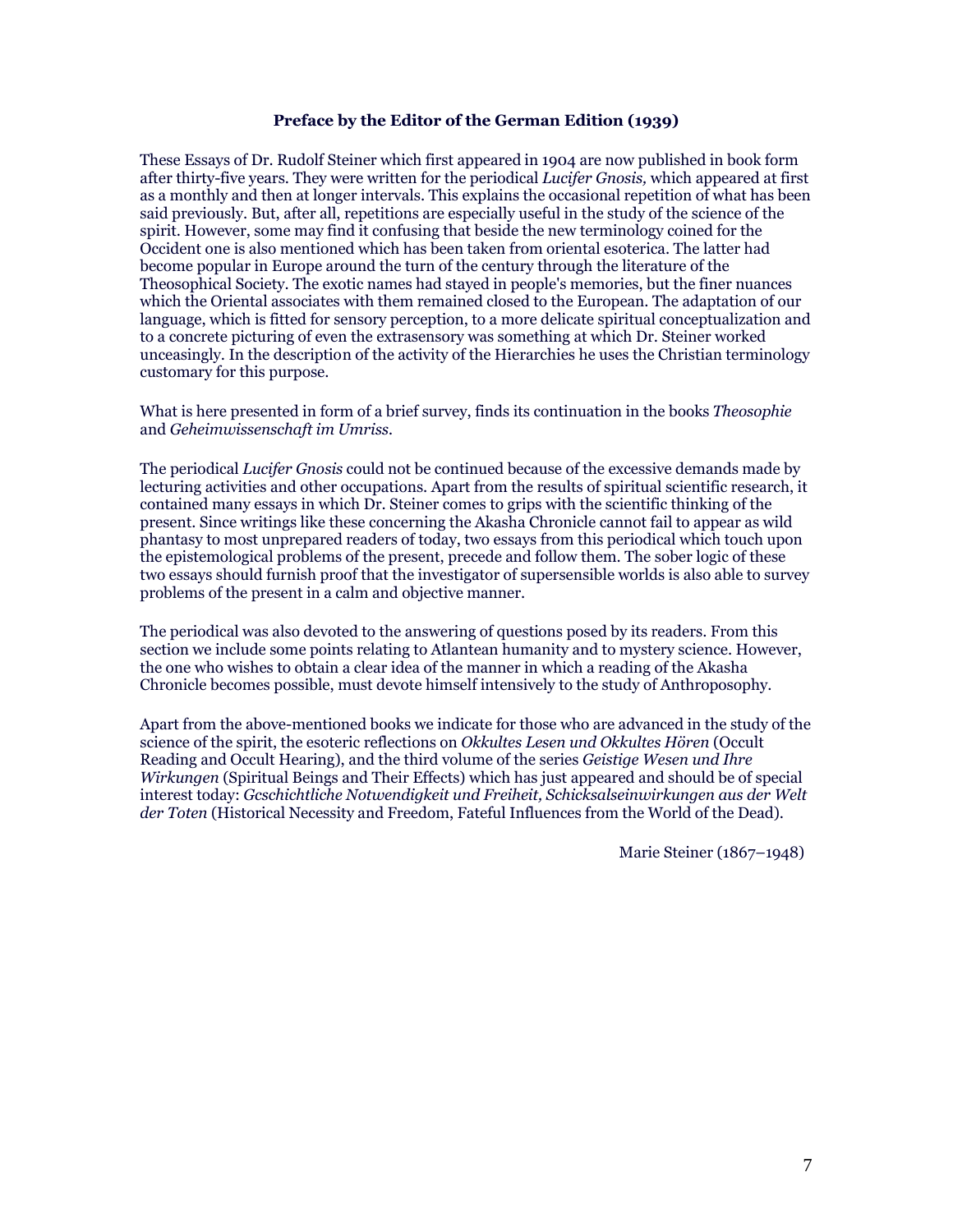### Preface by the Editor of the German Edition (1939)

These Essays of Dr. Rudolf Steiner which first appeared in 1904 are now published in book form after thirty-five years. They were written for the periodical *Lucifer Gnosis,* which appeared at first as a monthly and then at longer intervals. This explains the occasional repetition of what has been said previously. But, after all, repetitions are especially useful in the study of the science of the spirit. However, some may find it confusing that beside the new terminology coined for the Occident one is also mentioned which has been taken from oriental esoterica. The latter had become popular in Europe around the turn of the century through the literature of the Theosophical Society. The exotic names had stayed in people's memories, but the finer nuances which the Oriental associates with them remained closed to the European. The adaptation of our language, which is fitted for sensory perception, to a more delicate spiritual conceptualization and to a concrete picturing of even the extrasensory was something at which Dr. Steiner worked unceasingly. In the description of the activity of the Hierarchies he uses the Christian terminology customary for this purpose.

What is here presented in form of a brief survey, finds its continuation in the books *Theosophie* and *Geheimwissenschaft im Umriss.*

The periodical *Lucifer Gnosis* could not be continued because of the excessive demands made by lecturing activities and other occupations. Apart from the results of spiritual scientific research, it contained many essays in which Dr. Steiner comes to grips with the scientific thinking of the present. Since writings like these concerning the Akasha Chronicle cannot fail to appear as wild phantasy to most unprepared readers of today, two essays from this periodical which touch upon the epistemological problems of the present, precede and follow them. The sober logic of these two essays should furnish proof that the investigator of supersensible worlds is also able to survey problems of the present in a calm and objective manner.

The periodical was also devoted to the answering of questions posed by its readers. From this section we include some points relating to Atlantean humanity and to mystery science. However, the one who wishes to obtain a clear idea of the manner in which a reading of the Akasha Chronicle becomes possible, must devote himself intensively to the study of Anthroposophy.

Apart from the above-mentioned books we indicate for those who are advanced in the study of the science of the spirit, the esoteric reflections on *Okkultes Lesen und Okkultes Hören* (Occult Reading and Occult Hearing), and the third volume of the series *Geistige Wesen und Ihre Wirkungen* (Spiritual Beings and Their Effects) which has just appeared and should be of special interest today: *Gcschichtliche Notwendigkeit und Freiheit, Schicksalseinwirkungen aus der Welt der Toten* (Historical Necessity and Freedom, Fateful Influences from the World of the Dead).

Marie Steiner (1867–1948)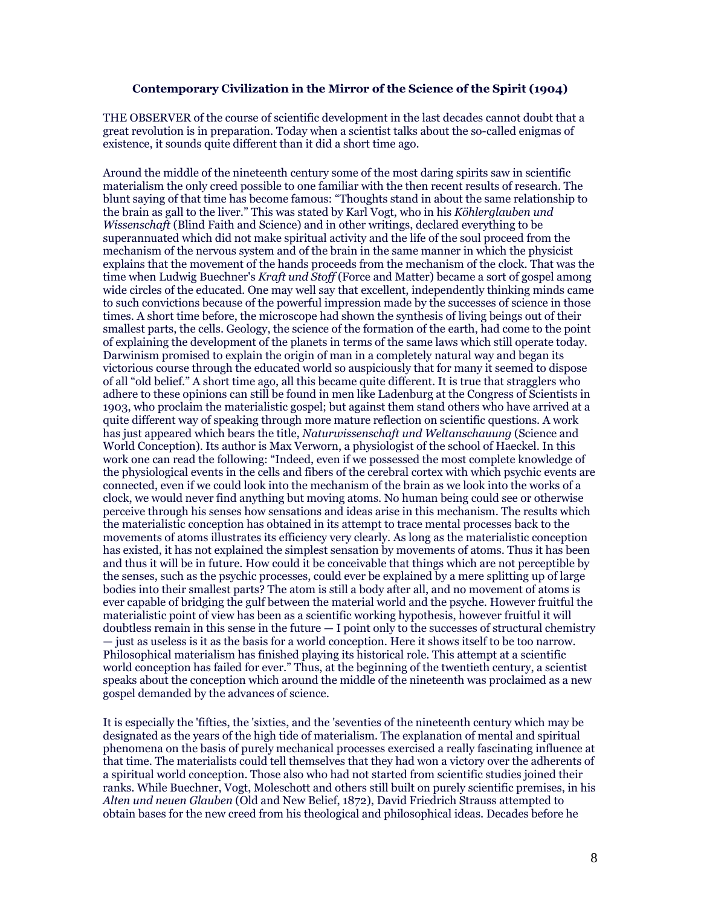### Contemporary Civilization in the Mirror of the Science of the Spirit (1904)

THE OBSERVER of the course of scientific development in the last decades cannot doubt that a great revolution is in preparation. Today when a scientist talks about the so-called enigmas of existence, it sounds quite different than it did a short time ago.

Around the middle of the nineteenth century some of the most daring spirits saw in scientific materialism the only creed possible to one familiar with the then recent results of research. The blunt saying of that time has become famous: "Thoughts stand in about the same relationship to the brain as gall to the liver." This was stated by Karl Vogt, who in his *Köhlerglauben und Wissenschaft* (Blind Faith and Science) and in other writings, declared everything to be superannuated which did not make spiritual activity and the life of the soul proceed from the mechanism of the nervous system and of the brain in the same manner in which the physicist explains that the movement of the hands proceeds from the mechanism of the clock. That was the time when Ludwig Buechner's *Kraft und Stoff* (Force and Matter) became a sort of gospel among wide circles of the educated. One may well say that excellent, independently thinking minds came to such convictions because of the powerful impression made by the successes of science in those times. A short time before, the microscope had shown the synthesis of living beings out of their smallest parts, the cells. Geology, the science of the formation of the earth, had come to the point of explaining the development of the planets in terms of the same laws which still operate today. Darwinism promised to explain the origin of man in a completely natural way and began its victorious course through the educated world so auspiciously that for many it seemed to dispose of all "old belief." A short time ago, all this became quite different. It is true that stragglers who adhere to these opinions can still be found in men like Ladenburg at the Congress of Scientists in 1903, who proclaim the materialistic gospel; but against them stand others who have arrived at a quite different way of speaking through more mature reflection on scientific questions. A work has just appeared which bears the title, *Naturwissenschaft und Weltanschauung* (Science and World Conception). Its author is Max Verworn, a physiologist of the school of Haeckel. In this work one can read the following: "Indeed, even if we possessed the most complete knowledge of the physiological events in the cells and fibers of the cerebral cortex with which psychic events are connected, even if we could look into the mechanism of the brain as we look into the works of a clock, we would never find anything but moving atoms. No human being could see or otherwise perceive through his senses how sensations and ideas arise in this mechanism. The results which the materialistic conception has obtained in its attempt to trace mental processes back to the movements of atoms illustrates its efficiency very clearly. As long as the materialistic conception has existed, it has not explained the simplest sensation by movements of atoms. Thus it has been and thus it will be in future. How could it be conceivable that things which are not perceptible by the senses, such as the psychic processes, could ever be explained by a mere splitting up of large bodies into their smallest parts? The atom is still a body after all, and no movement of atoms is ever capable of bridging the gulf between the material world and the psyche. However fruitful the materialistic point of view has been as a scientific working hypothesis, however fruitful it will doubtless remain in this sense in the future — I point only to the successes of structural chemistry — just as useless is it as the basis for a world conception. Here it shows itself to be too narrow. Philosophical materialism has finished playing its historical role. This attempt at a scientific world conception has failed for ever." Thus, at the beginning of the twentieth century, a scientist speaks about the conception which around the middle of the nineteenth was proclaimed as a new gospel demanded by the advances of science.

It is especially the 'fifties, the 'sixties, and the 'seventies of the nineteenth century which may be designated as the years of the high tide of materialism. The explanation of mental and spiritual phenomena on the basis of purely mechanical processes exercised a really fascinating influence at that time. The materialists could tell themselves that they had won a victory over the adherents of a spiritual world conception. Those also who had not started from scientific studies joined their ranks. While Buechner, Vogt, Moleschott and others still built on purely scientific premises, in his *Alten und neuen Glauben* (Old and New Belief, 1872), David Friedrich Strauss attempted to obtain bases for the new creed from his theological and philosophical ideas. Decades before he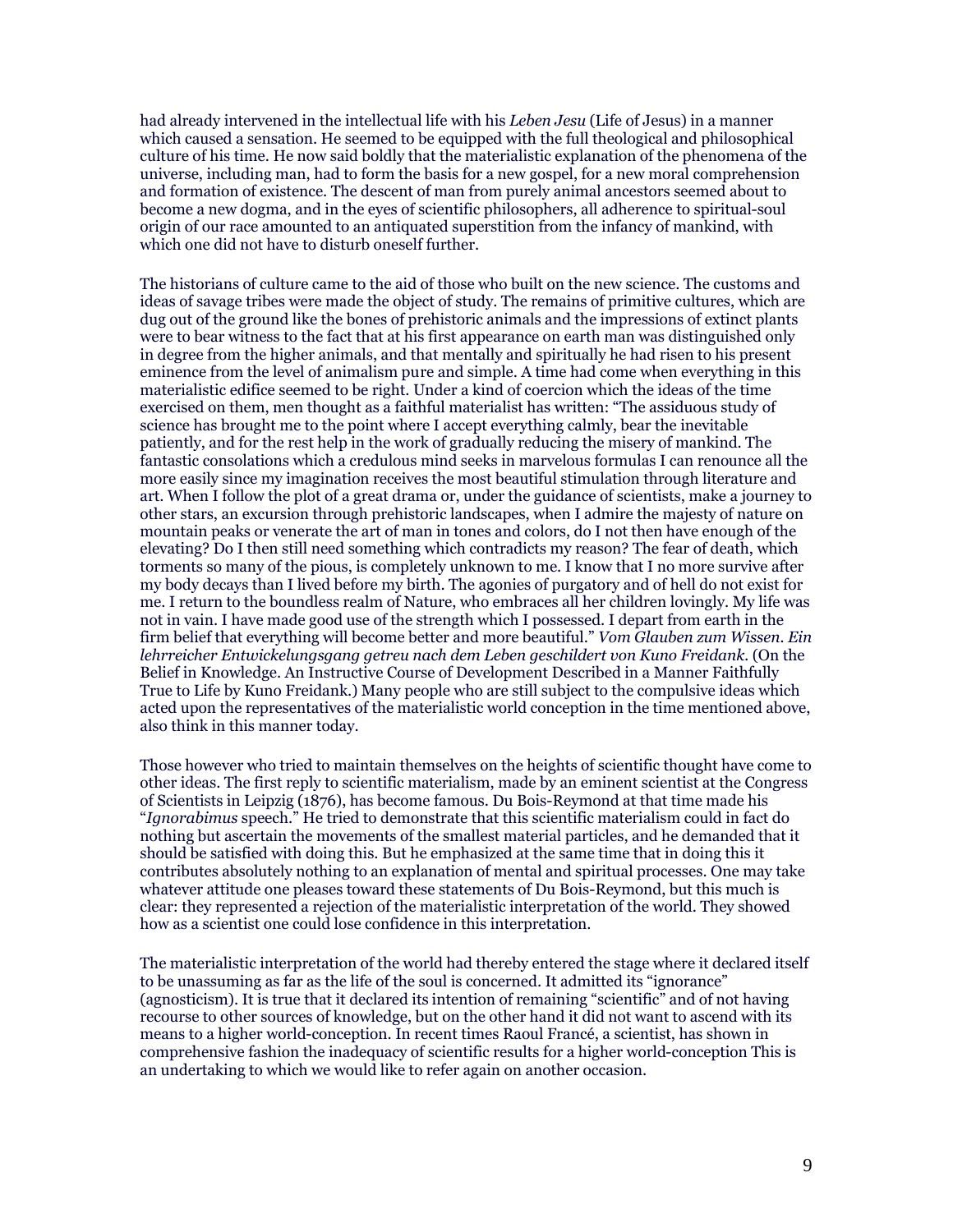had already intervened in the intellectual life with his *Leben Jesu* (Life of Jesus) in a manner which caused a sensation. He seemed to be equipped with the full theological and philosophical culture of his time. He now said boldly that the materialistic explanation of the phenomena of the universe, including man, had to form the basis for a new gospel, for a new moral comprehension and formation of existence. The descent of man from purely animal ancestors seemed about to become a new dogma, and in the eyes of scientific philosophers, all adherence to spiritual-soul origin of our race amounted to an antiquated superstition from the infancy of mankind, with which one did not have to disturb oneself further.

The historians of culture came to the aid of those who built on the new science. The customs and ideas of savage tribes were made the object of study. The remains of primitive cultures, which are dug out of the ground like the bones of prehistoric animals and the impressions of extinct plants were to bear witness to the fact that at his first appearance on earth man was distinguished only in degree from the higher animals, and that mentally and spiritually he had risen to his present eminence from the level of animalism pure and simple. A time had come when everything in this materialistic edifice seemed to be right. Under a kind of coercion which the ideas of the time exercised on them, men thought as a faithful materialist has written: "The assiduous study of science has brought me to the point where I accept everything calmly, bear the inevitable patiently, and for the rest help in the work of gradually reducing the misery of mankind. The fantastic consolations which a credulous mind seeks in marvelous formulas I can renounce all the more easily since my imagination receives the most beautiful stimulation through literature and art. When I follow the plot of a great drama or, under the guidance of scientists, make a journey to other stars, an excursion through prehistoric landscapes, when I admire the majesty of nature on mountain peaks or venerate the art of man in tones and colors, do I not then have enough of the elevating? Do I then still need something which contradicts my reason? The fear of death, which torments so many of the pious, is completely unknown to me. I know that I no more survive after my body decays than I lived before my birth. The agonies of purgatory and of hell do not exist for me. I return to the boundless realm of Nature, who embraces all her children lovingly. My life was not in vain. I have made good use of the strength which I possessed. I depart from earth in the firm belief that everything will become better and more beautiful." *Vom Glauben zum Wissen. Ein lehrreicher Entwickelungsgang getreu nach dem Leben geschildert von Kuno Freidank.* (On the Belief in Knowledge. An Instructive Course of Development Described in a Manner Faithfully True to Life by Kuno Freidank.) Many people who are still subject to the compulsive ideas which acted upon the representatives of the materialistic world conception in the time mentioned above, also think in this manner today.

Those however who tried to maintain themselves on the heights of scientific thought have come to other ideas. The first reply to scientific materialism, made by an eminent scientist at the Congress of Scientists in Leipzig (1876), has become famous. Du Bois-Reymond at that time made his "*Ignorabimus* speech." He tried to demonstrate that this scientific materialism could in fact do nothing but ascertain the movements of the smallest material particles, and he demanded that it should be satisfied with doing this. But he emphasized at the same time that in doing this it contributes absolutely nothing to an explanation of mental and spiritual processes. One may take whatever attitude one pleases toward these statements of Du Bois-Reymond, but this much is clear: they represented a rejection of the materialistic interpretation of the world. They showed how as a scientist one could lose confidence in this interpretation.

The materialistic interpretation of the world had thereby entered the stage where it declared itself to be unassuming as far as the life of the soul is concerned. It admitted its "ignorance" (agnosticism). It is true that it declared its intention of remaining "scientific" and of not having recourse to other sources of knowledge, but on the other hand it did not want to ascend with its means to a higher world-conception. In recent times Raoul Francé, a scientist, has shown in comprehensive fashion the inadequacy of scientific results for a higher world-conception This is an undertaking to which we would like to refer again on another occasion.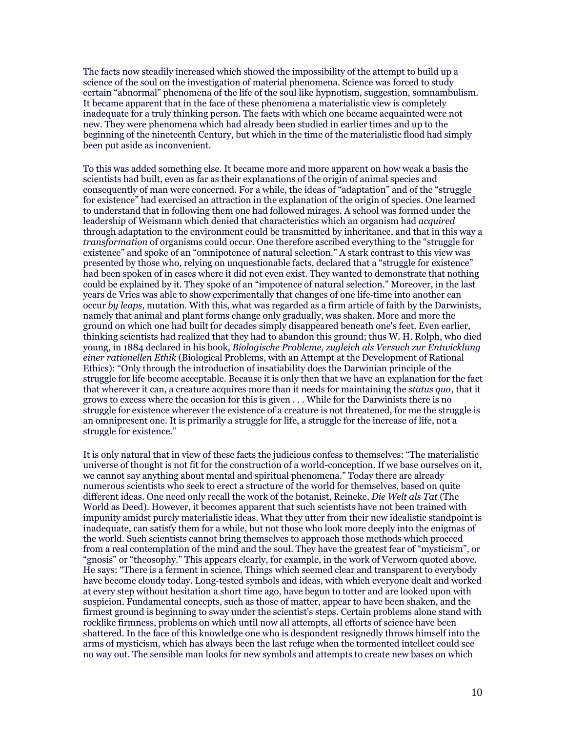The facts now steadily increased which showed the impossibility of the attempt to build up a science of the soul on the investigation of material phenomena. Science was forced to study certain "abnormal" phenomena of the life of the soul like hypnotism, suggestion, somnambulism. It became apparent that in the face of these phenomena a materialistic view is completely inadequate for a truly thinking person. The facts with which one became acquainted were not new. They were phenomena which had already been studied in earlier times and up to the beginning of the nineteenth Century, but which in the time of the materialistic flood had simply been put aside as inconvenient.

To this was added something else. It became more and more apparent on how weak a basis the scientists had built, even as far as their explanations of the origin of animal species and consequently of man were concerned. For a while, the ideas of "adaptation" and of the "struggle for existence" had exercised an attraction in the explanation of the origin of species. One learned to understand that in following them one had followed mirages. A school was formed under the leadership of Weismann which denied that characteristics which an organism had *acquired* through adaptation to the environment could be transmitted by inheritance, and that in this way a *transformation* of organisms could occur. One therefore ascribed everything to the "struggle for existence" and spoke of an "omnipotence of natural selection." A stark contrast to this view was presented by those who, relying on unquestionable facts, declared that a "struggle for existence" had been spoken of in cases where it did not even exist. They wanted to demonstrate that nothing could be explained by it. They spoke of an "impotence of natural selection." Moreover, in the last years de Vries was able to show experimentally that changes of one life-time into another can occur *by leaps*, mutation. With this, what was regarded as a firm article of faith by the Darwinists, namely that animal and plant forms change only gradually, was shaken. More and more the ground on which one had built for decades simply disappeared beneath one's feet. Even earlier, thinking scientists had realized that they had to abandon this ground; thus W. H. Rolph, who died young, in 1884 declared in his book, *Biologische Probleme, zugleich als Versuch zur Entwicklung einer rationellen Ethik* (Biological Problems, with an Attempt at the Development of Rational Ethics): "Only through the introduction of insatiability does the Darwinian principle of the struggle for life become acceptable. Because it is only then that we have an explanation for the fact that wherever it can, a creature acquires more than it needs for maintaining the *status quo*, that it grows to excess where the occasion for this is given . . . While for the Darwinists there is no struggle for existence wherever the existence of a creature is not threatened, for me the struggle is an omnipresent one. It is primarily a struggle for life, a struggle for the increase of life, not a struggle for existence."

It is only natural that in view of these facts the judicious confess to themselves: "The materialistic universe of thought is not fit for the construction of a world-conception. If we base ourselves on it, we cannot say anything about mental and spiritual phenomena." Today there are already numerous scientists who seek to erect a structure of the world for themselves, based on quite different ideas. One need only recall the work of the botanist, Reineke, *Die Welt als Tat* (The World as Deed). However, it becomes apparent that such scientists have not been trained with impunity amidst purely materialistic ideas. What they utter from their new idealistic standpoint is inadequate, can satisfy them for a while, but not those who look more deeply into the enigmas of the world. Such scientists cannot bring themselves to approach those methods which proceed from a real contemplation of the mind and the soul. They have the greatest fear of "mysticism", or "gnosis" or "theosophy." This appears clearly, for example, in the work of Verworn quoted above. He says: "There is a ferment in science. Things which seemed clear and transparent to everybody have become cloudy today. Long-tested symbols and ideas, with which everyone dealt and worked at every step without hesitation a short time ago, have begun to totter and are looked upon with suspicion. Fundamental concepts, such as those of matter, appear to have been shaken, and the firmest ground is beginning to sway under the scientist's steps. Certain problems alone stand with rocklike firmness, problems on which until now all attempts, all efforts of science have been shattered. In the face of this knowledge one who is despondent resignedly throws himself into the arms of mysticism, which has always been the last refuge when the tormented intellect could see no way out. The sensible man looks for new symbols and attempts to create new bases on which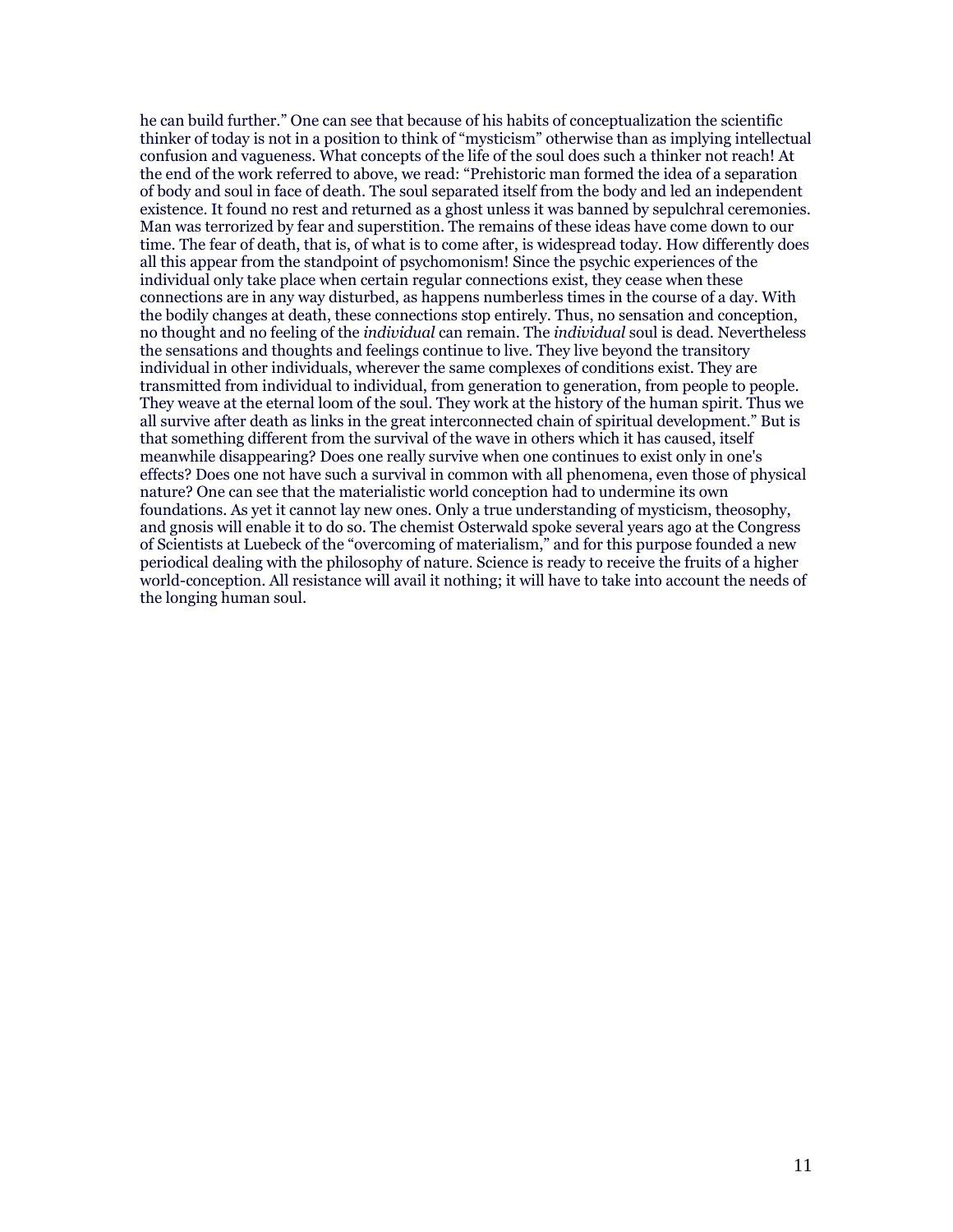he can build further." One can see that because of his habits of conceptualization the scientific thinker of today is not in a position to think of "mysticism" otherwise than as implying intellectual confusion and vagueness. What concepts of the life of the soul does such a thinker not reach! At the end of the work referred to above, we read: "Prehistoric man formed the idea of a separation of body and soul in face of death. The soul separated itself from the body and led an independent existence. It found no rest and returned as a ghost unless it was banned by sepulchral ceremonies. Man was terrorized by fear and superstition. The remains of these ideas have come down to our time. The fear of death, that is, of what is to come after, is widespread today. How differently does all this appear from the standpoint of psychomonism! Since the psychic experiences of the individual only take place when certain regular connections exist, they cease when these connections are in any way disturbed, as happens numberless times in the course of a day. With the bodily changes at death, these connections stop entirely. Thus, no sensation and conception, no thought and no feeling of the *individual* can remain. The *individual* soul is dead. Nevertheless the sensations and thoughts and feelings continue to live. They live beyond the transitory individual in other individuals, wherever the same complexes of conditions exist. They are transmitted from individual to individual, from generation to generation, from people to people. They weave at the eternal loom of the soul. They work at the history of the human spirit. Thus we all survive after death as links in the great interconnected chain of spiritual development." But is that something different from the survival of the wave in others which it has caused, itself meanwhile disappearing? Does one really survive when one continues to exist only in one's effects? Does one not have such a survival in common with all phenomena, even those of physical nature? One can see that the materialistic world conception had to undermine its own foundations. As yet it cannot lay new ones. Only a true understanding of mysticism, theosophy, and gnosis will enable it to do so. The chemist Osterwald spoke several years ago at the Congress of Scientists at Luebeck of the "overcoming of materialism," and for this purpose founded a new periodical dealing with the philosophy of nature. Science is ready to receive the fruits of a higher world-conception. All resistance will avail it nothing; it will have to take into account the needs of the longing human soul.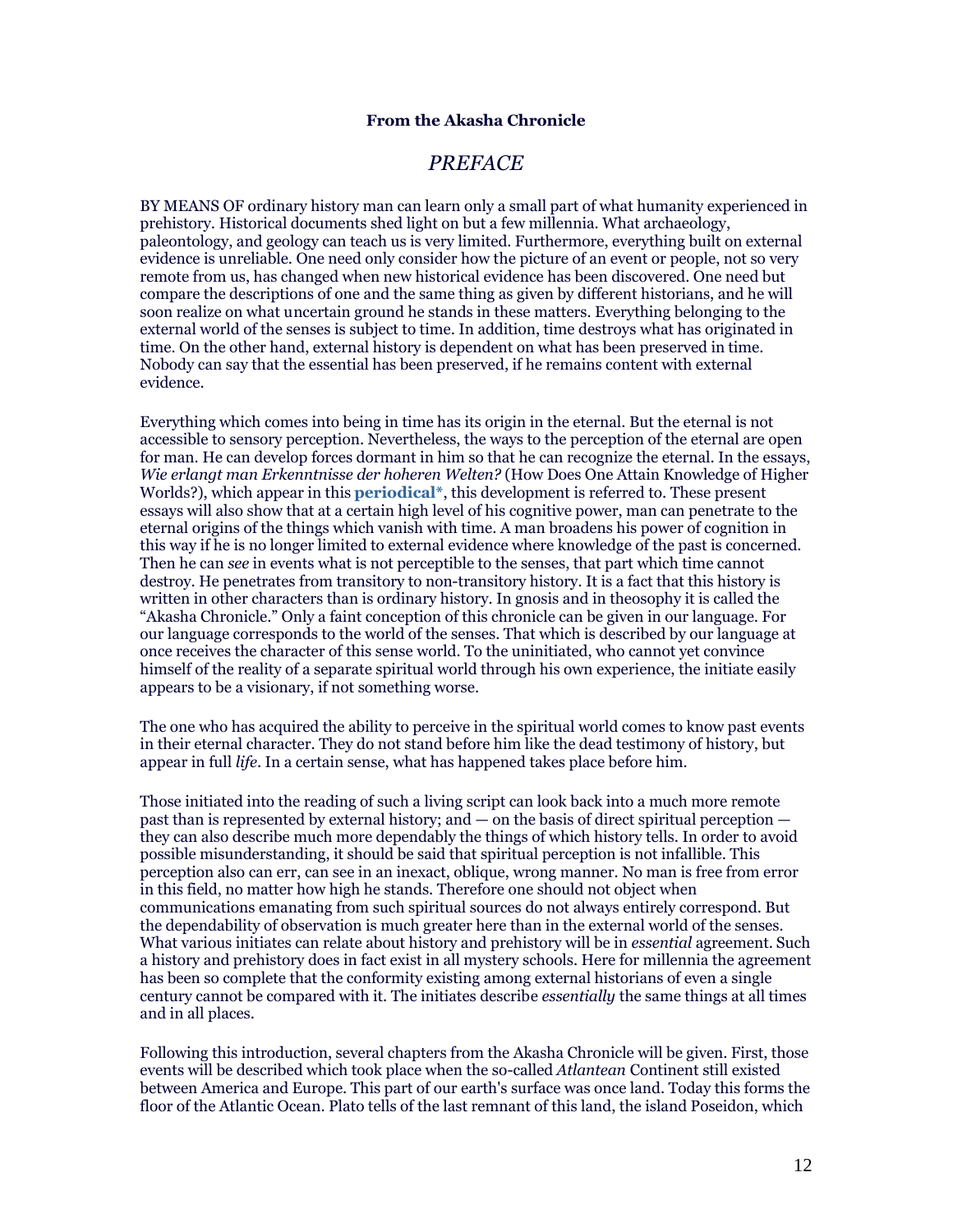**From the Akasha Chronicle**

## *PREFACE*

BY MEANS OF ordinary history man can learn only a small part of what humanity experienced in prehistory. Historical documents shed light on but a few millennia. What archaeology, paleontology, and geology can teach us is very limited. Furthermore, everything built on external evidence is unreliable. One need only consider how the picture of an event or people, not so very remote from us, has changed when new historical evidence has been discovered. One need but compare the descriptions of one and the same thing as given by different historians, and he will soon realize on what uncertain ground he stands in these matters. Everything belonging to the external world of the senses is subject to time. In addition, time destroys what has originated in time. On the other hand, external history is dependent on what has been preserved in time. Nobody can say that the essential has been preserved, if he remains content with external evidence.

Everything which comes into being in time has its origin in the eternal. But the eternal is not accessible to sensory perception. Nevertheless, the ways to the perception of the eternal are open for man. He can develop forces dormant in him so that he can recognize the eternal. In the essays, *Wie erlangt man Erkenntnisse der hoheren Welten?* (How Does One Attain Knowledge of Higher Worlds?), which appear in this **periodical***, this development is referred to. These present essays will also show that at a certain high level of his cognitive power, man can penetrate to the eternal origins of the things which vanish with time. A man broadens his power of cognition in this way if he is no longer limited to external evidence where knowledge of the past is concerned. Then he can *see* in events what is not perceptible to the senses, that part which time cannot destroy. He penetrates from transitory to non-transitory history. It is a fact that this history is written in other characters than is ordinary history. In gnosis and in theosophy it is called the "Akasha Chronicle." Only a faint conception of this chronicle can be given in our language. For our language corresponds to the world of the senses. That which is described by our language at once receives the character of this sense world. To the uninitiated, who cannot yet convince himself of the reality of a separate spiritual world through his own experience, the initiate easily appears to be a visionary, if not something worse.

The one who has acquired the ability to perceive in the spiritual world comes to know past events in their eternal character. They do not stand before him like the dead testimony of history, but appear in full *life*. In a certain sense, what has happened takes place before him.

Those initiated into the reading of such a living script can look back into a much more remote past than is represented by external history; and — on the basis of direct spiritual perception — they can also describe much more dependably the things of which history tells. In order to avoid possible misunderstanding, it should be said that spiritual perception is not infallible. This perception also can err, can see in an inexact, oblique, wrong manner. No man is free from error in this field, no matter how high he stands. Therefore one should not object when communications emanating from such spiritual sources do not always entirely correspond. But the dependability of observation is much greater here than in the external world of the senses. What various initiates can relate about history and prehistory will be in *essential* agreement. Such a history and prehistory does in fact exist in all mystery schools. Here for millennia the agreement has been so complete that the conformity existing among external historians of even a single century cannot be compared with it. The initiates describe *essentially* the same things at all times and in all places.

Following this introduction, several chapters from the Akasha Chronicle will be given. First, those events will be described which took place when the so-called *Atlantean* Continent still existed between America and Europe. This part of our earth's surface was once land. Today this forms the floor of the Atlantic Ocean. Plato tells of the last remnant of this land, the island Poseidon, which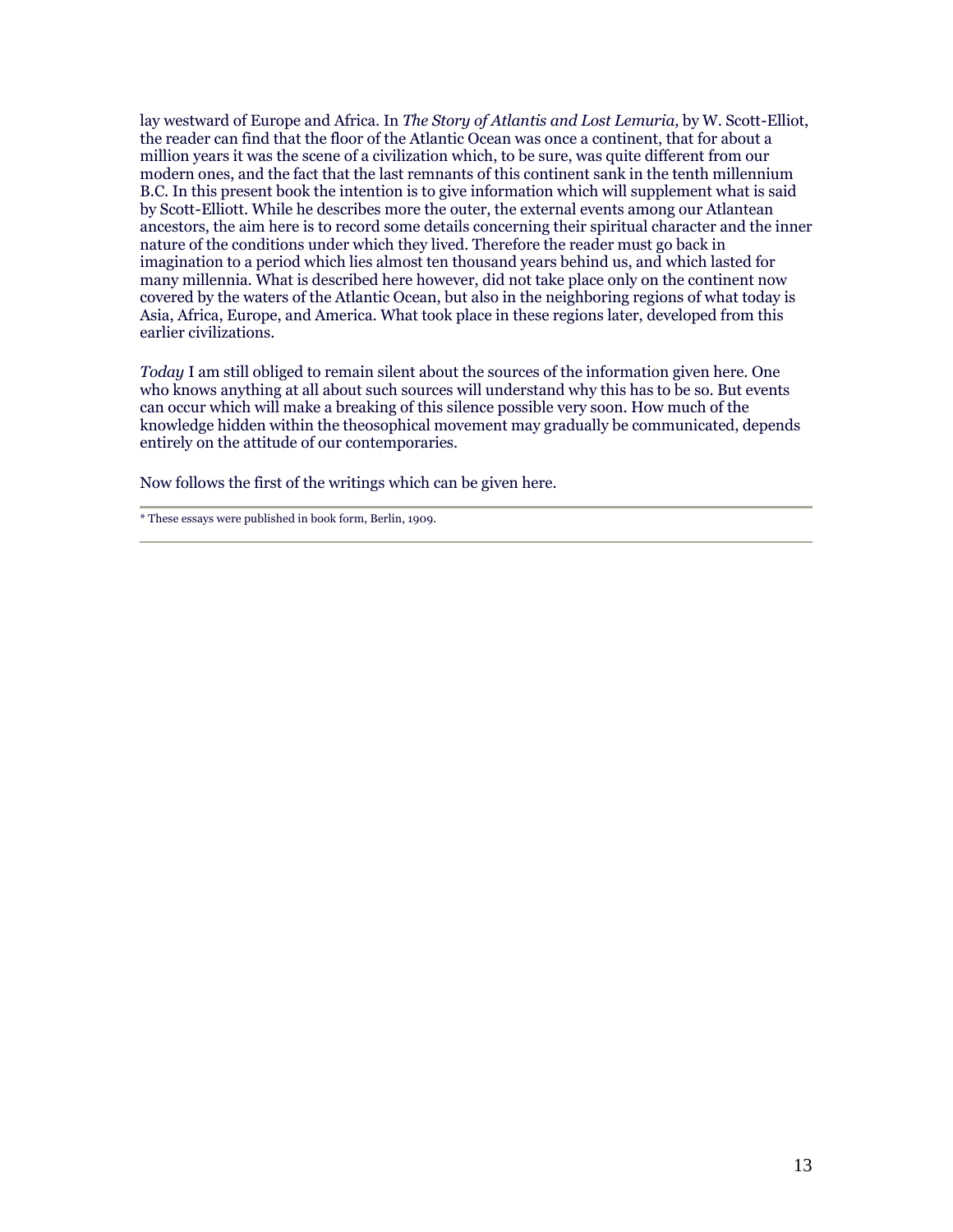lay westward of Europe and Africa. In *The Story of Atlantis and Lost Lemuria*, by W. Scott-Elliot, the reader can find that the floor of the Atlantic Ocean was once a continent, that for about a million years it was the scene of a civilization which, to be sure, was quite different from our modern ones, and the fact that the last remnants of this continent sank in the tenth millennium B.C. In this present book the intention is to give information which will supplement what is said by Scott-Elliott. While he describes more the outer, the external events among our Atlantean ancestors, the aim here is to record some details concerning their spiritual character and the inner nature of the conditions under which they lived. Therefore the reader must go back in imagination to a period which lies almost ten thousand years behind us, and which lasted for many millennia. What is described here however, did not take place only on the continent now covered by the waters of the Atlantic Ocean, but also in the neighboring regions of what today is Asia, Africa, Europe, and America. What took place in these regions later, developed from this earlier civilizations.

*Today* I am still obliged to remain silent about the sources of the information given here. One who knows anything at all about such sources will understand why this has to be so. But events can occur which will make a breaking of this silence possible very soon. How much of the knowledge hidden within the theosophical movement may gradually be communicated, depends entirely on the attitude of our contemporaries.

Now follows the first of the writings which can be given here.

---

* These essays were published in book form, Berlin, 1909.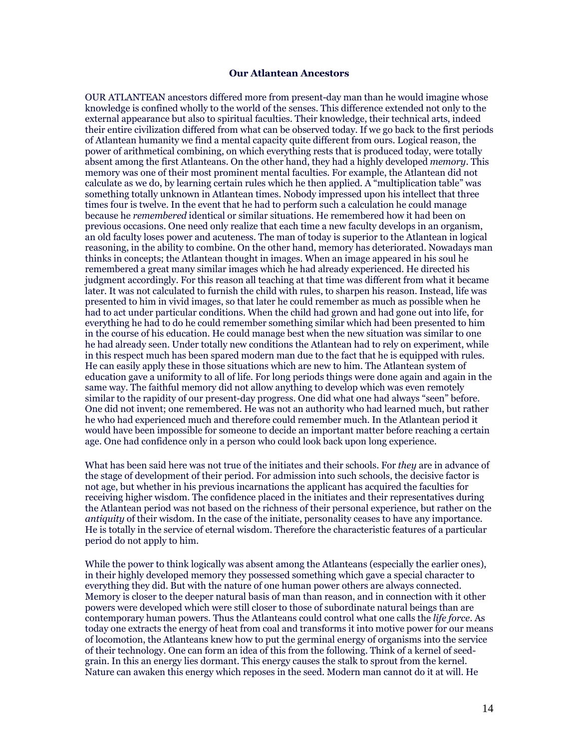## Our Atlantean Ancestors

OUR ATLANTEAN ancestors differed more from present-day man than he would imagine whose knowledge is confined wholly to the world of the senses. This difference extended not only to the external appearance but also to spiritual faculties. Their knowledge, their technical arts, indeed their entire civilization differed from what can be observed today. If we go back to the first periods of Atlantean humanity we find a mental capacity quite different from ours. Logical reason, the power of arithmetical combining, on which everything rests that is produced today, were totally absent among the first Atlanteans. On the other hand, they had a highly developed *memory*. This memory was one of their most prominent mental faculties. For example, the Atlantean did not calculate as we do, by learning certain rules which he then applied. A "multiplication table" was something totally unknown in Atlantean times. Nobody impressed upon his intellect that three times four is twelve. In the event that he had to perform such a calculation he could manage because he *remembered* identical or similar situations. He remembered how it had been on previous occasions. One need only realize that each time a new faculty develops in an organism, an old faculty loses power and acuteness. The man of today is superior to the Atlantean in logical reasoning, in the ability to combine. On the other hand, memory has deteriorated. Nowadays man thinks in concepts; the Atlantean thought in images. When an image appeared in his soul he remembered a great many similar images which he had already experienced. He directed his judgment accordingly. For this reason all teaching at that time was different from what it became later. It was not calculated to furnish the child with rules, to sharpen his reason. Instead, life was presented to him in vivid images, so that later he could remember as much as possible when he had to act under particular conditions. When the child had grown and had gone out into life, for everything he had to do he could remember something similar which had been presented to him in the course of his education. He could manage best when the new situation was similar to one he had already seen. Under totally new conditions the Atlantean had to rely on experiment, while in this respect much has been spared modern man due to the fact that he is equipped with rules. He can easily apply these in those situations which are new to him. The Atlantean system of education gave a uniformity to all of life. For long periods things were done again and again in the same way. The faithful memory did not allow anything to develop which was even remotely similar to the rapidity of our present-day progress. One did what one had always "seen" before. One did not invent; one remembered. He was not an authority who had learned much, but rather he who had experienced much and therefore could remember much. In the Atlantean period it would have been impossible for someone to decide an important matter before reaching a certain age. One had confidence only in a person who could look back upon long experience.

What has been said here was not true of the initiates and their schools. For *they* are in advance of the stage of development of their period. For admission into such schools, the decisive factor is not age, but whether in his previous incarnations the applicant has acquired the faculties for receiving higher wisdom. The confidence placed in the initiates and their representatives during the Atlantean period was not based on the richness of their personal experience, but rather on the *antiquity* of their wisdom. In the case of the initiate, personality ceases to have any importance. He is totally in the service of eternal wisdom. Therefore the characteristic features of a particular period do not apply to him.

While the power to think logically was absent among the Atlanteans (especially the earlier ones), in their highly developed memory they possessed something which gave a special character to everything they did. But with the nature of one human power others are always connected. Memory is closer to the deeper natural basis of man than reason, and in connection with it other powers were developed which were still closer to those of subordinate natural beings than are contemporary human powers. Thus the Atlanteans could control what one calls the *life force*. As today one extracts the energy of heat from coal and transforms it into motive power for our means of locomotion, the Atlanteans knew how to put the germinal energy of organisms into the service of their technology. One can form an idea of this from the following. Think of a kernel of seed-grain. In this an energy lies dormant. This energy causes the stalk to sprout from the kernel. Nature can awaken this energy which reposes in the seed. Modern man cannot do it at will. He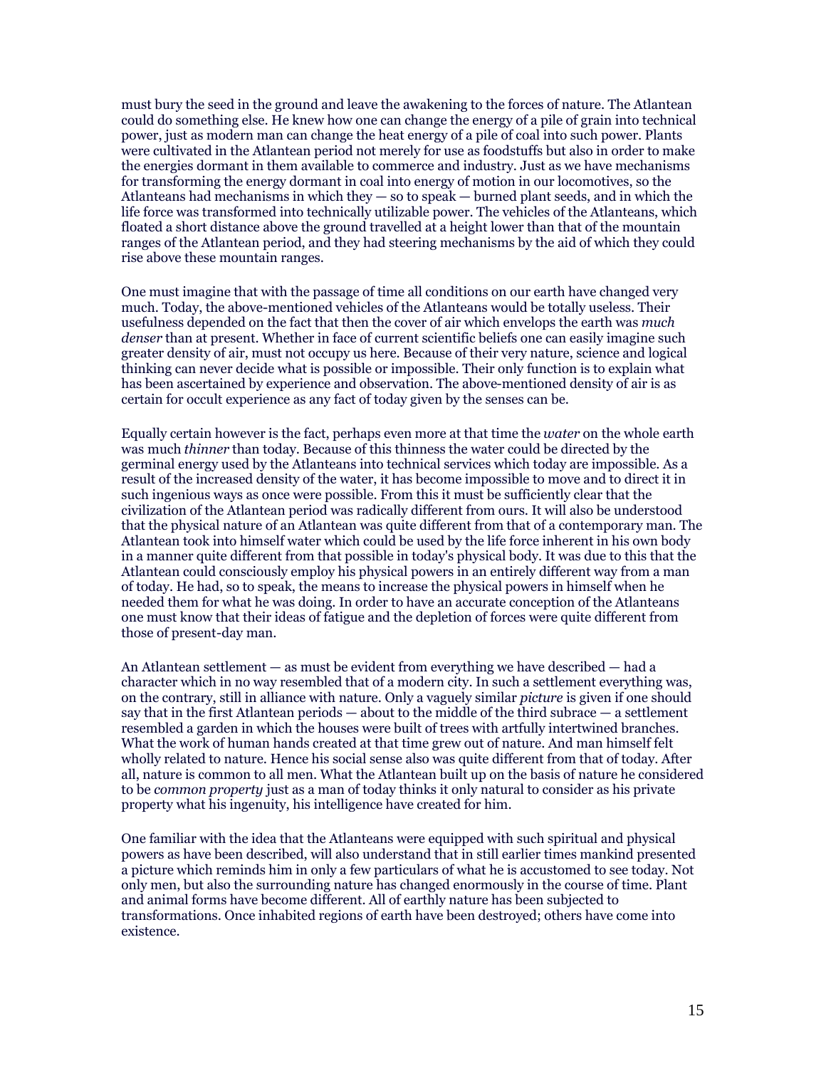must bury the seed in the ground and leave the awakening to the forces of nature. The Atlantean could do something else. He knew how one can change the energy of a pile of grain into technical power, just as modern man can change the heat energy of a pile of coal into such power. Plants were cultivated in the Atlantean period not merely for use as foodstuffs but also in order to make the energies dormant in them available to commerce and industry. Just as we have mechanisms for transforming the energy dormant in coal into energy of motion in our locomotives, so the Atlanteans had mechanisms in which they — so to speak — burned plant seeds, and in which the life force was transformed into technically utilizable power. The vehicles of the Atlanteans, which floated a short distance above the ground travelled at a height lower than that of the mountain ranges of the Atlantean period, and they had steering mechanisms by the aid of which they could rise above these mountain ranges.

One must imagine that with the passage of time all conditions on our earth have changed very much. Today, the above-mentioned vehicles of the Atlanteans would be totally useless. Their usefulness depended on the fact that then the cover of air which envelops the earth was *much denser* than at present. Whether in face of current scientific beliefs one can easily imagine such greater density of air, must not occupy us here. Because of their very nature, science and logical thinking can never decide what is possible or impossible. Their only function is to explain what has been ascertained by experience and observation. The above-mentioned density of air is as certain for occult experience as any fact of today given by the senses can be.

Equally certain however is the fact, perhaps even more at that time the *water* on the whole earth was much *thinner* than today. Because of this thinness the water could be directed by the germinal energy used by the Atlanteans into technical services which today are impossible. As a result of the increased density of the water, it has become impossible to move and to direct it in such ingenious ways as once were possible. From this it must be sufficiently clear that the civilization of the Atlantean period was radically different from ours. It will also be understood that the physical nature of an Atlantean was quite different from that of a contemporary man. The Atlantean took into himself water which could be used by the life force inherent in his own body in a manner quite different from that possible in today's physical body. It was due to this that the Atlantean could consciously employ his physical powers in an entirely different way from a man of today. He had, so to speak, the means to increase the physical powers in himself when he needed them for what he was doing. In order to have an accurate conception of the Atlanteans one must know that their ideas of fatigue and the depletion of forces were quite different from those of present-day man.

An Atlantean settlement — as must be evident from everything we have described — had a character which in no way resembled that of a modern city. In such a settlement everything was, on the contrary, still in alliance with nature. Only a vaguely similar *picture* is given if one should say that in the first Atlantean periods — about to the middle of the third subrace — a settlement resembled a garden in which the houses were built of trees with artfully intertwined branches. What the work of human hands created at that time grew out of nature. And man himself felt wholly related to nature. Hence his social sense also was quite different from that of today. After all, nature is common to all men. What the Atlantean built up on the basis of nature he considered to be *common property* just as a man of today thinks it only natural to consider as his private property what his ingenuity, his intelligence have created for him.

One familiar with the idea that the Atlanteans were equipped with such spiritual and physical powers as have been described, will also understand that in still earlier times mankind presented a picture which reminds him in only a few particulars of what he is accustomed to see today. Not only men, but also the surrounding nature has changed enormously in the course of time. Plant and animal forms have become different. All of earthly nature has been subjected to transformations. Once inhabited regions of earth have been destroyed; others have come into existence.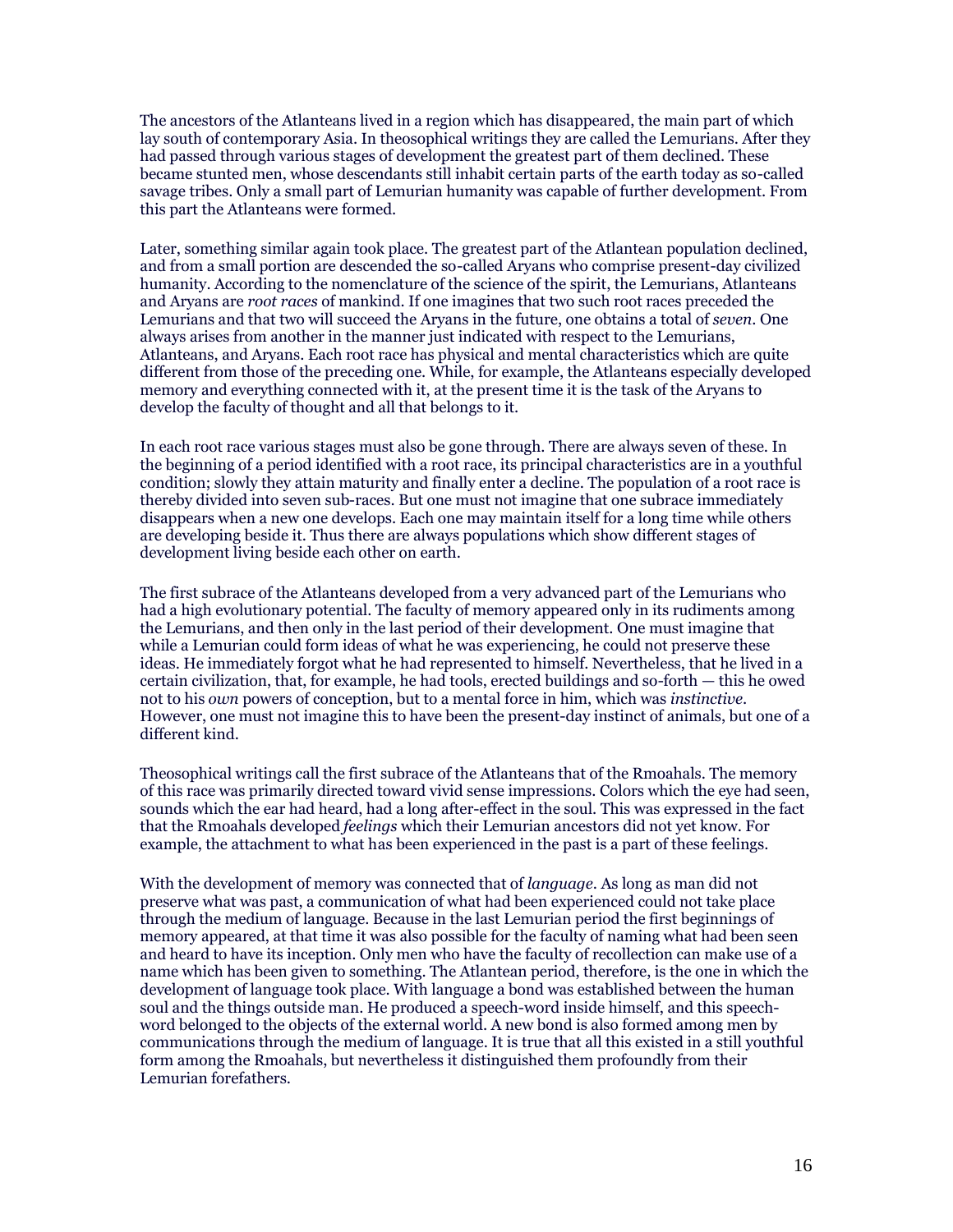The ancestors of the Atlanteans lived in a region which has disappeared, the main part of which lay south of contemporary Asia. In theosophical writings they are called the Lemurians. After they had passed through various stages of development the greatest part of them declined. These became stunted men, whose descendants still inhabit certain parts of the earth today as so-called savage tribes. Only a small part of Lemurian humanity was capable of further development. From this part the Atlanteans were formed.

Later, something similar again took place. The greatest part of the Atlantean population declined, and from a small portion are descended the so-called Aryans who comprise present-day civilized humanity. According to the nomenclature of the science of the spirit, the Lemurians, Atlanteans and Aryans are *root races* of mankind. If one imagines that two such root races preceded the Lemurians and that two will succeed the Aryans in the future, one obtains a total of *seven*. One always arises from another in the manner just indicated with respect to the Lemurians, Atlanteans, and Aryans. Each root race has physical and mental characteristics which are quite different from those of the preceding one. While, for example, the Atlanteans especially developed memory and everything connected with it, at the present time it is the task of the Aryans to develop the faculty of thought and all that belongs to it.

In each root race various stages must also be gone through. There are always seven of these. In the beginning of a period identified with a root race, its principal characteristics are in a youthful condition; slowly they attain maturity and finally enter a decline. The population of a root race is thereby divided into seven sub-races. But one must not imagine that one subrace immediately disappears when a new one develops. Each one may maintain itself for a long time while others are developing beside it. Thus there are always populations which show different stages of development living beside each other on earth.

The first subrace of the Atlanteans developed from a very advanced part of the Lemurians who had a high evolutionary potential. The faculty of memory appeared only in its rudiments among the Lemurians, and then only in the last period of their development. One must imagine that while a Lemurian could form ideas of what he was experiencing, he could not preserve these ideas. He immediately forgot what he had represented to himself. Nevertheless, that he lived in a certain civilization, that, for example, he had tools, erected buildings and so-forth — this he owed not to his *own* powers of conception, but to a mental force in him, which was *instinctive*. However, one must not imagine this to have been the present-day instinct of animals, but one of a different kind.

Theosophical writings call the first subrace of the Atlanteans that of the Rmoahals. The memory of this race was primarily directed toward vivid sense impressions. Colors which the eye had seen, sounds which the ear had heard, had a long after-effect in the soul. This was expressed in the fact that the Rmoahals developed *feelings* which their Lemurian ancestors did not yet know. For example, the attachment to what has been experienced in the past is a part of these feelings.

With the development of memory was connected that of *language*. As long as man did not preserve what was past, a communication of what had been experienced could not take place through the medium of language. Because in the last Lemurian period the first beginnings of memory appeared, at that time it was also possible for the faculty of naming what had been seen and heard to have its inception. Only men who have the faculty of recollection can make use of a name which has been given to something. The Atlantean period, therefore, is the one in which the development of language took place. With language a bond was established between the human soul and the things outside man. He produced a speech-word inside himself, and this speech-word belonged to the objects of the external world. A new bond is also formed among men by communications through the medium of language. It is true that all this existed in a still youthful form among the Rmoahals, but nevertheless it distinguished them profoundly from their Lemurian forefathers.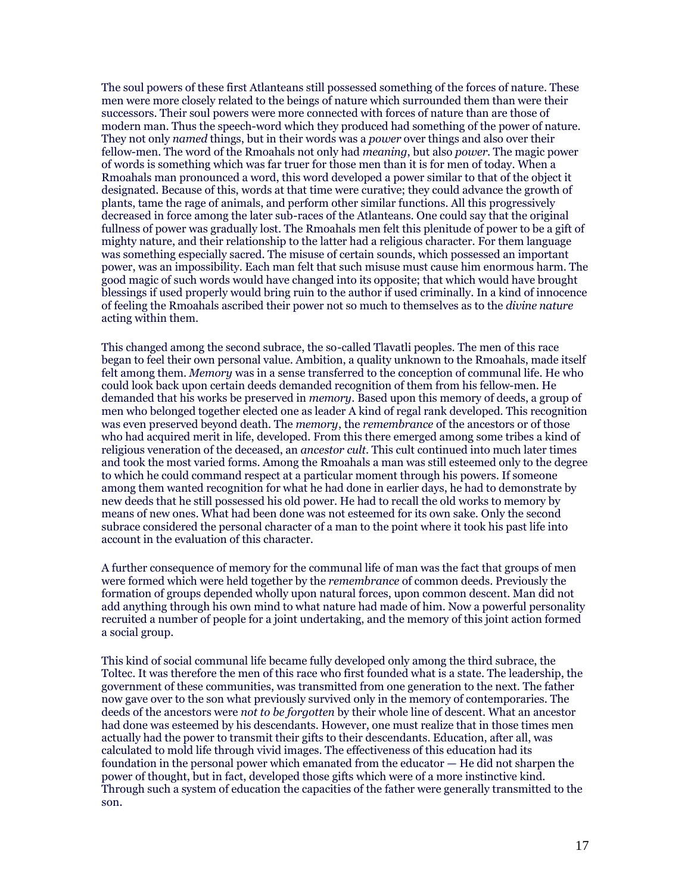The soul powers of these first Atlanteans still possessed something of the forces of nature. These men were more closely related to the beings of nature which surrounded them than were their successors. Their soul powers were more connected with forces of nature than are those of modern man. Thus the speech-word which they produced had something of the power of nature. They not only *named* things, but in their words was a *power* over things and also over their fellow-men. The word of the Rmoahals not only had *meaning*, but also *power*. The magic power of words is something which was far truer for those men than it is for men of today. When a Rmoahals man pronounced a word, this word developed a power similar to that of the object it designated. Because of this, words at that time were curative; they could advance the growth of plants, tame the rage of animals, and perform other similar functions. All this progressively decreased in force among the later sub-races of the Atlanteans. One could say that the original fullness of power was gradually lost. The Rmoahals men felt this plenitude of power to be a gift of mighty nature, and their relationship to the latter had a religious character. For them language was something especially sacred. The misuse of certain sounds, which possessed an important power, was an impossibility. Each man felt that such misuse must cause him enormous harm. The good magic of such words would have changed into its opposite; that which would have brought blessings if used properly would bring ruin to the author if used criminally. In a kind of innocence of feeling the Rmoahals ascribed their power not so much to themselves as to the *divine nature* acting within them.

This changed among the second subrace, the so-called Tlavatli peoples. The men of this race began to feel their own personal value. Ambition, a quality unknown to the Rmoahals, made itself felt among them. *Memory* was in a sense transferred to the conception of communal life. He who could look back upon certain deeds demanded recognition of them from his fellow-men. He demanded that his works be preserved in *memory*. Based upon this memory of deeds, a group of men who belonged together elected one as leader A kind of regal rank developed. This recognition was even preserved beyond death. The *memory*, the *remembrance* of the ancestors or of those who had acquired merit in life, developed. From this there emerged among some tribes a kind of religious veneration of the deceased, an *ancestor cult*. This cult continued into much later times and took the most varied forms. Among the Rmoahals a man was still esteemed only to the degree to which he could command respect at a particular moment through his powers. If someone among them wanted recognition for what he had done in earlier days, he had to demonstrate by new deeds that he still possessed his old power. He had to recall the old works to memory by means of new ones. What had been done was not esteemed for its own sake. Only the second subrace considered the personal character of a man to the point where it took his past life into account in the evaluation of this character.

A further consequence of memory for the communal life of man was the fact that groups of men were formed which were held together by the *remembrance* of common deeds. Previously the formation of groups depended wholly upon natural forces, upon common descent. Man did not add anything through his own mind to what nature had made of him. Now a powerful personality recruited a number of people for a joint undertaking, and the memory of this joint action formed a social group.

This kind of social communal life became fully developed only among the third subrace, the Toltec. It was therefore the men of this race who first founded what is a state. The leadership, the government of these communities, was transmitted from one generation to the next. The father now gave over to the son what previously survived only in the memory of contemporaries. The deeds of the ancestors were *not to be forgotten* by their whole line of descent. What an ancestor had done was esteemed by his descendants. However, one must realize that in those times men actually had the power to transmit their gifts to their descendants. Education, after all, was calculated to mold life through vivid images. The effectiveness of this education had its foundation in the personal power which emanated from the educator — He did not sharpen the power of thought, but in fact, developed those gifts which were of a more instinctive kind. Through such a system of education the capacities of the father were generally transmitted to the son.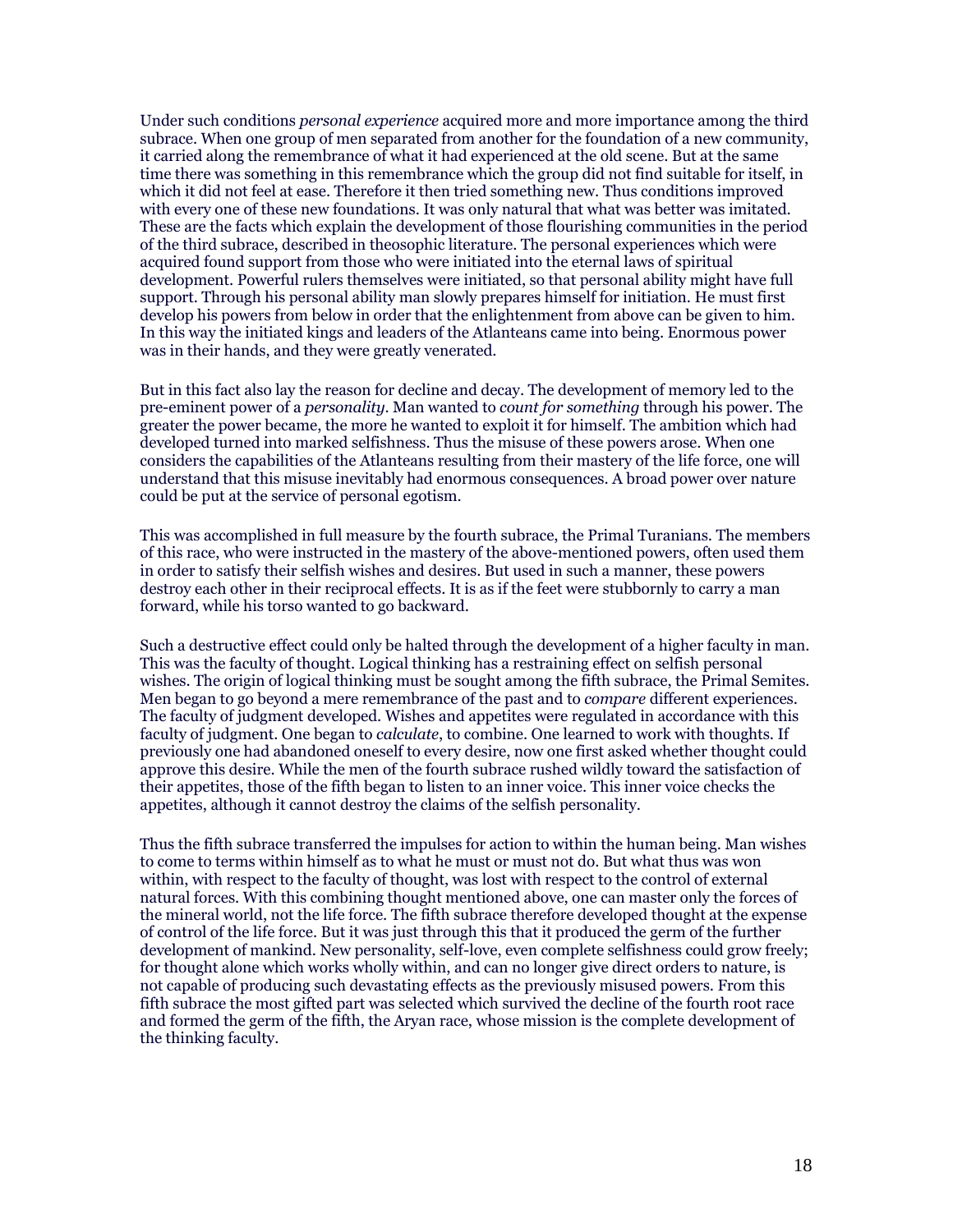Under such conditions *personal experience* acquired more and more importance among the third subrace. When one group of men separated from another for the foundation of a new community, it carried along the remembrance of what it had experienced at the old scene. But at the same time there was something in this remembrance which the group did not find suitable for itself, in which it did not feel at ease. Therefore it then tried something new. Thus conditions improved with every one of these new foundations. It was only natural that what was better was imitated. These are the facts which explain the development of those flourishing communities in the period of the third subrace, described in theosophic literature. The personal experiences which were acquired found support from those who were initiated into the eternal laws of spiritual development. Powerful rulers themselves were initiated, so that personal ability might have full support. Through his personal ability man slowly prepares himself for initiation. He must first develop his powers from below in order that the enlightenment from above can be given to him. In this way the initiated kings and leaders of the Atlanteans came into being. Enormous power was in their hands, and they were greatly venerated.

But in this fact also lay the reason for decline and decay. The development of memory led to the pre-eminent power of a *personality*. Man wanted to *count for something* through his power. The greater the power became, the more he wanted to exploit it for himself. The ambition which had developed turned into marked selfishness. Thus the misuse of these powers arose. When one considers the capabilities of the Atlanteans resulting from their mastery of the life force, one will understand that this misuse inevitably had enormous consequences. A broad power over nature could be put at the service of personal egotism.

This was accomplished in full measure by the fourth subrace, the Primal Turanians. The members of this race, who were instructed in the mastery of the above-mentioned powers, often used them in order to satisfy their selfish wishes and desires. But used in such a manner, these powers destroy each other in their reciprocal effects. It is as if the feet were stubbornly to carry a man forward, while his torso wanted to go backward.

Such a destructive effect could only be halted through the development of a higher faculty in man. This was the faculty of thought. Logical thinking has a restraining effect on selfish personal wishes. The origin of logical thinking must be sought among the fifth subrace, the Primal Semites. Men began to go beyond a mere remembrance of the past and to *compare* different experiences. The faculty of judgment developed. Wishes and appetites were regulated in accordance with this faculty of judgment. One began to *calculate*, to combine. One learned to work with thoughts. If previously one had abandoned oneself to every desire, now one first asked whether thought could approve this desire. While the men of the fourth subrace rushed wildly toward the satisfaction of their appetites, those of the fifth began to listen to an inner voice. This inner voice checks the appetites, although it cannot destroy the claims of the selfish personality.

Thus the fifth subrace transferred the impulses for action to within the human being. Man wishes to come to terms within himself as to what he must or must not do. But what thus was won within, with respect to the faculty of thought, was lost with respect to the control of external natural forces. With this combining thought mentioned above, one can master only the forces of the mineral world, not the life force. The fifth subrace therefore developed thought at the expense of control of the life force. But it was just through this that it produced the germ of the further development of mankind. New personality, self-love, even complete selfishness could grow freely; for thought alone which works wholly within, and can no longer give direct orders to nature, is not capable of producing such devastating effects as the previously misused powers. From this fifth subrace the most gifted part was selected which survived the decline of the fourth root race and formed the germ of the fifth, the Aryan race, whose mission is the complete development of the thinking faculty.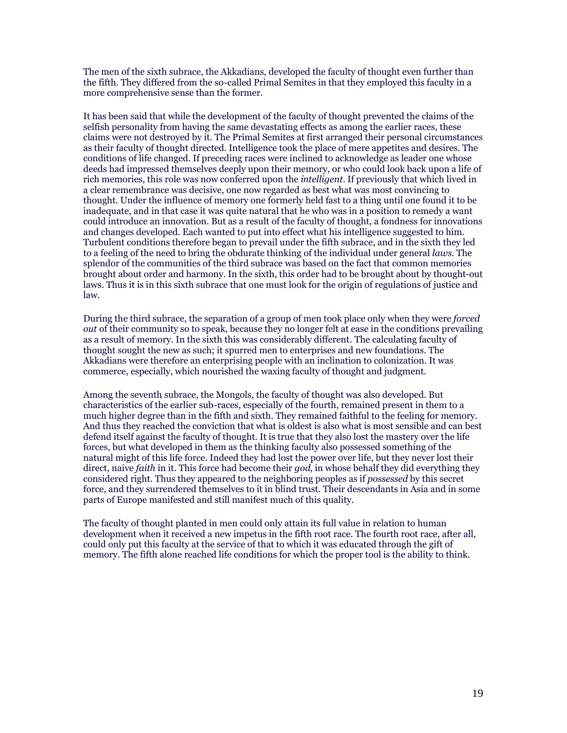The men of the sixth subrace, the Akkadians, developed the faculty of thought even further than the fifth. They differed from the so-called Primal Semites in that they employed this faculty in a more comprehensive sense than the former.

It has been said that while the development of the faculty of thought prevented the claims of the selfish personality from having the same devastating effects as among the earlier races, these claims were not destroyed by it. The Primal Semites at first arranged their personal circumstances as their faculty of thought directed. Intelligence took the place of mere appetites and desires. The conditions of life changed. If preceding races were inclined to acknowledge as leader one whose deeds had impressed themselves deeply upon their memory, or who could look back upon a life of rich memories, this role was now conferred upon the *intelligent*. If previously that which lived in a clear remembrance was decisive, one now regarded as best what was most convincing to thought. Under the influence of memory one formerly held fast to a thing until one found it to be inadequate, and in that case it was quite natural that he who was in a position to remedy a want could introduce an innovation. But as a result of the faculty of thought, a fondness for innovations and changes developed. Each wanted to put into effect what his intelligence suggested to him. Turbulent conditions therefore began to prevail under the fifth subrace, and in the sixth they led to a feeling of the need to bring the obdurate thinking of the individual under general *laws*. The splendor of the communities of the third subrace was based on the fact that common memories brought about order and harmony. In the sixth, this order had to be brought about by thought-out laws. Thus it is in this sixth subrace that one must look for the origin of regulations of justice and law.

During the third subrace, the separation of a group of men took place only when they were *forced out* of their community so to speak, because they no longer felt at ease in the conditions prevailing as a result of memory. In the sixth this was considerably different. The calculating faculty of thought sought the new as such; it spurred men to enterprises and new foundations. The Akkadians were therefore an enterprising people with an inclination to colonization. It was commerce, especially, which nourished the waxing faculty of thought and judgment.

Among the seventh subrace, the Mongols, the faculty of thought was also developed. But characteristics of the earlier sub-races, especially of the fourth, remained present in them to a much higher degree than in the fifth and sixth. They remained faithful to the feeling for memory. And thus they reached the conviction that what is oldest is also what is most sensible and can best defend itself against the faculty of thought. It is true that they also lost the mastery over the life forces, but what developed in them as the thinking faculty also possessed something of the natural might of this life force. Indeed they had lost the power over life, but they never lost their direct, naive *faith* in it. This force had become their *god*, in whose behalf they did everything they considered right. Thus they appeared to the neighboring peoples as if *possessed* by this secret force, and they surrendered themselves to it in blind trust. Their descendants in Asia and in some parts of Europe manifested and still manifest much of this quality.

The faculty of thought planted in men could only attain its full value in relation to human development when it received a new impetus in the fifth root race. The fourth root race, after all, could only put this faculty at the service of that to which it was educated through the gift of memory. The fifth alone reached life conditions for which the proper tool is the ability to think.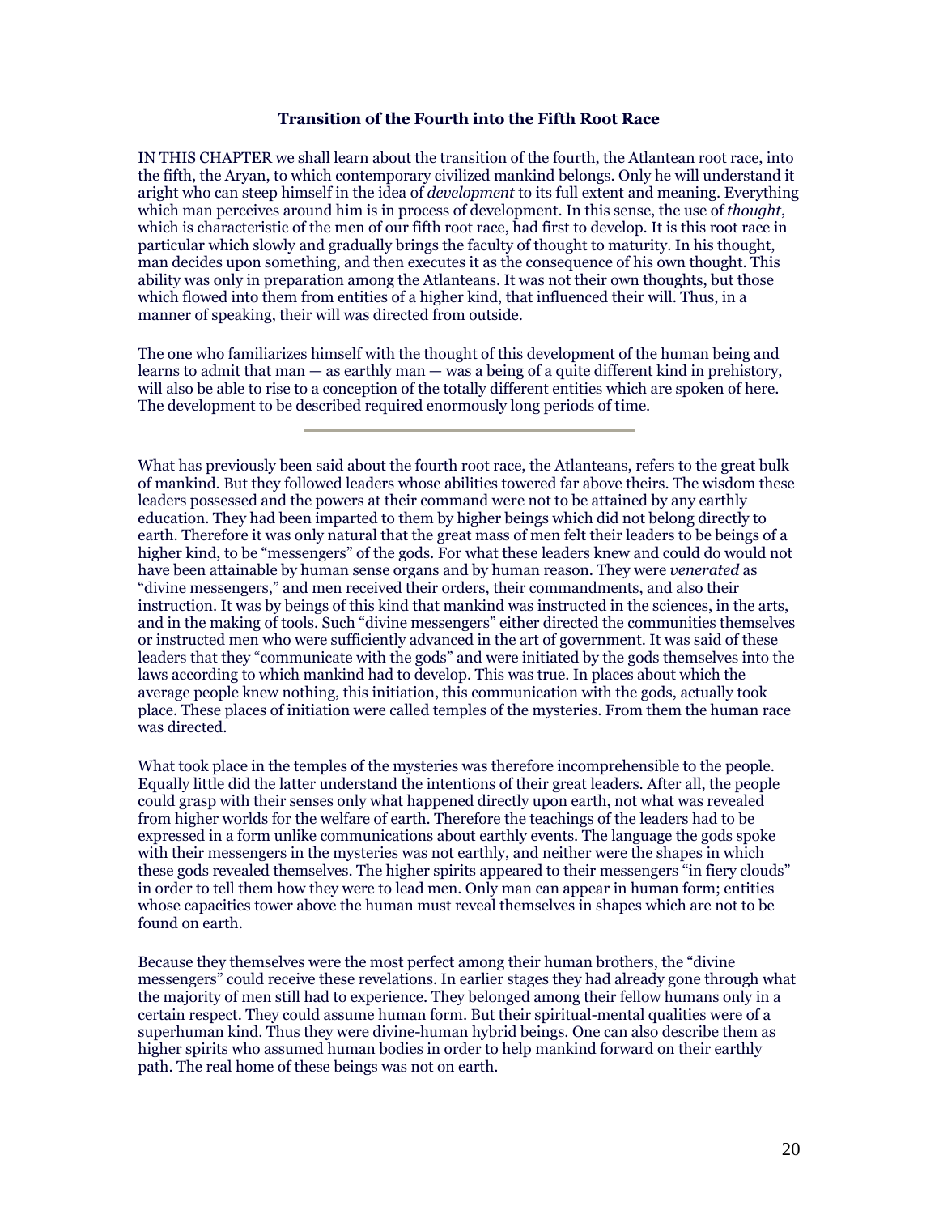### Transition of the Fourth into the Fifth Root Race

IN THIS CHAPTER we shall learn about the transition of the fourth, the Atlantean root race, into the fifth, the Aryan, to which contemporary civilized mankind belongs. Only he will understand it aright who can steep himself in the idea of *development* to its full extent and meaning. Everything which man perceives around him is in process of development. In this sense, the use of *thought*, which is characteristic of the men of our fifth root race, had first to develop. It is this root race in particular which slowly and gradually brings the faculty of thought to maturity. In his thought, man decides upon something, and then executes it as the consequence of his own thought. This ability was only in preparation among the Atlanteans. It was not their own thoughts, but those which flowed into them from entities of a higher kind, that influenced their will. Thus, in a manner of speaking, their will was directed from outside.

The one who familiarizes himself with the thought of this development of the human being and learns to admit that man — as earthly man — was a being of a quite different kind in prehistory, will also be able to rise to a conception of the totally different entities which are spoken of here. The development to be described required enormously long periods of time.

---

What has previously been said about the fourth root race, the Atlanteans, refers to the great bulk of mankind. But they followed leaders whose abilities towered far above theirs. The wisdom these leaders possessed and the powers at their command were not to be attained by any earthly education. They had been imparted to them by higher beings which did not belong directly to earth. Therefore it was only natural that the great mass of men felt their leaders to be beings of a higher kind, to be "messengers" of the gods. For what these leaders knew and could do would not have been attainable by human sense organs and by human reason. They were *venerated* as "divine messengers," and men received their orders, their commandments, and also their instruction. It was by beings of this kind that mankind was instructed in the sciences, in the arts, and in the making of tools. Such "divine messengers" either directed the communities themselves or instructed men who were sufficiently advanced in the art of government. It was said of these leaders that they "communicate with the gods" and were initiated by the gods themselves into the laws according to which mankind had to develop. This was true. In places about which the average people knew nothing, this initiation, this communication with the gods, actually took place. These places of initiation were called temples of the mysteries. From them the human race was directed.

What took place in the temples of the mysteries was therefore incomprehensible to the people. Equally little did the latter understand the intentions of their great leaders. After all, the people could grasp with their senses only what happened directly upon earth, not what was revealed from higher worlds for the welfare of earth. Therefore the teachings of the leaders had to be expressed in a form unlike communications about earthly events. The language the gods spoke with their messengers in the mysteries was not earthly, and neither were the shapes in which these gods revealed themselves. The higher spirits appeared to their messengers "in fiery clouds" in order to tell them how they were to lead men. Only man can appear in human form; entities whose capacities tower above the human must reveal themselves in shapes which are not to be found on earth.

Because they themselves were the most perfect among their human brothers, the "divine messengers" could receive these revelations. In earlier stages they had already gone through what the majority of men still had to experience. They belonged among their fellow humans only in a certain respect. They could assume human form. But their spiritual-mental qualities were of a superhuman kind. Thus they were divine-human hybrid beings. One can also describe them as higher spirits who assumed human bodies in order to help mankind forward on their earthly path. The real home of these beings was not on earth.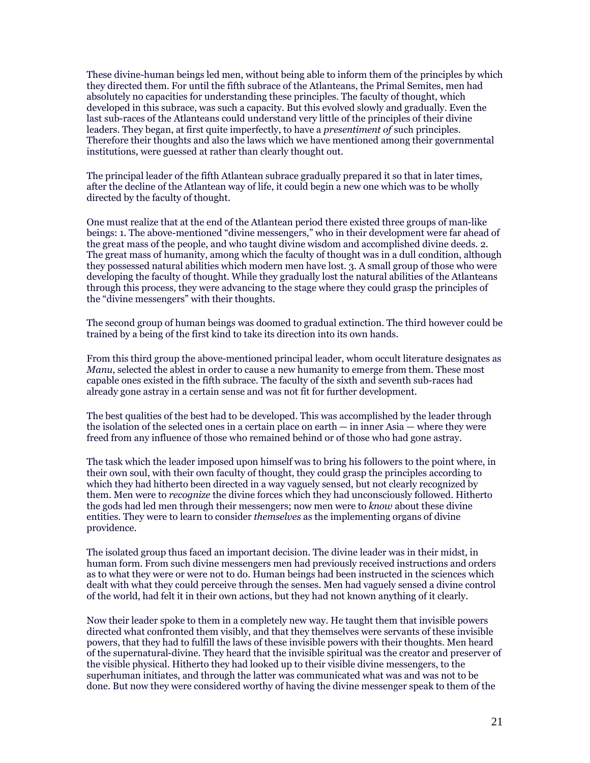These divine-human beings led men, without being able to inform them of the principles by which they directed them. For until the fifth subrace of the Atlanteans, the Primal Semites, men had absolutely no capacities for understanding these principles. The faculty of thought, which developed in this subrace, was such a capacity. But this evolved slowly and gradually. Even the last sub-races of the Atlanteans could understand very little of the principles of their divine leaders. They began, at first quite imperfectly, to have a *presentiment of* such principles. Therefore their thoughts and also the laws which we have mentioned among their governmental institutions, were guessed at rather than clearly thought out.

The principal leader of the fifth Atlantean subrace gradually prepared it so that in later times, after the decline of the Atlantean way of life, it could begin a new one which was to be wholly directed by the faculty of thought.

One must realize that at the end of the Atlantean period there existed three groups of man-like beings: 1. The above-mentioned "divine messengers," who in their development were far ahead of the great mass of the people, and who taught divine wisdom and accomplished divine deeds. 2. The great mass of humanity, among which the faculty of thought was in a dull condition, although they possessed natural abilities which modern men have lost. 3. A small group of those who were developing the faculty of thought. While they gradually lost the natural abilities of the Atlanteans through this process, they were advancing to the stage where they could grasp the principles of the "divine messengers" with their thoughts.

The second group of human beings was doomed to gradual extinction. The third however could be trained by a being of the first kind to take its direction into its own hands.

From this third group the above-mentioned principal leader, whom occult literature designates as *Manu*, selected the ablest in order to cause a new humanity to emerge from them. These most capable ones existed in the fifth subrace. The faculty of the sixth and seventh sub-races had already gone astray in a certain sense and was not fit for further development.

The best qualities of the best had to be developed. This was accomplished by the leader through the isolation of the selected ones in a certain place on earth — in inner Asia — where they were freed from any influence of those who remained behind or of those who had gone astray.

The task which the leader imposed upon himself was to bring his followers to the point where, in their own soul, with their own faculty of thought, they could grasp the principles according to which they had hitherto been directed in a way vaguely sensed, but not clearly recognized by them. Men were to *recognize* the divine forces which they had unconsciously followed. Hitherto the gods had led men through their messengers; now men were to *know* about these divine entities. They were to learn to consider *themselves* as the implementing organs of divine providence.

The isolated group thus faced an important decision. The divine leader was in their midst, in human form. From such divine messengers men had previously received instructions and orders as to what they were or were not to do. Human beings had been instructed in the sciences which dealt with what they could perceive through the senses. Men had vaguely sensed a divine control of the world, had felt it in their own actions, but they had not known anything of it clearly.

Now their leader spoke to them in a completely new way. He taught them that invisible powers directed what confronted them visibly, and that they themselves were servants of these invisible powers, that they had to fulfill the laws of these invisible powers with their thoughts. Men heard of the supernatural-divine. They heard that the invisible spiritual was the creator and preserver of the visible physical. Hitherto they had looked up to their visible divine messengers, to the superhuman initiates, and through the latter was communicated what was and was not to be done. But now they were considered worthy of having the divine messenger speak to them of the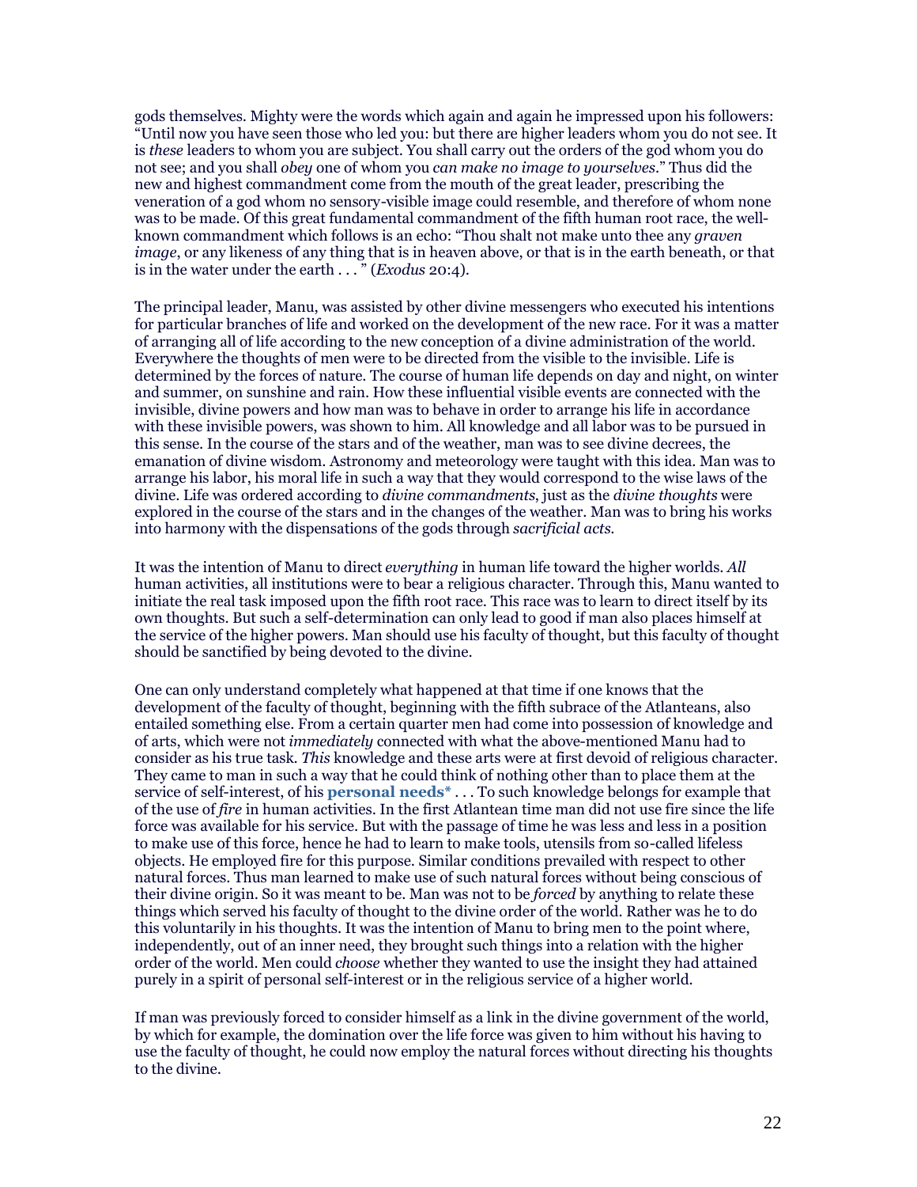gods themselves. Mighty were the words which again and again he impressed upon his followers: "Until now you have seen those who led you: but there are higher leaders whom you do not see. It is *these* leaders to whom you are subject. You shall carry out the orders of the god whom you do not see; and you shall *obey* one of whom you *can make no image to yourselves*." Thus did the new and highest commandment come from the mouth of the great leader, prescribing the veneration of a god whom no sensory-visible image could resemble, and therefore of whom none was to be made. Of this great fundamental commandment of the fifth human root race, the well-known commandment which follows is an echo: "Thou shalt not make unto thee any *graven image*, or any likeness of any thing that is in heaven above, or that is in the earth beneath, or that is in the water under the earth . . . " (*Exodus* 20:4).

The principal leader, Manu, was assisted by other divine messengers who executed his intentions for particular branches of life and worked on the development of the new race. For it was a matter of arranging all of life according to the new conception of a divine administration of the world. Everywhere the thoughts of men were to be directed from the visible to the invisible. Life is determined by the forces of nature. The course of human life depends on day and night, on winter and summer, on sunshine and rain. How these influential visible events are connected with the invisible, divine powers and how man was to behave in order to arrange his life in accordance with these invisible powers, was shown to him. All knowledge and all labor was to be pursued in this sense. In the course of the stars and of the weather, man was to see divine decrees, the emanation of divine wisdom. Astronomy and meteorology were taught with this idea. Man was to arrange his labor, his moral life in such a way that they would correspond to the wise laws of the divine. Life was ordered according to *divine commandments*, just as the *divine thoughts* were explored in the course of the stars and in the changes of the weather. Man was to bring his works into harmony with the dispensations of the gods through *sacrificial acts*.

It was the intention of Manu to direct *everything* in human life toward the higher worlds. *All* human activities, all institutions were to bear a religious character. Through this, Manu wanted to initiate the real task imposed upon the fifth root race. This race was to learn to direct itself by its own thoughts. But such a self-determination can only lead to good if man also places himself at the service of the higher powers. Man should use his faculty of thought, but this faculty of thought should be sanctified by being devoted to the divine.

One can only understand completely what happened at that time if one knows that the development of the faculty of thought, beginning with the fifth subrace of the Atlanteans, also entailed something else. From a certain quarter men had come into possession of knowledge and of arts, which were not *immediately* connected with what the above-mentioned Manu had to consider as his true task. *This* knowledge and these arts were at first devoid of religious character. They came to man in such a way that he could think of nothing other than to place them at the service of self-interest, of his **personal needs*** . . . To such knowledge belongs for example that of the use of *fire* in human activities. In the first Atlantean time man did not use fire since the life force was available for his service. But with the passage of time he was less and less in a position to make use of this force, hence he had to learn to make tools, utensils from so-called lifeless objects. He employed fire for this purpose. Similar conditions prevailed with respect to other natural forces. Thus man learned to make use of such natural forces without being conscious of their divine origin. So it was meant to be. Man was not to be *forced* by anything to relate these things which served his faculty of thought to the divine order of the world. Rather was he to do this voluntarily in his thoughts. It was the intention of Manu to bring men to the point where, independently, out of an inner need, they brought such things into a relation with the higher order of the world. Men could *choose* whether they wanted to use the insight they had attained purely in a spirit of personal self-interest or in the religious service of a higher world.

If man was previously forced to consider himself as a link in the divine government of the world, by which for example, the domination over the life force was given to him without his having to use the faculty of thought, he could now employ the natural forces without directing his thoughts to the divine.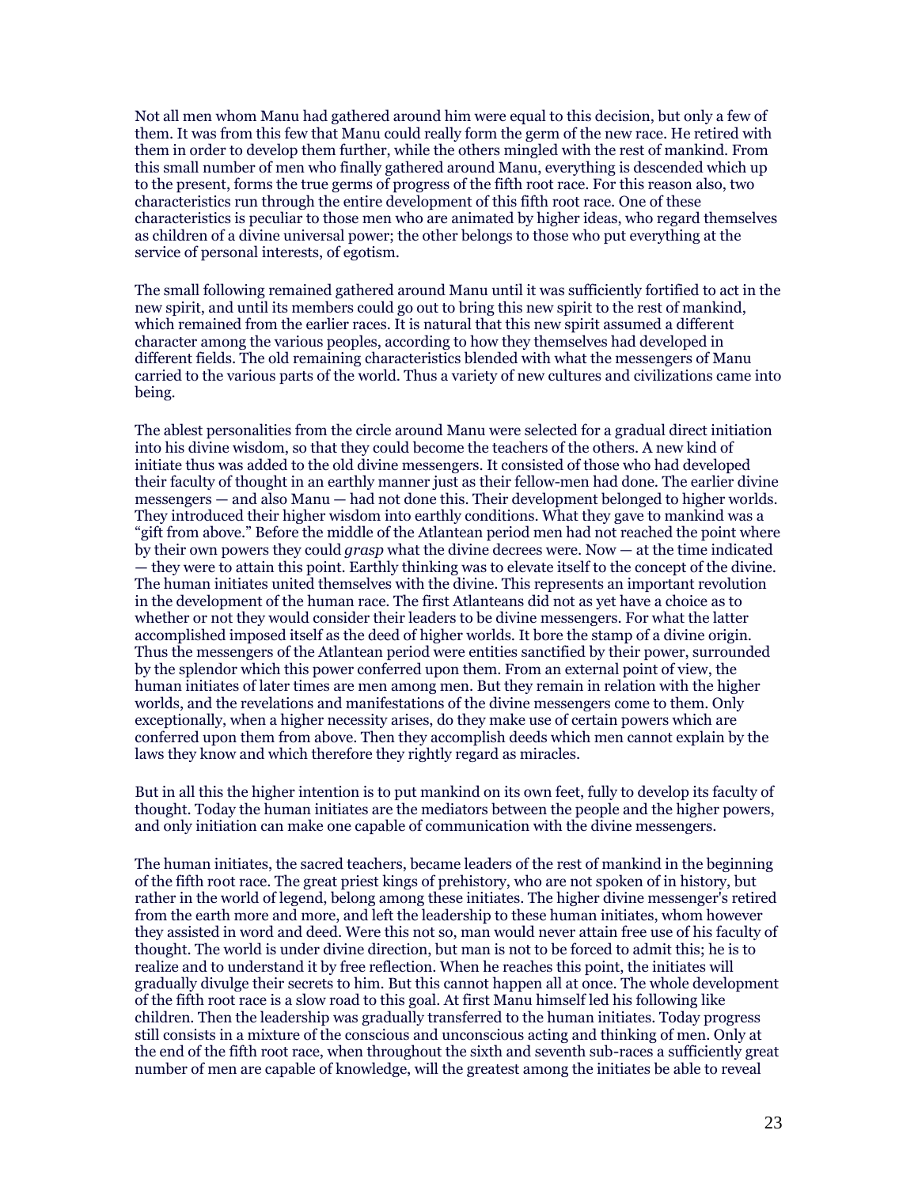Not all men whom Manu had gathered around him were equal to this decision, but only a few of them. It was from this few that Manu could really form the germ of the new race. He retired with them in order to develop them further, while the others mingled with the rest of mankind. From this small number of men who finally gathered around Manu, everything is descended which up to the present, forms the true germs of progress of the fifth root race. For this reason also, two characteristics run through the entire development of this fifth root race. One of these characteristics is peculiar to those men who are animated by higher ideas, who regard themselves as children of a divine universal power; the other belongs to those who put everything at the service of personal interests, of egotism.

The small following remained gathered around Manu until it was sufficiently fortified to act in the new spirit, and until its members could go out to bring this new spirit to the rest of mankind, which remained from the earlier races. It is natural that this new spirit assumed a different character among the various peoples, according to how they themselves had developed in different fields. The old remaining characteristics blended with what the messengers of Manu carried to the various parts of the world. Thus a variety of new cultures and civilizations came into being.

The ablest personalities from the circle around Manu were selected for a gradual direct initiation into his divine wisdom, so that they could become the teachers of the others. A new kind of initiate thus was added to the old divine messengers. It consisted of those who had developed their faculty of thought in an earthly manner just as their fellow-men had done. The earlier divine messengers — and also Manu — had not done this. Their development belonged to higher worlds. They introduced their higher wisdom into earthly conditions. What they gave to mankind was a "gift from above." Before the middle of the Atlantean period men had not reached the point where by their own powers they could *grasp* what the divine decrees were. Now — at the time indicated — they were to attain this point. Earthly thinking was to elevate itself to the concept of the divine. The human initiates united themselves with the divine. This represents an important revolution in the development of the human race. The first Atlanteans did not as yet have a choice as to whether or not they would consider their leaders to be divine messengers. For what the latter accomplished imposed itself as the deed of higher worlds. It bore the stamp of a divine origin. Thus the messengers of the Atlantean period were entities sanctified by their power, surrounded by the splendor which this power conferred upon them. From an external point of view, the human initiates of later times are men among men. But they remain in relation with the higher worlds, and the revelations and manifestations of the divine messengers come to them. Only exceptionally, when a higher necessity arises, do they make use of certain powers which are conferred upon them from above. Then they accomplish deeds which men cannot explain by the laws they know and which therefore they rightly regard as miracles.

But in all this the higher intention is to put mankind on its own feet, fully to develop its faculty of thought. Today the human initiates are the mediators between the people and the higher powers, and only initiation can make one capable of communication with the divine messengers.

The human initiates, the sacred teachers, became leaders of the rest of mankind in the beginning of the fifth root race. The great priest kings of prehistory, who are not spoken of in history, but rather in the world of legend, belong among these initiates. The higher divine messenger's retired from the earth more and more, and left the leadership to these human initiates, whom however they assisted in word and deed. Were this not so, man would never attain free use of his faculty of thought. The world is under divine direction, but man is not to be forced to admit this; he is to realize and to understand it by free reflection. When he reaches this point, the initiates will gradually divulge their secrets to him. But this cannot happen all at once. The whole development of the fifth root race is a slow road to this goal. At first Manu himself led his following like children. Then the leadership was gradually transferred to the human initiates. Today progress still consists in a mixture of the conscious and unconscious acting and thinking of men. Only at the end of the fifth root race, when throughout the sixth and seventh sub-races a sufficiently great number of men are capable of knowledge, will the greatest among the initiates be able to reveal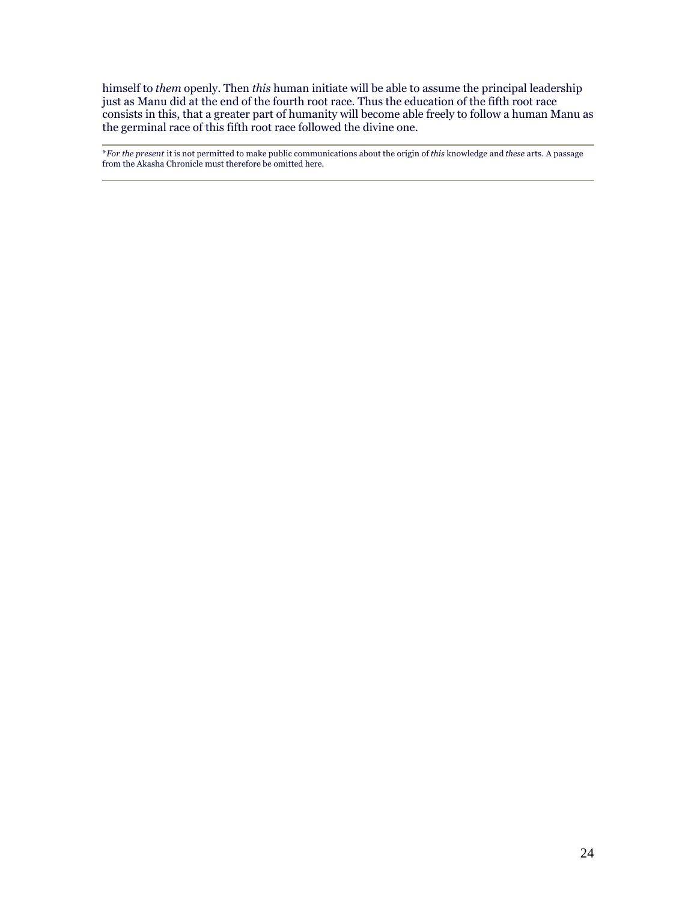himself to *them* openly. Then *this* human initiate will be able to assume the principal leadership just as Manu did at the end of the fourth root race. Thus the education of the fifth root race consists in this, that a greater part of humanity will become able freely to follow a human Manu as the germinal race of this fifth root race followed the divine one.

---

**For the present* it is not permitted to make public communications about the origin of *this* knowledge and *these* arts. A passage from the Akasha Chronicle must therefore be omitted here.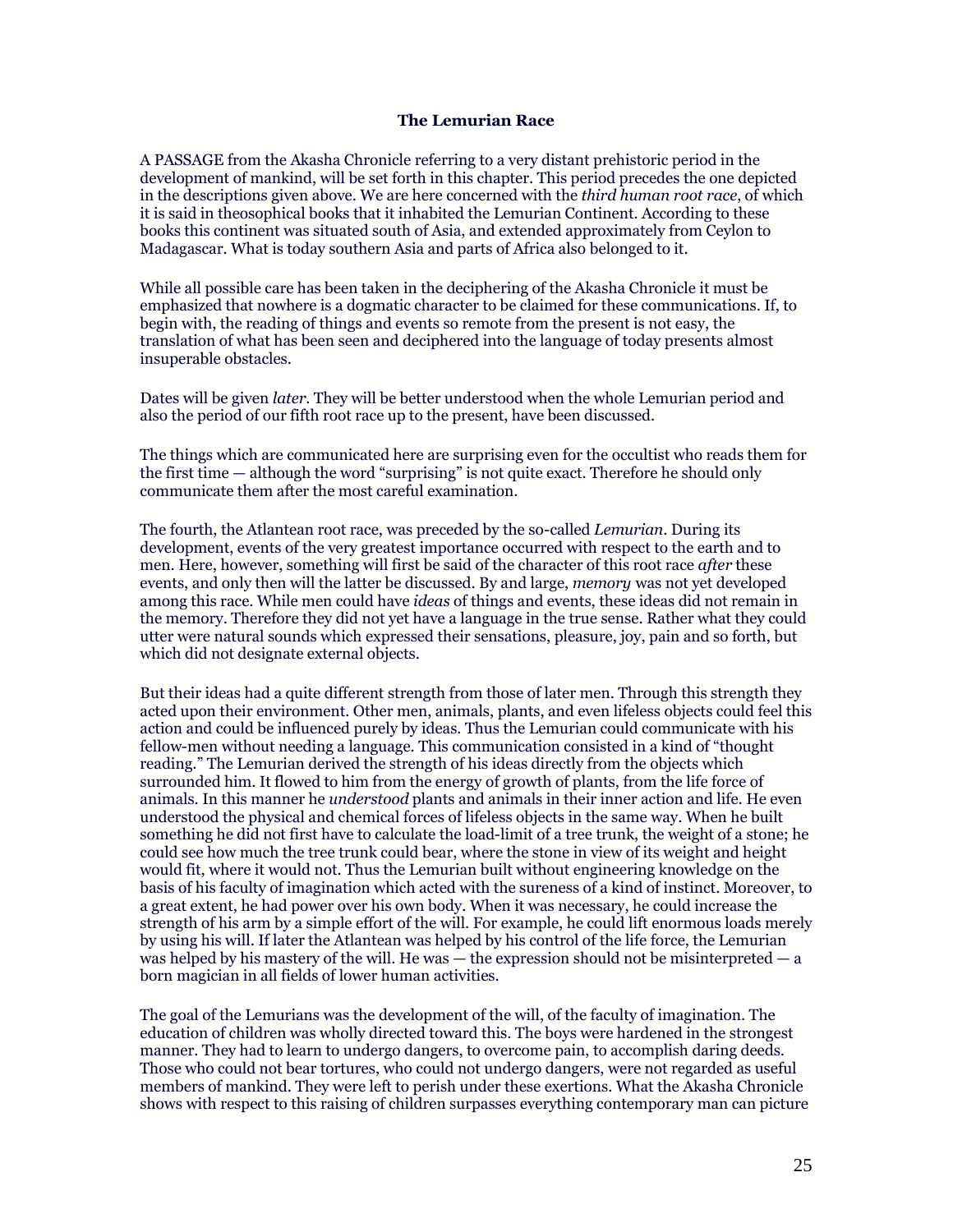### The Lemurian Race

A PASSAGE from the Akasha Chronicle referring to a very distant prehistoric period in the development of mankind, will be set forth in this chapter. This period precedes the one depicted in the descriptions given above. We are here concerned with the *third human root race*, of which it is said in theosophical books that it inhabited the Lemurian Continent. According to these books this continent was situated south of Asia, and extended approximately from Ceylon to Madagascar. What is today southern Asia and parts of Africa also belonged to it.

While all possible care has been taken in the deciphering of the Akasha Chronicle it must be emphasized that nowhere is a dogmatic character to be claimed for these communications. If, to begin with, the reading of things and events so remote from the present is not easy, the translation of what has been seen and deciphered into the language of today presents almost insuperable obstacles.

Dates will be given *later*. They will be better understood when the whole Lemurian period and also the period of our fifth root race up to the present, have been discussed.

The things which are communicated here are surprising even for the occultist who reads them for the first time — although the word "surprising" is not quite exact. Therefore he should only communicate them after the most careful examination.

The fourth, the Atlantean root race, was preceded by the so-called *Lemurian*. During its development, events of the very greatest importance occurred with respect to the earth and to men. Here, however, something will first be said of the character of this root race *after* these events, and only then will the latter be discussed. By and large, *memory* was not yet developed among this race. While men could have *ideas* of things and events, these ideas did not remain in the memory. Therefore they did not yet have a language in the true sense. Rather what they could utter were natural sounds which expressed their sensations, pleasure, joy, pain and so forth, but which did not designate external objects.

But their ideas had a quite different strength from those of later men. Through this strength they acted upon their environment. Other men, animals, plants, and even lifeless objects could feel this action and could be influenced purely by ideas. Thus the Lemurian could communicate with his fellow-men without needing a language. This communication consisted in a kind of "thought reading." The Lemurian derived the strength of his ideas directly from the objects which surrounded him. It flowed to him from the energy of growth of plants, from the life force of animals. In this manner he *understood* plants and animals in their inner action and life. He even understood the physical and chemical forces of lifeless objects in the same way. When he built something he did not first have to calculate the load-limit of a tree trunk, the weight of a stone; he could see how much the tree trunk could bear, where the stone in view of its weight and height would fit, where it would not. Thus the Lemurian built without engineering knowledge on the basis of his faculty of imagination which acted with the sureness of a kind of instinct. Moreover, to a great extent, he had power over his own body. When it was necessary, he could increase the strength of his arm by a simple effort of the will. For example, he could lift enormous loads merely by using his will. If later the Atlantean was helped by his control of the life force, the Lemurian was helped by his mastery of the will. He was — the expression should not be misinterpreted — a born magician in all fields of lower human activities.

The goal of the Lemurians was the development of the will, of the faculty of imagination. The education of children was wholly directed toward this. The boys were hardened in the strongest manner. They had to learn to undergo dangers, to overcome pain, to accomplish daring deeds. Those who could not bear tortures, who could not undergo dangers, were not regarded as useful members of mankind. They were left to perish under these exertions. What the Akasha Chronicle shows with respect to this raising of children surpasses everything contemporary man can picture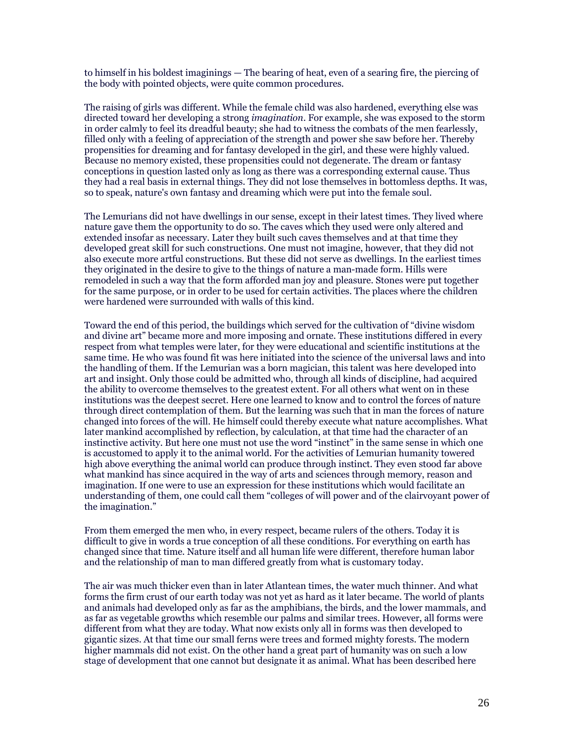to himself in his boldest imaginings — The bearing of heat, even of a searing fire, the piercing of the body with pointed objects, were quite common procedures.

The raising of girls was different. While the female child was also hardened, everything else was directed toward her developing a strong *imagination*. For example, she was exposed to the storm in order calmly to feel its dreadful beauty; she had to witness the combats of the men fearlessly, filled only with a feeling of appreciation of the strength and power she saw before her. Thereby propensities for dreaming and for fantasy developed in the girl, and these were highly valued. Because no memory existed, these propensities could not degenerate. The dream or fantasy conceptions in question lasted only as long as there was a corresponding external cause. Thus they had a real basis in external things. They did not lose themselves in bottomless depths. It was, so to speak, nature's own fantasy and dreaming which were put into the female soul.

The Lemurians did not have dwellings in our sense, except in their latest times. They lived where nature gave them the opportunity to do so. The caves which they used were only altered and extended insofar as necessary. Later they built such caves themselves and at that time they developed great skill for such constructions. One must not imagine, however, that they did not also execute more artful constructions. But these did not serve as dwellings. In the earliest times they originated in the desire to give to the things of nature a man-made form. Hills were remodeled in such a way that the form afforded man joy and pleasure. Stones were put together for the same purpose, or in order to be used for certain activities. The places where the children were hardened were surrounded with walls of this kind.

Toward the end of this period, the buildings which served for the cultivation of "divine wisdom and divine art" became more and more imposing and ornate. These institutions differed in every respect from what temples were later, for they were educational and scientific institutions at the same time. He who was found fit was here initiated into the science of the universal laws and into the handling of them. If the Lemurian was a born magician, this talent was here developed into art and insight. Only those could be admitted who, through all kinds of discipline, had acquired the ability to overcome themselves to the greatest extent. For all others what went on in these institutions was the deepest secret. Here one learned to know and to control the forces of nature through direct contemplation of them. But the learning was such that in man the forces of nature changed into forces of the will. He himself could thereby execute what nature accomplishes. What later mankind accomplished by reflection, by calculation, at that time had the character of an instinctive activity. But here one must not use the word "instinct" in the same sense in which one is accustomed to apply it to the animal world. For the activities of Lemurian humanity towered high above everything the animal world can produce through instinct. They even stood far above what mankind has since acquired in the way of arts and sciences through memory, reason and imagination. If one were to use an expression for these institutions which would facilitate an understanding of them, one could call them "colleges of will power and of the clairvoyant power of the imagination."

From them emerged the men who, in every respect, became rulers of the others. Today it is difficult to give in words a true conception of all these conditions. For everything on earth has changed since that time. Nature itself and all human life were different, therefore human labor and the relationship of man to man differed greatly from what is customary today.

The air was much thicker even than in later Atlantean times, the water much thinner. And what forms the firm crust of our earth today was not yet as hard as it later became. The world of plants and animals had developed only as far as the amphibians, the birds, and the lower mammals, and as far as vegetable growths which resemble our palms and similar trees. However, all forms were different from what they are today. What now exists only all in forms was then developed to gigantic sizes. At that time our small ferns were trees and formed mighty forests. The modern higher mammals did not exist. On the other hand a great part of humanity was on such a low stage of development that one cannot but designate it as animal. What has been described here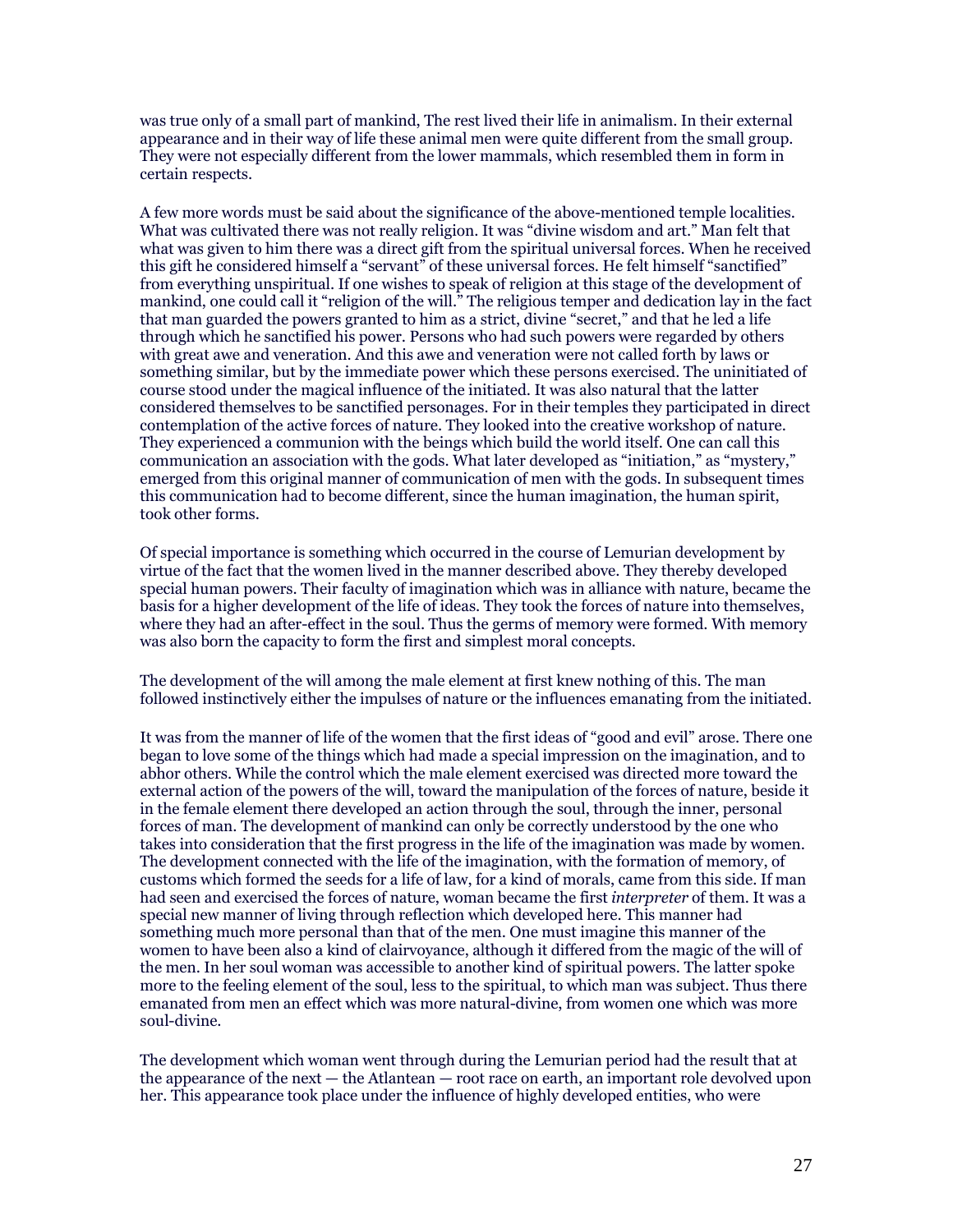was true only of a small part of mankind, The rest lived their life in animalism. In their external appearance and in their way of life these animal men were quite different from the small group. They were not especially different from the lower mammals, which resembled them in form in certain respects.

A few more words must be said about the significance of the above-mentioned temple localities. What was cultivated there was not really religion. It was "divine wisdom and art." Man felt that what was given to him there was a direct gift from the spiritual universal forces. When he received this gift he considered himself a "servant" of these universal forces. He felt himself "sanctified" from everything unspiritual. If one wishes to speak of religion at this stage of the development of mankind, one could call it "religion of the will." The religious temper and dedication lay in the fact that man guarded the powers granted to him as a strict, divine "secret," and that he led a life through which he sanctified his power. Persons who had such powers were regarded by others with great awe and veneration. And this awe and veneration were not called forth by laws or something similar, but by the immediate power which these persons exercised. The uninitiated of course stood under the magical influence of the initiated. It was also natural that the latter considered themselves to be sanctified personages. For in their temples they participated in direct contemplation of the active forces of nature. They looked into the creative workshop of nature. They experienced a communion with the beings which build the world itself. One can call this communication an association with the gods. What later developed as "initiation," as "mystery," emerged from this original manner of communication of men with the gods. In subsequent times this communication had to become different, since the human imagination, the human spirit, took other forms.

Of special importance is something which occurred in the course of Lemurian development by virtue of the fact that the women lived in the manner described above. They thereby developed special human powers. Their faculty of imagination which was in alliance with nature, became the basis for a higher development of the life of ideas. They took the forces of nature into themselves, where they had an after-effect in the soul. Thus the germs of memory were formed. With memory was also born the capacity to form the first and simplest moral concepts.

The development of the will among the male element at first knew nothing of this. The man followed instinctively either the impulses of nature or the influences emanating from the initiated.

It was from the manner of life of the women that the first ideas of "good and evil" arose. There one began to love some of the things which had made a special impression on the imagination, and to abhor others. While the control which the male element exercised was directed more toward the external action of the powers of the will, toward the manipulation of the forces of nature, beside it in the female element there developed an action through the soul, through the inner, personal forces of man. The development of mankind can only be correctly understood by the one who takes into consideration that the first progress in the life of the imagination was made by women. The development connected with the life of the imagination, with the formation of memory, of customs which formed the seeds for a life of law, for a kind of morals, came from this side. If man had seen and exercised the forces of nature, woman became the first *interpreter* of them. It was a special new manner of living through reflection which developed here. This manner had something much more personal than that of the men. One must imagine this manner of the women to have been also a kind of clairvoyance, although it differed from the magic of the will of the men. In her soul woman was accessible to another kind of spiritual powers. The latter spoke more to the feeling element of the soul, less to the spiritual, to which man was subject. Thus there emanated from men an effect which was more natural-divine, from women one which was more soul-divine.

The development which woman went through during the Lemurian period had the result that at the appearance of the next — the Atlantean — root race on earth, an important role devolved upon her. This appearance took place under the influence of highly developed entities, who were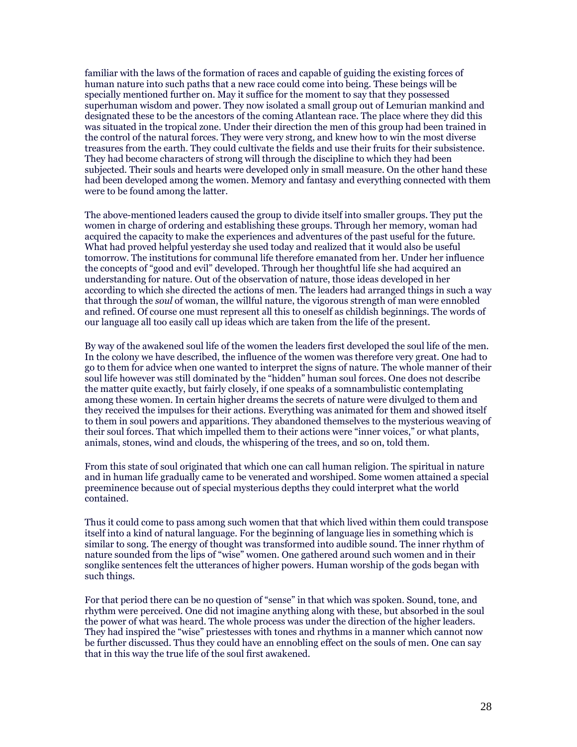familiar with the laws of the formation of races and capable of guiding the existing forces of human nature into such paths that a new race could come into being. These beings will be specially mentioned further on. May it suffice for the moment to say that they possessed superhuman wisdom and power. They now isolated a small group out of Lemurian mankind and designated these to be the ancestors of the coming Atlantean race. The place where they did this was situated in the tropical zone. Under their direction the men of this group had been trained in the control of the natural forces. They were very strong, and knew how to win the most diverse treasures from the earth. They could cultivate the fields and use their fruits for their subsistence. They had become characters of strong will through the discipline to which they had been subjected. Their souls and hearts were developed only in small measure. On the other hand these had been developed among the women. Memory and fantasy and everything connected with them were to be found among the latter.

The above-mentioned leaders caused the group to divide itself into smaller groups. They put the women in charge of ordering and establishing these groups. Through her memory, woman had acquired the capacity to make the experiences and adventures of the past useful for the future. What had proved helpful yesterday she used today and realized that it would also be useful tomorrow. The institutions for communal life therefore emanated from her. Under her influence the concepts of "good and evil" developed. Through her thoughtful life she had acquired an understanding for nature. Out of the observation of nature, those ideas developed in her according to which she directed the actions of men. The leaders had arranged things in such a way that through the *soul* of woman, the willful nature, the vigorous strength of man were ennobled and refined. Of course one must represent all this to oneself as childish beginnings. The words of our language all too easily call up ideas which are taken from the life of the present.

By way of the awakened soul life of the women the leaders first developed the soul life of the men. In the colony we have described, the influence of the women was therefore very great. One had to go to them for advice when one wanted to interpret the signs of nature. The whole manner of their soul life however was still dominated by the "hidden" human soul forces. One does not describe the matter quite exactly, but fairly closely, if one speaks of a somnambulistic contemplating among these women. In certain higher dreams the secrets of nature were divulged to them and they received the impulses for their actions. Everything was animated for them and showed itself to them in soul powers and apparitions. They abandoned themselves to the mysterious weaving of their soul forces. That which impelled them to their actions were "inner voices," or what plants, animals, stones, wind and clouds, the whispering of the trees, and so on, told them.

From this state of soul originated that which one can call human religion. The spiritual in nature and in human life gradually came to be venerated and worshiped. Some women attained a special preeminence because out of special mysterious depths they could interpret what the world contained.

Thus it could come to pass among such women that that which lived within them could transpose itself into a kind of natural language. For the beginning of language lies in something which is similar to song. The energy of thought was transformed into audible sound. The inner rhythm of nature sounded from the lips of "wise" women. One gathered around such women and in their songlike sentences felt the utterances of higher powers. Human worship of the gods began with such things.

For that period there can be no question of "sense" in that which was spoken. Sound, tone, and rhythm were perceived. One did not imagine anything along with these, but absorbed in the soul the power of what was heard. The whole process was under the direction of the higher leaders. They had inspired the "wise" priestesses with tones and rhythms in a manner which cannot now be further discussed. Thus they could have an ennobling effect on the souls of men. One can say that in this way the true life of the soul first awakened.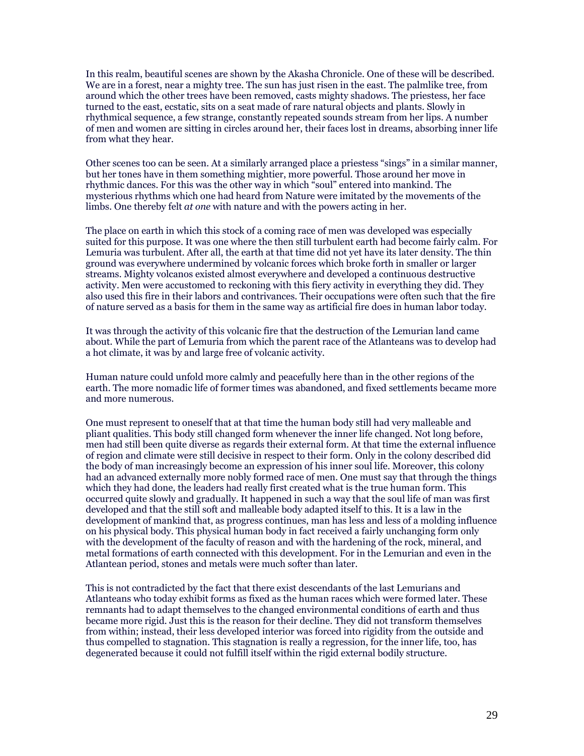In this realm, beautiful scenes are shown by the Akasha Chronicle. One of these will be described. We are in a forest, near a mighty tree. The sun has just risen in the east. The palmlike tree, from around which the other trees have been removed, casts mighty shadows. The priestess, her face turned to the east, ecstatic, sits on a seat made of rare natural objects and plants. Slowly in rhythmical sequence, a few strange, constantly repeated sounds stream from her lips. A number of men and women are sitting in circles around her, their faces lost in dreams, absorbing inner life from what they hear.

Other scenes too can be seen. At a similarly arranged place a priestess "sings" in a similar manner, but her tones have in them something mightier, more powerful. Those around her move in rhythmic dances. For this was the other way in which "soul" entered into mankind. The mysterious rhythms which one had heard from Nature were imitated by the movements of the limbs. One thereby felt *at one* with nature and with the powers acting in her.

The place on earth in which this stock of a coming race of men was developed was especially suited for this purpose. It was one where the then still turbulent earth had become fairly calm. For Lemuria was turbulent. After all, the earth at that time did not yet have its later density. The thin ground was everywhere undermined by volcanic forces which broke forth in smaller or larger streams. Mighty volcanos existed almost everywhere and developed a continuous destructive activity. Men were accustomed to reckoning with this fiery activity in everything they did. They also used this fire in their labors and contrivances. Their occupations were often such that the fire of nature served as a basis for them in the same way as artificial fire does in human labor today.

It was through the activity of this volcanic fire that the destruction of the Lemurian land came about. While the part of Lemuria from which the parent race of the Atlanteans was to develop had a hot climate, it was by and large free of volcanic activity.

Human nature could unfold more calmly and peacefully here than in the other regions of the earth. The more nomadic life of former times was abandoned, and fixed settlements became more and more numerous.

One must represent to oneself that at that time the human body still had very malleable and pliant qualities. This body still changed form whenever the inner life changed. Not long before, men had still been quite diverse as regards their external form. At that time the external influence of region and climate were still decisive in respect to their form. Only in the colony described did the body of man increasingly become an expression of his inner soul life. Moreover, this colony had an advanced externally more nobly formed race of men. One must say that through the things which they had done, the leaders had really first created what is the true human form. This occurred quite slowly and gradually. It happened in such a way that the soul life of man was first developed and that the still soft and malleable body adapted itself to this. It is a law in the development of mankind that, as progress continues, man has less and less of a molding influence on his physical body. This physical human body in fact received a fairly unchanging form only with the development of the faculty of reason and with the hardening of the rock, mineral, and metal formations of earth connected with this development. For in the Lemurian and even in the Atlantean period, stones and metals were much softer than later.

This is not contradicted by the fact that there exist descendants of the last Lemurians and Atlanteans who today exhibit forms as fixed as the human races which were formed later. These remnants had to adapt themselves to the changed environmental conditions of earth and thus became more rigid. Just this is the reason for their decline. They did not transform themselves from within; instead, their less developed interior was forced into rigidity from the outside and thus compelled to stagnation. This stagnation is really a regression, for the inner life, too, has degenerated because it could not fulfill itself within the rigid external bodily structure.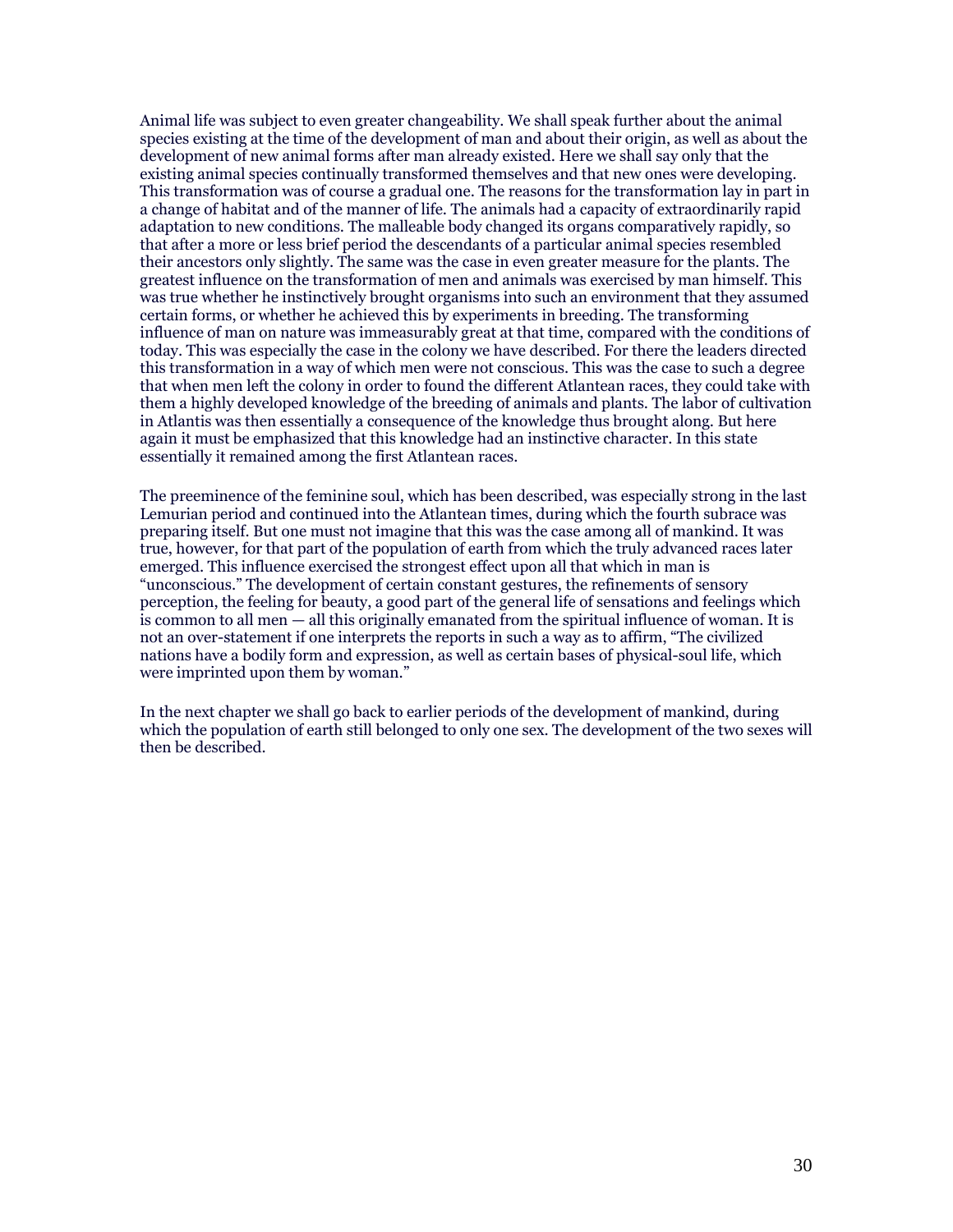Animal life was subject to even greater changeability. We shall speak further about the animal species existing at the time of the development of man and about their origin, as well as about the development of new animal forms after man already existed. Here we shall say only that the existing animal species continually transformed themselves and that new ones were developing. This transformation was of course a gradual one. The reasons for the transformation lay in part in a change of habitat and of the manner of life. The animals had a capacity of extraordinarily rapid adaptation to new conditions. The malleable body changed its organs comparatively rapidly, so that after a more or less brief period the descendants of a particular animal species resembled their ancestors only slightly. The same was the case in even greater measure for the plants. The greatest influence on the transformation of men and animals was exercised by man himself. This was true whether he instinctively brought organisms into such an environment that they assumed certain forms, or whether he achieved this by experiments in breeding. The transforming influence of man on nature was immeasurably great at that time, compared with the conditions of today. This was especially the case in the colony we have described. For there the leaders directed this transformation in a way of which men were not conscious. This was the case to such a degree that when men left the colony in order to found the different Atlantean races, they could take with them a highly developed knowledge of the breeding of animals and plants. The labor of cultivation in Atlantis was then essentially a consequence of the knowledge thus brought along. But here again it must be emphasized that this knowledge had an instinctive character. In this state essentially it remained among the first Atlantean races.

The preeminence of the feminine soul, which has been described, was especially strong in the last Lemurian period and continued into the Atlantean times, during which the fourth subrace was preparing itself. But one must not imagine that this was the case among all of mankind. It was true, however, for that part of the population of earth from which the truly advanced races later emerged. This influence exercised the strongest effect upon all that which in man is "unconscious." The development of certain constant gestures, the refinements of sensory perception, the feeling for beauty, a good part of the general life of sensations and feelings which is common to all men — all this originally emanated from the spiritual influence of woman. It is not an over-statement if one interprets the reports in such a way as to affirm, "The civilized nations have a bodily form and expression, as well as certain bases of physical-soul life, which were imprinted upon them by woman."

In the next chapter we shall go back to earlier periods of the development of mankind, during which the population of earth still belonged to only one sex. The development of the two sexes will then be described.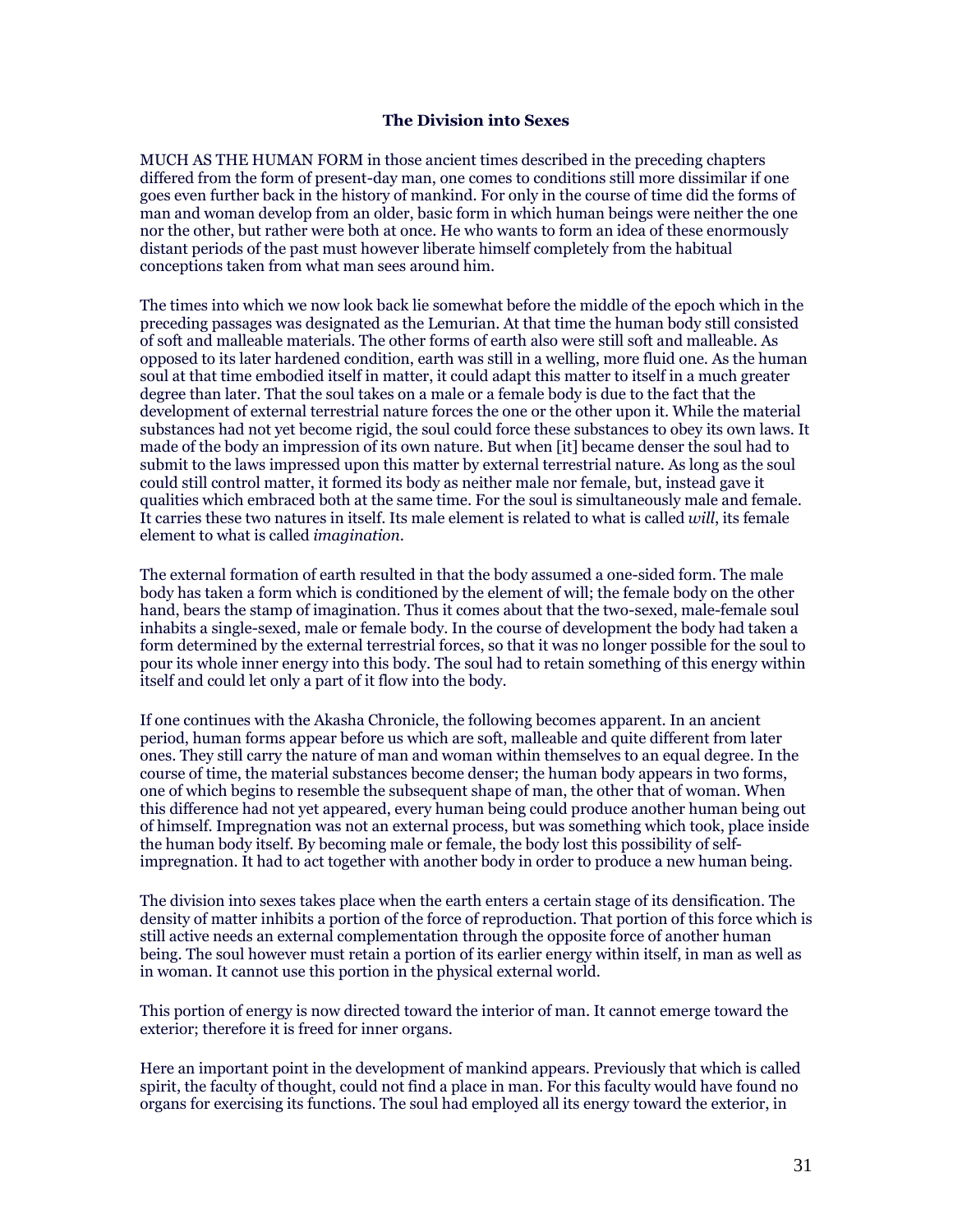### The Division into Sexes

MUCH AS THE HUMAN FORM in those ancient times described in the preceding chapters differed from the form of present-day man, one comes to conditions still more dissimilar if one goes even further back in the history of mankind. For only in the course of time did the forms of man and woman develop from an older, basic form in which human beings were neither the one nor the other, but rather were both at once. He who wants to form an idea of these enormously distant periods of the past must however liberate himself completely from the habitual conceptions taken from what man sees around him.

The times into which we now look back lie somewhat before the middle of the epoch which in the preceding passages was designated as the Lemurian. At that time the human body still consisted of soft and malleable materials. The other forms of earth also were still soft and malleable. As opposed to its later hardened condition, earth was still in a welling, more fluid one. As the human soul at that time embodied itself in matter, it could adapt this matter to itself in a much greater degree than later. That the soul takes on a male or a female body is due to the fact that the development of external terrestrial nature forces the one or the other upon it. While the material substances had not yet become rigid, the soul could force these substances to obey its own laws. It made of the body an impression of its own nature. But when [it] became denser the soul had to submit to the laws impressed upon this matter by external terrestrial nature. As long as the soul could still control matter, it formed its body as neither male nor female, but, instead gave it qualities which embraced both at the same time. For the soul is simultaneously male and female. It carries these two natures in itself. Its male element is related to what is called *will*, its female element to what is called *imagination*.

The external formation of earth resulted in that the body assumed a one-sided form. The male body has taken a form which is conditioned by the element of will; the female body on the other hand, bears the stamp of imagination. Thus it comes about that the two-sexed, male-female soul inhabits a single-sexed, male or female body. In the course of development the body had taken a form determined by the external terrestrial forces, so that it was no longer possible for the soul to pour its whole inner energy into this body. The soul had to retain something of this energy within itself and could let only a part of it flow into the body.

If one continues with the Akasha Chronicle, the following becomes apparent. In an ancient period, human forms appear before us which are soft, malleable and quite different from later ones. They still carry the nature of man and woman within themselves to an equal degree. In the course of time, the material substances become denser; the human body appears in two forms, one of which begins to resemble the subsequent shape of man, the other that of woman. When this difference had not yet appeared, every human being could produce another human being out of himself. Impregnation was not an external process, but was something which took, place inside the human body itself. By becoming male or female, the body lost this possibility of self-impregnation. It had to act together with another body in order to produce a new human being.

The division into sexes takes place when the earth enters a certain stage of its densification. The density of matter inhibits a portion of the force of reproduction. That portion of this force which is still active needs an external complementation through the opposite force of another human being. The soul however must retain a portion of its earlier energy within itself, in man as well as in woman. It cannot use this portion in the physical external world.

This portion of energy is now directed toward the interior of man. It cannot emerge toward the exterior; therefore it is freed for inner organs.

Here an important point in the development of mankind appears. Previously that which is called spirit, the faculty of thought, could not find a place in man. For this faculty would have found no organs for exercising its functions. The soul had employed all its energy toward the exterior, in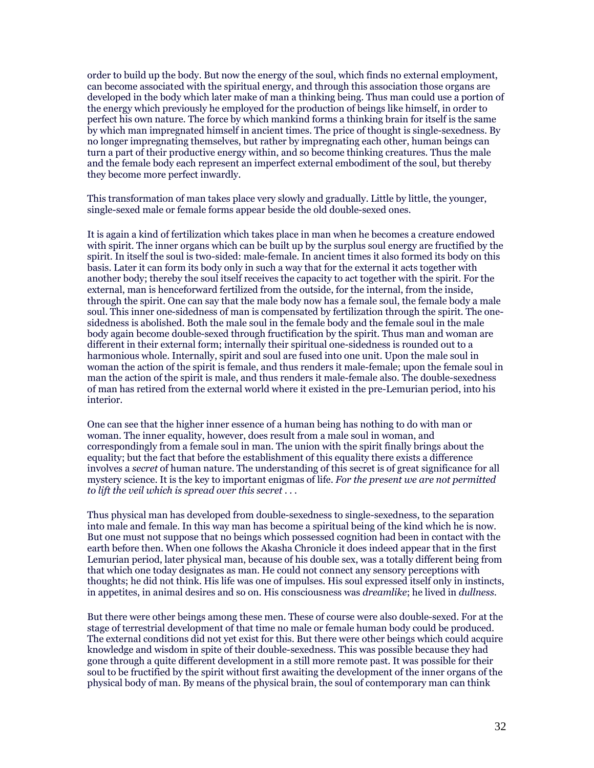order to build up the body. But now the energy of the soul, which finds no external employment, can become associated with the spiritual energy, and through this association those organs are developed in the body which later make of man a thinking being. Thus man could use a portion of the energy which previously he employed for the production of beings like himself, in order to perfect his own nature. The force by which mankind forms a thinking brain for itself is the same by which man impregnated himself in ancient times. The price of thought is single-sexedness. By no longer impregnating themselves, but rather by impregnating each other, human beings can turn a part of their productive energy within, and so become thinking creatures. Thus the male and the female body each represent an imperfect external embodiment of the soul, but thereby they become more perfect inwardly.

This transformation of man takes place very slowly and gradually. Little by little, the younger, single-sexed male or female forms appear beside the old double-sexed ones.

It is again a kind of fertilization which takes place in man when he becomes a creature endowed with spirit. The inner organs which can be built up by the surplus soul energy are fructified by the spirit. In itself the soul is two-sided: male-female. In ancient times it also formed its body on this basis. Later it can form its body only in such a way that for the external it acts together with another body; thereby the soul itself receives the capacity to act together with the spirit. For the external, man is henceforward fertilized from the outside, for the internal, from the inside, through the spirit. One can say that the male body now has a female soul, the female body a male soul. This inner one-sidedness of man is compensated by fertilization through the spirit. The one-sidedness is abolished. Both the male soul in the female body and the female soul in the male body again become double-sexed through fructification by the spirit. Thus man and woman are different in their external form; internally their spiritual one-sidedness is rounded out to a harmonious whole. Internally, spirit and soul are fused into one unit. Upon the male soul in woman the action of the spirit is female, and thus renders it male-female; upon the female soul in man the action of the spirit is male, and thus renders it male-female also. The double-sexedness of man has retired from the external world where it existed in the pre-Lemurian period, into his interior.

One can see that the higher inner essence of a human being has nothing to do with man or woman. The inner equality, however, does result from a male soul in woman, and correspondingly from a female soul in man. The union with the spirit finally brings about the equality; but the fact that before the establishment of this equality there exists a difference involves a *secret* of human nature. The understanding of this secret is of great significance for all mystery science. It is the key to important enigmas of life. *For the present we are not permitted to lift the veil which is spread over this secret . . .*

Thus physical man has developed from double-sexedness to single-sexedness, to the separation into male and female. In this way man has become a spiritual being of the kind which he is now. But one must not suppose that no beings which possessed cognition had been in contact with the earth before then. When one follows the Akasha Chronicle it does indeed appear that in the first Lemurian period, later physical man, because of his double sex, was a totally different being from that which one today designates as man. He could not connect any sensory perceptions with thoughts; he did not think. His life was one of impulses. His soul expressed itself only in instincts, in appetites, in animal desires and so on. His consciousness was *dreamlike*; he lived in *dullness*.

But there were other beings among these men. These of course were also double-sexed. For at the stage of terrestrial development of that time no male or female human body could be produced. The external conditions did not yet exist for this. But there were other beings which could acquire knowledge and wisdom in spite of their double-sexedness. This was possible because they had gone through a quite different development in a still more remote past. It was possible for their soul to be fructified by the spirit without first awaiting the development of the inner organs of the physical body of man. By means of the physical brain, the soul of contemporary man can think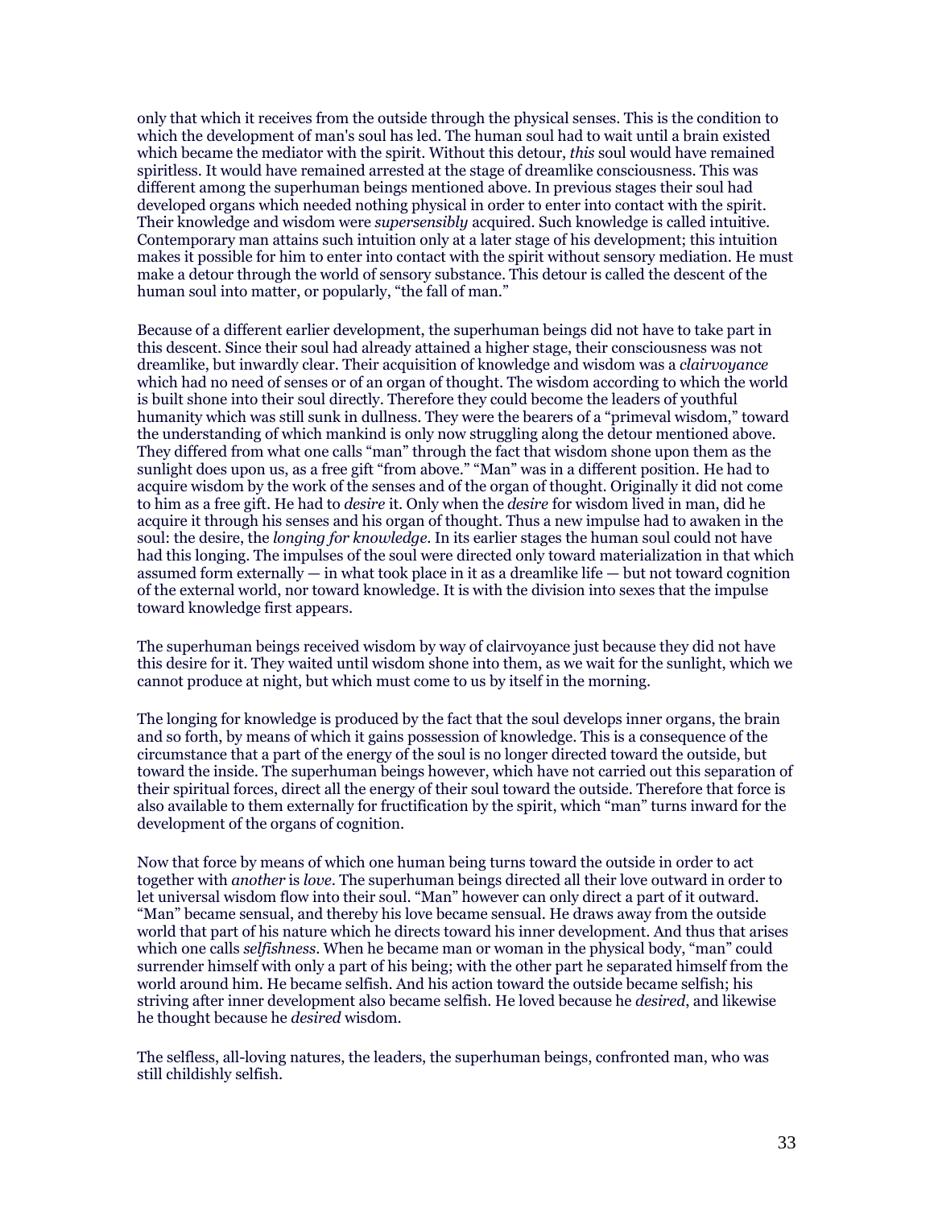only that which it receives from the outside through the physical senses. This is the condition to which the development of man's soul has led. The human soul had to wait until a brain existed which became the mediator with the spirit. Without this detour, *this* soul would have remained spiritless. It would have remained arrested at the stage of dreamlike consciousness. This was different among the superhuman beings mentioned above. In previous stages their soul had developed organs which needed nothing physical in order to enter into contact with the spirit. Their knowledge and wisdom were *supersensibly* acquired. Such knowledge is called intuitive. Contemporary man attains such intuition only at a later stage of his development; this intuition makes it possible for him to enter into contact with the spirit without sensory mediation. He must make a detour through the world of sensory substance. This detour is called the descent of the human soul into matter, or popularly, "the fall of man."

Because of a different earlier development, the superhuman beings did not have to take part in this descent. Since their soul had already attained a higher stage, their consciousness was not dreamlike, but inwardly clear. Their acquisition of knowledge and wisdom was a *clairvoyance* which had no need of senses or of an organ of thought. The wisdom according to which the world is built shone into their soul directly. Therefore they could become the leaders of youthful humanity which was still sunk in dullness. They were the bearers of a "primeval wisdom," toward the understanding of which mankind is only now struggling along the detour mentioned above. They differed from what one calls "man" through the fact that wisdom shone upon them as the sunlight does upon us, as a free gift "from above." "Man" was in a different position. He had to acquire wisdom by the work of the senses and of the organ of thought. Originally it did not come to him as a free gift. He had to *desire* it. Only when the *desire* for wisdom lived in man, did he acquire it through his senses and his organ of thought. Thus a new impulse had to awaken in the soul: the desire, the *longing for knowledge*. In its earlier stages the human soul could not have had this longing. The impulses of the soul were directed only toward materialization in that which assumed form externally — in what took place in it as a dreamlike life — but not toward cognition of the external world, nor toward knowledge. It is with the division into sexes that the impulse toward knowledge first appears.

The superhuman beings received wisdom by way of clairvoyance just because they did not have this desire for it. They waited until wisdom shone into them, as we wait for the sunlight, which we cannot produce at night, but which must come to us by itself in the morning.

The longing for knowledge is produced by the fact that the soul develops inner organs, the brain and so forth, by means of which it gains possession of knowledge. This is a consequence of the circumstance that a part of the energy of the soul is no longer directed toward the outside, but toward the inside. The superhuman beings however, which have not carried out this separation of their spiritual forces, direct all the energy of their soul toward the outside. Therefore that force is also available to them externally for fructification by the spirit, which "man" turns inward for the development of the organs of cognition.

Now that force by means of which one human being turns toward the outside in order to act together with *another* is *love*. The superhuman beings directed all their love outward in order to let universal wisdom flow into their soul. "Man" however can only direct a part of it outward. "Man" became sensual, and thereby his love became sensual. He draws away from the outside world that part of his nature which he directs toward his inner development. And thus that arises which one calls *selfishness*. When he became man or woman in the physical body, "man" could surrender himself with only a part of his being; with the other part he separated himself from the world around him. He became selfish. And his action toward the outside became selfish; his striving after inner development also became selfish. He loved because he *desired*, and likewise he thought because he *desired* wisdom.

The selfless, all-loving natures, the leaders, the superhuman beings, confronted man, who was still childishly selfish.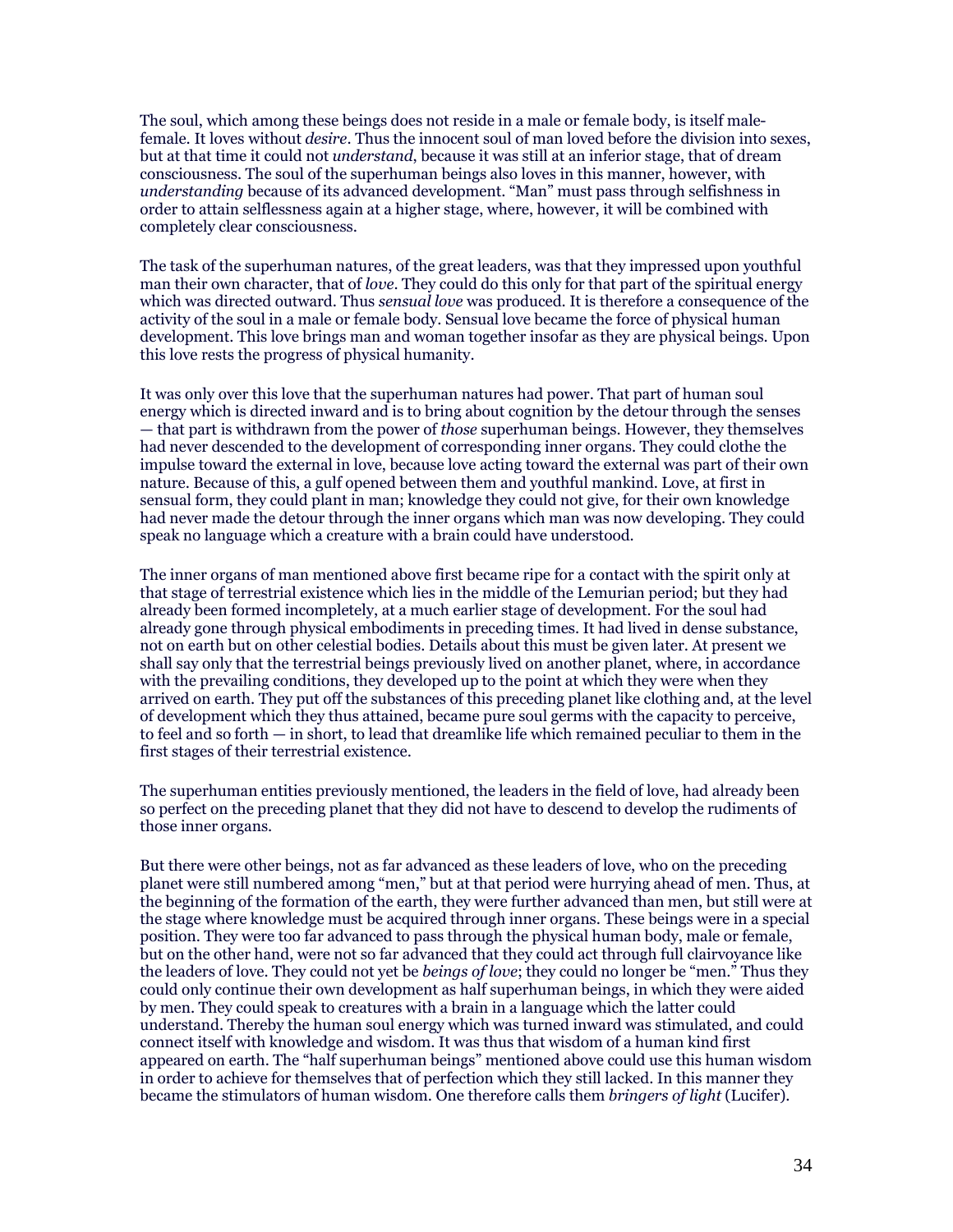The soul, which among these beings does not reside in a male or female body, is itself male-female. It loves without *desire*. Thus the innocent soul of man loved before the division into sexes, but at that time it could not *understand*, because it was still at an inferior stage, that of dream consciousness. The soul of the superhuman beings also loves in this manner, however, with *understanding* because of its advanced development. "Man" must pass through selfishness in order to attain selflessness again at a higher stage, where, however, it will be combined with completely clear consciousness.

The task of the superhuman natures, of the great leaders, was that they impressed upon youthful man their own character, that of *love*. They could do this only for that part of the spiritual energy which was directed outward. Thus *sensual love* was produced. It is therefore a consequence of the activity of the soul in a male or female body. Sensual love became the force of physical human development. This love brings man and woman together insofar as they are physical beings. Upon this love rests the progress of physical humanity.

It was only over this love that the superhuman natures had power. That part of human soul energy which is directed inward and is to bring about cognition by the detour through the senses — that part is withdrawn from the power of *those* superhuman beings. However, they themselves had never descended to the development of corresponding inner organs. They could clothe the impulse toward the external in love, because love acting toward the external was part of their own nature. Because of this, a gulf opened between them and youthful mankind. Love, at first in sensual form, they could plant in man; knowledge they could not give, for their own knowledge had never made the detour through the inner organs which man was now developing. They could speak no language which a creature with a brain could have understood.

The inner organs of man mentioned above first became ripe for a contact with the spirit only at that stage of terrestrial existence which lies in the middle of the Lemurian period; but they had already been formed incompletely, at a much earlier stage of development. For the soul had already gone through physical embodiments in preceding times. It had lived in dense substance, not on earth but on other celestial bodies. Details about this must be given later. At present we shall say only that the terrestrial beings previously lived on another planet, where, in accordance with the prevailing conditions, they developed up to the point at which they were when they arrived on earth. They put off the substances of this preceding planet like clothing and, at the level of development which they thus attained, became pure soul germs with the capacity to perceive, to feel and so forth — in short, to lead that dreamlike life which remained peculiar to them in the first stages of their terrestrial existence.

The superhuman entities previously mentioned, the leaders in the field of love, had already been so perfect on the preceding planet that they did not have to descend to develop the rudiments of those inner organs.

But there were other beings, not as far advanced as these leaders of love, who on the preceding planet were still numbered among "men," but at that period were hurrying ahead of men. Thus, at the beginning of the formation of the earth, they were further advanced than men, but still were at the stage where knowledge must be acquired through inner organs. These beings were in a special position. They were too far advanced to pass through the physical human body, male or female, but on the other hand, were not so far advanced that they could act through full clairvoyance like the leaders of love. They could not yet be *beings of love*; they could no longer be "men." Thus they could only continue their own development as half superhuman beings, in which they were aided by men. They could speak to creatures with a brain in a language which the latter could understand. Thereby the human soul energy which was turned inward was stimulated, and could connect itself with knowledge and wisdom. It was thus that wisdom of a human kind first appeared on earth. The "half superhuman beings" mentioned above could use this human wisdom in order to achieve for themselves that of perfection which they still lacked. In this manner they became the stimulators of human wisdom. One therefore calls them *bringers of light* (Lucifer).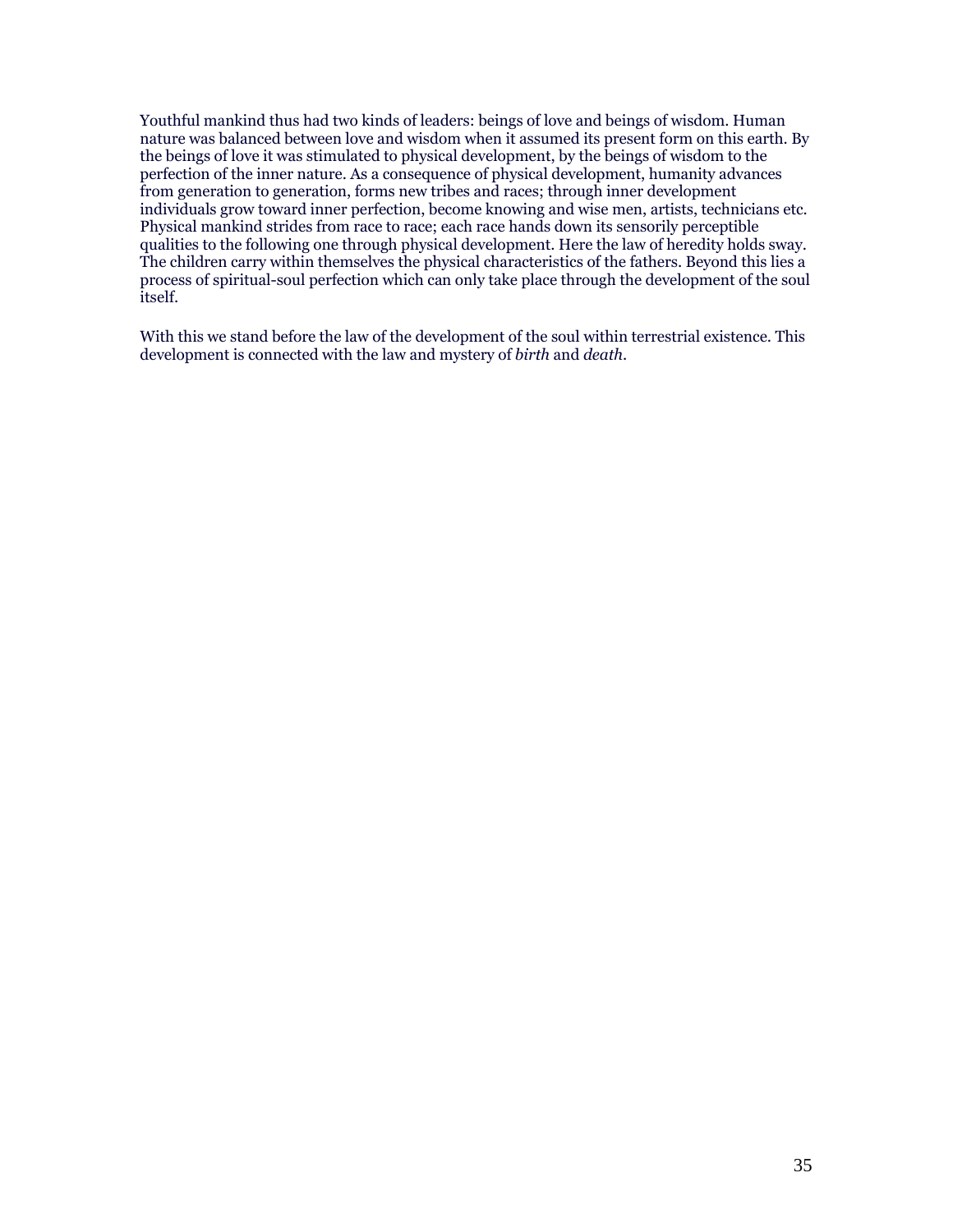Youthful mankind thus had two kinds of leaders: beings of love and beings of wisdom. Human nature was balanced between love and wisdom when it assumed its present form on this earth. By the beings of love it was stimulated to physical development, by the beings of wisdom to the perfection of the inner nature. As a consequence of physical development, humanity advances from generation to generation, forms new tribes and races; through inner development individuals grow toward inner perfection, become knowing and wise men, artists, technicians etc. Physical mankind strides from race to race; each race hands down its sensorily perceptible qualities to the following one through physical development. Here the law of heredity holds sway. The children carry within themselves the physical characteristics of the fathers. Beyond this lies a process of spiritual-soul perfection which can only take place through the development of the soul itself.

With this we stand before the law of the development of the soul within terrestrial existence. This development is connected with the law and mystery of *birth* and *death*.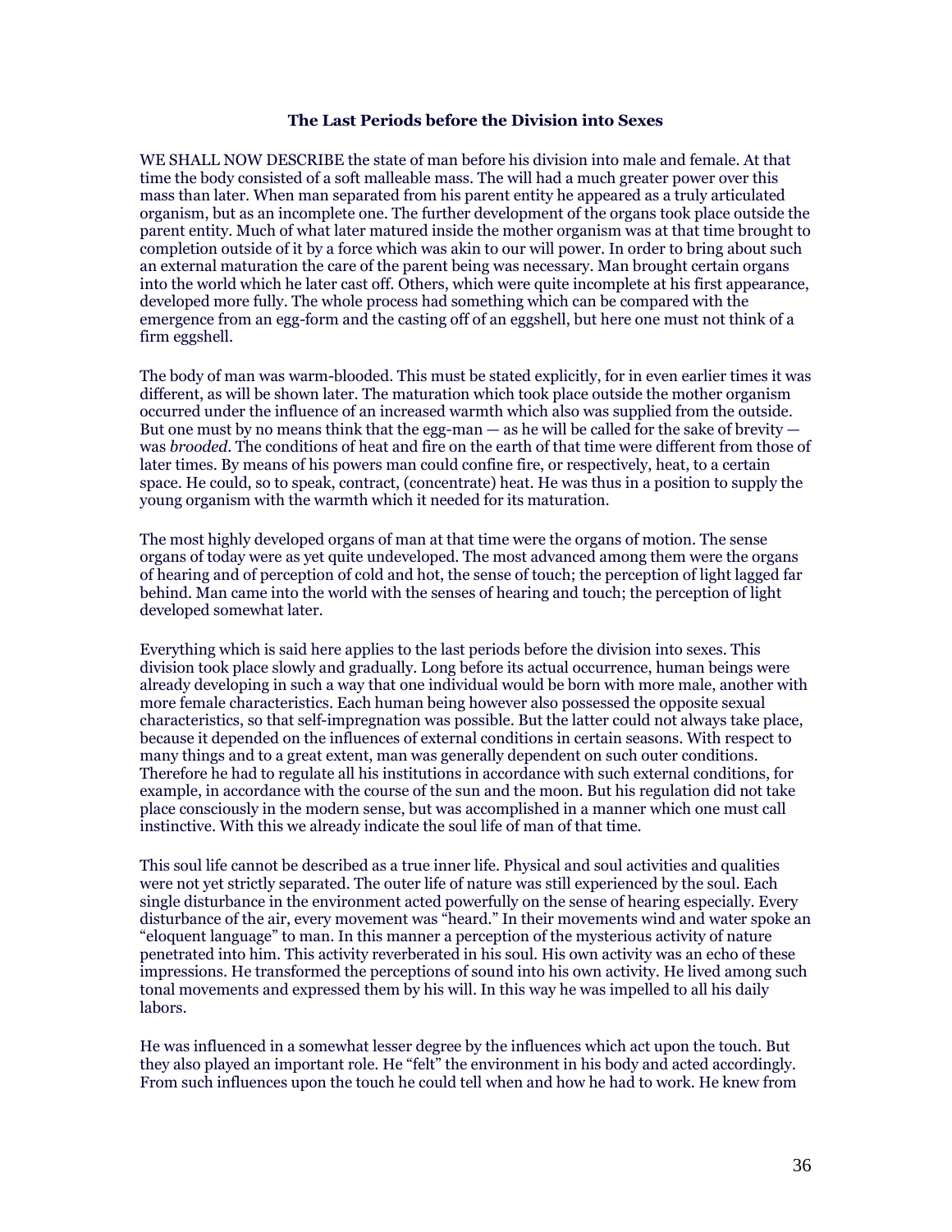### The Last Periods before the Division into Sexes

WE SHALL NOW DESCRIBE the state of man before his division into male and female. At that time the body consisted of a soft malleable mass. The will had a much greater power over this mass than later. When man separated from his parent entity he appeared as a truly articulated organism, but as an incomplete one. The further development of the organs took place outside the parent entity. Much of what later matured inside the mother organism was at that time brought to completion outside of it by a force which was akin to our will power. In order to bring about such an external maturation the care of the parent being was necessary. Man brought certain organs into the world which he later cast off. Others, which were quite incomplete at his first appearance, developed more fully. The whole process had something which can be compared with the emergence from an egg-form and the casting off of an eggshell, but here one must not think of a firm eggshell.

The body of man was warm-blooded. This must be stated explicitly, for in even earlier times it was different, as will be shown later. The maturation which took place outside the mother organism occurred under the influence of an increased warmth which also was supplied from the outside. But one must by no means think that the egg-man — as he will be called for the sake of brevity — was *brooded*. The conditions of heat and fire on the earth of that time were different from those of later times. By means of his powers man could confine fire, or respectively, heat, to a certain space. He could, so to speak, contract, (concentrate) heat. He was thus in a position to supply the young organism with the warmth which it needed for its maturation.

The most highly developed organs of man at that time were the organs of motion. The sense organs of today were as yet quite undeveloped. The most advanced among them were the organs of hearing and of perception of cold and hot, the sense of touch; the perception of light lagged far behind. Man came into the world with the senses of hearing and touch; the perception of light developed somewhat later.

Everything which is said here applies to the last periods before the division into sexes. This division took place slowly and gradually. Long before its actual occurrence, human beings were already developing in such a way that one individual would be born with more male, another with more female characteristics. Each human being however also possessed the opposite sexual characteristics, so that self-impregnation was possible. But the latter could not always take place, because it depended on the influences of external conditions in certain seasons. With respect to many things and to a great extent, man was generally dependent on such outer conditions. Therefore he had to regulate all his institutions in accordance with such external conditions, for example, in accordance with the course of the sun and the moon. But his regulation did not take place consciously in the modern sense, but was accomplished in a manner which one must call instinctive. With this we already indicate the soul life of man of that time.

This soul life cannot be described as a true inner life. Physical and soul activities and qualities were not yet strictly separated. The outer life of nature was still experienced by the soul. Each single disturbance in the environment acted powerfully on the sense of hearing especially. Every disturbance of the air, every movement was "heard." In their movements wind and water spoke an "eloquent language" to man. In this manner a perception of the mysterious activity of nature penetrated into him. This activity reverberated in his soul. His own activity was an echo of these impressions. He transformed the perceptions of sound into his own activity. He lived among such tonal movements and expressed them by his will. In this way he was impelled to all his daily labors.

He was influenced in a somewhat lesser degree by the influences which act upon the touch. But they also played an important role. He "felt" the environment in his body and acted accordingly. From such influences upon the touch he could tell when and how he had to work. He knew from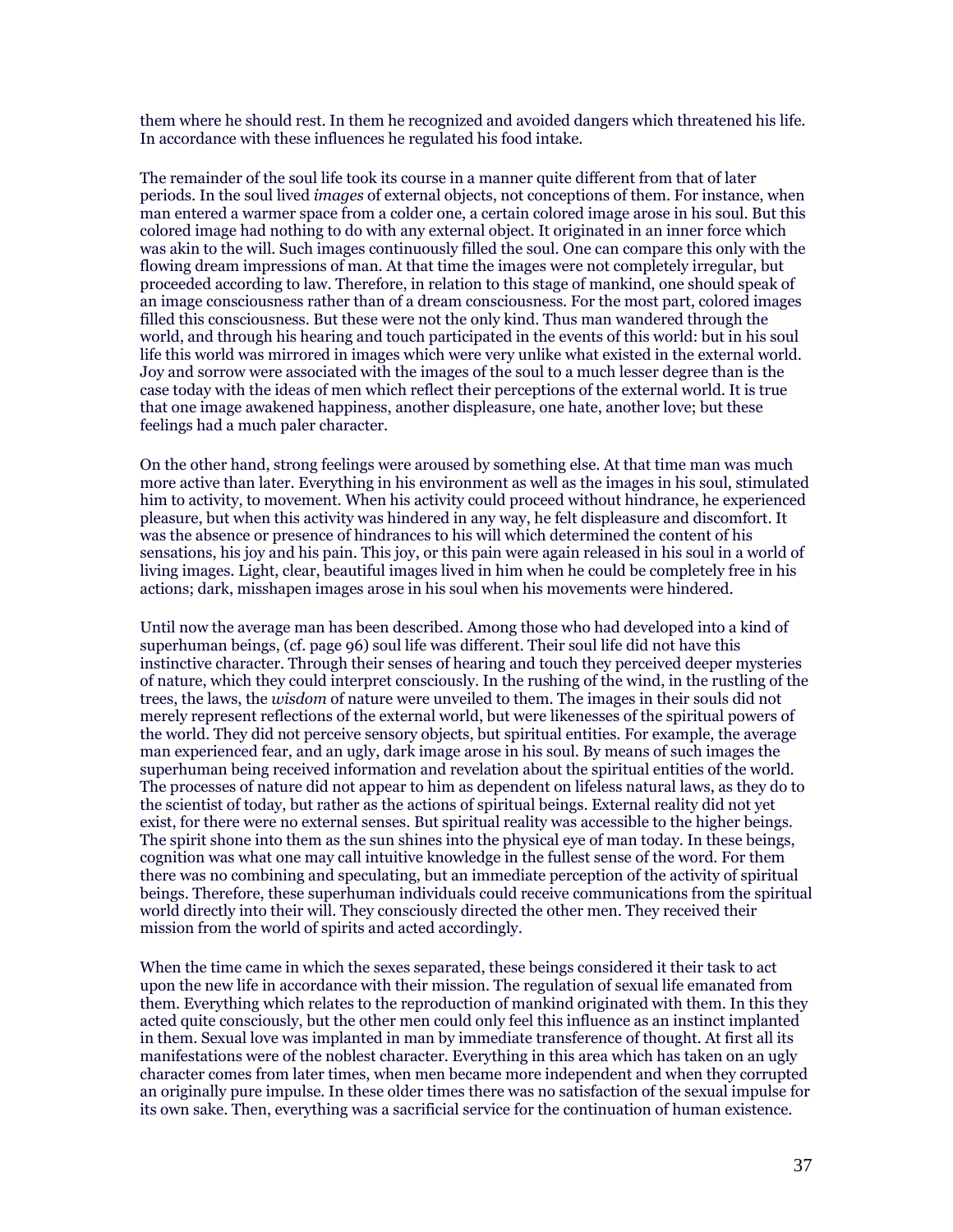them where he should rest. In them he recognized and avoided dangers which threatened his life. In accordance with these influences he regulated his food intake.

The remainder of the soul life took its course in a manner quite different from that of later periods. In the soul lived *images* of external objects, not conceptions of them. For instance, when man entered a warmer space from a colder one, a certain colored image arose in his soul. But this colored image had nothing to do with any external object. It originated in an inner force which was akin to the will. Such images continuously filled the soul. One can compare this only with the flowing dream impressions of man. At that time the images were not completely irregular, but proceeded according to law. Therefore, in relation to this stage of mankind, one should speak of an image consciousness rather than of a dream consciousness. For the most part, colored images filled this consciousness. But these were not the only kind. Thus man wandered through the world, and through his hearing and touch participated in the events of this world: but in his soul life this world was mirrored in images which were very unlike what existed in the external world. Joy and sorrow were associated with the images of the soul to a much lesser degree than is the case today with the ideas of men which reflect their perceptions of the external world. It is true that one image awakened happiness, another displeasure, one hate, another love; but these feelings had a much paler character.

On the other hand, strong feelings were aroused by something else. At that time man was much more active than later. Everything in his environment as well as the images in his soul, stimulated him to activity, to movement. When his activity could proceed without hindrance, he experienced pleasure, but when this activity was hindered in any way, he felt displeasure and discomfort. It was the absence or presence of hindrances to his will which determined the content of his sensations, his joy and his pain. This joy, or this pain were again released in his soul in a world of living images. Light, clear, beautiful images lived in him when he could be completely free in his actions; dark, misshapen images arose in his soul when his movements were hindered.

Until now the average man has been described. Among those who had developed into a kind of superhuman beings, (cf. page 96) soul life was different. Their soul life did not have this instinctive character. Through their senses of hearing and touch they perceived deeper mysteries of nature, which they could interpret consciously. In the rushing of the wind, in the rustling of the trees, the laws, the *wisdom* of nature were unveiled to them. The images in their souls did not merely represent reflections of the external world, but were likenesses of the spiritual powers of the world. They did not perceive sensory objects, but spiritual entities. For example, the average man experienced fear, and an ugly, dark image arose in his soul. By means of such images the superhuman being received information and revelation about the spiritual entities of the world. The processes of nature did not appear to him as dependent on lifeless natural laws, as they do to the scientist of today, but rather as the actions of spiritual beings. External reality did not yet exist, for there were no external senses. But spiritual reality was accessible to the higher beings. The spirit shone into them as the sun shines into the physical eye of man today. In these beings, cognition was what one may call intuitive knowledge in the fullest sense of the word. For them there was no combining and speculating, but an immediate perception of the activity of spiritual beings. Therefore, these superhuman individuals could receive communications from the spiritual world directly into their will. They consciously directed the other men. They received their mission from the world of spirits and acted accordingly.

When the time came in which the sexes separated, these beings considered it their task to act upon the new life in accordance with their mission. The regulation of sexual life emanated from them. Everything which relates to the reproduction of mankind originated with them. In this they acted quite consciously, but the other men could only feel this influence as an instinct implanted in them. Sexual love was implanted in man by immediate transference of thought. At first all its manifestations were of the noblest character. Everything in this area which has taken on an ugly character comes from later times, when men became more independent and when they corrupted an originally pure impulse. In these older times there was no satisfaction of the sexual impulse for its own sake. Then, everything was a sacrificial service for the continuation of human existence.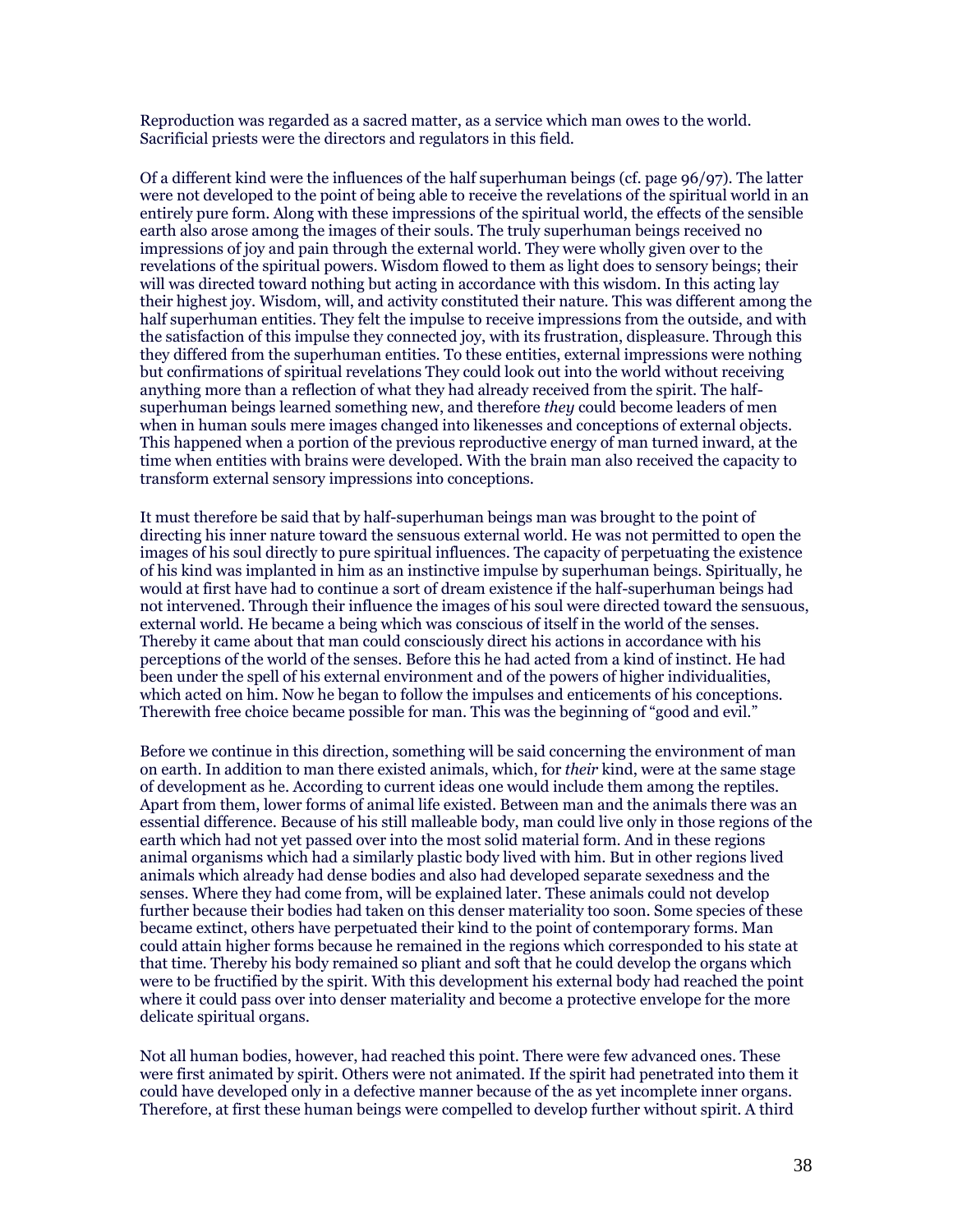Reproduction was regarded as a sacred matter, as a service which man owes to the world. Sacrificial priests were the directors and regulators in this field.

Of a different kind were the influences of the half superhuman beings (cf. page 96/97). The latter were not developed to the point of being able to receive the revelations of the spiritual world in an entirely pure form. Along with these impressions of the spiritual world, the effects of the sensible earth also arose among the images of their souls. The truly superhuman beings received no impressions of joy and pain through the external world. They were wholly given over to the revelations of the spiritual powers. Wisdom flowed to them as light does to sensory beings; their will was directed toward nothing but acting in accordance with this wisdom. In this acting lay their highest joy. Wisdom, will, and activity constituted their nature. This was different among the half superhuman entities. They felt the impulse to receive impressions from the outside, and with the satisfaction of this impulse they connected joy, with its frustration, displeasure. Through this they differed from the superhuman entities. To these entities, external impressions were nothing but confirmations of spiritual revelations They could look out into the world without receiving anything more than a reflection of what they had already received from the spirit. The half-superhuman beings learned something new, and therefore *they* could become leaders of men when in human souls mere images changed into likenesses and conceptions of external objects. This happened when a portion of the previous reproductive energy of man turned inward, at the time when entities with brains were developed. With the brain man also received the capacity to transform external sensory impressions into conceptions.

It must therefore be said that by half-superhuman beings man was brought to the point of directing his inner nature toward the sensuous external world. He was not permitted to open the images of his soul directly to pure spiritual influences. The capacity of perpetuating the existence of his kind was implanted in him as an instinctive impulse by superhuman beings. Spiritually, he would at first have had to continue a sort of dream existence if the half-superhuman beings had not intervened. Through their influence the images of his soul were directed toward the sensuous, external world. He became a being which was conscious of itself in the world of the senses. Thereby it came about that man could consciously direct his actions in accordance with his perceptions of the world of the senses. Before this he had acted from a kind of instinct. He had been under the spell of his external environment and of the powers of higher individualities, which acted on him. Now he began to follow the impulses and enticements of his conceptions. Therewith free choice became possible for man. This was the beginning of "good and evil."

Before we continue in this direction, something will be said concerning the environment of man on earth. In addition to man there existed animals, which, for *their* kind, were at the same stage of development as he. According to current ideas one would include them among the reptiles. Apart from them, lower forms of animal life existed. Between man and the animals there was an essential difference. Because of his still malleable body, man could live only in those regions of the earth which had not yet passed over into the most solid material form. And in these regions animal organisms which had a similarly plastic body lived with him. But in other regions lived animals which already had dense bodies and also had developed separate sexedness and the senses. Where they had come from, will be explained later. These animals could not develop further because their bodies had taken on this denser materiality too soon. Some species of these became extinct, others have perpetuated their kind to the point of contemporary forms. Man could attain higher forms because he remained in the regions which corresponded to his state at that time. Thereby his body remained so pliant and soft that he could develop the organs which were to be fructified by the spirit. With this development his external body had reached the point where it could pass over into denser materiality and become a protective envelope for the more delicate spiritual organs.

Not all human bodies, however, had reached this point. There were few advanced ones. These were first animated by spirit. Others were not animated. If the spirit had penetrated into them it could have developed only in a defective manner because of the as yet incomplete inner organs. Therefore, at first these human beings were compelled to develop further without spirit. A third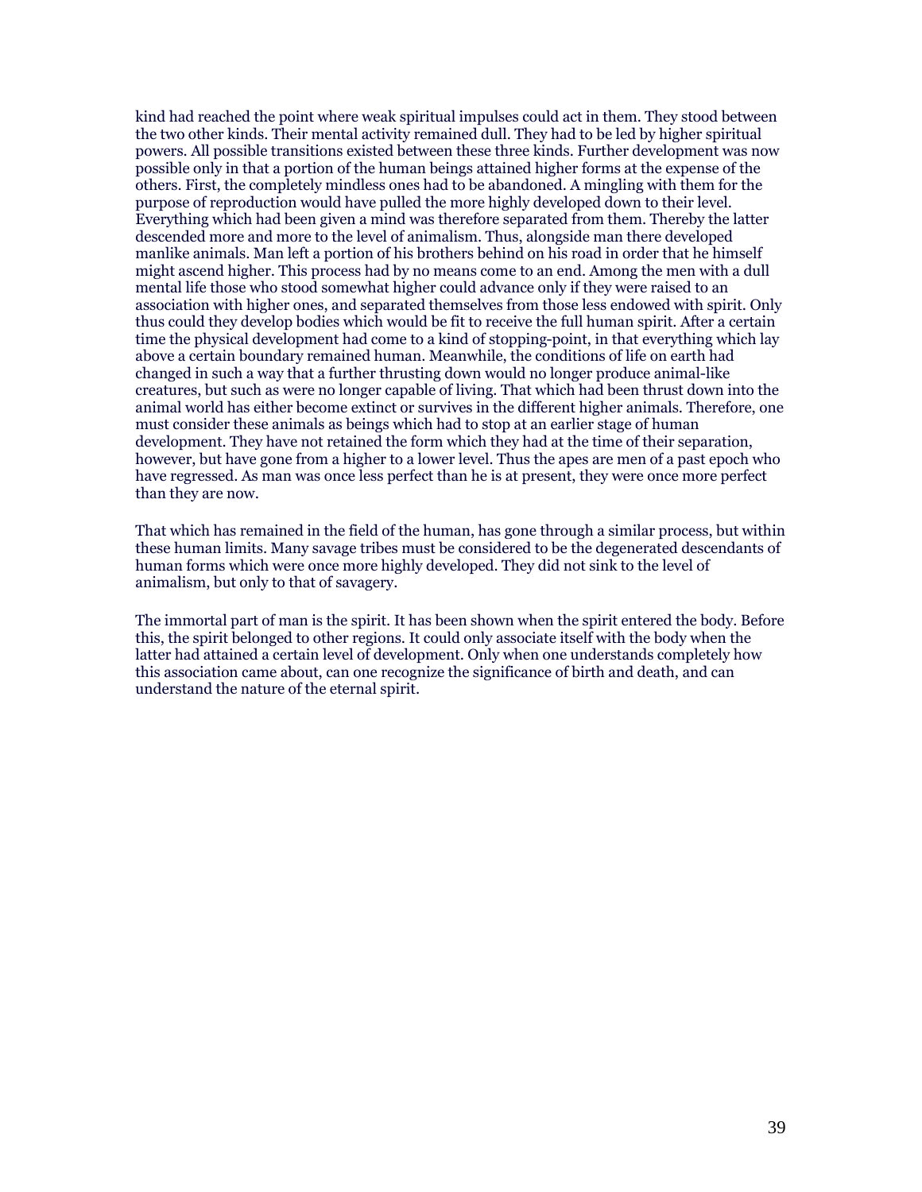kind had reached the point where weak spiritual impulses could act in them. They stood between the two other kinds. Their mental activity remained dull. They had to be led by higher spiritual powers. All possible transitions existed between these three kinds. Further development was now possible only in that a portion of the human beings attained higher forms at the expense of the others. First, the completely mindless ones had to be abandoned. A mingling with them for the purpose of reproduction would have pulled the more highly developed down to their level. Everything which had been given a mind was therefore separated from them. Thereby the latter descended more and more to the level of animalism. Thus, alongside man there developed manlike animals. Man left a portion of his brothers behind on his road in order that he himself might ascend higher. This process had by no means come to an end. Among the men with a dull mental life those who stood somewhat higher could advance only if they were raised to an association with higher ones, and separated themselves from those less endowed with spirit. Only thus could they develop bodies which would be fit to receive the full human spirit. After a certain time the physical development had come to a kind of stopping-point, in that everything which lay above a certain boundary remained human. Meanwhile, the conditions of life on earth had changed in such a way that a further thrusting down would no longer produce animal-like creatures, but such as were no longer capable of living. That which had been thrust down into the animal world has either become extinct or survives in the different higher animals. Therefore, one must consider these animals as beings which had to stop at an earlier stage of human development. They have not retained the form which they had at the time of their separation, however, but have gone from a higher to a lower level. Thus the apes are men of a past epoch who have regressed. As man was once less perfect than he is at present, they were once more perfect than they are now.

That which has remained in the field of the human, has gone through a similar process, but within these human limits. Many savage tribes must be considered to be the degenerated descendants of human forms which were once more highly developed. They did not sink to the level of animalism, but only to that of savagery.

The immortal part of man is the spirit. It has been shown when the spirit entered the body. Before this, the spirit belonged to other regions. It could only associate itself with the body when the latter had attained a certain level of development. Only when one understands completely how this association came about, can one recognize the significance of birth and death, and can understand the nature of the eternal spirit.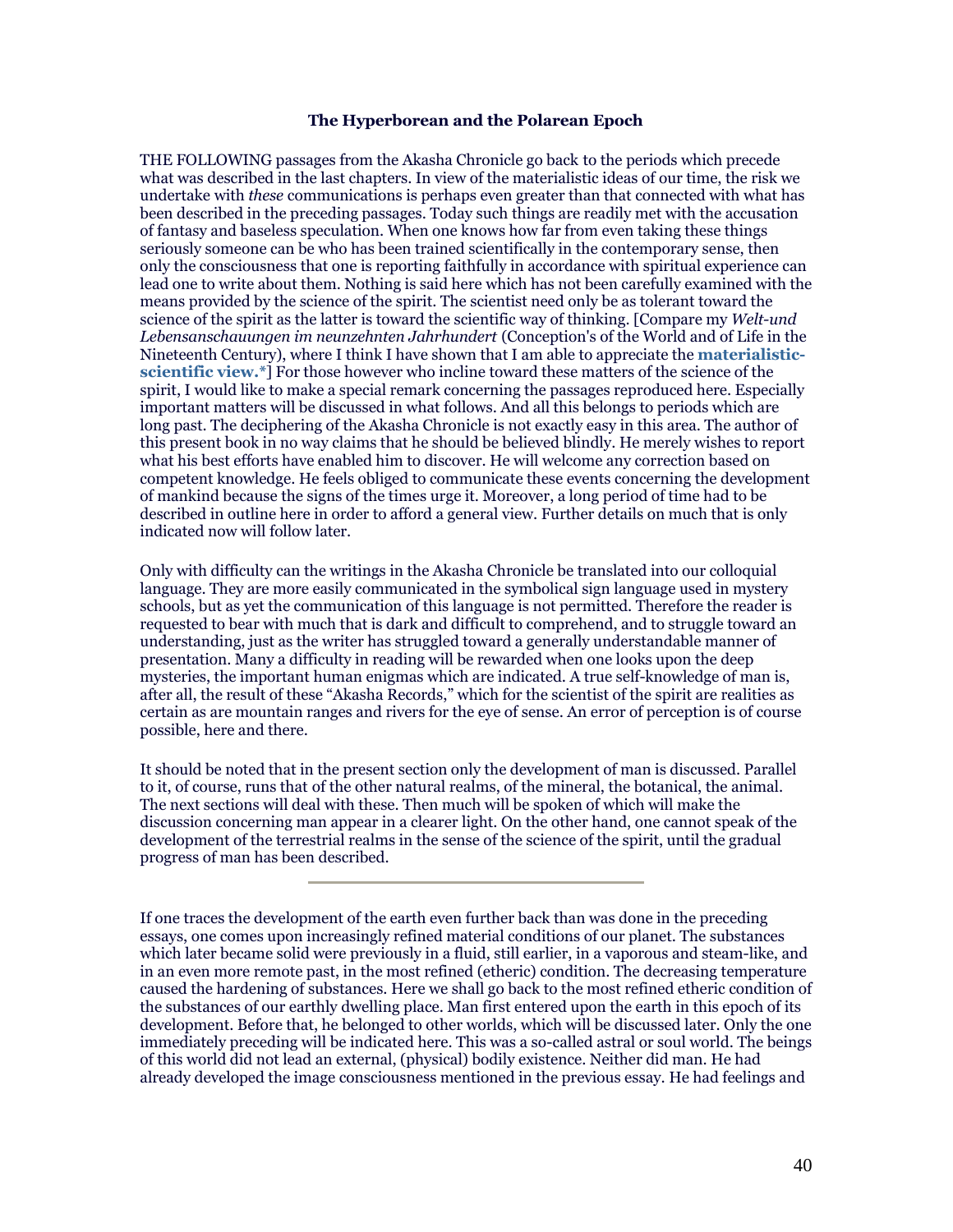### The Hyperborean and the Polarean Epoch

THE FOLLOWING passages from the Akasha Chronicle go back to the periods which precede what was described in the last chapters. In view of the materialistic ideas of our time, the risk we undertake with *these* communications is perhaps even greater than that connected with what has been described in the preceding passages. Today such things are readily met with the accusation of fantasy and baseless speculation. When one knows how far from even taking these things seriously someone can be who has been trained scientifically in the contemporary sense, then only the consciousness that one is reporting faithfully in accordance with spiritual experience can lead one to write about them. Nothing is said here which has not been carefully examined with the means provided by the science of the spirit. The scientist need only be as tolerant toward the science of the spirit as the latter is toward the scientific way of thinking. [Compare my *Welt-und Lebensanschauungen im neunzehnten Jahrhundert* (Conception's of the World and of Life in the Nineteenth Century), where I think I have shown that I am able to appreciate the **materialistic-scientific view.***] For those however who incline toward these matters of the science of the spirit, I would like to make a special remark concerning the passages reproduced here. Especially important matters will be discussed in what follows. And all this belongs to periods which are long past. The deciphering of the Akasha Chronicle is not exactly easy in this area. The author of this present book in no way claims that he should be believed blindly. He merely wishes to report what his best efforts have enabled him to discover. He will welcome any correction based on competent knowledge. He feels obliged to communicate these events concerning the development of mankind because the signs of the times urge it. Moreover, a long period of time had to be described in outline here in order to afford a general view. Further details on much that is only indicated now will follow later.

Only with difficulty can the writings in the Akasha Chronicle be translated into our colloquial language. They are more easily communicated in the symbolical sign language used in mystery schools, but as yet the communication of this language is not permitted. Therefore the reader is requested to bear with much that is dark and difficult to comprehend, and to struggle toward an understanding, just as the writer has struggled toward a generally understandable manner of presentation. Many a difficulty in reading will be rewarded when one looks upon the deep mysteries, the important human enigmas which are indicated. A true self-knowledge of man is, after all, the result of these "Akasha Records," which for the scientist of the spirit are realities as certain as are mountain ranges and rivers for the eye of sense. An error of perception is of course possible, here and there.

It should be noted that in the present section only the development of man is discussed. Parallel to it, of course, runs that of the other natural realms, of the mineral, the botanical, the animal. The next sections will deal with these. Then much will be spoken of which will make the discussion concerning man appear in a clearer light. On the other hand, one cannot speak of the development of the terrestrial realms in the sense of the science of the spirit, until the gradual progress of man has been described.

---

If one traces the development of the earth even further back than was done in the preceding essays, one comes upon increasingly refined material conditions of our planet. The substances which later became solid were previously in a fluid, still earlier, in a vaporous and steam-like, and in an even more remote past, in the most refined (etheric) condition. The decreasing temperature caused the hardening of substances. Here we shall go back to the most refined etheric condition of the substances of our earthly dwelling place. Man first entered upon the earth in this epoch of its development. Before that, he belonged to other worlds, which will be discussed later. Only the one immediately preceding will be indicated here. This was a so-called astral or soul world. The beings of this world did not lead an external, (physical) bodily existence. Neither did man. He had already developed the image consciousness mentioned in the previous essay. He had feelings and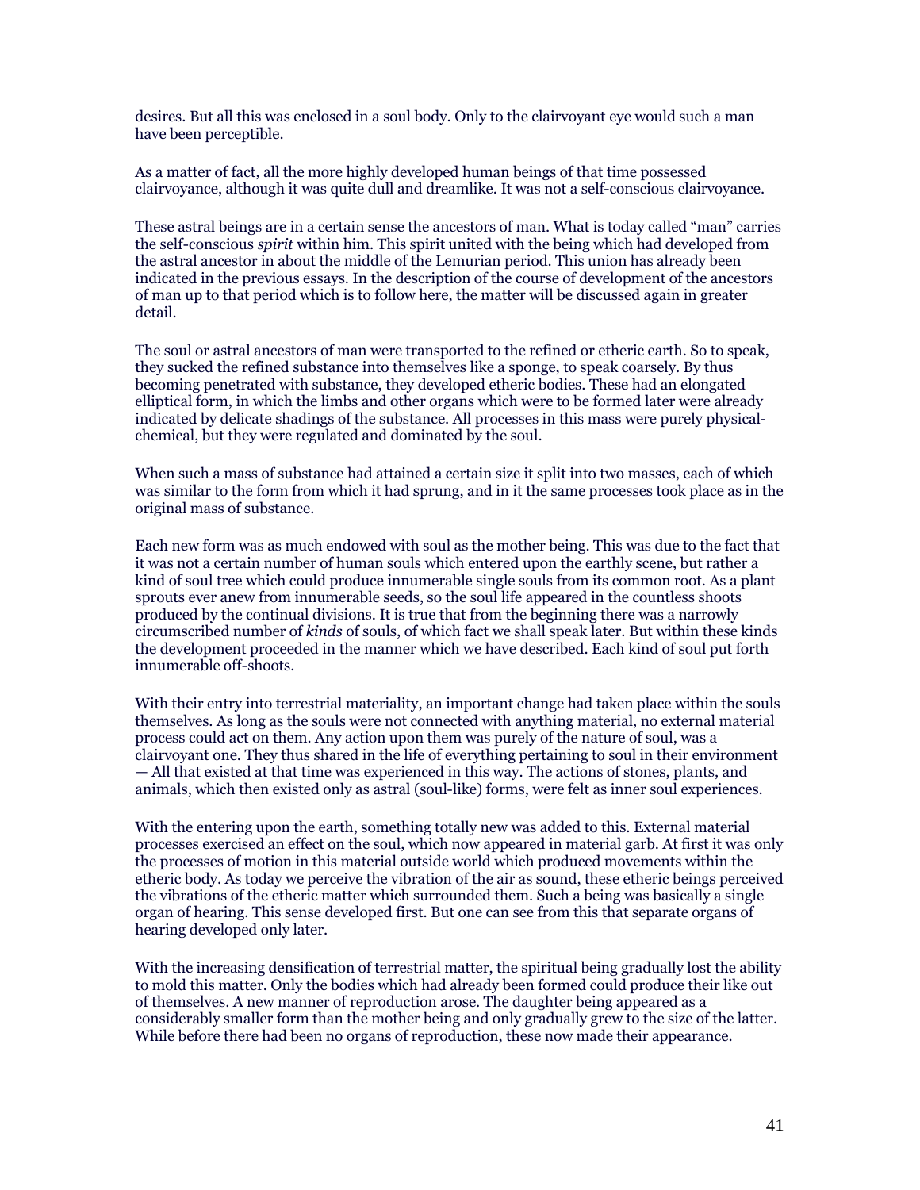desires. But all this was enclosed in a soul body. Only to the clairvoyant eye would such a man have been perceptible.

As a matter of fact, all the more highly developed human beings of that time possessed clairvoyance, although it was quite dull and dreamlike. It was not a self-conscious clairvoyance.

These astral beings are in a certain sense the ancestors of man. What is today called “man” carries the self-conscious *spirit* within him. This spirit united with the being which had developed from the astral ancestor in about the middle of the Lemurian period. This union has already been indicated in the previous essays. In the description of the course of development of the ancestors of man up to that period which is to follow here, the matter will be discussed again in greater detail.

The soul or astral ancestors of man were transported to the refined or etheric earth. So to speak, they sucked the refined substance into themselves like a sponge, to speak coarsely. By thus becoming penetrated with substance, they developed etheric bodies. These had an elongated elliptical form, in which the limbs and other organs which were to be formed later were already indicated by delicate shadings of the substance. All processes in this mass were purely physical-chemical, but they were regulated and dominated by the soul.

When such a mass of substance had attained a certain size it split into two masses, each of which was similar to the form from which it had sprung, and in it the same processes took place as in the original mass of substance.

Each new form was as much endowed with soul as the mother being. This was due to the fact that it was not a certain number of human souls which entered upon the earthly scene, but rather a kind of soul tree which could produce innumerable single souls from its common root. As a plant sprouts ever anew from innumerable seeds, so the soul life appeared in the countless shoots produced by the continual divisions. It is true that from the beginning there was a narrowly circumscribed number of *kinds* of souls, of which fact we shall speak later. But within these kinds the development proceeded in the manner which we have described. Each kind of soul put forth innumerable off-shoots.

With their entry into terrestrial materiality, an important change had taken place within the souls themselves. As long as the souls were not connected with anything material, no external material process could act on them. Any action upon them was purely of the nature of soul, was a clairvoyant one. They thus shared in the life of everything pertaining to soul in their environment — All that existed at that time was experienced in this way. The actions of stones, plants, and animals, which then existed only as astral (soul-like) forms, were felt as inner soul experiences.

With the entering upon the earth, something totally new was added to this. External material processes exercised an effect on the soul, which now appeared in material garb. At first it was only the processes of motion in this material outside world which produced movements within the etheric body. As today we perceive the vibration of the air as sound, these etheric beings perceived the vibrations of the etheric matter which surrounded them. Such a being was basically a single organ of hearing. This sense developed first. But one can see from this that separate organs of hearing developed only later.

With the increasing densification of terrestrial matter, the spiritual being gradually lost the ability to mold this matter. Only the bodies which had already been formed could produce their like out of themselves. A new manner of reproduction arose. The daughter being appeared as a considerably smaller form than the mother being and only gradually grew to the size of the latter. While before there had been no organs of reproduction, these now made their appearance.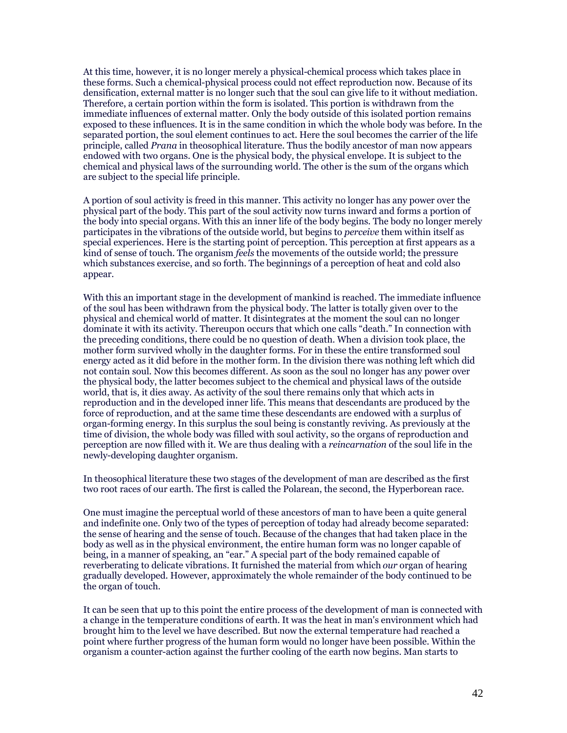At this time, however, it is no longer merely a physical-chemical process which takes place in these forms. Such a chemical-physical process could not effect reproduction now. Because of its densification, external matter is no longer such that the soul can give life to it without mediation. Therefore, a certain portion within the form is isolated. This portion is withdrawn from the immediate influences of external matter. Only the body outside of this isolated portion remains exposed to these influences. It is in the same condition in which the whole body was before. In the separated portion, the soul element continues to act. Here the soul becomes the carrier of the life principle, called *Prana* in theosophical literature. Thus the bodily ancestor of man now appears endowed with two organs. One is the physical body, the physical envelope. It is subject to the chemical and physical laws of the surrounding world. The other is the sum of the organs which are subject to the special life principle.

A portion of soul activity is freed in this manner. This activity no longer has any power over the physical part of the body. This part of the soul activity now turns inward and forms a portion of the body into special organs. With this an inner life of the body begins. The body no longer merely participates in the vibrations of the outside world, but begins to *perceive* them within itself as special experiences. Here is the starting point of perception. This perception at first appears as a kind of sense of touch. The organism *feels* the movements of the outside world; the pressure which substances exercise, and so forth. The beginnings of a perception of heat and cold also appear.

With this an important stage in the development of mankind is reached. The immediate influence of the soul has been withdrawn from the physical body. The latter is totally given over to the physical and chemical world of matter. It disintegrates at the moment the soul can no longer dominate it with its activity. Thereupon occurs that which one calls "death." In connection with the preceding conditions, there could be no question of death. When a division took place, the mother form survived wholly in the daughter forms. For in these the entire transformed soul energy acted as it did before in the mother form. In the division there was nothing left which did not contain soul. Now this becomes different. As soon as the soul no longer has any power over the physical body, the latter becomes subject to the chemical and physical laws of the outside world, that is, it dies away. As activity of the soul there remains only that which acts in reproduction and in the developed inner life. This means that descendants are produced by the force of reproduction, and at the same time these descendants are endowed with a surplus of organ-forming energy. In this surplus the soul being is constantly reviving. As previously at the time of division, the whole body was filled with soul activity, so the organs of reproduction and perception are now filled with it. We are thus dealing with a *reincarnation* of the soul life in the newly-developing daughter organism.

In theosophical literature these two stages of the development of man are described as the first two root races of our earth. The first is called the Polarean, the second, the Hyperborean race.

One must imagine the perceptual world of these ancestors of man to have been a quite general and indefinite one. Only two of the types of perception of today had already become separated: the sense of hearing and the sense of touch. Because of the changes that had taken place in the body as well as in the physical environment, the entire human form was no longer capable of being, in a manner of speaking, an "ear." A special part of the body remained capable of reverberating to delicate vibrations. It furnished the material from which *our* organ of hearing gradually developed. However, approximately the whole remainder of the body continued to be the organ of touch.

It can be seen that up to this point the entire process of the development of man is connected with a change in the temperature conditions of earth. It was the heat in man's environment which had brought him to the level we have described. But now the external temperature had reached a point where further progress of the human form would no longer have been possible. Within the organism a counter-action against the further cooling of the earth now begins. Man starts to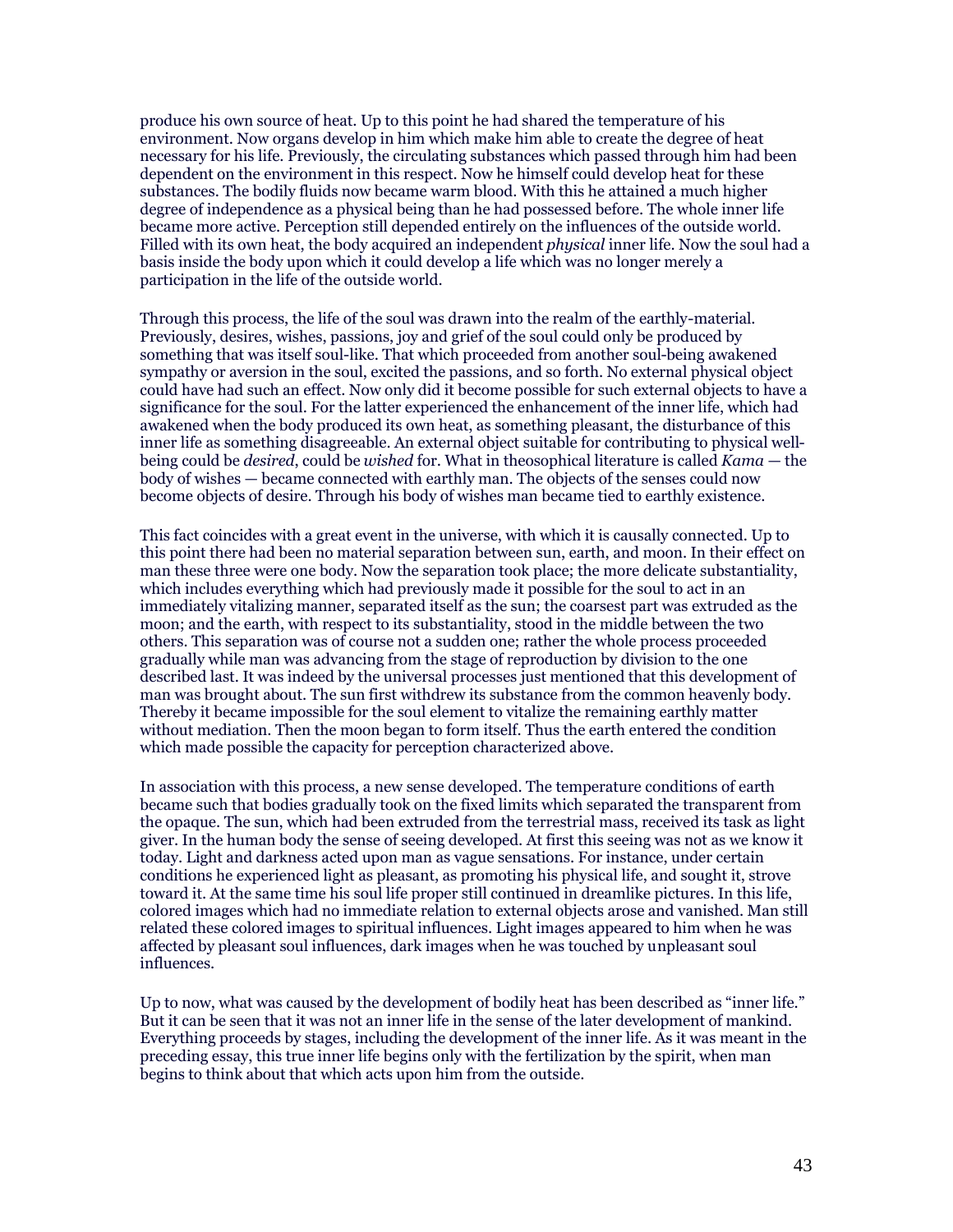produce his own source of heat. Up to this point he had shared the temperature of his environment. Now organs develop in him which make him able to create the degree of heat necessary for his life. Previously, the circulating substances which passed through him had been dependent on the environment in this respect. Now he himself could develop heat for these substances. The bodily fluids now became warm blood. With this he attained a much higher degree of independence as a physical being than he had possessed before. The whole inner life became more active. Perception still depended entirely on the influences of the outside world. Filled with its own heat, the body acquired an independent *physical* inner life. Now the soul had a basis inside the body upon which it could develop a life which was no longer merely a participation in the life of the outside world.

Through this process, the life of the soul was drawn into the realm of the earthly-material. Previously, desires, wishes, passions, joy and grief of the soul could only be produced by something that was itself soul-like. That which proceeded from another soul-being awakened sympathy or aversion in the soul, excited the passions, and so forth. No external physical object could have had such an effect. Now only did it become possible for such external objects to have a significance for the soul. For the latter experienced the enhancement of the inner life, which had awakened when the body produced its own heat, as something pleasant, the disturbance of this inner life as something disagreeable. An external object suitable for contributing to physical well-being could be *desired*, could be *wished* for. What in theosophical literature is called *Kama* — the body of wishes — became connected with earthly man. The objects of the senses could now become objects of desire. Through his body of wishes man became tied to earthly existence.

This fact coincides with a great event in the universe, with which it is causally connected. Up to this point there had been no material separation between sun, earth, and moon. In their effect on man these three were one body. Now the separation took place; the more delicate substantiality, which includes everything which had previously made it possible for the soul to act in an immediately vitalizing manner, separated itself as the sun; the coarsest part was extruded as the moon; and the earth, with respect to its substantiality, stood in the middle between the two others. This separation was of course not a sudden one; rather the whole process proceeded gradually while man was advancing from the stage of reproduction by division to the one described last. It was indeed by the universal processes just mentioned that this development of man was brought about. The sun first withdrew its substance from the common heavenly body. Thereby it became impossible for the soul element to vitalize the remaining earthly matter without mediation. Then the moon began to form itself. Thus the earth entered the condition which made possible the capacity for perception characterized above.

In association with this process, a new sense developed. The temperature conditions of earth became such that bodies gradually took on the fixed limits which separated the transparent from the opaque. The sun, which had been extruded from the terrestrial mass, received its task as light giver. In the human body the sense of seeing developed. At first this seeing was not as we know it today. Light and darkness acted upon man as vague sensations. For instance, under certain conditions he experienced light as pleasant, as promoting his physical life, and sought it, strove toward it. At the same time his soul life proper still continued in dreamlike pictures. In this life, colored images which had no immediate relation to external objects arose and vanished. Man still related these colored images to spiritual influences. Light images appeared to him when he was affected by pleasant soul influences, dark images when he was touched by unpleasant soul influences.

Up to now, what was caused by the development of bodily heat has been described as "inner life." But it can be seen that it was not an inner life in the sense of the later development of mankind. Everything proceeds by stages, including the development of the inner life. As it was meant in the preceding essay, this true inner life begins only with the fertilization by the spirit, when man begins to think about that which acts upon him from the outside.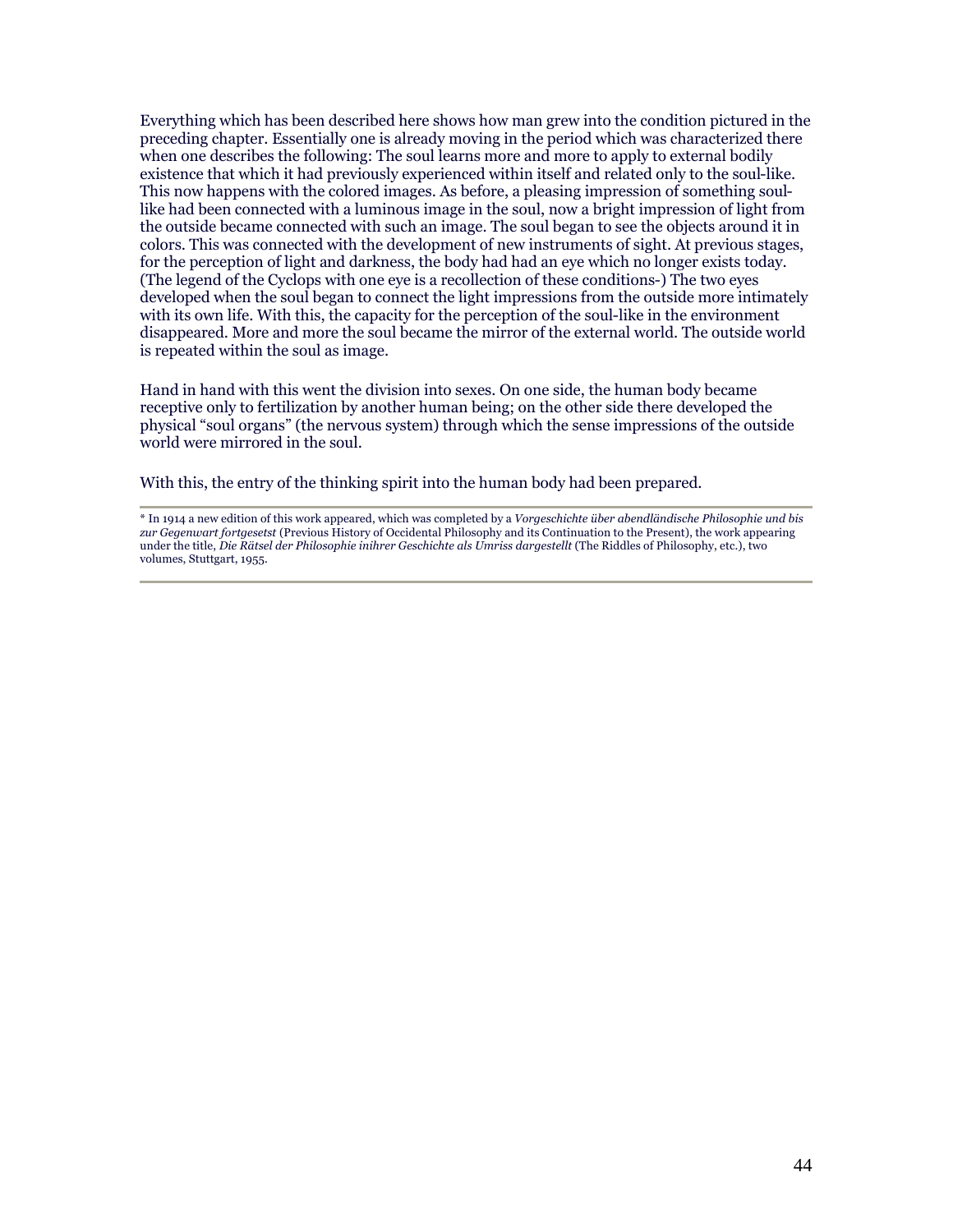Everything which has been described here shows how man grew into the condition pictured in the preceding chapter. Essentially one is already moving in the period which was characterized there when one describes the following: The soul learns more and more to apply to external bodily existence that which it had previously experienced within itself and related only to the soul-like. This now happens with the colored images. As before, a pleasing impression of something soul-like had been connected with a luminous image in the soul, now a bright impression of light from the outside became connected with such an image. The soul began to see the objects around it in colors. This was connected with the development of new instruments of sight. At previous stages, for the perception of light and darkness, the body had had an eye which no longer exists today. (The legend of the Cyclops with one eye is a recollection of these conditions-) The two eyes developed when the soul began to connect the light impressions from the outside more intimately with its own life. With this, the capacity for the perception of the soul-like in the environment disappeared. More and more the soul became the mirror of the external world. The outside world is repeated within the soul as image.

Hand in hand with this went the division into sexes. On one side, the human body became receptive only to fertilization by another human being; on the other side there developed the physical "soul organs" (the nervous system) through which the sense impressions of the outside world were mirrored in the soul.

With this, the entry of the thinking spirit into the human body had been prepared.

---

* In 1914 a new edition of this work appeared, which was completed by a *Vorgeschichte über abendländische Philosophie und bis zur Gegenwart fortgesetst* (Previous History of Occidental Philosophy and its Continuation to the Present), the work appearing under the title, *Die Rätsel der Philosophie inihrer Geschichte als Umriss dargestellt* (The Riddles of Philosophy, etc.), two volumes, Stuttgart, 1955.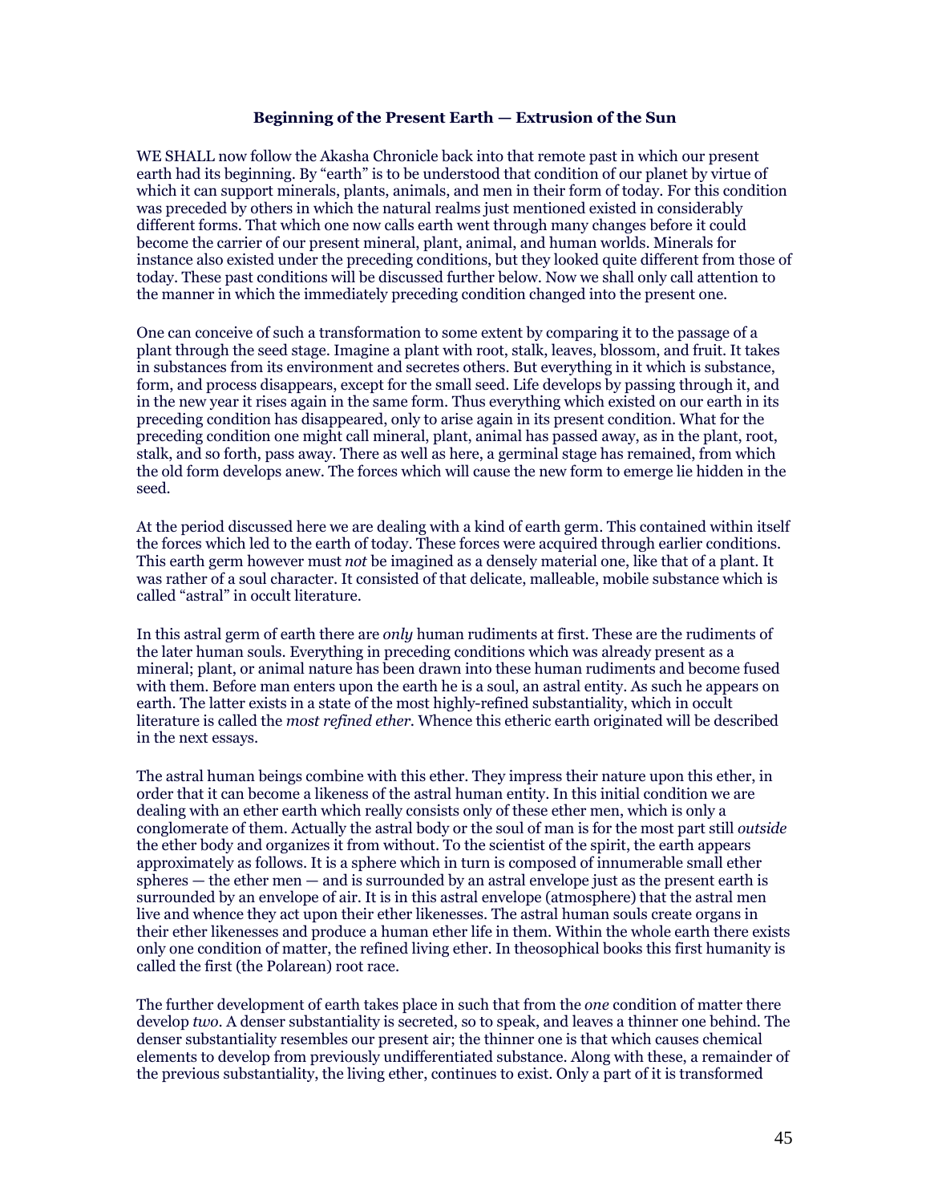### Beginning of the Present Earth — Extrusion of the Sun

WE SHALL now follow the Akasha Chronicle back into that remote past in which our present earth had its beginning. By "earth" is to be understood that condition of our planet by virtue of which it can support minerals, plants, animals, and men in their form of today. For this condition was preceded by others in which the natural realms just mentioned existed in considerably different forms. That which one now calls earth went through many changes before it could become the carrier of our present mineral, plant, animal, and human worlds. Minerals for instance also existed under the preceding conditions, but they looked quite different from those of today. These past conditions will be discussed further below. Now we shall only call attention to the manner in which the immediately preceding condition changed into the present one.

One can conceive of such a transformation to some extent by comparing it to the passage of a plant through the seed stage. Imagine a plant with root, stalk, leaves, blossom, and fruit. It takes in substances from its environment and secretes others. But everything in it which is substance, form, and process disappears, except for the small seed. Life develops by passing through it, and in the new year it rises again in the same form. Thus everything which existed on our earth in its preceding condition has disappeared, only to arise again in its present condition. What for the preceding condition one might call mineral, plant, animal has passed away, as in the plant, root, stalk, and so forth, pass away. There as well as here, a germinal stage has remained, from which the old form develops anew. The forces which will cause the new form to emerge lie hidden in the seed.

At the period discussed here we are dealing with a kind of earth germ. This contained within itself the forces which led to the earth of today. These forces were acquired through earlier conditions. This earth germ however must *not* be imagined as a densely material one, like that of a plant. It was rather of a soul character. It consisted of that delicate, malleable, mobile substance which is called "astral" in occult literature.

In this astral germ of earth there are *only* human rudiments at first. These are the rudiments of the later human souls. Everything in preceding conditions which was already present as a mineral; plant, or animal nature has been drawn into these human rudiments and become fused with them. Before man enters upon the earth he is a soul, an astral entity. As such he appears on earth. The latter exists in a state of the most highly-refined substantiality, which in occult literature is called the *most refined ether*. Whence this etheric earth originated will be described in the next essays.

The astral human beings combine with this ether. They impress their nature upon this ether, in order that it can become a likeness of the astral human entity. In this initial condition we are dealing with an ether earth which really consists only of these ether men, which is only a conglomerate of them. Actually the astral body or the soul of man is for the most part still *outside* the ether body and organizes it from without. To the scientist of the spirit, the earth appears approximately as follows. It is a sphere which in turn is composed of innumerable small ether spheres — the ether men — and is surrounded by an astral envelope just as the present earth is surrounded by an envelope of air. It is in this astral envelope (atmosphere) that the astral men live and whence they act upon their ether likenesses. The astral human souls create organs in their ether likenesses and produce a human ether life in them. Within the whole earth there exists only one condition of matter, the refined living ether. In theosophical books this first humanity is called the first (the Polarean) root race.

The further development of earth takes place in such that from the *one* condition of matter there develop *two*. A denser substantiality is secreted, so to speak, and leaves a thinner one behind. The denser substantiality resembles our present air; the thinner one is that which causes chemical elements to develop from previously undifferentiated substance. Along with these, a remainder of the previous substantiality, the living ether, continues to exist. Only a part of it is transformed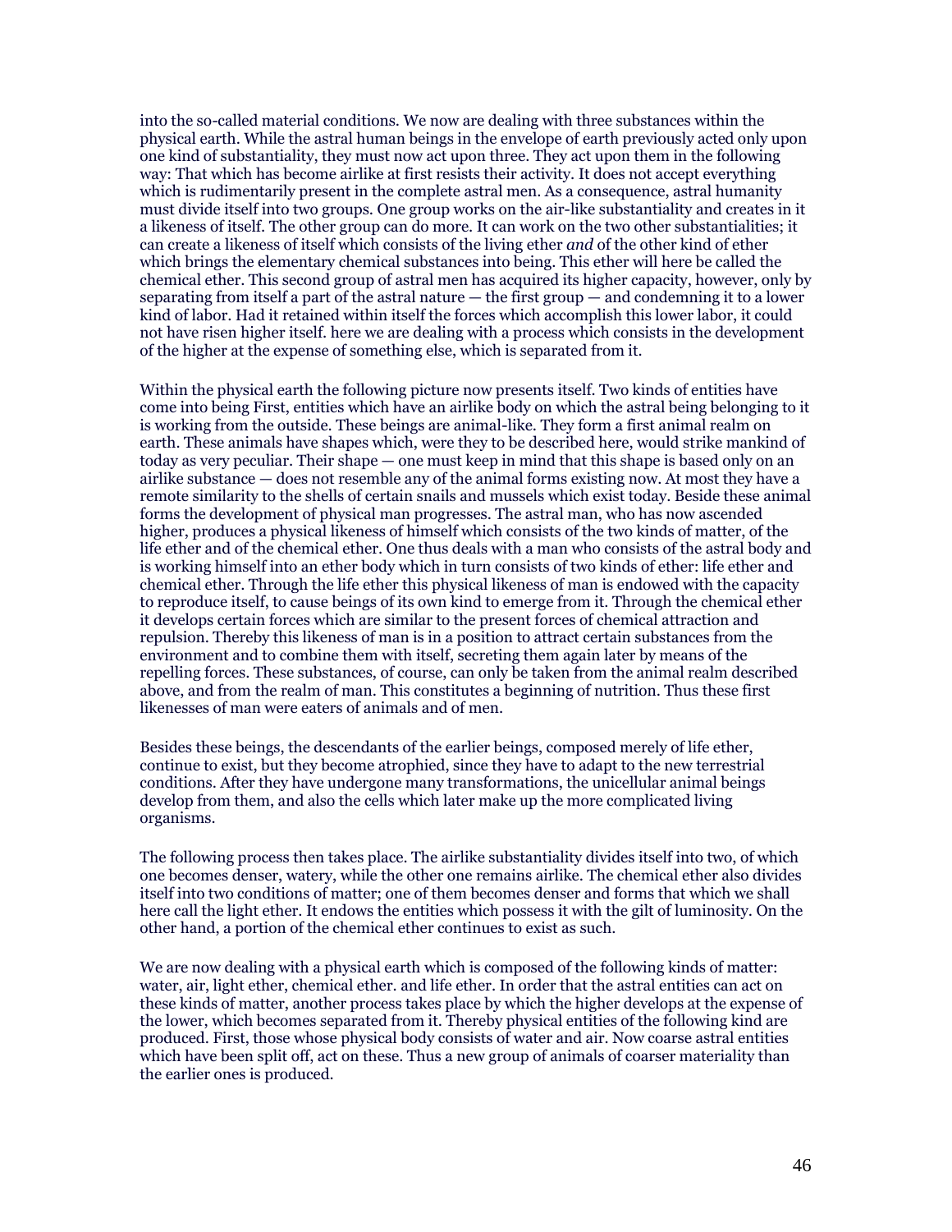into the so-called material conditions. We now are dealing with three substances within the physical earth. While the astral human beings in the envelope of earth previously acted only upon one kind of substantiality, they must now act upon three. They act upon them in the following way: That which has become airlike at first resists their activity. It does not accept everything which is rudimentarily present in the complete astral men. As a consequence, astral humanity must divide itself into two groups. One group works on the air-like substantiality and creates in it a likeness of itself. The other group can do more. It can work on the two other substantialities; it can create a likeness of itself which consists of the living ether *and* of the other kind of ether which brings the elementary chemical substances into being. This ether will here be called the chemical ether. This second group of astral men has acquired its higher capacity, however, only by separating from itself a part of the astral nature — the first group — and condemning it to a lower kind of labor. Had it retained within itself the forces which accomplish this lower labor, it could not have risen higher itself. here we are dealing with a process which consists in the development of the higher at the expense of something else, which is separated from it.

Within the physical earth the following picture now presents itself. Two kinds of entities have come into being First, entities which have an airlike body on which the astral being belonging to it is working from the outside. These beings are animal-like. They form a first animal realm on earth. These animals have shapes which, were they to be described here, would strike mankind of today as very peculiar. Their shape — one must keep in mind that this shape is based only on an airlike substance — does not resemble any of the animal forms existing now. At most they have a remote similarity to the shells of certain snails and mussels which exist today. Beside these animal forms the development of physical man progresses. The astral man, who has now ascended higher, produces a physical likeness of himself which consists of the two kinds of matter, of the life ether and of the chemical ether. One thus deals with a man who consists of the astral body and is working himself into an ether body which in turn consists of two kinds of ether: life ether and chemical ether. Through the life ether this physical likeness of man is endowed with the capacity to reproduce itself, to cause beings of its own kind to emerge from it. Through the chemical ether it develops certain forces which are similar to the present forces of chemical attraction and repulsion. Thereby this likeness of man is in a position to attract certain substances from the environment and to combine them with itself, secreting them again later by means of the repelling forces. These substances, of course, can only be taken from the animal realm described above, and from the realm of man. This constitutes a beginning of nutrition. Thus these first likenesses of man were eaters of animals and of men.

Besides these beings, the descendants of the earlier beings, composed merely of life ether, continue to exist, but they become atrophied, since they have to adapt to the new terrestrial conditions. After they have undergone many transformations, the unicellular animal beings develop from them, and also the cells which later make up the more complicated living organisms.

The following process then takes place. The airlike substantiality divides itself into two, of which one becomes denser, watery, while the other one remains airlike. The chemical ether also divides itself into two conditions of matter; one of them becomes denser and forms that which we shall here call the light ether. It endows the entities which possess it with the gilt of luminosity. On the other hand, a portion of the chemical ether continues to exist as such.

We are now dealing with a physical earth which is composed of the following kinds of matter: water, air, light ether, chemical ether. and life ether. In order that the astral entities can act on these kinds of matter, another process takes place by which the higher develops at the expense of the lower, which becomes separated from it. Thereby physical entities of the following kind are produced. First, those whose physical body consists of water and air. Now coarse astral entities which have been split off, act on these. Thus a new group of animals of coarser materiality than the earlier ones is produced.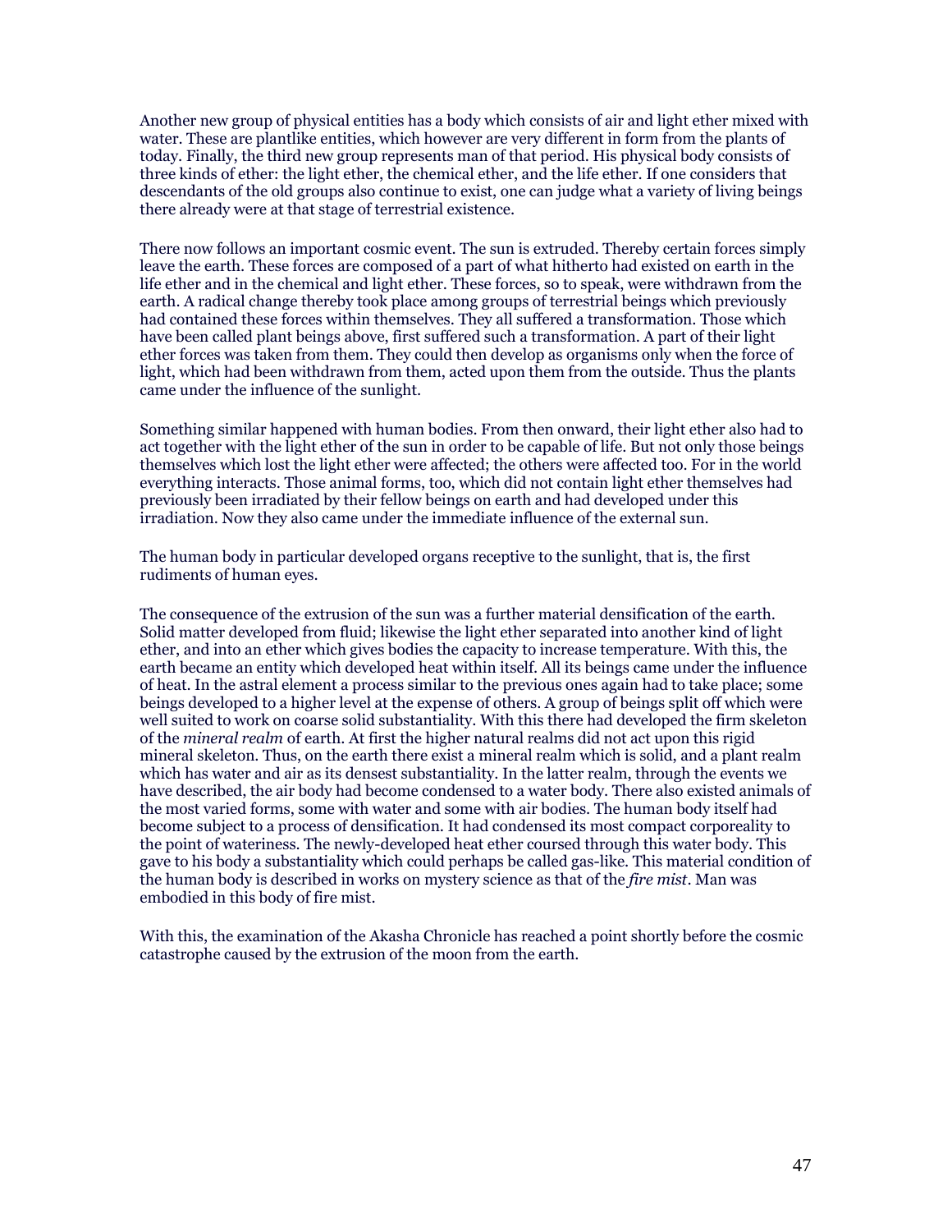Another new group of physical entities has a body which consists of air and light ether mixed with water. These are plantlike entities, which however are very different in form from the plants of today. Finally, the third new group represents man of that period. His physical body consists of three kinds of ether: the light ether, the chemical ether, and the life ether. If one considers that descendants of the old groups also continue to exist, one can judge what a variety of living beings there already were at that stage of terrestrial existence.

There now follows an important cosmic event. The sun is extruded. Thereby certain forces simply leave the earth. These forces are composed of a part of what hitherto had existed on earth in the life ether and in the chemical and light ether. These forces, so to speak, were withdrawn from the earth. A radical change thereby took place among groups of terrestrial beings which previously had contained these forces within themselves. They all suffered a transformation. Those which have been called plant beings above, first suffered such a transformation. A part of their light ether forces was taken from them. They could then develop as organisms only when the force of light, which had been withdrawn from them, acted upon them from the outside. Thus the plants came under the influence of the sunlight.

Something similar happened with human bodies. From then onward, their light ether also had to act together with the light ether of the sun in order to be capable of life. But not only those beings themselves which lost the light ether were affected; the others were affected too. For in the world everything interacts. Those animal forms, too, which did not contain light ether themselves had previously been irradiated by their fellow beings on earth and had developed under this irradiation. Now they also came under the immediate influence of the external sun.

The human body in particular developed organs receptive to the sunlight, that is, the first rudiments of human eyes.

The consequence of the extrusion of the sun was a further material densification of the earth. Solid matter developed from fluid; likewise the light ether separated into another kind of light ether, and into an ether which gives bodies the capacity to increase temperature. With this, the earth became an entity which developed heat within itself. All its beings came under the influence of heat. In the astral element a process similar to the previous ones again had to take place; some beings developed to a higher level at the expense of others. A group of beings split off which were well suited to work on coarse solid substantiality. With this there had developed the firm skeleton of the *mineral realm* of earth. At first the higher natural realms did not act upon this rigid mineral skeleton. Thus, on the earth there exist a mineral realm which is solid, and a plant realm which has water and air as its densest substantiality. In the latter realm, through the events we have described, the air body had become condensed to a water body. There also existed animals of the most varied forms, some with water and some with air bodies. The human body itself had become subject to a process of densification. It had condensed its most compact corporeality to the point of wateriness. The newly-developed heat ether coursed through this water body. This gave to his body a substantiality which could perhaps be called gas-like. This material condition of the human body is described in works on mystery science as that of the *fire mist*. Man was embodied in this body of fire mist.

With this, the examination of the Akasha Chronicle has reached a point shortly before the cosmic catastrophe caused by the extrusion of the moon from the earth.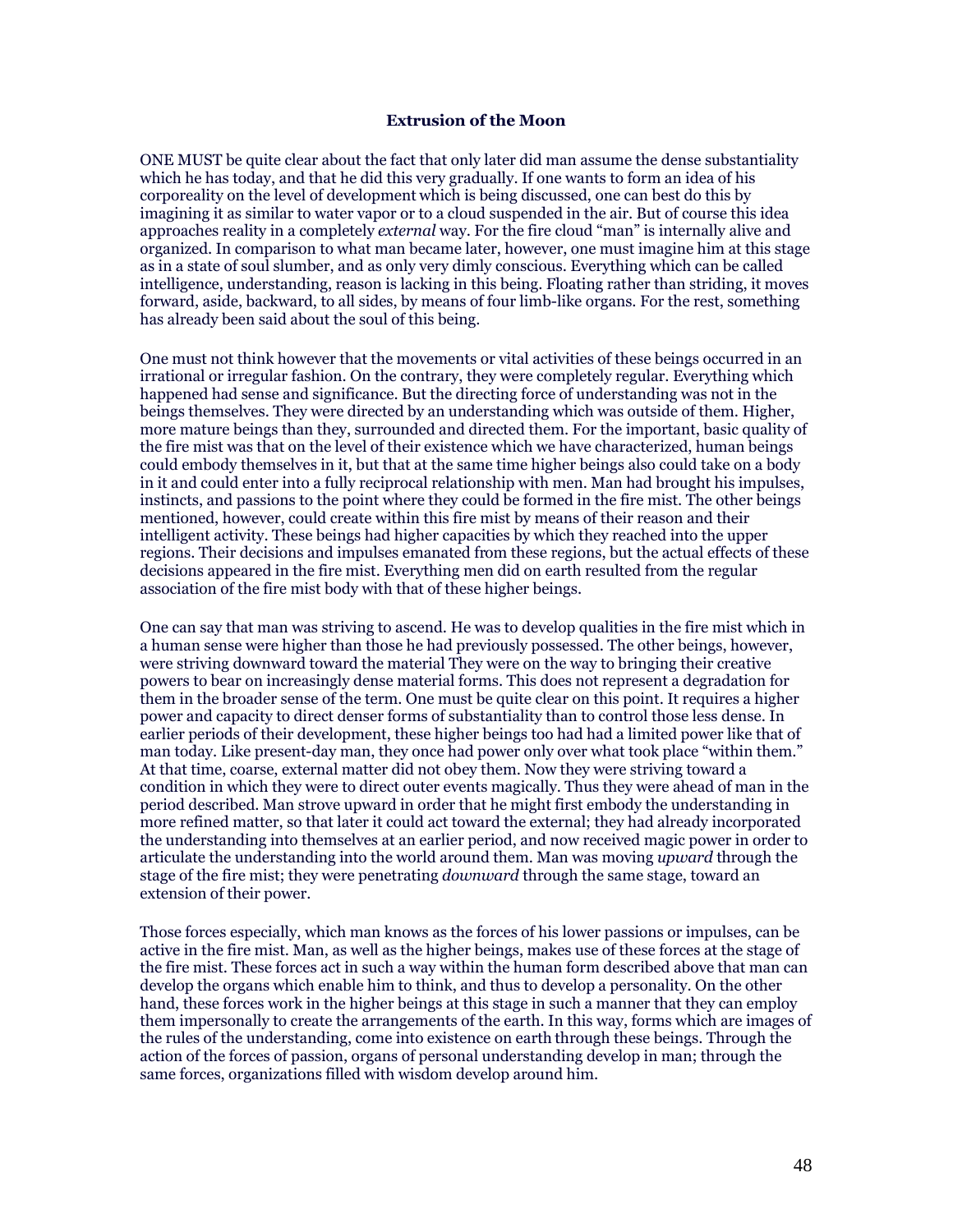### Extrusion of the Moon

ONE MUST be quite clear about the fact that only later did man assume the dense substantiality which he has today, and that he did this very gradually. If one wants to form an idea of his corporeality on the level of development which is being discussed, one can best do this by imagining it as similar to water vapor or to a cloud suspended in the air. But of course this idea approaches reality in a completely *external* way. For the fire cloud "man" is internally alive and organized. In comparison to what man became later, however, one must imagine him at this stage as in a state of soul slumber, and as only very dimly conscious. Everything which can be called intelligence, understanding, reason is lacking in this being. Floating rather than striding, it moves forward, aside, backward, to all sides, by means of four limb-like organs. For the rest, something has already been said about the soul of this being.

One must not think however that the movements or vital activities of these beings occurred in an irrational or irregular fashion. On the contrary, they were completely regular. Everything which happened had sense and significance. But the directing force of understanding was not in the beings themselves. They were directed by an understanding which was outside of them. Higher, more mature beings than they, surrounded and directed them. For the important, basic quality of the fire mist was that on the level of their existence which we have characterized, human beings could embody themselves in it, but that at the same time higher beings also could take on a body in it and could enter into a fully reciprocal relationship with men. Man had brought his impulses, instincts, and passions to the point where they could be formed in the fire mist. The other beings mentioned, however, could create within this fire mist by means of their reason and their intelligent activity. These beings had higher capacities by which they reached into the upper regions. Their decisions and impulses emanated from these regions, but the actual effects of these decisions appeared in the fire mist. Everything men did on earth resulted from the regular association of the fire mist body with that of these higher beings.

One can say that man was striving to ascend. He was to develop qualities in the fire mist which in a human sense were higher than those he had previously possessed. The other beings, however, were striving downward toward the material They were on the way to bringing their creative powers to bear on increasingly dense material forms. This does not represent a degradation for them in the broader sense of the term. One must be quite clear on this point. It requires a higher power and capacity to direct denser forms of substantiality than to control those less dense. In earlier periods of their development, these higher beings too had had a limited power like that of man today. Like present-day man, they once had power only over what took place "within them." At that time, coarse, external matter did not obey them. Now they were striving toward a condition in which they were to direct outer events magically. Thus they were ahead of man in the period described. Man strove upward in order that he might first embody the understanding in more refined matter, so that later it could act toward the external; they had already incorporated the understanding into themselves at an earlier period, and now received magic power in order to articulate the understanding into the world around them. Man was moving *upward* through the stage of the fire mist; they were penetrating *downward* through the same stage, toward an extension of their power.

Those forces especially, which man knows as the forces of his lower passions or impulses, can be active in the fire mist. Man, as well as the higher beings, makes use of these forces at the stage of the fire mist. These forces act in such a way within the human form described above that man can develop the organs which enable him to think, and thus to develop a personality. On the other hand, these forces work in the higher beings at this stage in such a manner that they can employ them impersonally to create the arrangements of the earth. In this way, forms which are images of the rules of the understanding, come into existence on earth through these beings. Through the action of the forces of passion, organs of personal understanding develop in man; through the same forces, organizations filled with wisdom develop around him.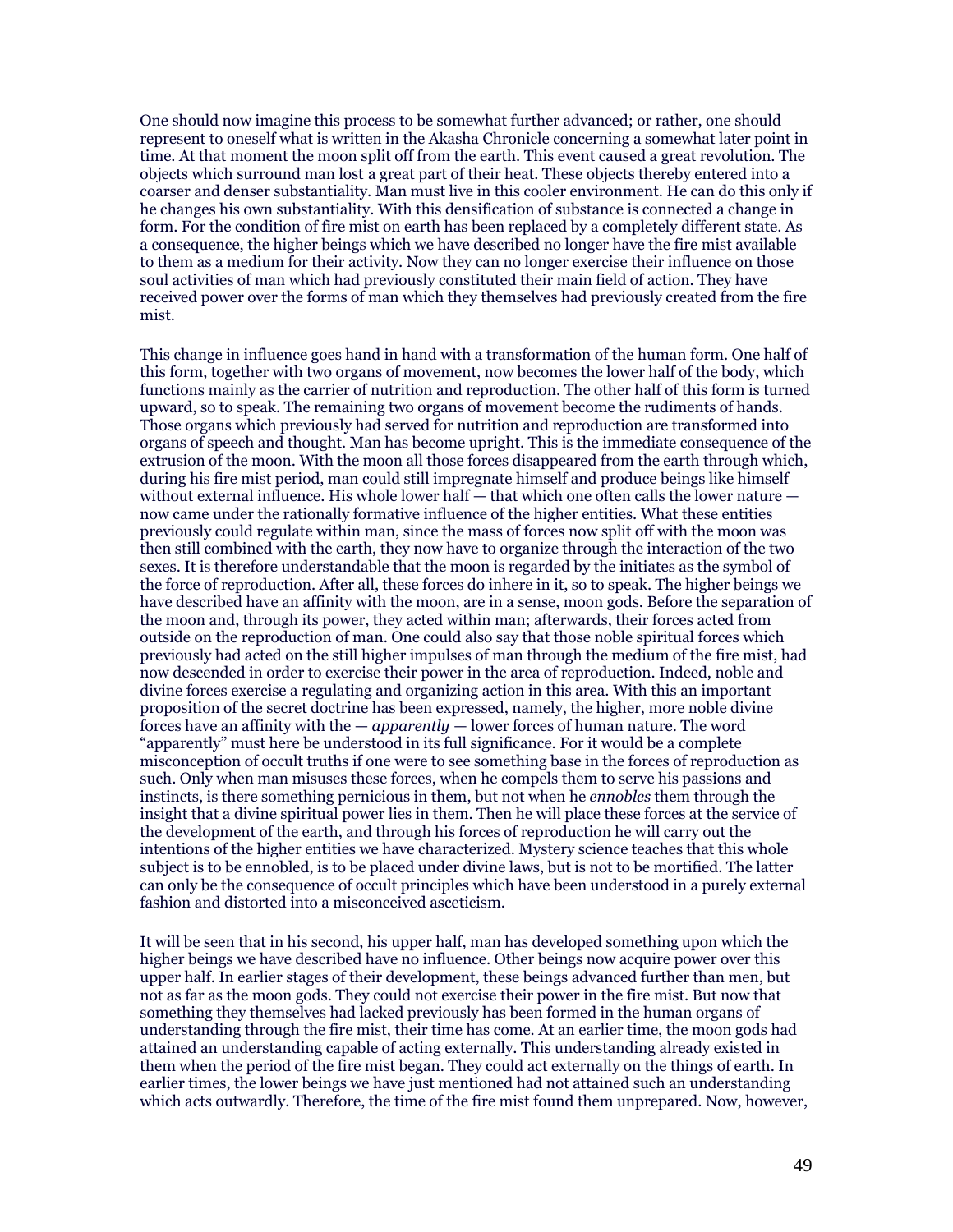One should now imagine this process to be somewhat further advanced; or rather, one should represent to oneself what is written in the Akasha Chronicle concerning a somewhat later point in time. At that moment the moon split off from the earth. This event caused a great revolution. The objects which surround man lost a great part of their heat. These objects thereby entered into a coarser and denser substantiality. Man must live in this cooler environment. He can do this only if he changes his own substantiality. With this densification of substance is connected a change in form. For the condition of fire mist on earth has been replaced by a completely different state. As a consequence, the higher beings which we have described no longer have the fire mist available to them as a medium for their activity. Now they can no longer exercise their influence on those soul activities of man which had previously constituted their main field of action. They have received power over the forms of man which they themselves had previously created from the fire mist.

This change in influence goes hand in hand with a transformation of the human form. One half of this form, together with two organs of movement, now becomes the lower half of the body, which functions mainly as the carrier of nutrition and reproduction. The other half of this form is turned upward, so to speak. The remaining two organs of movement become the rudiments of hands. Those organs which previously had served for nutrition and reproduction are transformed into organs of speech and thought. Man has become upright. This is the immediate consequence of the extrusion of the moon. With the moon all those forces disappeared from the earth through which, during his fire mist period, man could still impregnate himself and produce beings like himself without external influence. His whole lower half — that which one often calls the lower nature — now came under the rationally formative influence of the higher entities. What these entities previously could regulate within man, since the mass of forces now split off with the moon was then still combined with the earth, they now have to organize through the interaction of the two sexes. It is therefore understandable that the moon is regarded by the initiates as the symbol of the force of reproduction. After all, these forces do inhere in it, so to speak. The higher beings we have described have an affinity with the moon, are in a sense, moon gods. Before the separation of the moon and, through its power, they acted within man; afterwards, their forces acted from outside on the reproduction of man. One could also say that those noble spiritual forces which previously had acted on the still higher impulses of man through the medium of the fire mist, had now descended in order to exercise their power in the area of reproduction. Indeed, noble and divine forces exercise a regulating and organizing action in this area. With this an important proposition of the secret doctrine has been expressed, namely, the higher, more noble divine forces have an affinity with the — *apparently* — lower forces of human nature. The word "apparently" must here be understood in its full significance. For it would be a complete misconception of occult truths if one were to see something base in the forces of reproduction as such. Only when man misuses these forces, when he compels them to serve his passions and instincts, is there something pernicious in them, but not when he *ennobles* them through the insight that a divine spiritual power lies in them. Then he will place these forces at the service of the development of the earth, and through his forces of reproduction he will carry out the intentions of the higher entities we have characterized. Mystery science teaches that this whole subject is to be ennobled, is to be placed under divine laws, but is not to be mortified. The latter can only be the consequence of occult principles which have been understood in a purely external fashion and distorted into a misconceived asceticism.

It will be seen that in his second, his upper half, man has developed something upon which the higher beings we have described have no influence. Other beings now acquire power over this upper half. In earlier stages of their development, these beings advanced further than men, but not as far as the moon gods. They could not exercise their power in the fire mist. But now that something they themselves had lacked previously has been formed in the human organs of understanding through the fire mist, their time has come. At an earlier time, the moon gods had attained an understanding capable of acting externally. This understanding already existed in them when the period of the fire mist began. They could act externally on the things of earth. In earlier times, the lower beings we have just mentioned had not attained such an understanding which acts outwardly. Therefore, the time of the fire mist found them unprepared. Now, however,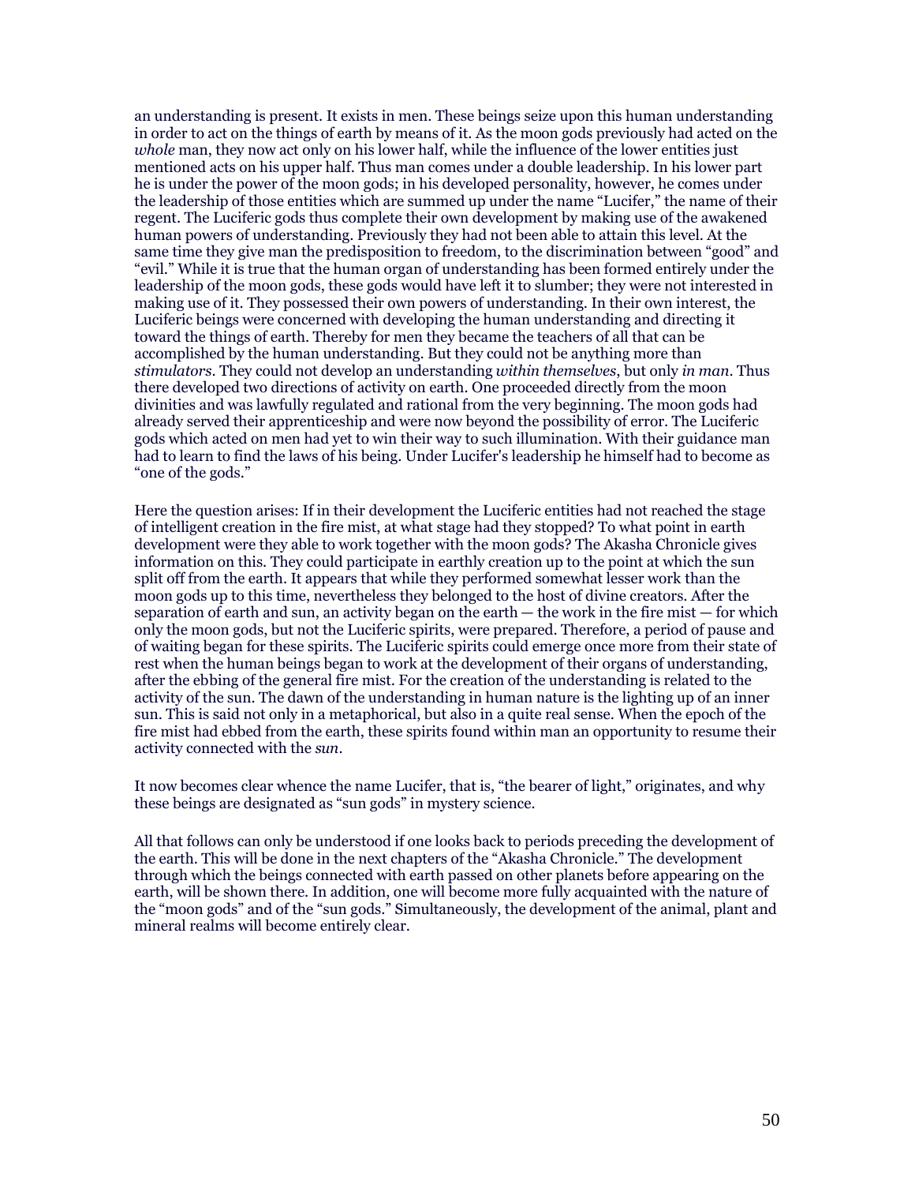an understanding is present. It exists in men. These beings seize upon this human understanding in order to act on the things of earth by means of it. As the moon gods previously had acted on the *whole* man, they now act only on his lower half, while the influence of the lower entities just mentioned acts on his upper half. Thus man comes under a double leadership. In his lower part he is under the power of the moon gods; in his developed personality, however, he comes under the leadership of those entities which are summed up under the name "Lucifer," the name of their regent. The Luciferic gods thus complete their own development by making use of the awakened human powers of understanding. Previously they had not been able to attain this level. At the same time they give man the predisposition to freedom, to the discrimination between "good" and "evil." While it is true that the human organ of understanding has been formed entirely under the leadership of the moon gods, these gods would have left it to slumber; they were not interested in making use of it. They possessed their own powers of understanding. In their own interest, the Luciferic beings were concerned with developing the human understanding and directing it toward the things of earth. Thereby for men they became the teachers of all that can be accomplished by the human understanding. But they could not be anything more than *stimulators*. They could not develop an understanding *within themselves*, but only *in man*. Thus there developed two directions of activity on earth. One proceeded directly from the moon divinities and was lawfully regulated and rational from the very beginning. The moon gods had already served their apprenticeship and were now beyond the possibility of error. The Luciferic gods which acted on men had yet to win their way to such illumination. With their guidance man had to learn to find the laws of his being. Under Lucifer's leadership he himself had to become as "one of the gods."

Here the question arises: If in their development the Luciferic entities had not reached the stage of intelligent creation in the fire mist, at what stage had they stopped? To what point in earth development were they able to work together with the moon gods? The Akasha Chronicle gives information on this. They could participate in earthly creation up to the point at which the sun split off from the earth. It appears that while they performed somewhat lesser work than the moon gods up to this time, nevertheless they belonged to the host of divine creators. After the separation of earth and sun, an activity began on the earth — the work in the fire mist — for which only the moon gods, but not the Luciferic spirits, were prepared. Therefore, a period of pause and of waiting began for these spirits. The Luciferic spirits could emerge once more from their state of rest when the human beings began to work at the development of their organs of understanding, after the ebbing of the general fire mist. For the creation of the understanding is related to the activity of the sun. The dawn of the understanding in human nature is the lighting up of an inner sun. This is said not only in a metaphorical, but also in a quite real sense. When the epoch of the fire mist had ebbed from the earth, these spirits found within man an opportunity to resume their activity connected with the *sun*.

It now becomes clear whence the name Lucifer, that is, "the bearer of light," originates, and why these beings are designated as "sun gods" in mystery science.

All that follows can only be understood if one looks back to periods preceding the development of the earth. This will be done in the next chapters of the "Akasha Chronicle." The development through which the beings connected with earth passed on other planets before appearing on the earth, will be shown there. In addition, one will become more fully acquainted with the nature of the "moon gods" and of the "sun gods." Simultaneously, the development of the animal, plant and mineral realms will become entirely clear.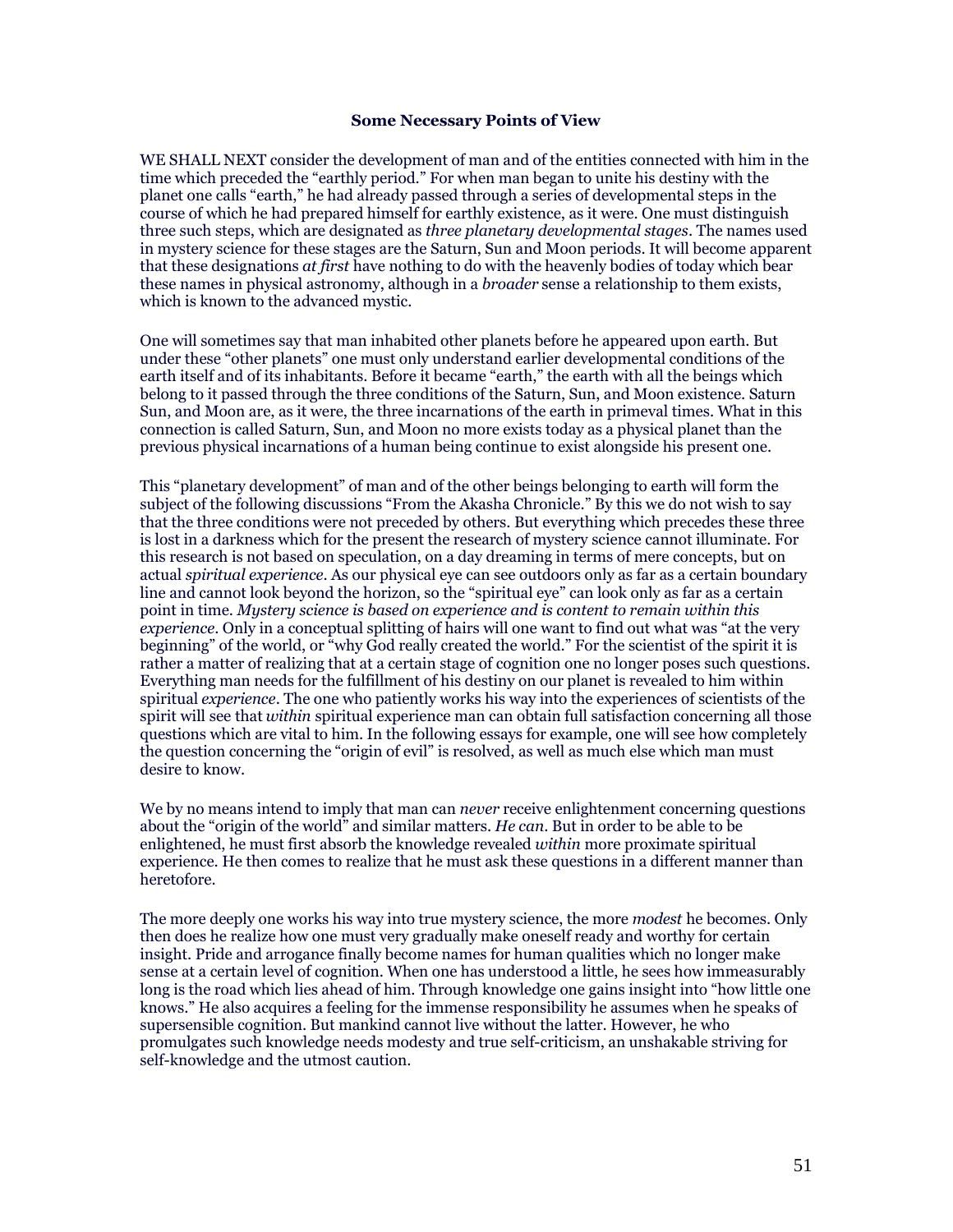## Some Necessary Points of View

WE SHALL NEXT consider the development of man and of the entities connected with him in the time which preceded the "earthly period." For when man began to unite his destiny with the planet one calls "earth," he had already passed through a series of developmental steps in the course of which he had prepared himself for earthly existence, as it were. One must distinguish three such steps, which are designated as *three planetary developmental stages*. The names used in mystery science for these stages are the Saturn, Sun and Moon periods. It will become apparent that these designations *at first* have nothing to do with the heavenly bodies of today which bear these names in physical astronomy, although in a *broader* sense a relationship to them exists, which is known to the advanced mystic.

One will sometimes say that man inhabited other planets before he appeared upon earth. But under these "other planets" one must only understand earlier developmental conditions of the earth itself and of its inhabitants. Before it became "earth," the earth with all the beings which belong to it passed through the three conditions of the Saturn, Sun, and Moon existence. Saturn Sun, and Moon are, as it were, the three incarnations of the earth in primeval times. What in this connection is called Saturn, Sun, and Moon no more exists today as a physical planet than the previous physical incarnations of a human being continue to exist alongside his present one.

This "planetary development" of man and of the other beings belonging to earth will form the subject of the following discussions "From the Akasha Chronicle." By this we do not wish to say that the three conditions were not preceded by others. But everything which precedes these three is lost in a darkness which for the present the research of mystery science cannot illuminate. For this research is not based on speculation, on a day dreaming in terms of mere concepts, but on actual *spiritual experience*. As our physical eye can see outdoors only as far as a certain boundary line and cannot look beyond the horizon, so the "spiritual eye" can look only as far as a certain point in time. *Mystery science is based on experience and is content to remain within this experience*. Only in a conceptual splitting of hairs will one want to find out what was "at the very beginning" of the world, or "why God really created the world." For the scientist of the spirit it is rather a matter of realizing that at a certain stage of cognition one no longer poses such questions. Everything man needs for the fulfillment of his destiny on our planet is revealed to him within spiritual *experience*. The one who patiently works his way into the experiences of scientists of the spirit will see that *within* spiritual experience man can obtain full satisfaction concerning all those questions which are vital to him. In the following essays for example, one will see how completely the question concerning the "origin of evil" is resolved, as well as much else which man must desire to know.

We by no means intend to imply that man can *never* receive enlightenment concerning questions about the "origin of the world" and similar matters. *He can*. But in order to be able to be enlightened, he must first absorb the knowledge revealed *within* more proximate spiritual experience. He then comes to realize that he must ask these questions in a different manner than heretofore.

The more deeply one works his way into true mystery science, the more *modest* he becomes. Only then does he realize how one must very gradually make oneself ready and worthy for certain insight. Pride and arrogance finally become names for human qualities which no longer make sense at a certain level of cognition. When one has understood a little, he sees how immeasurably long is the road which lies ahead of him. Through knowledge one gains insight into "how little one knows." He also acquires a feeling for the immense responsibility he assumes when he speaks of supersensible cognition. But mankind cannot live without the latter. However, he who promulgates such knowledge needs modesty and true self-criticism, an unshakable striving for self-knowledge and the utmost caution.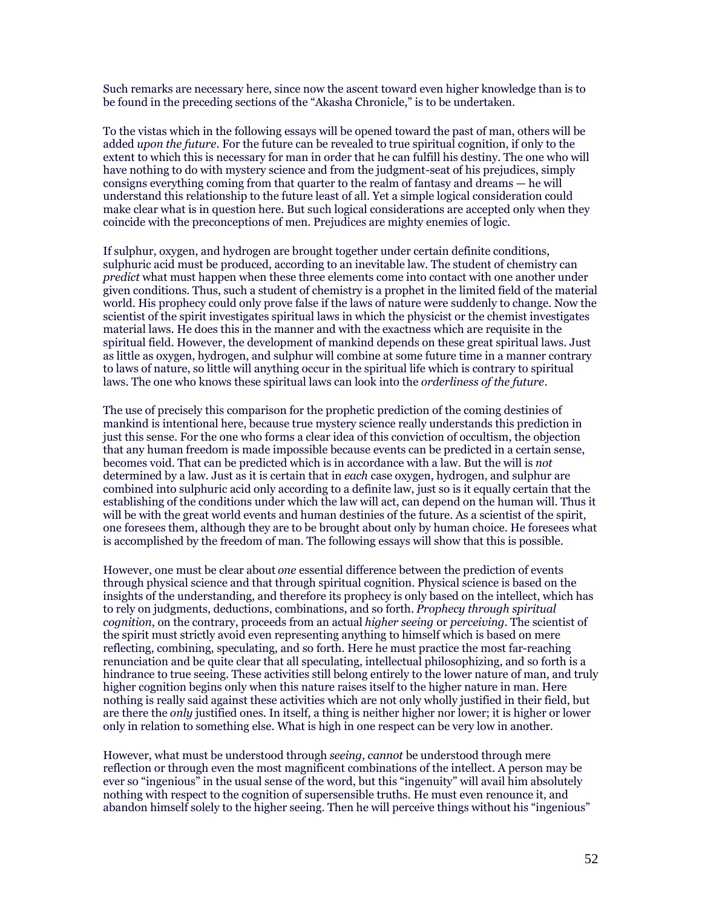Such remarks are necessary here, since now the ascent toward even higher knowledge than is to be found in the preceding sections of the "Akasha Chronicle," is to be undertaken.

To the vistas which in the following essays will be opened toward the past of man, others will be added *upon the future*. For the future can be revealed to true spiritual cognition, if only to the extent to which this is necessary for man in order that he can fulfill his destiny. The one who will have nothing to do with mystery science and from the judgment-seat of his prejudices, simply consigns everything coming from that quarter to the realm of fantasy and dreams — he will understand this relationship to the future least of all. Yet a simple logical consideration could make clear what is in question here. But such logical considerations are accepted only when they coincide with the preconceptions of men. Prejudices are mighty enemies of logic.

If sulphur, oxygen, and hydrogen are brought together under certain definite conditions, sulphuric acid must be produced, according to an inevitable law. The student of chemistry can *predict* what must happen when these three elements come into contact with one another under given conditions. Thus, such a student of chemistry is a prophet in the limited field of the material world. His prophecy could only prove false if the laws of nature were suddenly to change. Now the scientist of the spirit investigates spiritual laws in which the physicist or the chemist investigates material laws. He does this in the manner and with the exactness which are requisite in the spiritual field. However, the development of mankind depends on these great spiritual laws. Just as little as oxygen, hydrogen, and sulphur will combine at some future time in a manner contrary to laws of nature, so little will anything occur in the spiritual life which is contrary to spiritual laws. The one who knows these spiritual laws can look into the *orderliness of the future*.

The use of precisely this comparison for the prophetic prediction of the coming destinies of mankind is intentional here, because true mystery science really understands this prediction in just this sense. For the one who forms a clear idea of this conviction of occultism, the objection that any human freedom is made impossible because events can be predicted in a certain sense, becomes void. That can be predicted which is in accordance with a law. But the will is *not* determined by a law. Just as it is certain that in *each* case oxygen, hydrogen, and sulphur are combined into sulphuric acid only according to a definite law, just so is it equally certain that the establishing of the conditions under which the law will act, can depend on the human will. Thus it will be with the great world events and human destinies of the future. As a scientist of the spirit, one foresees them, although they are to be brought about only by human choice. He foresees what is accomplished by the freedom of man. The following essays will show that this is possible.

However, one must be clear about *one* essential difference between the prediction of events through physical science and that through spiritual cognition. Physical science is based on the insights of the understanding, and therefore its prophecy is only based on the intellect, which has to rely on judgments, deductions, combinations, and so forth. *Prophecy through spiritual cognition*, on the contrary, proceeds from an actual *higher seeing* or *perceiving*. The scientist of the spirit must strictly avoid even representing anything to himself which is based on mere reflecting, combining, speculating, and so forth. Here he must practice the most far-reaching renunciation and be quite clear that all speculating, intellectual philosophizing, and so forth is a hindrance to true seeing. These activities still belong entirely to the lower nature of man, and truly higher cognition begins only when this nature raises itself to the higher nature in man. Here nothing is really said against these activities which are not only wholly justified in their field, but are there the *only* justified ones. In itself, a thing is neither higher nor lower; it is higher or lower only in relation to something else. What is high in one respect can be very low in another.

However, what must be understood through *seeing*, *cannot* be understood through mere reflection or through even the most magnificent combinations of the intellect. A person may be ever so "ingenious" in the usual sense of the word, but this "ingenuity" will avail him absolutely nothing with respect to the cognition of supersensible truths. He must even renounce it, and abandon himself solely to the higher seeing. Then he will perceive things without his "ingenious"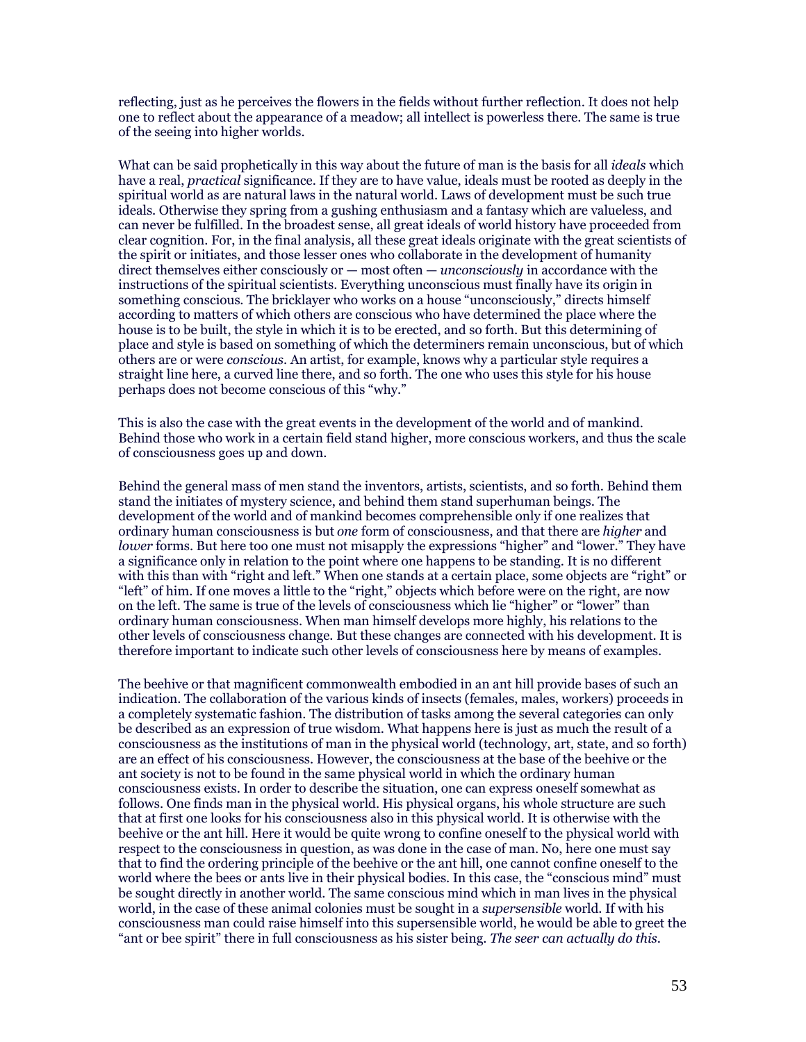reflecting, just as he perceives the flowers in the fields without further reflection. It does not help one to reflect about the appearance of a meadow; all intellect is powerless there. The same is true of the seeing into higher worlds.

What can be said prophetically in this way about the future of man is the basis for all *ideals* which have a real, *practical* significance. If they are to have value, ideals must be rooted as deeply in the spiritual world as are natural laws in the natural world. Laws of development must be such true ideals. Otherwise they spring from a gushing enthusiasm and a fantasy which are valueless, and can never be fulfilled. In the broadest sense, all great ideals of world history have proceeded from clear cognition. For, in the final analysis, all these great ideals originate with the great scientists of the spirit or initiates, and those lesser ones who collaborate in the development of humanity direct themselves either consciously or — most often — *unconsciously* in accordance with the instructions of the spiritual scientists. Everything unconscious must finally have its origin in something conscious. The bricklayer who works on a house "unconsciously," directs himself according to matters of which others are conscious who have determined the place where the house is to be built, the style in which it is to be erected, and so forth. But this determining of place and style is based on something of which the determiners remain unconscious, but of which others are or were *conscious*. An artist, for example, knows why a particular style requires a straight line here, a curved line there, and so forth. The one who uses this style for his house perhaps does not become conscious of this "why."

This is also the case with the great events in the development of the world and of mankind. Behind those who work in a certain field stand higher, more conscious workers, and thus the scale of consciousness goes up and down.

Behind the general mass of men stand the inventors, artists, scientists, and so forth. Behind them stand the initiates of mystery science, and behind them stand superhuman beings. The development of the world and of mankind becomes comprehensible only if one realizes that ordinary human consciousness is but *one* form of consciousness, and that there are *higher* and *lower* forms. But here too one must not misapply the expressions "higher" and "lower." They have a significance only in relation to the point where one happens to be standing. It is no different with this than with "right and left." When one stands at a certain place, some objects are "right" or "left" of him. If one moves a little to the "right," objects which before were on the right, are now on the left. The same is true of the levels of consciousness which lie "higher" or "lower" than ordinary human consciousness. When man himself develops more highly, his relations to the other levels of consciousness change. But these changes are connected with his development. It is therefore important to indicate such other levels of consciousness here by means of examples.

The beehive or that magnificent commonwealth embodied in an ant hill provide bases of such an indication. The collaboration of the various kinds of insects (females, males, workers) proceeds in a completely systematic fashion. The distribution of tasks among the several categories can only be described as an expression of true wisdom. What happens here is just as much the result of a consciousness as the institutions of man in the physical world (technology, art, state, and so forth) are an effect of his consciousness. However, the consciousness at the base of the beehive or the ant society is not to be found in the same physical world in which the ordinary human consciousness exists. In order to describe the situation, one can express oneself somewhat as follows. One finds man in the physical world. His physical organs, his whole structure are such that at first one looks for his consciousness also in this physical world. It is otherwise with the beehive or the ant hill. Here it would be quite wrong to confine oneself to the physical world with respect to the consciousness in question, as was done in the case of man. No, here one must say that to find the ordering principle of the beehive or the ant hill, one cannot confine oneself to the world where the bees or ants live in their physical bodies. In this case, the "conscious mind" must be sought directly in another world. The same conscious mind which in man lives in the physical world, in the case of these animal colonies must be sought in a *supersensible* world. If with his consciousness man could raise himself into this supersensible world, he would be able to greet the "ant or bee spirit" there in full consciousness as his sister being. *The seer can actually do this.*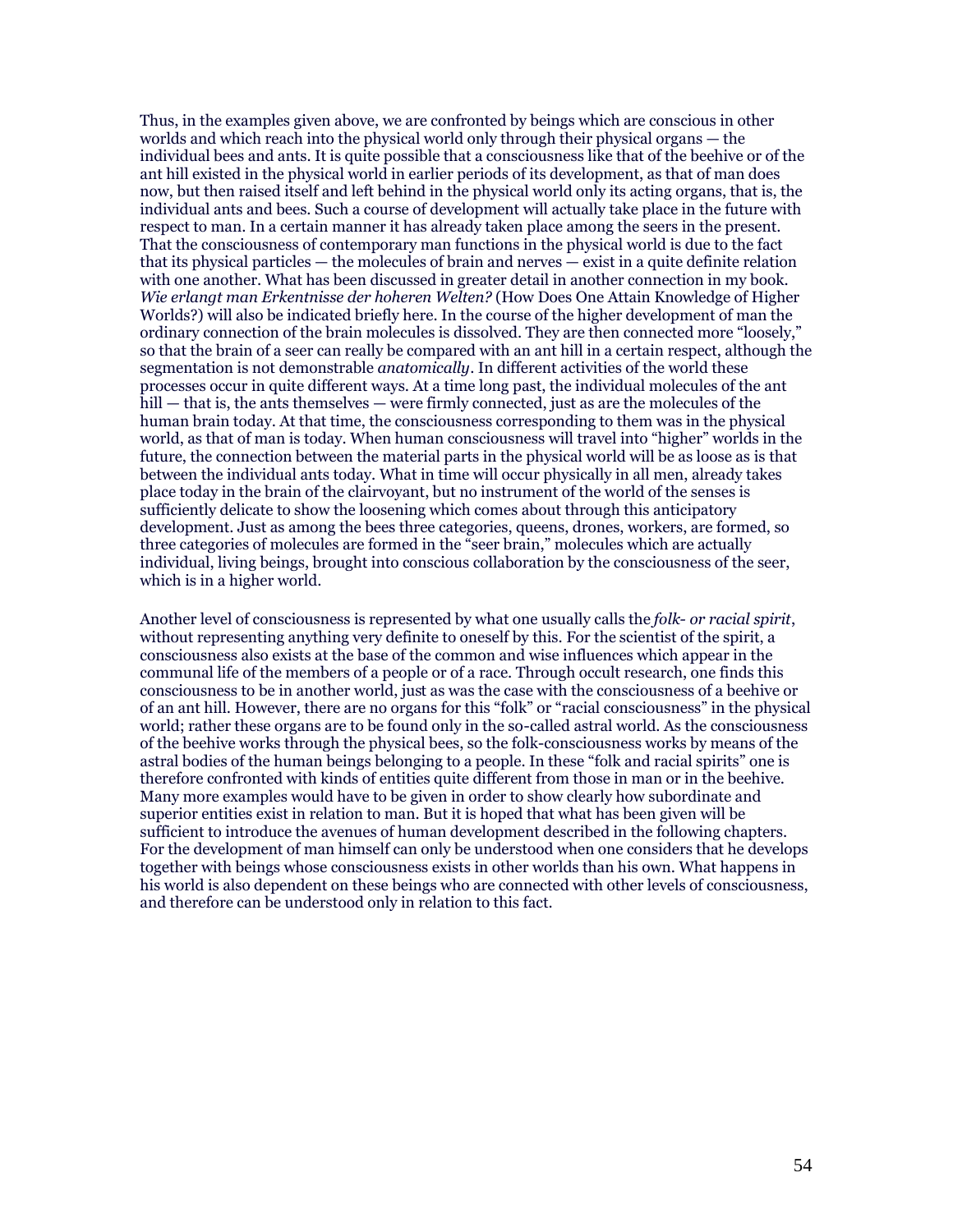Thus, in the examples given above, we are confronted by beings which are conscious in other worlds and which reach into the physical world only through their physical organs — the individual bees and ants. It is quite possible that a consciousness like that of the beehive or of the ant hill existed in the physical world in earlier periods of its development, as that of man does now, but then raised itself and left behind in the physical world only its acting organs, that is, the individual ants and bees. Such a course of development will actually take place in the future with respect to man. In a certain manner it has already taken place among the seers in the present. That the consciousness of contemporary man functions in the physical world is due to the fact that its physical particles — the molecules of brain and nerves — exist in a quite definite relation with one another. What has been discussed in greater detail in another connection in my book. *Wie erlangt man Erkentnisse der hoheren Welten?* (How Does One Attain Knowledge of Higher Worlds?) will also be indicated briefly here. In the course of the higher development of man the ordinary connection of the brain molecules is dissolved. They are then connected more "loosely," so that the brain of a seer can really be compared with an ant hill in a certain respect, although the segmentation is not demonstrable *anatomically*. In different activities of the world these processes occur in quite different ways. At a time long past, the individual molecules of the ant hill — that is, the ants themselves — were firmly connected, just as are the molecules of the human brain today. At that time, the consciousness corresponding to them was in the physical world, as that of man is today. When human consciousness will travel into "higher" worlds in the future, the connection between the material parts in the physical world will be as loose as is that between the individual ants today. What in time will occur physically in all men, already takes place today in the brain of the clairvoyant, but no instrument of the world of the senses is sufficiently delicate to show the loosening which comes about through this anticipatory development. Just as among the bees three categories, queens, drones, workers, are formed, so three categories of molecules are formed in the "seer brain," molecules which are actually individual, living beings, brought into conscious collaboration by the consciousness of the seer, which is in a higher world.

Another level of consciousness is represented by what one usually calls the *folk- or racial spirit*, without representing anything very definite to oneself by this. For the scientist of the spirit, a consciousness also exists at the base of the common and wise influences which appear in the communal life of the members of a people or of a race. Through occult research, one finds this consciousness to be in another world, just as was the case with the consciousness of a beehive or of an ant hill. However, there are no organs for this "folk" or "racial consciousness" in the physical world; rather these organs are to be found only in the so-called astral world. As the consciousness of the beehive works through the physical bees, so the folk-consciousness works by means of the astral bodies of the human beings belonging to a people. In these "folk and racial spirits" one is therefore confronted with kinds of entities quite different from those in man or in the beehive. Many more examples would have to be given in order to show clearly how subordinate and superior entities exist in relation to man. But it is hoped that what has been given will be sufficient to introduce the avenues of human development described in the following chapters. For the development of man himself can only be understood when one considers that he develops together with beings whose consciousness exists in other worlds than his own. What happens in his world is also dependent on these beings who are connected with other levels of consciousness, and therefore can be understood only in relation to this fact.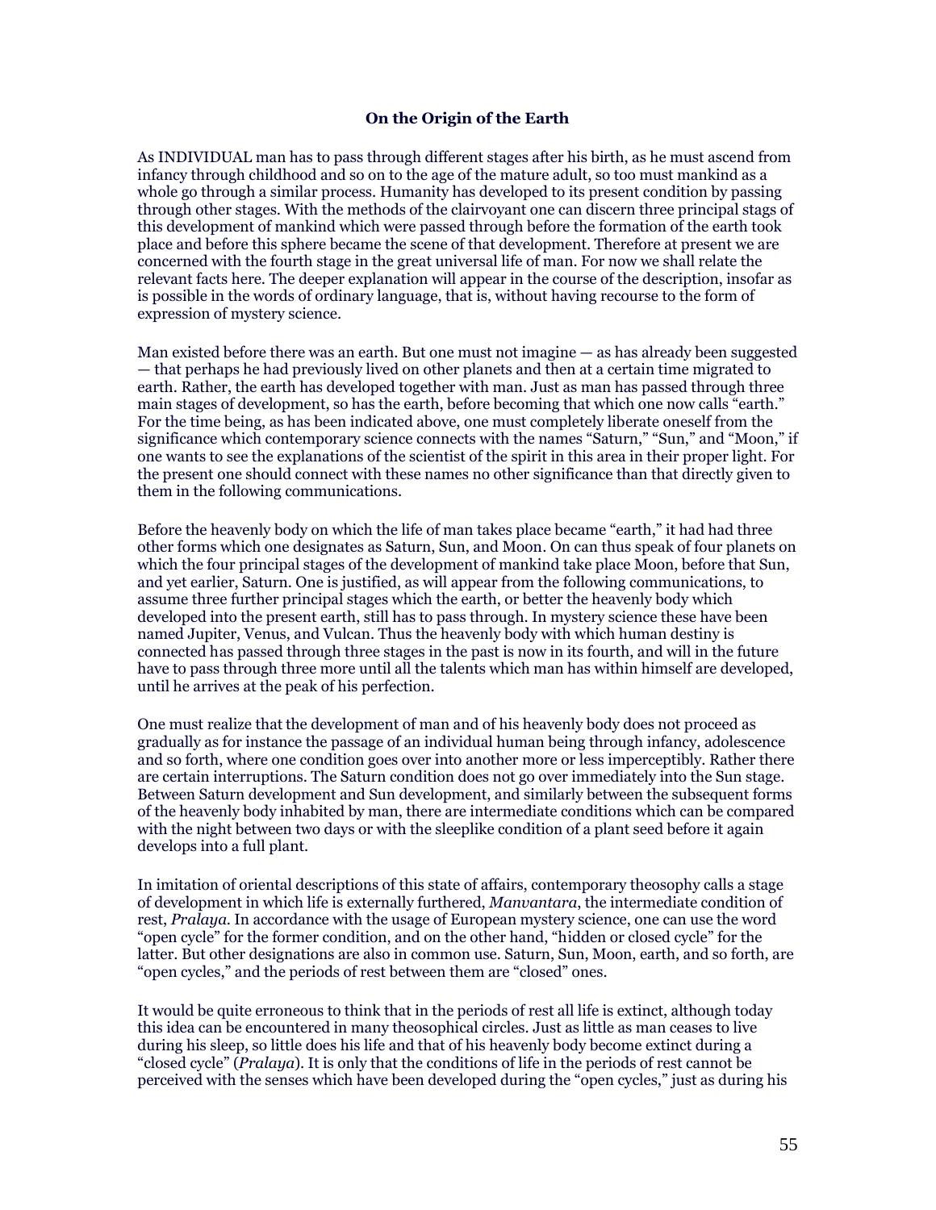# On the Origin of the Earth

As INDIVIDUAL man has to pass through different stages after his birth, as he must ascend from infancy through childhood and so on to the age of the mature adult, so too must mankind as a whole go through a similar process. Humanity has developed to its present condition by passing through other stages. With the methods of the clairvoyant one can discern three principal stags of this development of mankind which were passed through before the formation of the earth took place and before this sphere became the scene of that development. Therefore at present we are concerned with the fourth stage in the great universal life of man. For now we shall relate the relevant facts here. The deeper explanation will appear in the course of the description, insofar as is possible in the words of ordinary language, that is, without having recourse to the form of expression of mystery science.

Man existed before there was an earth. But one must not imagine — as has already been suggested — that perhaps he had previously lived on other planets and then at a certain time migrated to earth. Rather, the earth has developed together with man. Just as man has passed through three main stages of development, so has the earth, before becoming that which one now calls "earth." For the time being, as has been indicated above, one must completely liberate oneself from the significance which contemporary science connects with the names "Saturn," "Sun," and "Moon," if one wants to see the explanations of the scientist of the spirit in this area in their proper light. For the present one should connect with these names no other significance than that directly given to them in the following communications.

Before the heavenly body on which the life of man takes place became "earth," it had had three other forms which one designates as Saturn, Sun, and Moon. On can thus speak of four planets on which the four principal stages of the development of mankind take place Moon, before that Sun, and yet earlier, Saturn. One is justified, as will appear from the following communications, to assume three further principal stages which the earth, or better the heavenly body which developed into the present earth, still has to pass through. In mystery science these have been named Jupiter, Venus, and Vulcan. Thus the heavenly body with which human destiny is connected has passed through three stages in the past is now in its fourth, and will in the future have to pass through three more until all the talents which man has within himself are developed, until he arrives at the peak of his perfection.

One must realize that the development of man and of his heavenly body does not proceed as gradually as for instance the passage of an individual human being through infancy, adolescence and so forth, where one condition goes over into another more or less imperceptibly. Rather there are certain interruptions. The Saturn condition does not go over immediately into the Sun stage. Between Saturn development and Sun development, and similarly between the subsequent forms of the heavenly body inhabited by man, there are intermediate conditions which can be compared with the night between two days or with the sleeplike condition of a plant seed before it again develops into a full plant.

In imitation of oriental descriptions of this state of affairs, contemporary theosophy calls a stage of development in which life is externally furthered, *Manvantara*, the intermediate condition of rest, *Pralaya*. In accordance with the usage of European mystery science, one can use the word "open cycle" for the former condition, and on the other hand, "hidden or closed cycle" for the latter. But other designations are also in common use. Saturn, Sun, Moon, earth, and so forth, are "open cycles," and the periods of rest between them are "closed" ones.

It would be quite erroneous to think that in the periods of rest all life is extinct, although today this idea can be encountered in many theosophical circles. Just as little as man ceases to live during his sleep, so little does his life and that of his heavenly body become extinct during a "closed cycle" (*Pralaya*). It is only that the conditions of life in the periods of rest cannot be perceived with the senses which have been developed during the "open cycles," just as during his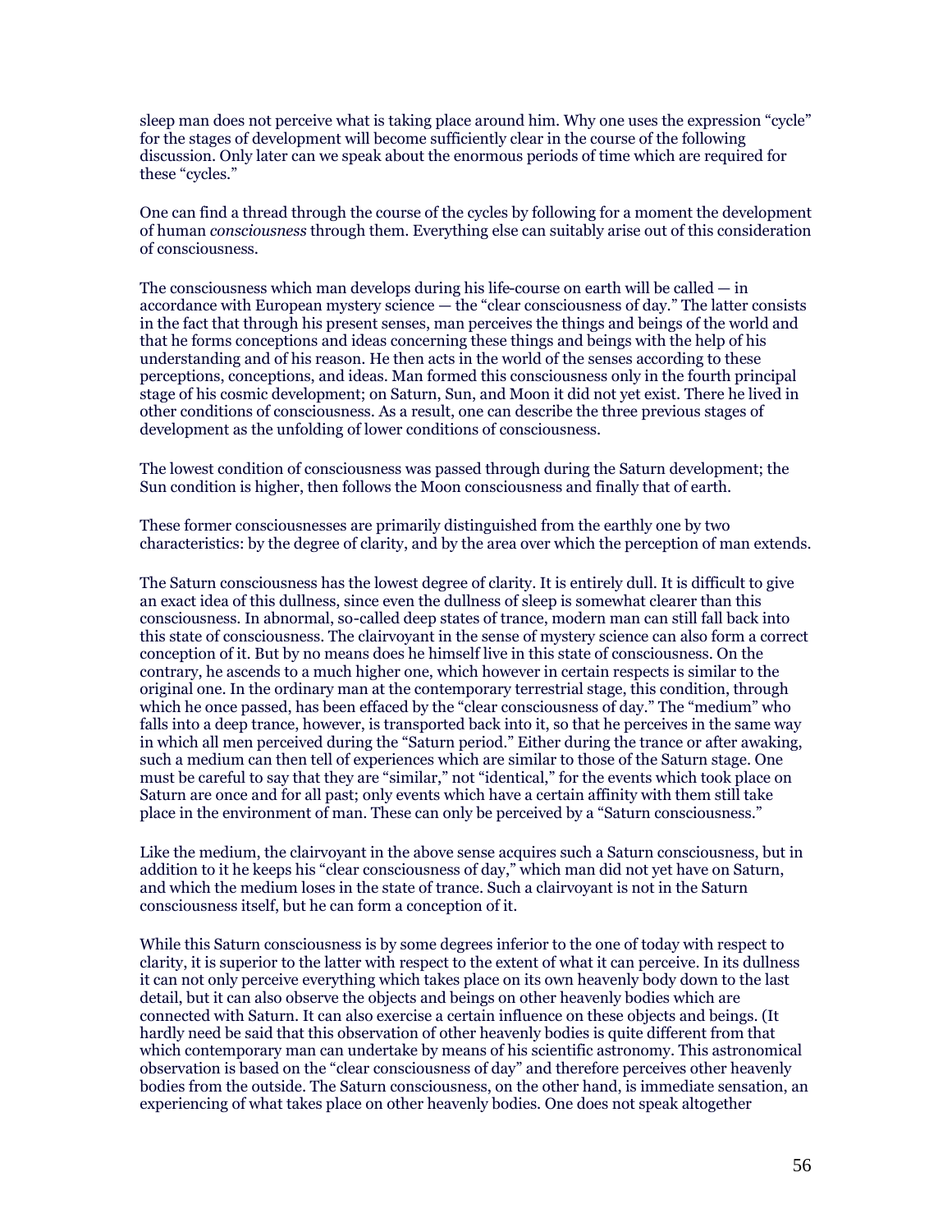sleep man does not perceive what is taking place around him. Why one uses the expression "cycle" for the stages of development will become sufficiently clear in the course of the following discussion. Only later can we speak about the enormous periods of time which are required for these "cycles."

One can find a thread through the course of the cycles by following for a moment the development of human *consciousness* through them. Everything else can suitably arise out of this consideration of consciousness.

The consciousness which man develops during his life-course on earth will be called — in accordance with European mystery science — the "clear consciousness of day." The latter consists in the fact that through his present senses, man perceives the things and beings of the world and that he forms conceptions and ideas concerning these things and beings with the help of his understanding and of his reason. He then acts in the world of the senses according to these perceptions, conceptions, and ideas. Man formed this consciousness only in the fourth principal stage of his cosmic development; on Saturn, Sun, and Moon it did not yet exist. There he lived in other conditions of consciousness. As a result, one can describe the three previous stages of development as the unfolding of lower conditions of consciousness.

The lowest condition of consciousness was passed through during the Saturn development; the Sun condition is higher, then follows the Moon consciousness and finally that of earth.

These former consciousnesses are primarily distinguished from the earthly one by two characteristics: by the degree of clarity, and by the area over which the perception of man extends.

The Saturn consciousness has the lowest degree of clarity. It is entirely dull. It is difficult to give an exact idea of this dullness, since even the dullness of sleep is somewhat clearer than this consciousness. In abnormal, so-called deep states of trance, modern man can still fall back into this state of consciousness. The clairvoyant in the sense of mystery science can also form a correct conception of it. But by no means does he himself live in this state of consciousness. On the contrary, he ascends to a much higher one, which however in certain respects is similar to the original one. In the ordinary man at the contemporary terrestrial stage, this condition, through which he once passed, has been effaced by the "clear consciousness of day." The "medium" who falls into a deep trance, however, is transported back into it, so that he perceives in the same way in which all men perceived during the "Saturn period." Either during the trance or after awaking, such a medium can then tell of experiences which are similar to those of the Saturn stage. One must be careful to say that they are "similar," not "identical," for the events which took place on Saturn are once and for all past; only events which have a certain affinity with them still take place in the environment of man. These can only be perceived by a "Saturn consciousness."

Like the medium, the clairvoyant in the above sense acquires such a Saturn consciousness, but in addition to it he keeps his "clear consciousness of day," which man did not yet have on Saturn, and which the medium loses in the state of trance. Such a clairvoyant is not in the Saturn consciousness itself, but he can form a conception of it.

While this Saturn consciousness is by some degrees inferior to the one of today with respect to clarity, it is superior to the latter with respect to the extent of what it can perceive. In its dullness it can not only perceive everything which takes place on its own heavenly body down to the last detail, but it can also observe the objects and beings on other heavenly bodies which are connected with Saturn. It can also exercise a certain influence on these objects and beings. (It hardly need be said that this observation of other heavenly bodies is quite different from that which contemporary man can undertake by means of his scientific astronomy. This astronomical observation is based on the "clear consciousness of day" and therefore perceives other heavenly bodies from the outside. The Saturn consciousness, on the other hand, is immediate sensation, an experiencing of what takes place on other heavenly bodies. One does not speak altogether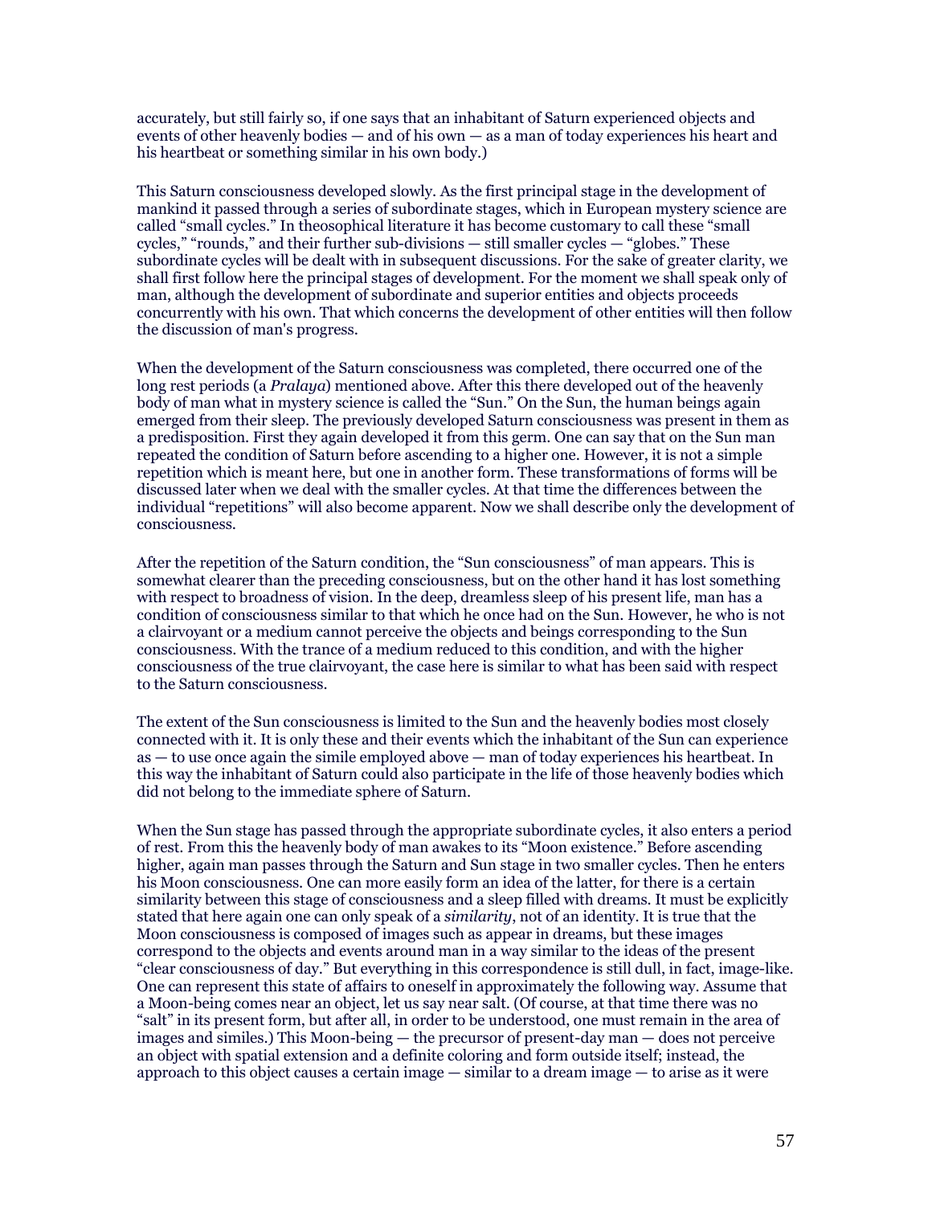accurately, but still fairly so, if one says that an inhabitant of Saturn experienced objects and events of other heavenly bodies — and of his own — as a man of today experiences his heart and his heartbeat or something similar in his own body.)

This Saturn consciousness developed slowly. As the first principal stage in the development of mankind it passed through a series of subordinate stages, which in European mystery science are called "small cycles." In theosophical literature it has become customary to call these "small cycles," "rounds," and their further sub-divisions — still smaller cycles — "globes." These subordinate cycles will be dealt with in subsequent discussions. For the sake of greater clarity, we shall first follow here the principal stages of development. For the moment we shall speak only of man, although the development of subordinate and superior entities and objects proceeds concurrently with his own. That which concerns the development of other entities will then follow the discussion of man's progress.

When the development of the Saturn consciousness was completed, there occurred one of the long rest periods (a *Pralaya*) mentioned above. After this there developed out of the heavenly body of man what in mystery science is called the "Sun." On the Sun, the human beings again emerged from their sleep. The previously developed Saturn consciousness was present in them as a predisposition. First they again developed it from this germ. One can say that on the Sun man repeated the condition of Saturn before ascending to a higher one. However, it is not a simple repetition which is meant here, but one in another form. These transformations of forms will be discussed later when we deal with the smaller cycles. At that time the differences between the individual "repetitions" will also become apparent. Now we shall describe only the development of consciousness.

After the repetition of the Saturn condition, the "Sun consciousness" of man appears. This is somewhat clearer than the preceding consciousness, but on the other hand it has lost something with respect to broadness of vision. In the deep, dreamless sleep of his present life, man has a condition of consciousness similar to that which he once had on the Sun. However, he who is not a clairvoyant or a medium cannot perceive the objects and beings corresponding to the Sun consciousness. With the trance of a medium reduced to this condition, and with the higher consciousness of the true clairvoyant, the case here is similar to what has been said with respect to the Saturn consciousness.

The extent of the Sun consciousness is limited to the Sun and the heavenly bodies most closely connected with it. It is only these and their events which the inhabitant of the Sun can experience as — to use once again the simile employed above — man of today experiences his heartbeat. In this way the inhabitant of Saturn could also participate in the life of those heavenly bodies which did not belong to the immediate sphere of Saturn.

When the Sun stage has passed through the appropriate subordinate cycles, it also enters a period of rest. From this the heavenly body of man awakes to its "Moon existence." Before ascending higher, again man passes through the Saturn and Sun stage in two smaller cycles. Then he enters his Moon consciousness. One can more easily form an idea of the latter, for there is a certain similarity between this stage of consciousness and a sleep filled with dreams. It must be explicitly stated that here again one can only speak of a *similarity*, not of an identity. It is true that the Moon consciousness is composed of images such as appear in dreams, but these images correspond to the objects and events around man in a way similar to the ideas of the present "clear consciousness of day." But everything in this correspondence is still dull, in fact, image-like. One can represent this state of affairs to oneself in approximately the following way. Assume that a Moon-being comes near an object, let us say near salt. (Of course, at that time there was no "salt" in its present form, but after all, in order to be understood, one must remain in the area of images and similes.) This Moon-being — the precursor of present-day man — does not perceive an object with spatial extension and a definite coloring and form outside itself; instead, the approach to this object causes a certain image — similar to a dream image — to arise as it were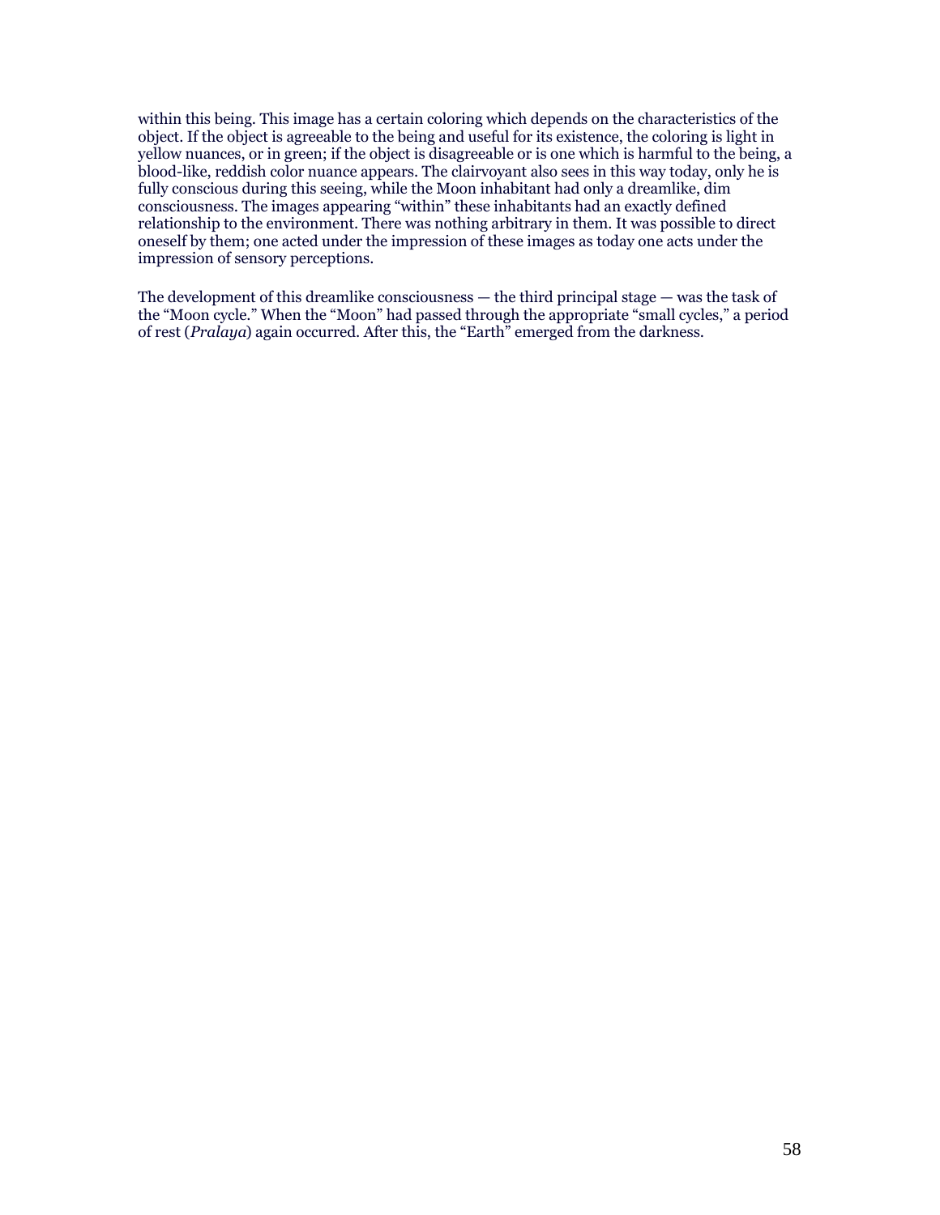within this being. This image has a certain coloring which depends on the characteristics of the object. If the object is agreeable to the being and useful for its existence, the coloring is light in yellow nuances, or in green; if the object is disagreeable or is one which is harmful to the being, a blood-like, reddish color nuance appears. The clairvoyant also sees in this way today, only he is fully conscious during this seeing, while the Moon inhabitant had only a dreamlike, dim consciousness. The images appearing "within" these inhabitants had an exactly defined relationship to the environment. There was nothing arbitrary in them. It was possible to direct oneself by them; one acted under the impression of these images as today one acts under the impression of sensory perceptions.

The development of this dreamlike consciousness — the third principal stage — was the task of the "Moon cycle." When the "Moon" had passed through the appropriate "small cycles," a period of rest (*Pralaya*) again occurred. After this, the "Earth" emerged from the darkness.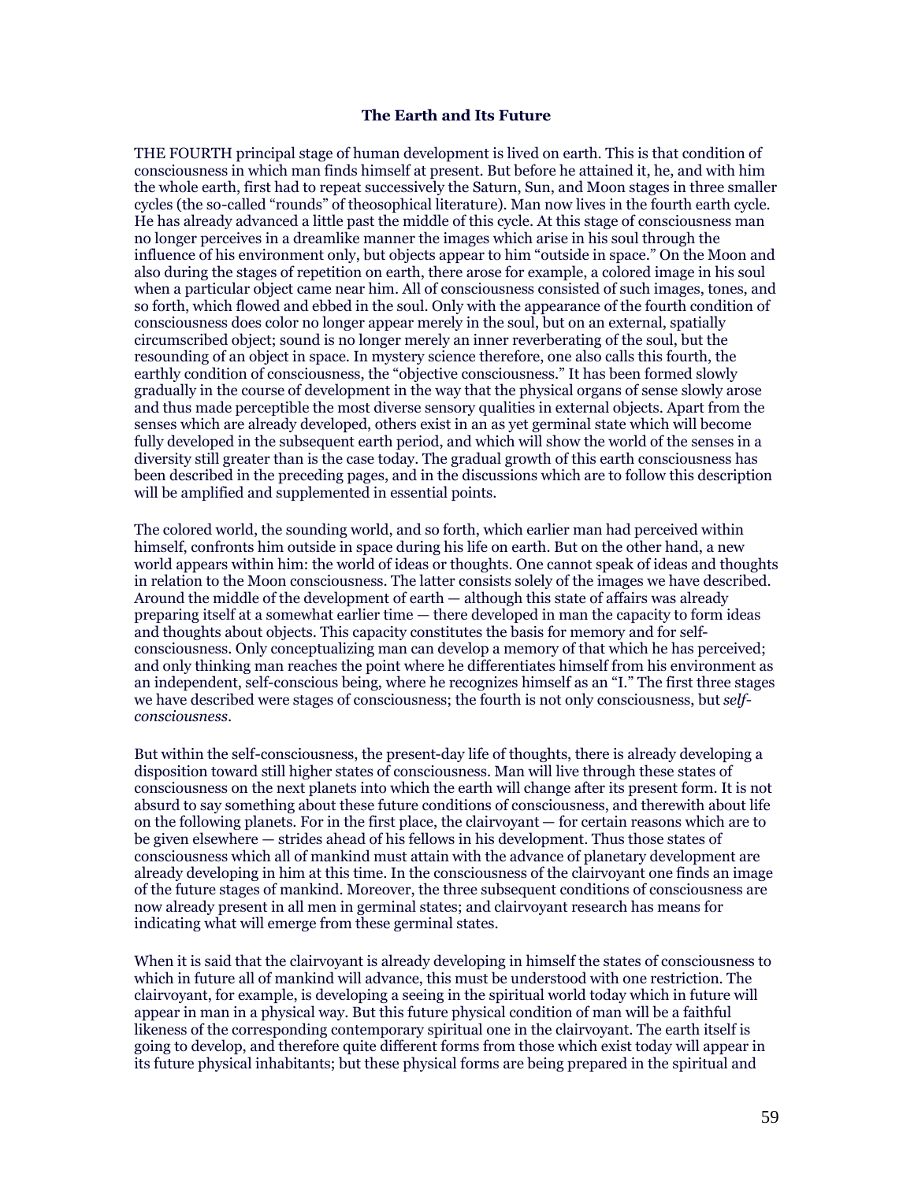### The Earth and Its Future

THE FOURTH principal stage of human development is lived on earth. This is that condition of consciousness in which man finds himself at present. But before he attained it, he, and with him the whole earth, first had to repeat successively the Saturn, Sun, and Moon stages in three smaller cycles (the so-called "rounds" of theosophical literature). Man now lives in the fourth earth cycle. He has already advanced a little past the middle of this cycle. At this stage of consciousness man no longer perceives in a dreamlike manner the images which arise in his soul through the influence of his environment only, but objects appear to him "outside in space." On the Moon and also during the stages of repetition on earth, there arose for example, a colored image in his soul when a particular object came near him. All of consciousness consisted of such images, tones, and so forth, which flowed and ebbed in the soul. Only with the appearance of the fourth condition of consciousness does color no longer appear merely in the soul, but on an external, spatially circumscribed object; sound is no longer merely an inner reverberating of the soul, but the resounding of an object in space. In mystery science therefore, one also calls this fourth, the earthly condition of consciousness, the "objective consciousness." It has been formed slowly gradually in the course of development in the way that the physical organs of sense slowly arose and thus made perceptible the most diverse sensory qualities in external objects. Apart from the senses which are already developed, others exist in an as yet germinal state which will become fully developed in the subsequent earth period, and which will show the world of the senses in a diversity still greater than is the case today. The gradual growth of this earth consciousness has been described in the preceding pages, and in the discussions which are to follow this description will be amplified and supplemented in essential points.

The colored world, the sounding world, and so forth, which earlier man had perceived within himself, confronts him outside in space during his life on earth. But on the other hand, a new world appears within him: the world of ideas or thoughts. One cannot speak of ideas and thoughts in relation to the Moon consciousness. The latter consists solely of the images we have described. Around the middle of the development of earth — although this state of affairs was already preparing itself at a somewhat earlier time — there developed in man the capacity to form ideas and thoughts about objects. This capacity constitutes the basis for memory and for self-consciousness. Only conceptualizing man can develop a memory of that which he has perceived; and only thinking man reaches the point where he differentiates himself from his environment as an independent, self-conscious being, where he recognizes himself as an "I." The first three stages we have described were stages of consciousness; the fourth is not only consciousness, but *self-consciousness*.

But within the self-consciousness, the present-day life of thoughts, there is already developing a disposition toward still higher states of consciousness. Man will live through these states of consciousness on the next planets into which the earth will change after its present form. It is not absurd to say something about these future conditions of consciousness, and therewith about life on the following planets. For in the first place, the clairvoyant — for certain reasons which are to be given elsewhere — strides ahead of his fellows in his development. Thus those states of consciousness which all of mankind must attain with the advance of planetary development are already developing in him at this time. In the consciousness of the clairvoyant one finds an image of the future stages of mankind. Moreover, the three subsequent conditions of consciousness are now already present in all men in germinal states; and clairvoyant research has means for indicating what will emerge from these germinal states.

When it is said that the clairvoyant is already developing in himself the states of consciousness to which in future all of mankind will advance, this must be understood with one restriction. The clairvoyant, for example, is developing a seeing in the spiritual world today which in future will appear in man in a physical way. But this future physical condition of man will be a faithful likeness of the corresponding contemporary spiritual one in the clairvoyant. The earth itself is going to develop, and therefore quite different forms from those which exist today will appear in its future physical inhabitants; but these physical forms are being prepared in the spiritual and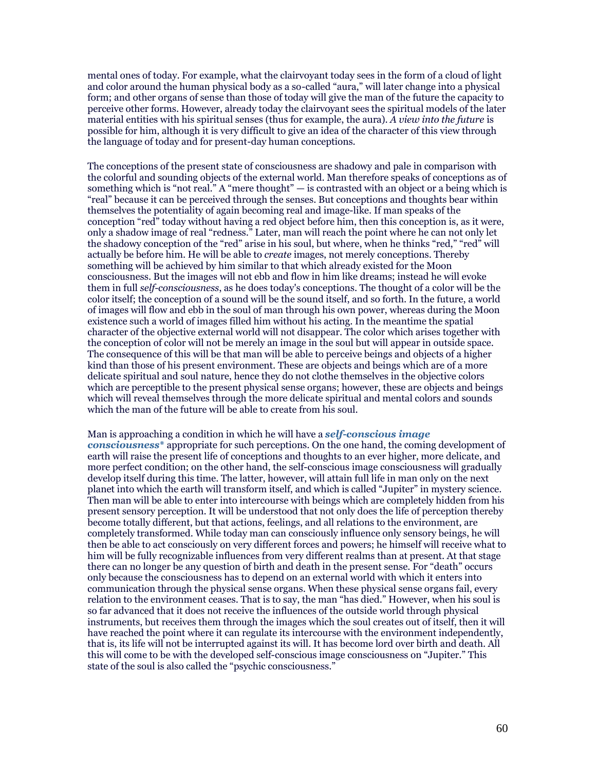mental ones of today. For example, what the clairvoyant today sees in the form of a cloud of light and color around the human physical body as a so-called "aura," will later change into a physical form; and other organs of sense than those of today will give the man of the future the capacity to perceive other forms. However, already today the clairvoyant sees the spiritual models of the later material entities with his spiritual senses (thus for example, the aura). *A view into the future* is possible for him, although it is very difficult to give an idea of the character of this view through the language of today and for present-day human conceptions.

The conceptions of the present state of consciousness are shadowy and pale in comparison with the colorful and sounding objects of the external world. Man therefore speaks of conceptions as of something which is "not real." A "mere thought" — is contrasted with an object or a being which is "real" because it can be perceived through the senses. But conceptions and thoughts bear within themselves the potentiality of again becoming real and image-like. If man speaks of the conception "red" today without having a red object before him, then this conception is, as it were, only a shadow image of real "redness." Later, man will reach the point where he can not only let the shadowy conception of the "red" arise in his soul, but where, when he thinks "red," "red" will actually be before him. He will be able to *create* images, not merely conceptions. Thereby something will be achieved by him similar to that which already existed for the Moon consciousness. But the images will not ebb and flow in him like dreams; instead he will evoke them in full *self-consciousness*, as he does today's conceptions. The thought of a color will be the color itself; the conception of a sound will be the sound itself, and so forth. In the future, a world of images will flow and ebb in the soul of man through his own power, whereas during the Moon existence such a world of images filled him without his acting. In the meantime the spatial character of the objective external world will not disappear. The color which arises together with the conception of color will not be merely an image in the soul but will appear in outside space. The consequence of this will be that man will be able to perceive beings and objects of a higher kind than those of his present environment. These are objects and beings which are of a more delicate spiritual and soul nature, hence they do not clothe themselves in the objective colors which are perceptible to the present physical sense organs; however, these are objects and beings which will reveal themselves through the more delicate spiritual and mental colors and sounds which the man of the future will be able to create from his soul.

Man is approaching a condition in which he will have a ***self-conscious image consciousness**** appropriate for such perceptions. On the one hand, the coming development of earth will raise the present life of conceptions and thoughts to an ever higher, more delicate, and more perfect condition; on the other hand, the self-conscious image consciousness will gradually develop itself during this time. The latter, however, will attain full life in man only on the next planet into which the earth will transform itself, and which is called "Jupiter" in mystery science. Then man will be able to enter into intercourse with beings which are completely hidden from his present sensory perception. It will be understood that not only does the life of perception thereby become totally different, but that actions, feelings, and all relations to the environment, are completely transformed. While today man can consciously influence only sensory beings, he will then be able to act consciously on very different forces and powers; he himself will receive what to him will be fully recognizable influences from very different realms than at present. At that stage there can no longer be any question of birth and death in the present sense. For "death" occurs only because the consciousness has to depend on an external world with which it enters into communication through the physical sense organs. When these physical sense organs fail, every relation to the environment ceases. That is to say, the man "has died." However, when his soul is so far advanced that it does not receive the influences of the outside world through physical instruments, but receives them through the images which the soul creates out of itself, then it will have reached the point where it can regulate its intercourse with the environment independently, that is, its life will not be interrupted against its will. It has become lord over birth and death. All this will come to be with the developed self-conscious image consciousness on "Jupiter." This state of the soul is also called the "psychic consciousness."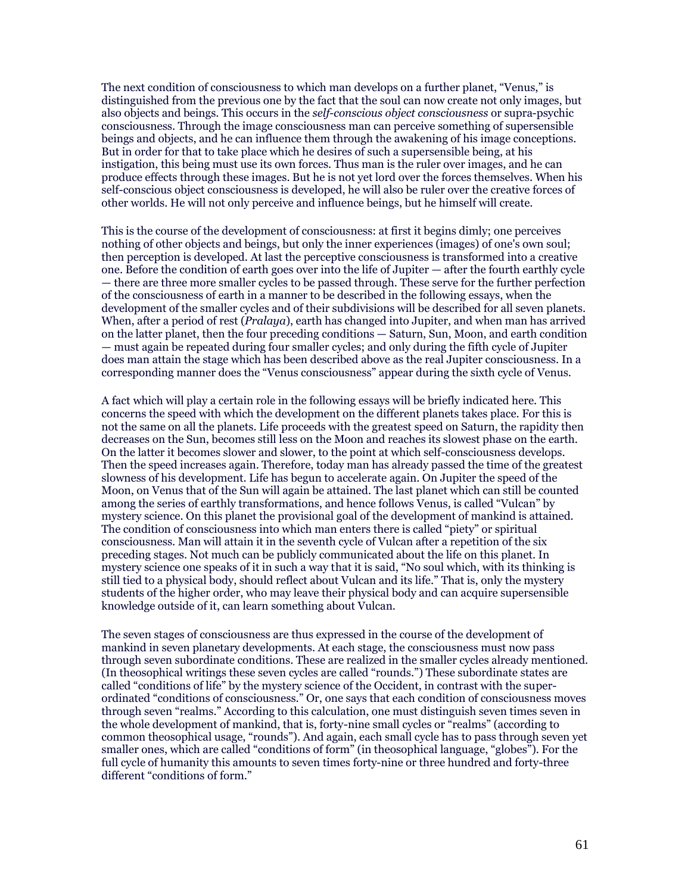The next condition of consciousness to which man develops on a further planet, "Venus," is distinguished from the previous one by the fact that the soul can now create not only images, but also objects and beings. This occurs in the *self-conscious object consciousness* or supra-psychic consciousness. Through the image consciousness man can perceive something of supersensible beings and objects, and he can influence them through the awakening of his image conceptions. But in order for that to take place which he desires of such a supersensible being, at his instigation, this being must use its own forces. Thus man is the ruler over images, and he can produce effects through these images. But he is not yet lord over the forces themselves. When his self-conscious object consciousness is developed, he will also be ruler over the creative forces of other worlds. He will not only perceive and influence beings, but he himself will create.

This is the course of the development of consciousness: at first it begins dimly; one perceives nothing of other objects and beings, but only the inner experiences (images) of one's own soul; then perception is developed. At last the perceptive consciousness is transformed into a creative one. Before the condition of earth goes over into the life of Jupiter — after the fourth earthly cycle — there are three more smaller cycles to be passed through. These serve for the further perfection of the consciousness of earth in a manner to be described in the following essays, when the development of the smaller cycles and of their subdivisions will be described for all seven planets. When, after a period of rest (*Pralaya*), earth has changed into Jupiter, and when man has arrived on the latter planet, then the four preceding conditions — Saturn, Sun, Moon, and earth condition — must again be repeated during four smaller cycles; and only during the fifth cycle of Jupiter does man attain the stage which has been described above as the real Jupiter consciousness. In a corresponding manner does the "Venus consciousness" appear during the sixth cycle of Venus.

A fact which will play a certain role in the following essays will be briefly indicated here. This concerns the speed with which the development on the different planets takes place. For this is not the same on all the planets. Life proceeds with the greatest speed on Saturn, the rapidity then decreases on the Sun, becomes still less on the Moon and reaches its slowest phase on the earth. On the latter it becomes slower and slower, to the point at which self-consciousness develops. Then the speed increases again. Therefore, today man has already passed the time of the greatest slowness of his development. Life has begun to accelerate again. On Jupiter the speed of the Moon, on Venus that of the Sun will again be attained. The last planet which can still be counted among the series of earthly transformations, and hence follows Venus, is called "Vulcan" by mystery science. On this planet the provisional goal of the development of mankind is attained. The condition of consciousness into which man enters there is called "piety" or spiritual consciousness. Man will attain it in the seventh cycle of Vulcan after a repetition of the six preceding stages. Not much can be publicly communicated about the life on this planet. In mystery science one speaks of it in such a way that it is said, "No soul which, with its thinking is still tied to a physical body, should reflect about Vulcan and its life." That is, only the mystery students of the higher order, who may leave their physical body and can acquire supersensible knowledge outside of it, can learn something about Vulcan.

The seven stages of consciousness are thus expressed in the course of the development of mankind in seven planetary developments. At each stage, the consciousness must now pass through seven subordinate conditions. These are realized in the smaller cycles already mentioned. (In theosophical writings these seven cycles are called "rounds.") These subordinate states are called "conditions of life" by the mystery science of the Occident, in contrast with the super-ordinated "conditions of consciousness." Or, one says that each condition of consciousness moves through seven "realms." According to this calculation, one must distinguish seven times seven in the whole development of mankind, that is, forty-nine small cycles or "realms" (according to common theosophical usage, "rounds"). And again, each small cycle has to pass through seven yet smaller ones, which are called "conditions of form" (in theosophical language, "globes"). For the full cycle of humanity this amounts to seven times forty-nine or three hundred and forty-three different "conditions of form."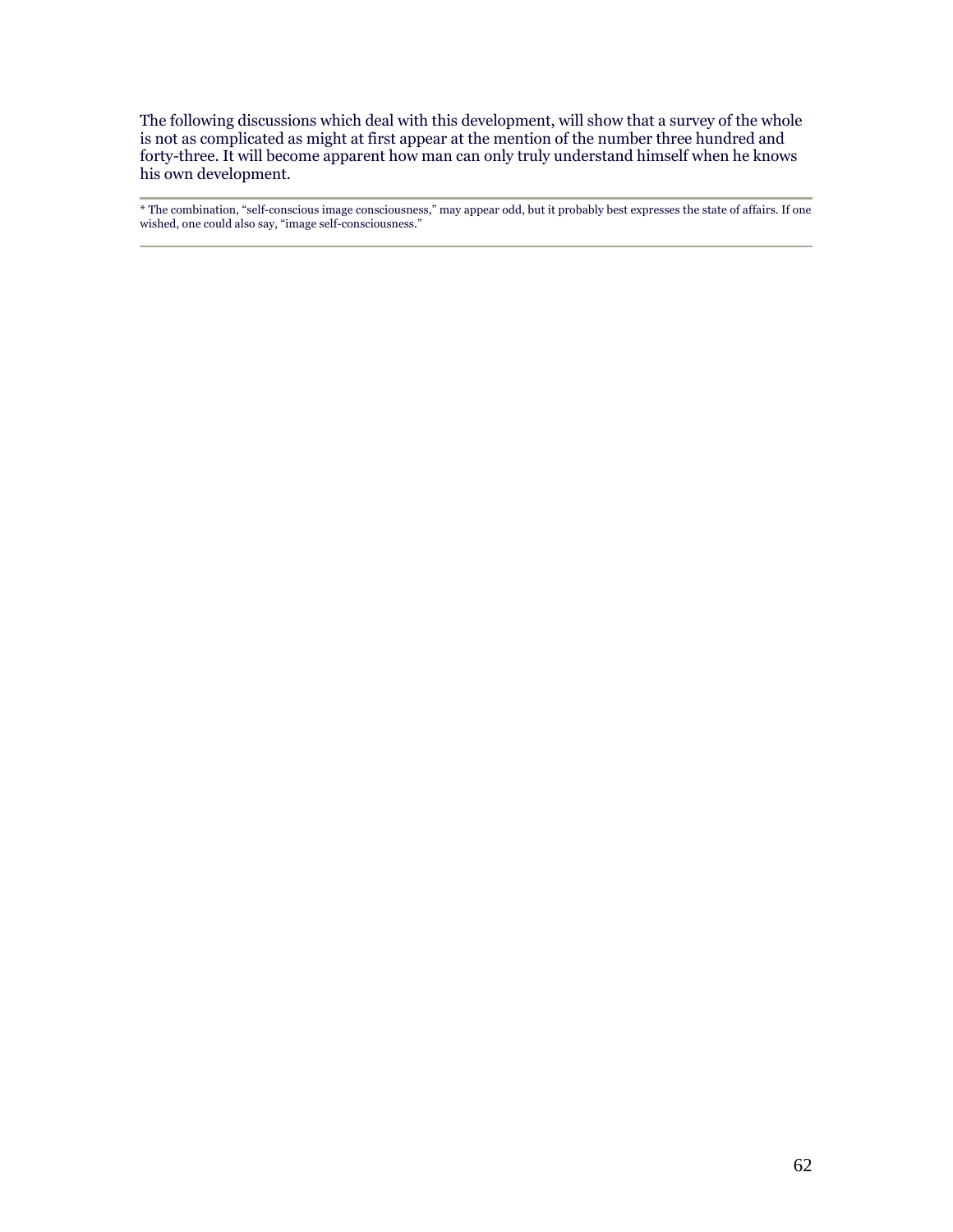The following discussions which deal with this development, will show that a survey of the whole is not as complicated as might at first appear at the mention of the number three hundred and forty-three. It will become apparent how man can only truly understand himself when he knows his own development.

---

* The combination, “self-conscious image consciousness,” may appear odd, but it probably best expresses the state of affairs. If one wished, one could also say, “image self-consciousness.”

---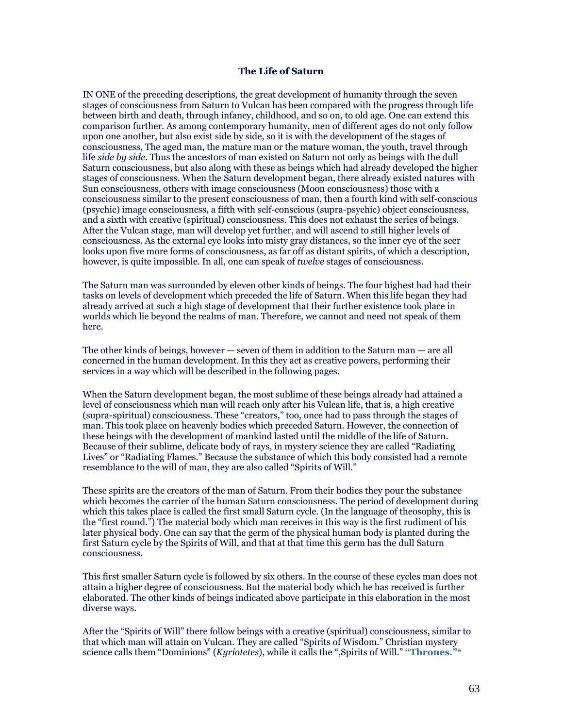## The Life of Saturn

IN ONE of the preceding descriptions, the great development of humanity through the seven stages of consciousness from Saturn to Vulcan has been compared with the progress through life between birth and death, through infancy, childhood, and so on, to old age. One can extend this comparison further. As among contemporary humanity, men of different ages do not only follow upon one another, but also exist side by side, so it is with the development of the stages of consciousness, The aged man, the mature man or the mature woman, the youth, travel through life *side by side*. Thus the ancestors of man existed on Saturn not only as beings with the dull Saturn consciousness, but also along with these as beings which had already developed the higher stages of consciousness. When the Saturn development began, there already existed natures with Sun consciousness, others with image consciousness (Moon consciousness) those with a consciousness similar to the present consciousness of man, then a fourth kind with self-conscious (psychic) image consciousness, a fifth with self-conscious (supra-psychic) object consciousness, and a sixth with creative (spiritual) consciousness. This does not exhaust the series of beings. After the Vulcan stage, man will develop yet further, and will ascend to still higher levels of consciousness. As the external eye looks into misty gray distances, so the inner eye of the seer looks upon five more forms of consciousness, as far off as distant spirits, of which a description, however, is quite impossible. In all, one can speak of *twelve* stages of consciousness.

The Saturn man was surrounded by eleven other kinds of beings. The four highest had had their tasks on levels of development which preceded the life of Saturn. When this life began they had already arrived at such a high stage of development that their further existence took place in worlds which lie beyond the realms of man. Therefore, we cannot and need not speak of them here.

The other kinds of beings, however — seven of them in addition to the Saturn man — are all concerned in the human development. In this they act as creative powers, performing their services in a way which will be described in the following pages.

When the Saturn development began, the most sublime of these beings already had attained a level of consciousness which man will reach only after his Vulcan life, that is, a high creative (supra-spiritual) consciousness. These "creators," too, once had to pass through the stages of man. This took place on heavenly bodies which preceded Saturn. However, the connection of these beings with the development of mankind lasted until the middle of the life of Saturn. Because of their sublime, delicate body of rays, in mystery science they are called "Radiating Lives" or "Radiating Flames." Because the substance of which this body consisted had a remote resemblance to the will of man, they are also called "Spirits of Will."

These spirits are the creators of the man of Saturn. From their bodies they pour the substance which becomes the carrier of the human Saturn consciousness. The period of development during which this takes place is called the first small Saturn cycle. (In the language of theosophy, this is the "first round.") The material body which man receives in this way is the first rudiment of his later physical body. One can say that the germ of the physical human body is planted during the first Saturn cycle by the Spirits of Will, and that at that time this germ has the dull Saturn consciousness.

This first smaller Saturn cycle is followed by six others. In the course of these cycles man does not attain a higher degree of consciousness. But the material body which he has received is further elaborated. The other kinds of beings indicated above participate in this elaboration in the most diverse ways.

After the "Spirits of Will" there follow beings with a creative (spiritual) consciousness, similar to that which man will attain on Vulcan. They are called "Spirits of Wisdom." Christian mystery science calls them "Dominions" (*Kyriotetes*), while it calls the ",Spirits of Will." **"Thrones."***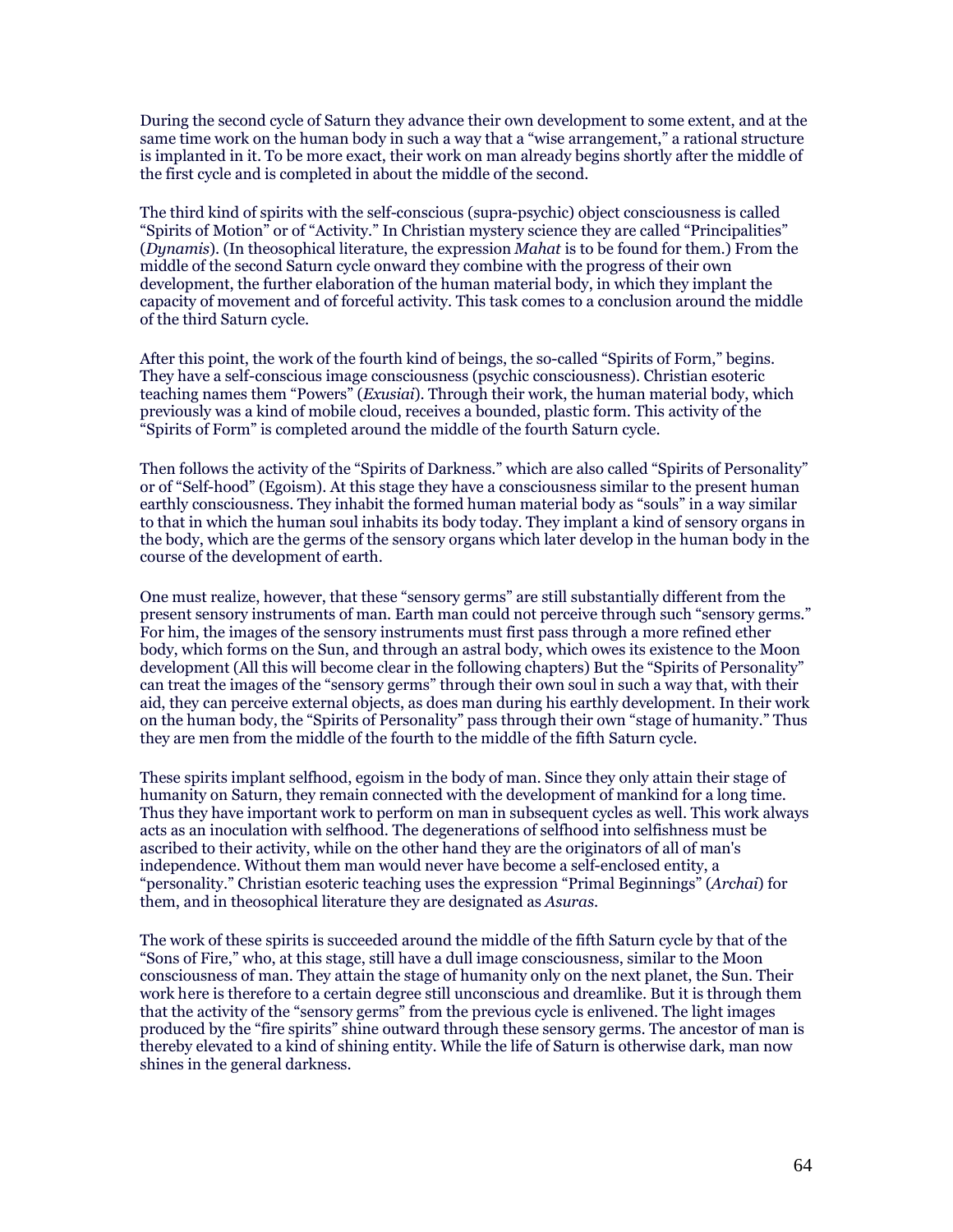During the second cycle of Saturn they advance their own development to some extent, and at the same time work on the human body in such a way that a "wise arrangement," a rational structure is implanted in it. To be more exact, their work on man already begins shortly after the middle of the first cycle and is completed in about the middle of the second.

The third kind of spirits with the self-conscious (supra-psychic) object consciousness is called "Spirits of Motion" or of "Activity." In Christian mystery science they are called "Principalities" (*Dynamis*). (In theosophical literature, the expression *Mahat* is to be found for them.) From the middle of the second Saturn cycle onward they combine with the progress of their own development, the further elaboration of the human material body, in which they implant the capacity of movement and of forceful activity. This task comes to a conclusion around the middle of the third Saturn cycle.

After this point, the work of the fourth kind of beings, the so-called "Spirits of Form," begins. They have a self-conscious image consciousness (psychic consciousness). Christian esoteric teaching names them "Powers" (*Exusiai*). Through their work, the human material body, which previously was a kind of mobile cloud, receives a bounded, plastic form. This activity of the "Spirits of Form" is completed around the middle of the fourth Saturn cycle.

Then follows the activity of the "Spirits of Darkness." which are also called "Spirits of Personality" or of "Self-hood" (Egoism). At this stage they have a consciousness similar to the present human earthly consciousness. They inhabit the formed human material body as "souls" in a way similar to that in which the human soul inhabits its body today. They implant a kind of sensory organs in the body, which are the germs of the sensory organs which later develop in the human body in the course of the development of earth.

One must realize, however, that these "sensory germs" are still substantially different from the present sensory instruments of man. Earth man could not perceive through such "sensory germs." For him, the images of the sensory instruments must first pass through a more refined ether body, which forms on the Sun, and through an astral body, which owes its existence to the Moon development (All this will become clear in the following chapters) But the "Spirits of Personality" can treat the images of the "sensory germs" through their own soul in such a way that, with their aid, they can perceive external objects, as does man during his earthly development. In their work on the human body, the "Spirits of Personality" pass through their own "stage of humanity." Thus they are men from the middle of the fourth to the middle of the fifth Saturn cycle.

These spirits implant selfhood, egoism in the body of man. Since they only attain their stage of humanity on Saturn, they remain connected with the development of mankind for a long time. Thus they have important work to perform on man in subsequent cycles as well. This work always acts as an inoculation with selfhood. The degenerations of selfhood into selfishness must be ascribed to their activity, while on the other hand they are the originators of all of man's independence. Without them man would never have become a self-enclosed entity, a "personality." Christian esoteric teaching uses the expression "Primal Beginnings" (*Archai*) for them, and in theosophical literature they are designated as *Asuras*.

The work of these spirits is succeeded around the middle of the fifth Saturn cycle by that of the "Sons of Fire," who, at this stage, still have a dull image consciousness, similar to the Moon consciousness of man. They attain the stage of humanity only on the next planet, the Sun. Their work here is therefore to a certain degree still unconscious and dreamlike. But it is through them that the activity of the "sensory germs" from the previous cycle is enlivened. The light images produced by the "fire spirits" shine outward through these sensory germs. The ancestor of man is thereby elevated to a kind of shining entity. While the life of Saturn is otherwise dark, man now shines in the general darkness.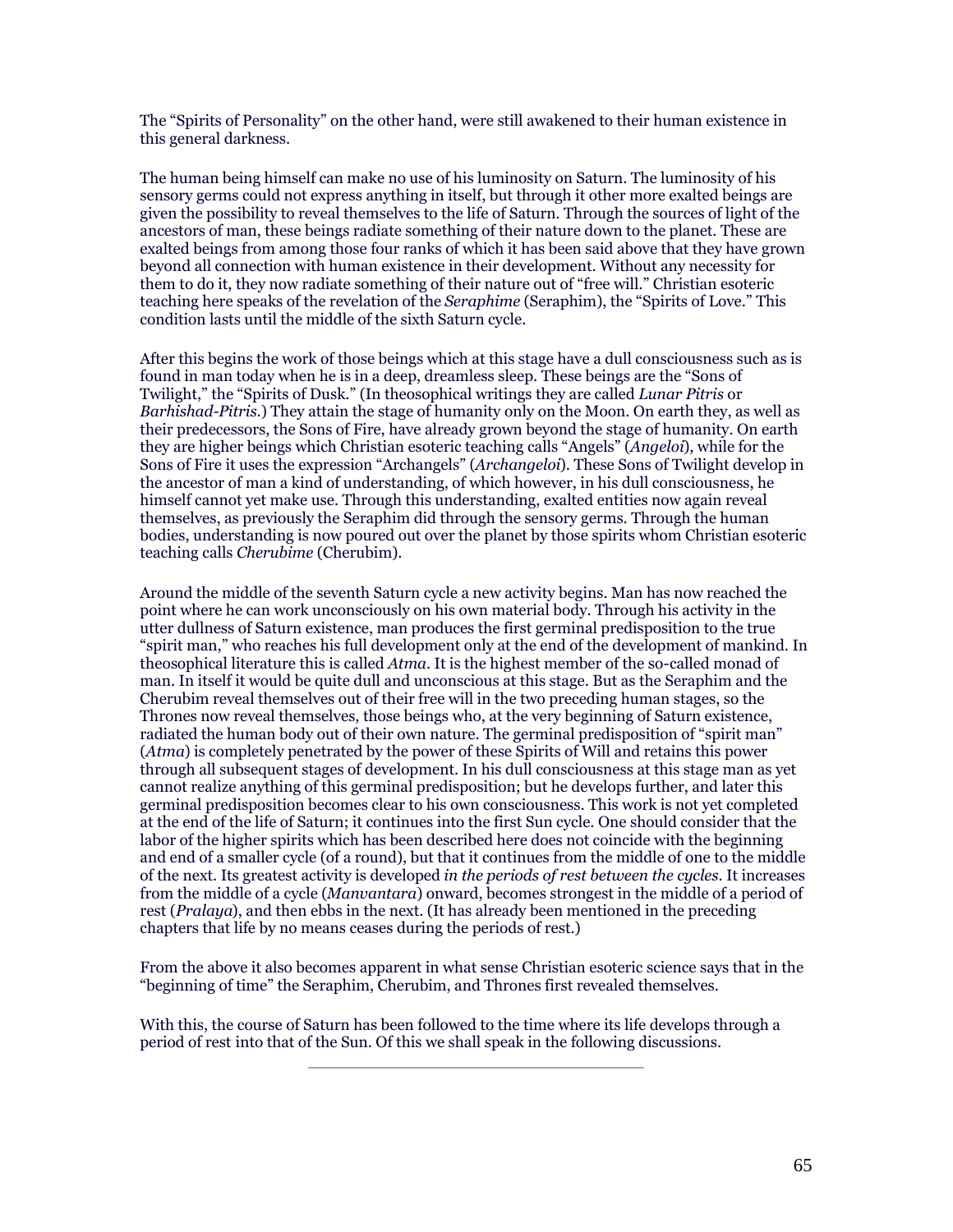The "Spirits of Personality" on the other hand, were still awakened to their human existence in this general darkness.

The human being himself can make no use of his luminosity on Saturn. The luminosity of his sensory germs could not express anything in itself, but through it other more exalted beings are given the possibility to reveal themselves to the life of Saturn. Through the sources of light of the ancestors of man, these beings radiate something of their nature down to the planet. These are exalted beings from among those four ranks of which it has been said above that they have grown beyond all connection with human existence in their development. Without any necessity for them to do it, they now radiate something of their nature out of "free will." Christian esoteric teaching here speaks of the revelation of the *Seraphime* (Seraphim), the "Spirits of Love." This condition lasts until the middle of the sixth Saturn cycle.

After this begins the work of those beings which at this stage have a dull consciousness such as is found in man today when he is in a deep, dreamless sleep. These beings are the "Sons of Twilight," the "Spirits of Dusk." (In theosophical writings they are called *Lunar Pitris* or *Barhishad-Pitris*.) They attain the stage of humanity only on the Moon. On earth they, as well as their predecessors, the Sons of Fire, have already grown beyond the stage of humanity. On earth they are higher beings which Christian esoteric teaching calls "Angels" (*Angeloi*), while for the Sons of Fire it uses the expression "Archangels" (*Archangeloi*). These Sons of Twilight develop in the ancestor of man a kind of understanding, of which however, in his dull consciousness, he himself cannot yet make use. Through this understanding, exalted entities now again reveal themselves, as previously the Seraphim did through the sensory germs. Through the human bodies, understanding is now poured out over the planet by those spirits whom Christian esoteric teaching calls *Cherubime* (Cherubim).

Around the middle of the seventh Saturn cycle a new activity begins. Man has now reached the point where he can work unconsciously on his own material body. Through his activity in the utter dullness of Saturn existence, man produces the first germinal predisposition to the true "spirit man," who reaches his full development only at the end of the development of mankind. In theosophical literature this is called *Atma*. It is the highest member of the so-called monad of man. In itself it would be quite dull and unconscious at this stage. But as the Seraphim and the Cherubim reveal themselves out of their free will in the two preceding human stages, so the Thrones now reveal themselves, those beings who, at the very beginning of Saturn existence, radiated the human body out of their own nature. The germinal predisposition of "spirit man" (*Atma*) is completely penetrated by the power of these Spirits of Will and retains this power through all subsequent stages of development. In his dull consciousness at this stage man as yet cannot realize anything of this germinal predisposition; but he develops further, and later this germinal predisposition becomes clear to his own consciousness. This work is not yet completed at the end of the life of Saturn; it continues into the first Sun cycle. One should consider that the labor of the higher spirits which has been described here does not coincide with the beginning and end of a smaller cycle (of a round), but that it continues from the middle of one to the middle of the next. Its greatest activity is developed *in the periods of rest between the cycles*. It increases from the middle of a cycle (*Manvantara*) onward, becomes strongest in the middle of a period of rest (*Pralaya*), and then ebbs in the next. (It has already been mentioned in the preceding chapters that life by no means ceases during the periods of rest.)

From the above it also becomes apparent in what sense Christian esoteric science says that in the "beginning of time" the Seraphim, Cherubim, and Thrones first revealed themselves.

With this, the course of Saturn has been followed to the time where its life develops through a period of rest into that of the Sun. Of this we shall speak in the following discussions.

---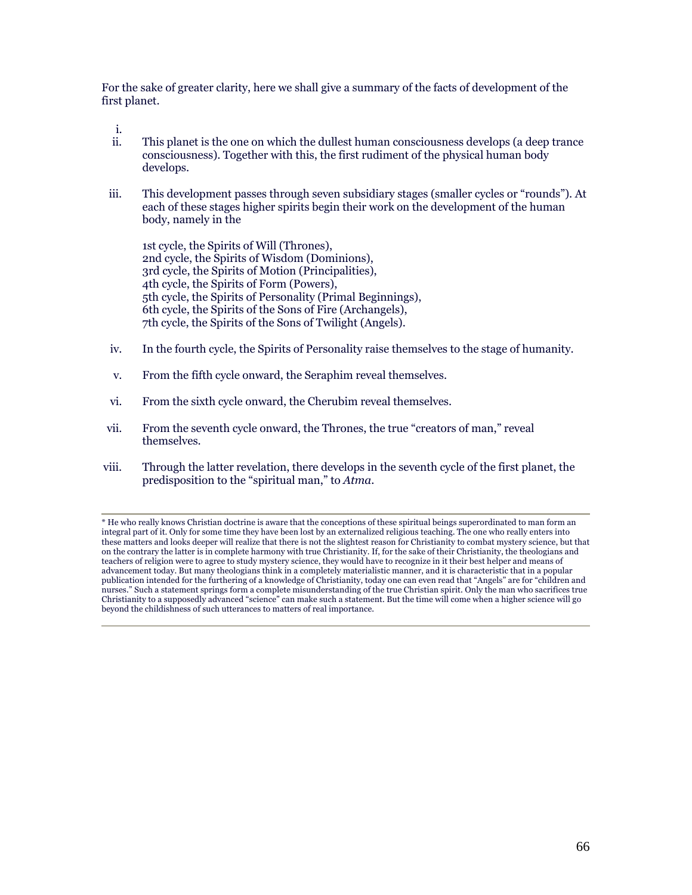For the sake of greater clarity, here we shall give a summary of the facts of development of the first planet.

i.

ii. This planet is the one on which the dullest human consciousness develops (a deep trance consciousness). Together with this, the first rudiment of the physical human body develops.

iii. This development passes through seven subsidiary stages (smaller cycles or "rounds"). At each of these stages higher spirits begin their work on the development of the human body, namely in the

1st cycle, the Spirits of Will (Thrones),
2nd cycle, the Spirits of Wisdom (Dominions),
3rd cycle, the Spirits of Motion (Principalities),
4th cycle, the Spirits of Form (Powers),
5th cycle, the Spirits of Personality (Primal Beginnings),
6th cycle, the Spirits of the Sons of Fire (Archangels),
7th cycle, the Spirits of the Sons of Twilight (Angels).

iv. In the fourth cycle, the Spirits of Personality raise themselves to the stage of humanity.

v. From the fifth cycle onward, the Seraphim reveal themselves.

vi. From the sixth cycle onward, the Cherubim reveal themselves.

vii. From the seventh cycle onward, the Thrones, the true "creators of man," reveal themselves.

viii. Through the latter revelation, there develops in the seventh cycle of the first planet, the predisposition to the "spiritual man," to *Atma*.

---

* He who really knows Christian doctrine is aware that the conceptions of these spiritual beings superordinated to man form an integral part of it. Only for some time they have been lost by an externalized religious teaching. The one who really enters into these matters and looks deeper will realize that there is not the slightest reason for Christianity to combat mystery science, but that on the contrary the latter is in complete harmony with true Christianity. If, for the sake of their Christianity, the theologians and teachers of religion were to agree to study mystery science, they would have to recognize in it their best helper and means of advancement today. But many theologians think in a completely materialistic manner, and it is characteristic that in a popular publication intended for the furthering of a knowledge of Christianity, today one can even read that "Angels" are for "children and nurses." Such a statement springs form a complete misunderstanding of the true Christian spirit. Only the man who sacrifices true Christianity to a supposedly advanced "science" can make such a statement. But the time will come when a higher science will go beyond the childishness of such utterances to matters of real importance.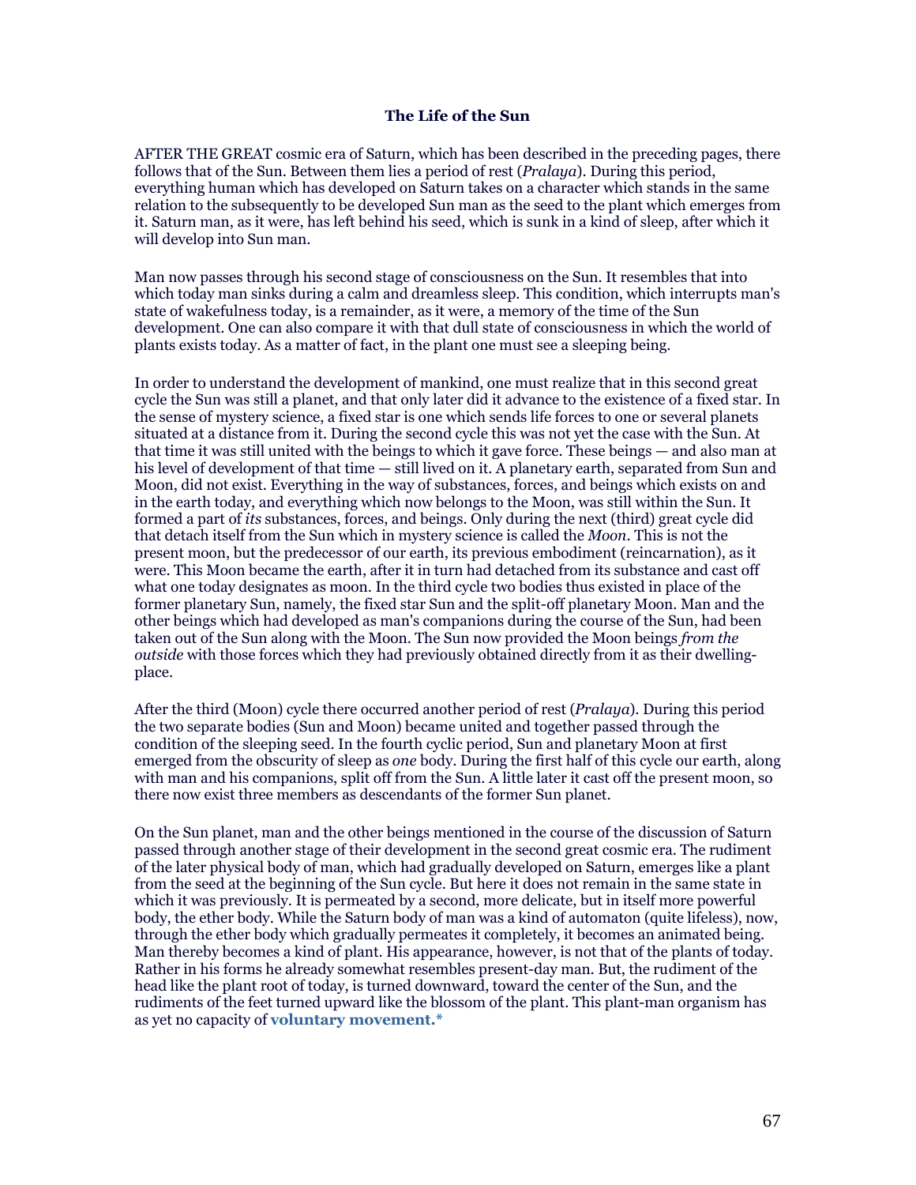### The Life of the Sun

AFTER THE GREAT cosmic era of Saturn, which has been described in the preceding pages, there follows that of the Sun. Between them lies a period of rest (*Pralaya*). During this period, everything human which has developed on Saturn takes on a character which stands in the same relation to the subsequently to be developed Sun man as the seed to the plant which emerges from it. Saturn man, as it were, has left behind his seed, which is sunk in a kind of sleep, after which it will develop into Sun man.

Man now passes through his second stage of consciousness on the Sun. It resembles that into which today man sinks during a calm and dreamless sleep. This condition, which interrupts man's state of wakefulness today, is a remainder, as it were, a memory of the time of the Sun development. One can also compare it with that dull state of consciousness in which the world of plants exists today. As a matter of fact, in the plant one must see a sleeping being.

In order to understand the development of mankind, one must realize that in this second great cycle the Sun was still a planet, and that only later did it advance to the existence of a fixed star. In the sense of mystery science, a fixed star is one which sends life forces to one or several planets situated at a distance from it. During the second cycle this was not yet the case with the Sun. At that time it was still united with the beings to which it gave force. These beings — and also man at his level of development of that time — still lived on it. A planetary earth, separated from Sun and Moon, did not exist. Everything in the way of substances, forces, and beings which exists on and in the earth today, and everything which now belongs to the Moon, was still within the Sun. It formed a part of *its* substances, forces, and beings. Only during the next (third) great cycle did that detach itself from the Sun which in mystery science is called the *Moon*. This is not the present moon, but the predecessor of our earth, its previous embodiment (reincarnation), as it were. This Moon became the earth, after it in turn had detached from its substance and cast off what one today designates as moon. In the third cycle two bodies thus existed in place of the former planetary Sun, namely, the fixed star Sun and the split-off planetary Moon. Man and the other beings which had developed as man's companions during the course of the Sun, had been taken out of the Sun along with the Moon. The Sun now provided the Moon beings *from the outside* with those forces which they had previously obtained directly from it as their dwelling-place.

After the third (Moon) cycle there occurred another period of rest (*Pralaya*). During this period the two separate bodies (Sun and Moon) became united and together passed through the condition of the sleeping seed. In the fourth cyclic period, Sun and planetary Moon at first emerged from the obscurity of sleep as *one* body. During the first half of this cycle our earth, along with man and his companions, split off from the Sun. A little later it cast off the present moon, so there now exist three members as descendants of the former Sun planet.

On the Sun planet, man and the other beings mentioned in the course of the discussion of Saturn passed through another stage of their development in the second great cosmic era. The rudiment of the later physical body of man, which had gradually developed on Saturn, emerges like a plant from the seed at the beginning of the Sun cycle. But here it does not remain in the same state in which it was previously. It is permeated by a second, more delicate, but in itself more powerful body, the ether body. While the Saturn body of man was a kind of automaton (quite lifeless), now, through the ether body which gradually permeates it completely, it becomes an animated being. Man thereby becomes a kind of plant. His appearance, however, is not that of the plants of today. Rather in his forms he already somewhat resembles present-day man. But, the rudiment of the head like the plant root of today, is turned downward, toward the center of the Sun, and the rudiments of the feet turned upward like the blossom of the plant. This plant-man organism has as yet no capacity of **voluntary movement.***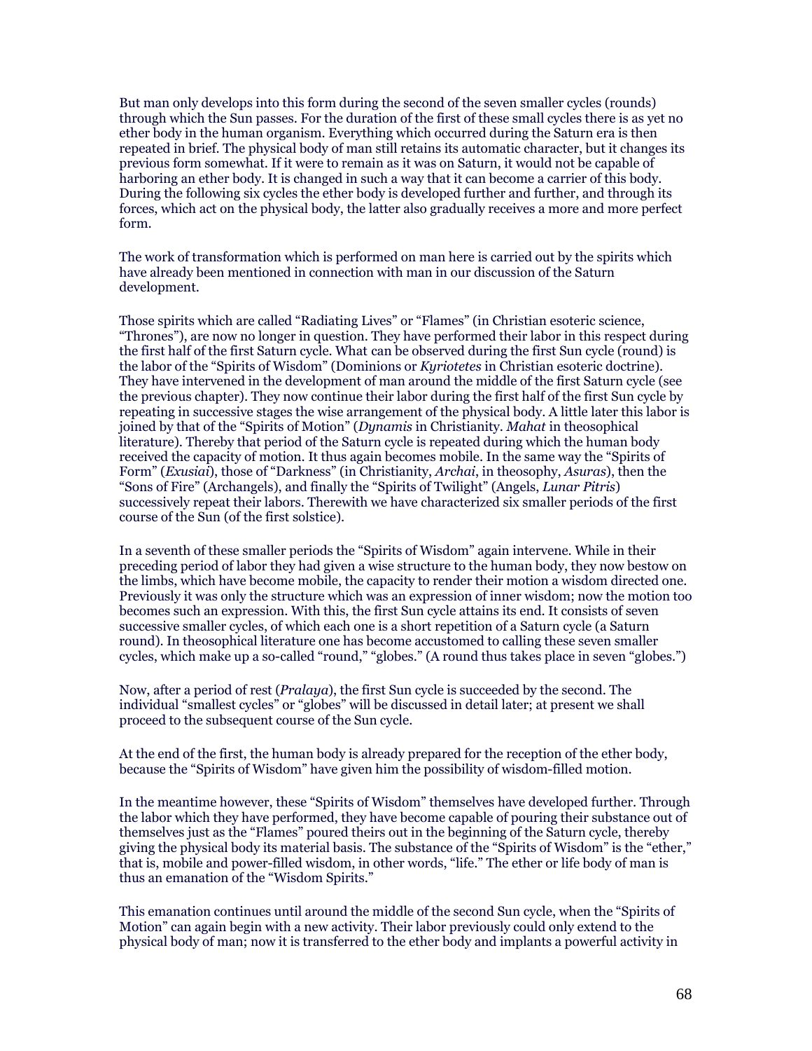But man only develops into this form during the second of the seven smaller cycles (rounds) through which the Sun passes. For the duration of the first of these small cycles there is as yet no ether body in the human organism. Everything which occurred during the Saturn era is then repeated in brief. The physical body of man still retains its automatic character, but it changes its previous form somewhat. If it were to remain as it was on Saturn, it would not be capable of harboring an ether body. It is changed in such a way that it can become a carrier of this body. During the following six cycles the ether body is developed further and further, and through its forces, which act on the physical body, the latter also gradually receives a more and more perfect form.

The work of transformation which is performed on man here is carried out by the spirits which have already been mentioned in connection with man in our discussion of the Saturn development.

Those spirits which are called "Radiating Lives" or "Flames" (in Christian esoteric science, "Thrones"), are now no longer in question. They have performed their labor in this respect during the first half of the first Saturn cycle. What can be observed during the first Sun cycle (round) is the labor of the "Spirits of Wisdom" (Dominions or *Kyriotetes* in Christian esoteric doctrine). They have intervened in the development of man around the middle of the first Saturn cycle (see the previous chapter). They now continue their labor during the first half of the first Sun cycle by repeating in successive stages the wise arrangement of the physical body. A little later this labor is joined by that of the "Spirits of Motion" (*Dynamis* in Christianity. *Mahat* in theosophical literature). Thereby that period of the Saturn cycle is repeated during which the human body received the capacity of motion. It thus again becomes mobile. In the same way the "Spirits of Form" (*Exusiai*), those of "Darkness" (in Christianity, *Archai*, in theosophy, *Asuras*), then the "Sons of Fire" (Archangels), and finally the "Spirits of Twilight" (Angels, *Lunar Pitris*) successively repeat their labors. Therewith we have characterized six smaller periods of the first course of the Sun (of the first solstice).

In a seventh of these smaller periods the "Spirits of Wisdom" again intervene. While in their preceding period of labor they had given a wise structure to the human body, they now bestow on the limbs, which have become mobile, the capacity to render their motion a wisdom directed one. Previously it was only the structure which was an expression of inner wisdom; now the motion too becomes such an expression. With this, the first Sun cycle attains its end. It consists of seven successive smaller cycles, of which each one is a short repetition of a Saturn cycle (a Saturn round). In theosophical literature one has become accustomed to calling these seven smaller cycles, which make up a so-called "round," "globes." (A round thus takes place in seven "globes.")

Now, after a period of rest (*Pralaya*), the first Sun cycle is succeeded by the second. The individual "smallest cycles" or "globes" will be discussed in detail later; at present we shall proceed to the subsequent course of the Sun cycle.

At the end of the first, the human body is already prepared for the reception of the ether body, because the "Spirits of Wisdom" have given him the possibility of wisdom-filled motion.

In the meantime however, these "Spirits of Wisdom" themselves have developed further. Through the labor which they have performed, they have become capable of pouring their substance out of themselves just as the "Flames" poured theirs out in the beginning of the Saturn cycle, thereby giving the physical body its material basis. The substance of the "Spirits of Wisdom" is the "ether," that is, mobile and power-filled wisdom, in other words, "life." The ether or life body of man is thus an emanation of the "Wisdom Spirits."

This emanation continues until around the middle of the second Sun cycle, when the "Spirits of Motion" can again begin with a new activity. Their labor previously could only extend to the physical body of man; now it is transferred to the ether body and implants a powerful activity in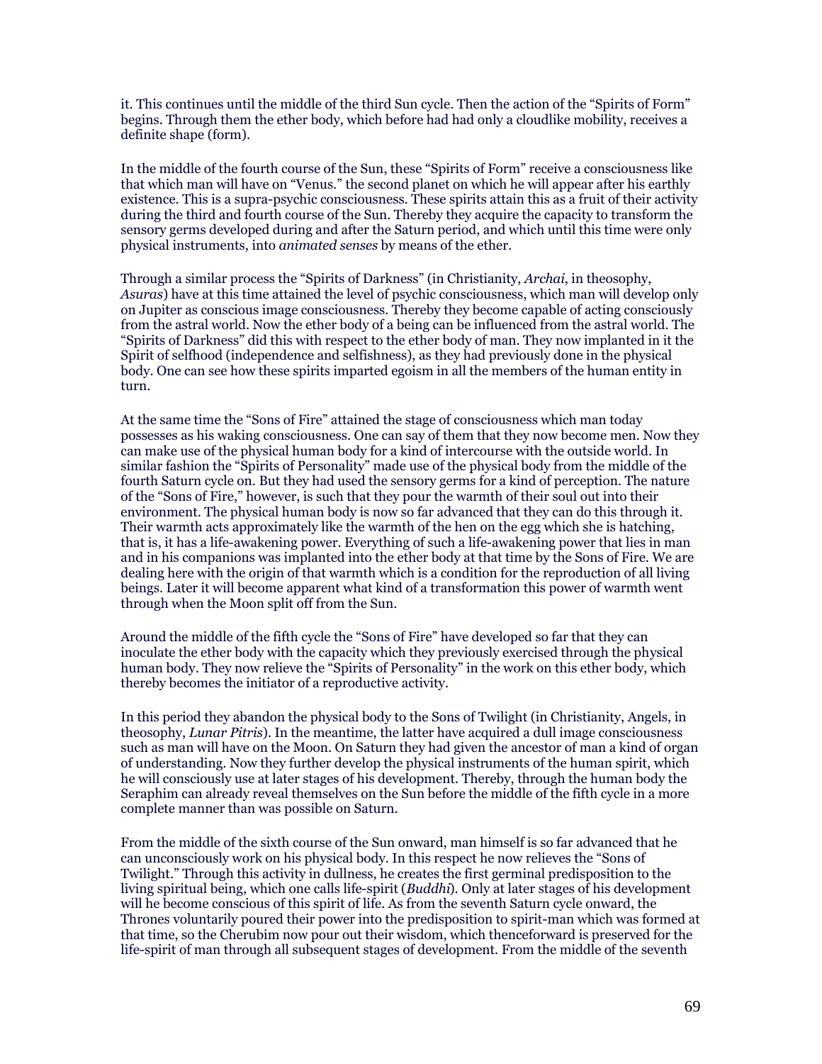it. This continues until the middle of the third Sun cycle. Then the action of the "Spirits of Form" begins. Through them the ether body, which before had had only a cloudlike mobility, receives a definite shape (form).

In the middle of the fourth course of the Sun, these "Spirits of Form" receive a consciousness like that which man will have on "Venus." the second planet on which he will appear after his earthly existence. This is a supra-psychic consciousness. These spirits attain this as a fruit of their activity during the third and fourth course of the Sun. Thereby they acquire the capacity to transform the sensory germs developed during and after the Saturn period, and which until this time were only physical instruments, into *animated senses* by means of the ether.

Through a similar process the "Spirits of Darkness" (in Christianity, *Archai*, in theosophy, *Asuras*) have at this time attained the level of psychic consciousness, which man will develop only on Jupiter as conscious image consciousness. Thereby they become capable of acting consciously from the astral world. Now the ether body of a being can be influenced from the astral world. The "Spirits of Darkness" did this with respect to the ether body of man. They now implanted in it the Spirit of selfhood (independence and selfishness), as they had previously done in the physical body. One can see how these spirits imparted egoism in all the members of the human entity in turn.

At the same time the "Sons of Fire" attained the stage of consciousness which man today possesses as his waking consciousness. One can say of them that they now become men. Now they can make use of the physical human body for a kind of intercourse with the outside world. In similar fashion the "Spirits of Personality" made use of the physical body from the middle of the fourth Saturn cycle on. But they had used the sensory germs for a kind of perception. The nature of the "Sons of Fire," however, is such that they pour the warmth of their soul out into their environment. The physical human body is now so far advanced that they can do this through it. Their warmth acts approximately like the warmth of the hen on the egg which she is hatching, that is, it has a life-awakening power. Everything of such a life-awakening power that lies in man and in his companions was implanted into the ether body at that time by the Sons of Fire. We are dealing here with the origin of that warmth which is a condition for the reproduction of all living beings. Later it will become apparent what kind of a transformation this power of warmth went through when the Moon split off from the Sun.

Around the middle of the fifth cycle the "Sons of Fire" have developed so far that they can inoculate the ether body with the capacity which they previously exercised through the physical human body. They now relieve the "Spirits of Personality" in the work on this ether body, which thereby becomes the initiator of a reproductive activity.

In this period they abandon the physical body to the Sons of Twilight (in Christianity, Angels, in theosophy, *Lunar Pitris*). In the meantime, the latter have acquired a dull image consciousness such as man will have on the Moon. On Saturn they had given the ancestor of man a kind of organ of understanding. Now they further develop the physical instruments of the human spirit, which he will consciously use at later stages of his development. Thereby, through the human body the Seraphim can already reveal themselves on the Sun before the middle of the fifth cycle in a more complete manner than was possible on Saturn.

From the middle of the sixth course of the Sun onward, man himself is so far advanced that he can unconsciously work on his physical body. In this respect he now relieves the "Sons of Twilight." Through this activity in dullness, he creates the first germinal predisposition to the living spiritual being, which one calls life-spirit (*Buddhi*). Only at later stages of his development will he become conscious of this spirit of life. As from the seventh Saturn cycle onward, the Thrones voluntarily poured their power into the predisposition to spirit-man which was formed at that time, so the Cherubim now pour out their wisdom, which thenceforward is preserved for the life-spirit of man through all subsequent stages of development. From the middle of the seventh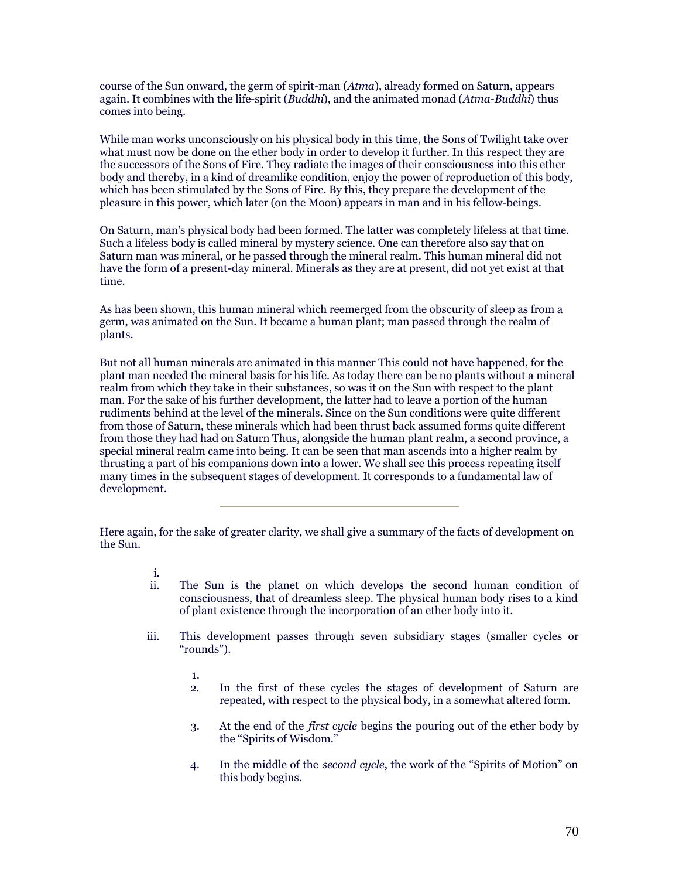course of the Sun onward, the germ of spirit-man (*Atma*), already formed on Saturn, appears again. It combines with the life-spirit (*Buddhi*), and the animated monad (*Atma-Buddhi*) thus comes into being.

While man works unconsciously on his physical body in this time, the Sons of Twilight take over what must now be done on the ether body in order to develop it further. In this respect they are the successors of the Sons of Fire. They radiate the images of their consciousness into this ether body and thereby, in a kind of dreamlike condition, enjoy the power of reproduction of this body, which has been stimulated by the Sons of Fire. By this, they prepare the development of the pleasure in this power, which later (on the Moon) appears in man and in his fellow-beings.

On Saturn, man's physical body had been formed. The latter was completely lifeless at that time. Such a lifeless body is called mineral by mystery science. One can therefore also say that on Saturn man was mineral, or he passed through the mineral realm. This human mineral did not have the form of a present-day mineral. Minerals as they are at present, did not yet exist at that time.

As has been shown, this human mineral which reemerged from the obscurity of sleep as from a germ, was animated on the Sun. It became a human plant; man passed through the realm of plants.

But not all human minerals are animated in this manner This could not have happened, for the plant man needed the mineral basis for his life. As today there can be no plants without a mineral realm from which they take in their substances, so was it on the Sun with respect to the plant man. For the sake of his further development, the latter had to leave a portion of the human rudiments behind at the level of the minerals. Since on the Sun conditions were quite different from those of Saturn, these minerals which had been thrust back assumed forms quite different from those they had had on Saturn Thus, alongside the human plant realm, a second province, a special mineral realm came into being. It can be seen that man ascends into a higher realm by thrusting a part of his companions down into a lower. We shall see this process repeating itself many times in the subsequent stages of development. It corresponds to a fundamental law of development.

---

Here again, for the sake of greater clarity, we shall give a summary of the facts of development on the Sun.

i.
ii. The Sun is the planet on which develops the second human condition of consciousness, that of dreamless sleep. The physical human body rises to a kind of plant existence through the incorporation of an ether body into it.

iii. This development passes through seven subsidiary stages (smaller cycles or "rounds").

   1.
   2. In the first of these cycles the stages of development of Saturn are repeated, with respect to the physical body, in a somewhat altered form.

   3. At the end of the *first cycle* begins the pouring out of the ether body by the "Spirits of Wisdom."

   4. In the middle of the *second cycle*, the work of the "Spirits of Motion" on this body begins.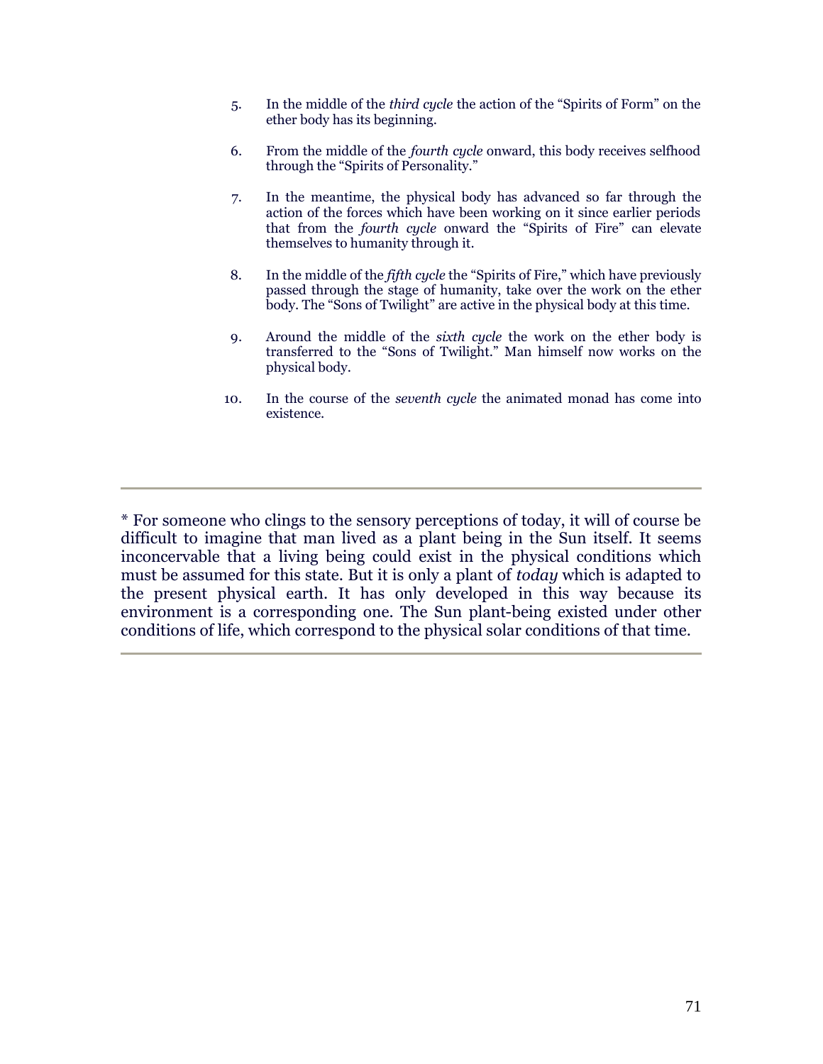5. In the middle of the *third cycle* the action of the "Spirits of Form" on the ether body has its beginning.

6. From the middle of the *fourth cycle* onward, this body receives selfhood through the "Spirits of Personality."

7. In the meantime, the physical body has advanced so far through the action of the forces which have been working on it since earlier periods that from the *fourth cycle* onward the "Spirits of Fire" can elevate themselves to humanity through it.

8. In the middle of the *fifth cycle* the "Spirits of Fire," which have previously passed through the stage of humanity, take over the work on the ether body. The "Sons of Twilight" are active in the physical body at this time.

9. Around the middle of the *sixth cycle* the work on the ether body is transferred to the "Sons of Twilight." Man himself now works on the physical body.

10. In the course of the *seventh cycle* the animated monad has come into existence.

---

* For someone who clings to the sensory perceptions of today, it will of course be difficult to imagine that man lived as a plant being in the Sun itself. It seems inconcervable that a living being could exist in the physical conditions which must be assumed for this state. But it is only a plant of *today* which is adapted to the present physical earth. It has only developed in this way because its environment is a corresponding one. The Sun plant-being existed under other conditions of life, which correspond to the physical solar conditions of that time.

---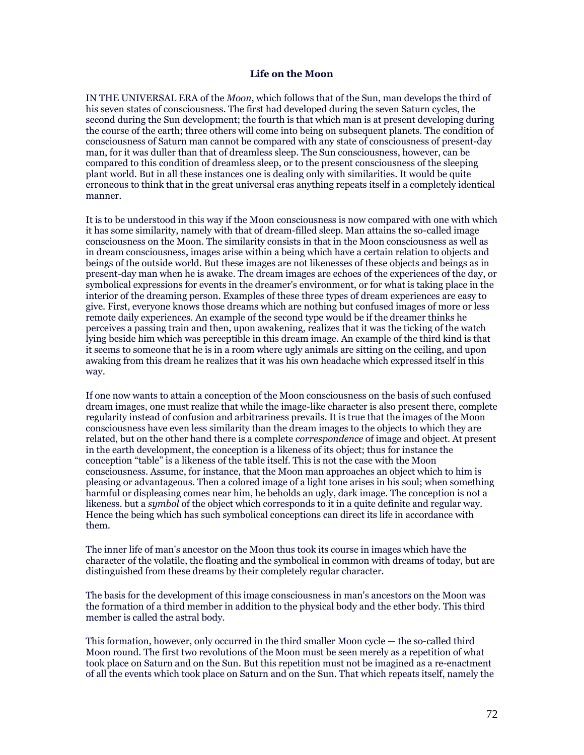## Life on the Moon

IN THE UNIVERSAL ERA of the *Moon*, which follows that of the Sun, man develops the third of his seven states of consciousness. The first had developed during the seven Saturn cycles, the second during the Sun development; the fourth is that which man is at present developing during the course of the earth; three others will come into being on subsequent planets. The condition of consciousness of Saturn man cannot be compared with any state of consciousness of present-day man, for it was duller than that of dreamless sleep. The Sun consciousness, however, can be compared to this condition of dreamless sleep, or to the present consciousness of the sleeping plant world. But in all these instances one is dealing only with similarities. It would be quite erroneous to think that in the great universal eras anything repeats itself in a completely identical manner.

It is to be understood in this way if the Moon consciousness is now compared with one with which it has some similarity, namely with that of dream-filled sleep. Man attains the so-called image consciousness on the Moon. The similarity consists in that in the Moon consciousness as well as in dream consciousness, images arise within a being which have a certain relation to objects and beings of the outside world. But these images are not likenesses of these objects and beings as in present-day man when he is awake. The dream images are echoes of the experiences of the day, or symbolical expressions for events in the dreamer's environment, or for what is taking place in the interior of the dreaming person. Examples of these three types of dream experiences are easy to give. First, everyone knows those dreams which are nothing but confused images of more or less remote daily experiences. An example of the second type would be if the dreamer thinks he perceives a passing train and then, upon awakening, realizes that it was the ticking of the watch lying beside him which was perceptible in this dream image. An example of the third kind is that it seems to someone that he is in a room where ugly animals are sitting on the ceiling, and upon awaking from this dream he realizes that it was his own headache which expressed itself in this way.

If one now wants to attain a conception of the Moon consciousness on the basis of such confused dream images, one must realize that while the image-like character is also present there, complete regularity instead of confusion and arbitrariness prevails. It is true that the images of the Moon consciousness have even less similarity than the dream images to the objects to which they are related, but on the other hand there is a complete *correspondence* of image and object. At present in the earth development, the conception is a likeness of its object; thus for instance the conception "table" is a likeness of the table itself. This is not the case with the Moon consciousness. Assume, for instance, that the Moon man approaches an object which to him is pleasing or advantageous. Then a colored image of a light tone arises in his soul; when something harmful or displeasing comes near him, he beholds an ugly, dark image. The conception is not a likeness. but a *symbol* of the object which corresponds to it in a quite definite and regular way. Hence the being which has such symbolical conceptions can direct its life in accordance with them.

The inner life of man's ancestor on the Moon thus took its course in images which have the character of the volatile, the floating and the symbolical in common with dreams of today, but are distinguished from these dreams by their completely regular character.

The basis for the development of this image consciousness in man's ancestors on the Moon was the formation of a third member in addition to the physical body and the ether body. This third member is called the astral body.

This formation, however, only occurred in the third smaller Moon cycle — the so-called third Moon round. The first two revolutions of the Moon must be seen merely as a repetition of what took place on Saturn and on the Sun. But this repetition must not be imagined as a re-enactment of all the events which took place on Saturn and on the Sun. That which repeats itself, namely the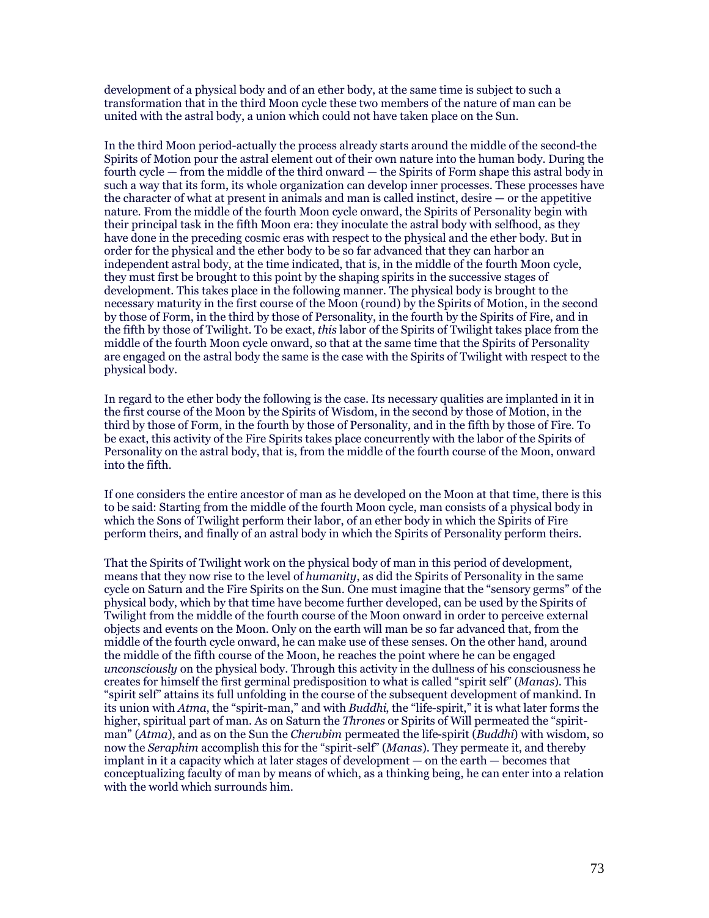development of a physical body and of an ether body, at the same time is subject to such a transformation that in the third Moon cycle these two members of the nature of man can be united with the astral body, a union which could not have taken place on the Sun.

In the third Moon period-actually the process already starts around the middle of the second-the Spirits of Motion pour the astral element out of their own nature into the human body. During the fourth cycle — from the middle of the third onward — the Spirits of Form shape this astral body in such a way that its form, its whole organization can develop inner processes. These processes have the character of what at present in animals and man is called instinct, desire — or the appetitive nature. From the middle of the fourth Moon cycle onward, the Spirits of Personality begin with their principal task in the fifth Moon era: they inoculate the astral body with selfhood, as they have done in the preceding cosmic eras with respect to the physical and the ether body. But in order for the physical and the ether body to be so far advanced that they can harbor an independent astral body, at the time indicated, that is, in the middle of the fourth Moon cycle, they must first be brought to this point by the shaping spirits in the successive stages of development. This takes place in the following manner. The physical body is brought to the necessary maturity in the first course of the Moon (round) by the Spirits of Motion, in the second by those of Form, in the third by those of Personality, in the fourth by the Spirits of Fire, and in the fifth by those of Twilight. To be exact, *this* labor of the Spirits of Twilight takes place from the middle of the fourth Moon cycle onward, so that at the same time that the Spirits of Personality are engaged on the astral body the same is the case with the Spirits of Twilight with respect to the physical body.

In regard to the ether body the following is the case. Its necessary qualities are implanted in it in the first course of the Moon by the Spirits of Wisdom, in the second by those of Motion, in the third by those of Form, in the fourth by those of Personality, and in the fifth by those of Fire. To be exact, this activity of the Fire Spirits takes place concurrently with the labor of the Spirits of Personality on the astral body, that is, from the middle of the fourth course of the Moon, onward into the fifth.

If one considers the entire ancestor of man as he developed on the Moon at that time, there is this to be said: Starting from the middle of the fourth Moon cycle, man consists of a physical body in which the Sons of Twilight perform their labor, of an ether body in which the Spirits of Fire perform theirs, and finally of an astral body in which the Spirits of Personality perform theirs.

That the Spirits of Twilight work on the physical body of man in this period of development, means that they now rise to the level of *humanity*, as did the Spirits of Personality in the same cycle on Saturn and the Fire Spirits on the Sun. One must imagine that the "sensory germs" of the physical body, which by that time have become further developed, can be used by the Spirits of Twilight from the middle of the fourth course of the Moon onward in order to perceive external objects and events on the Moon. Only on the earth will man be so far advanced that, from the middle of the fourth cycle onward, he can make use of these senses. On the other hand, around the middle of the fifth course of the Moon, he reaches the point where he can be engaged *unconsciously* on the physical body. Through this activity in the dullness of his consciousness he creates for himself the first germinal predisposition to what is called "spirit self" (*Manas*). This "spirit self" attains its full unfolding in the course of the subsequent development of mankind. In its union with *Atma*, the "spirit-man," and with *Buddhi*, the "life-spirit," it is what later forms the higher, spiritual part of man. As on Saturn the *Thrones* or Spirits of Will permeated the "spirit-man" (*Atma*), and as on the Sun the *Cherubim* permeated the life-spirit (*Buddhi*) with wisdom, so now the *Seraphim* accomplish this for the "spirit-self" (*Manas*). They permeate it, and thereby implant in it a capacity which at later stages of development — on the earth — becomes that conceptualizing faculty of man by means of which, as a thinking being, he can enter into a relation with the world which surrounds him.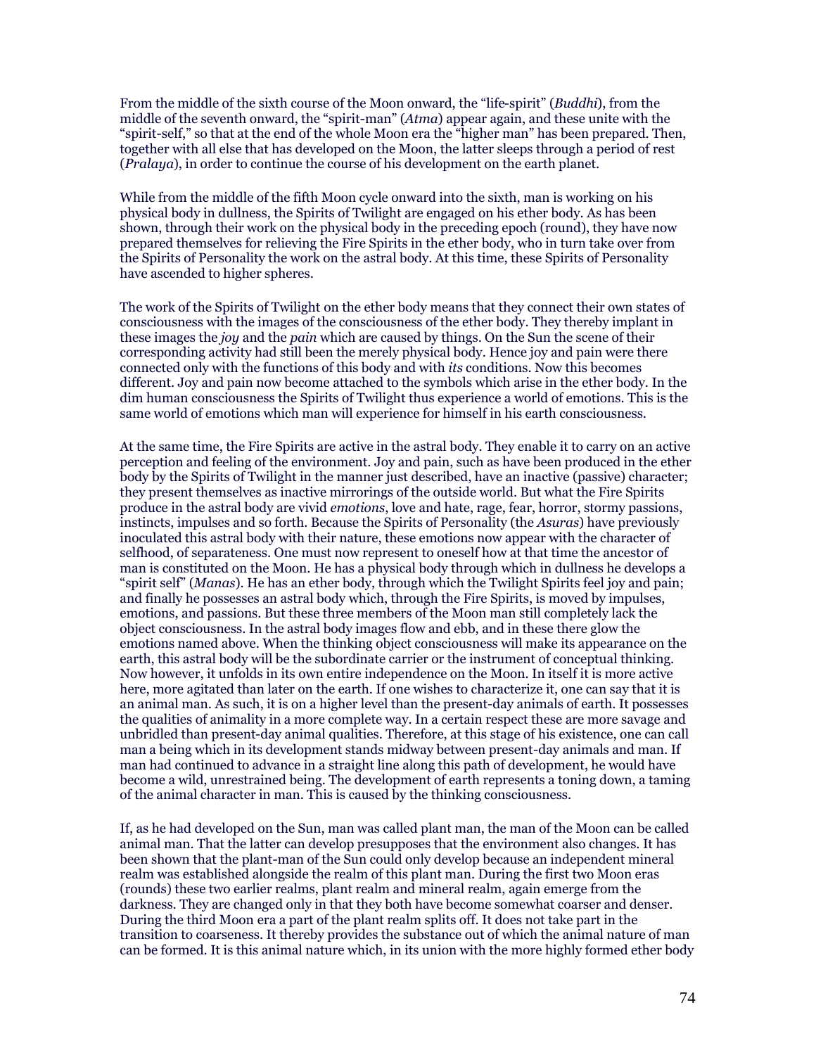From the middle of the sixth course of the Moon onward, the "life-spirit" (*Buddhi*), from the middle of the seventh onward, the "spirit-man" (*Atma*) appear again, and these unite with the "spirit-self," so that at the end of the whole Moon era the "higher man" has been prepared. Then, together with all else that has developed on the Moon, the latter sleeps through a period of rest (*Pralaya*), in order to continue the course of his development on the earth planet.

While from the middle of the fifth Moon cycle onward into the sixth, man is working on his physical body in dullness, the Spirits of Twilight are engaged on his ether body. As has been shown, through their work on the physical body in the preceding epoch (round), they have now prepared themselves for relieving the Fire Spirits in the ether body, who in turn take over from the Spirits of Personality the work on the astral body. At this time, these Spirits of Personality have ascended to higher spheres.

The work of the Spirits of Twilight on the ether body means that they connect their own states of consciousness with the images of the consciousness of the ether body. They thereby implant in these images the *joy* and the *pain* which are caused by things. On the Sun the scene of their corresponding activity had still been the merely physical body. Hence joy and pain were there connected only with the functions of this body and with *its* conditions. Now this becomes different. Joy and pain now become attached to the symbols which arise in the ether body. In the dim human consciousness the Spirits of Twilight thus experience a world of emotions. This is the same world of emotions which man will experience for himself in his earth consciousness.

At the same time, the Fire Spirits are active in the astral body. They enable it to carry on an active perception and feeling of the environment. Joy and pain, such as have been produced in the ether body by the Spirits of Twilight in the manner just described, have an inactive (passive) character; they present themselves as inactive mirrorings of the outside world. But what the Fire Spirits produce in the astral body are vivid *emotions*, love and hate, rage, fear, horror, stormy passions, instincts, impulses and so forth. Because the Spirits of Personality (the *Asuras*) have previously inoculated this astral body with their nature, these emotions now appear with the character of selfhood, of separateness. One must now represent to oneself how at that time the ancestor of man is constituted on the Moon. He has a physical body through which in dullness he develops a "spirit self" (*Manas*). He has an ether body, through which the Twilight Spirits feel joy and pain; and finally he possesses an astral body which, through the Fire Spirits, is moved by impulses, emotions, and passions. But these three members of the Moon man still completely lack the object consciousness. In the astral body images flow and ebb, and in these there glow the emotions named above. When the thinking object consciousness will make its appearance on the earth, this astral body will be the subordinate carrier or the instrument of conceptual thinking. Now however, it unfolds in its own entire independence on the Moon. In itself it is more active here, more agitated than later on the earth. If one wishes to characterize it, one can say that it is an animal man. As such, it is on a higher level than the present-day animals of earth. It possesses the qualities of animality in a more complete way. In a certain respect these are more savage and unbridled than present-day animal qualities. Therefore, at this stage of his existence, one can call man a being which in its development stands midway between present-day animals and man. If man had continued to advance in a straight line along this path of development, he would have become a wild, unrestrained being. The development of earth represents a toning down, a taming of the animal character in man. This is caused by the thinking consciousness.

If, as he had developed on the Sun, man was called plant man, the man of the Moon can be called animal man. That the latter can develop presupposes that the environment also changes. It has been shown that the plant-man of the Sun could only develop because an independent mineral realm was established alongside the realm of this plant man. During the first two Moon eras (rounds) these two earlier realms, plant realm and mineral realm, again emerge from the darkness. They are changed only in that they both have become somewhat coarser and denser. During the third Moon era a part of the plant realm splits off. It does not take part in the transition to coarseness. It thereby provides the substance out of which the animal nature of man can be formed. It is this animal nature which, in its union with the more highly formed ether body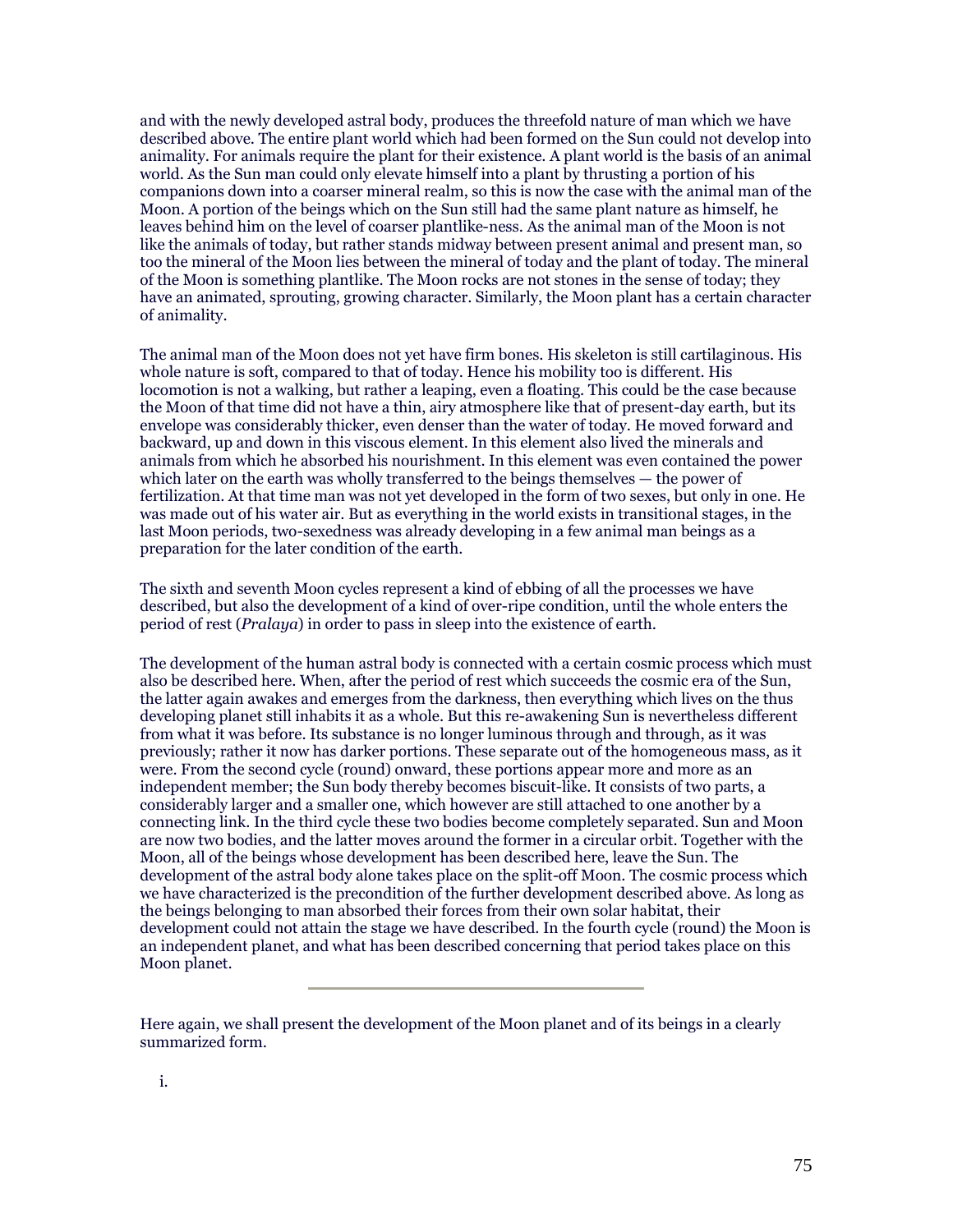and with the newly developed astral body, produces the threefold nature of man which we have described above. The entire plant world which had been formed on the Sun could not develop into animality. For animals require the plant for their existence. A plant world is the basis of an animal world. As the Sun man could only elevate himself into a plant by thrusting a portion of his companions down into a coarser mineral realm, so this is now the case with the animal man of the Moon. A portion of the beings which on the Sun still had the same plant nature as himself, he leaves behind him on the level of coarser plantlike-ness. As the animal man of the Moon is not like the animals of today, but rather stands midway between present animal and present man, so too the mineral of the Moon lies between the mineral of today and the plant of today. The mineral of the Moon is something plantlike. The Moon rocks are not stones in the sense of today; they have an animated, sprouting, growing character. Similarly, the Moon plant has a certain character of animality.

The animal man of the Moon does not yet have firm bones. His skeleton is still cartilaginous. His whole nature is soft, compared to that of today. Hence his mobility too is different. His locomotion is not a walking, but rather a leaping, even a floating. This could be the case because the Moon of that time did not have a thin, airy atmosphere like that of present-day earth, but its envelope was considerably thicker, even denser than the water of today. He moved forward and backward, up and down in this viscous element. In this element also lived the minerals and animals from which he absorbed his nourishment. In this element was even contained the power which later on the earth was wholly transferred to the beings themselves — the power of fertilization. At that time man was not yet developed in the form of two sexes, but only in one. He was made out of his water air. But as everything in the world exists in transitional stages, in the last Moon periods, two-sexedness was already developing in a few animal man beings as a preparation for the later condition of the earth.

The sixth and seventh Moon cycles represent a kind of ebbing of all the processes we have described, but also the development of a kind of over-ripe condition, until the whole enters the period of rest (*Pralaya*) in order to pass in sleep into the existence of earth.

The development of the human astral body is connected with a certain cosmic process which must also be described here. When, after the period of rest which succeeds the cosmic era of the Sun, the latter again awakes and emerges from the darkness, then everything which lives on the thus developing planet still inhabits it as a whole. But this re-awakening Sun is nevertheless different from what it was before. Its substance is no longer luminous through and through, as it was previously; rather it now has darker portions. These separate out of the homogeneous mass, as it were. From the second cycle (round) onward, these portions appear more and more as an independent member; the Sun body thereby becomes biscuit-like. It consists of two parts, a considerably larger and a smaller one, which however are still attached to one another by a connecting link. In the third cycle these two bodies become completely separated. Sun and Moon are now two bodies, and the latter moves around the former in a circular orbit. Together with the Moon, all of the beings whose development has been described here, leave the Sun. The development of the astral body alone takes place on the split-off Moon. The cosmic process which we have characterized is the precondition of the further development described above. As long as the beings belonging to man absorbed their forces from their own solar habitat, their development could not attain the stage we have described. In the fourth cycle (round) the Moon is an independent planet, and what has been described concerning that period takes place on this Moon planet.

---

Here again, we shall present the development of the Moon planet and of its beings in a clearly summarized form.

i.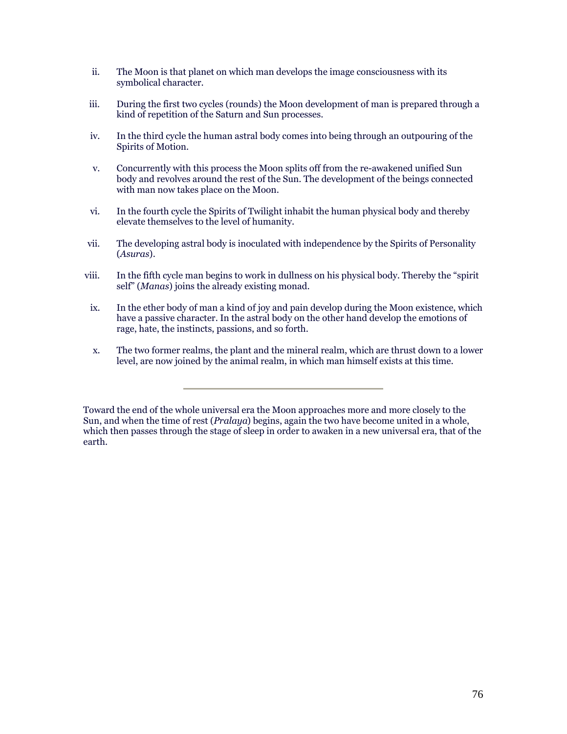ii. The Moon is that planet on which man develops the image consciousness with its symbolical character.

iii. During the first two cycles (rounds) the Moon development of man is prepared through a kind of repetition of the Saturn and Sun processes.

iv. In the third cycle the human astral body comes into being through an outpouring of the Spirits of Motion.

v. Concurrently with this process the Moon splits off from the re-awakened unified Sun body and revolves around the rest of the Sun. The development of the beings connected with man now takes place on the Moon.

vi. In the fourth cycle the Spirits of Twilight inhabit the human physical body and thereby elevate themselves to the level of humanity.

vii. The developing astral body is inoculated with independence by the Spirits of Personality (*Asuras*).

viii. In the fifth cycle man begins to work in dullness on his physical body. Thereby the "spirit self" (*Manas*) joins the already existing monad.

ix. In the ether body of man a kind of joy and pain develop during the Moon existence, which have a passive character. In the astral body on the other hand develop the emotions of rage, hate, the instincts, passions, and so forth.

x. The two former realms, the plant and the mineral realm, which are thrust down to a lower level, are now joined by the animal realm, in which man himself exists at this time.

---

Toward the end of the whole universal era the Moon approaches more and more closely to the Sun, and when the time of rest (*Pralaya*) begins, again the two have become united in a whole, which then passes through the stage of sleep in order to awaken in a new universal era, that of the earth.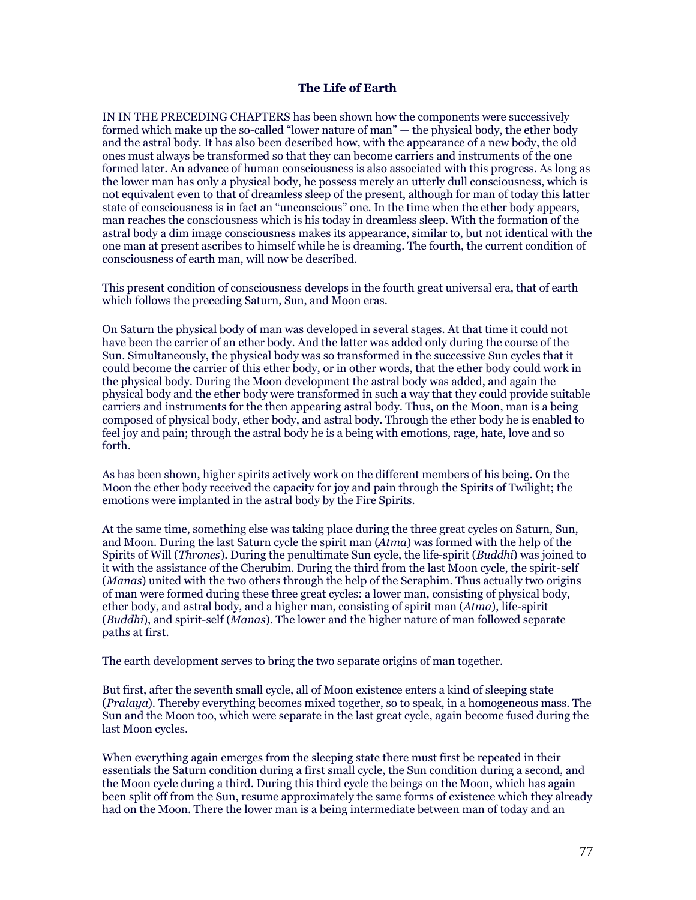## The Life of Earth

IN IN THE PRECEDING CHAPTERS has been shown how the components were successively formed which make up the so-called "lower nature of man" — the physical body, the ether body and the astral body. It has also been described how, with the appearance of a new body, the old ones must always be transformed so that they can become carriers and instruments of the one formed later. An advance of human consciousness is also associated with this progress. As long as the lower man has only a physical body, he possess merely an utterly dull consciousness, which is not equivalent even to that of dreamless sleep of the present, although for man of today this latter state of consciousness is in fact an "unconscious" one. In the time when the ether body appears, man reaches the consciousness which is his today in dreamless sleep. With the formation of the astral body a dim image consciousness makes its appearance, similar to, but not identical with the one man at present ascribes to himself while he is dreaming. The fourth, the current condition of consciousness of earth man, will now be described.

This present condition of consciousness develops in the fourth great universal era, that of earth which follows the preceding Saturn, Sun, and Moon eras.

On Saturn the physical body of man was developed in several stages. At that time it could not have been the carrier of an ether body. And the latter was added only during the course of the Sun. Simultaneously, the physical body was so transformed in the successive Sun cycles that it could become the carrier of this ether body, or in other words, that the ether body could work in the physical body. During the Moon development the astral body was added, and again the physical body and the ether body were transformed in such a way that they could provide suitable carriers and instruments for the then appearing astral body. Thus, on the Moon, man is a being composed of physical body, ether body, and astral body. Through the ether body he is enabled to feel joy and pain; through the astral body he is a being with emotions, rage, hate, love and so forth.

As has been shown, higher spirits actively work on the different members of his being. On the Moon the ether body received the capacity for joy and pain through the Spirits of Twilight; the emotions were implanted in the astral body by the Fire Spirits.

At the same time, something else was taking place during the three great cycles on Saturn, Sun, and Moon. During the last Saturn cycle the spirit man (*Atma*) was formed with the help of the Spirits of Will (*Thrones*). During the penultimate Sun cycle, the life-spirit (*Buddhi*) was joined to it with the assistance of the Cherubim. During the third from the last Moon cycle, the spirit-self (*Manas*) united with the two others through the help of the Seraphim. Thus actually two origins of man were formed during these three great cycles: a lower man, consisting of physical body, ether body, and astral body, and a higher man, consisting of spirit man (*Atma*), life-spirit (*Buddhi*), and spirit-self (*Manas*). The lower and the higher nature of man followed separate paths at first.

The earth development serves to bring the two separate origins of man together.

But first, after the seventh small cycle, all of Moon existence enters a kind of sleeping state (*Pralaya*). Thereby everything becomes mixed together, so to speak, in a homogeneous mass. The Sun and the Moon too, which were separate in the last great cycle, again become fused during the last Moon cycles.

When everything again emerges from the sleeping state there must first be repeated in their essentials the Saturn condition during a first small cycle, the Sun condition during a second, and the Moon cycle during a third. During this third cycle the beings on the Moon, which has again been split off from the Sun, resume approximately the same forms of existence which they already had on the Moon. There the lower man is a being intermediate between man of today and an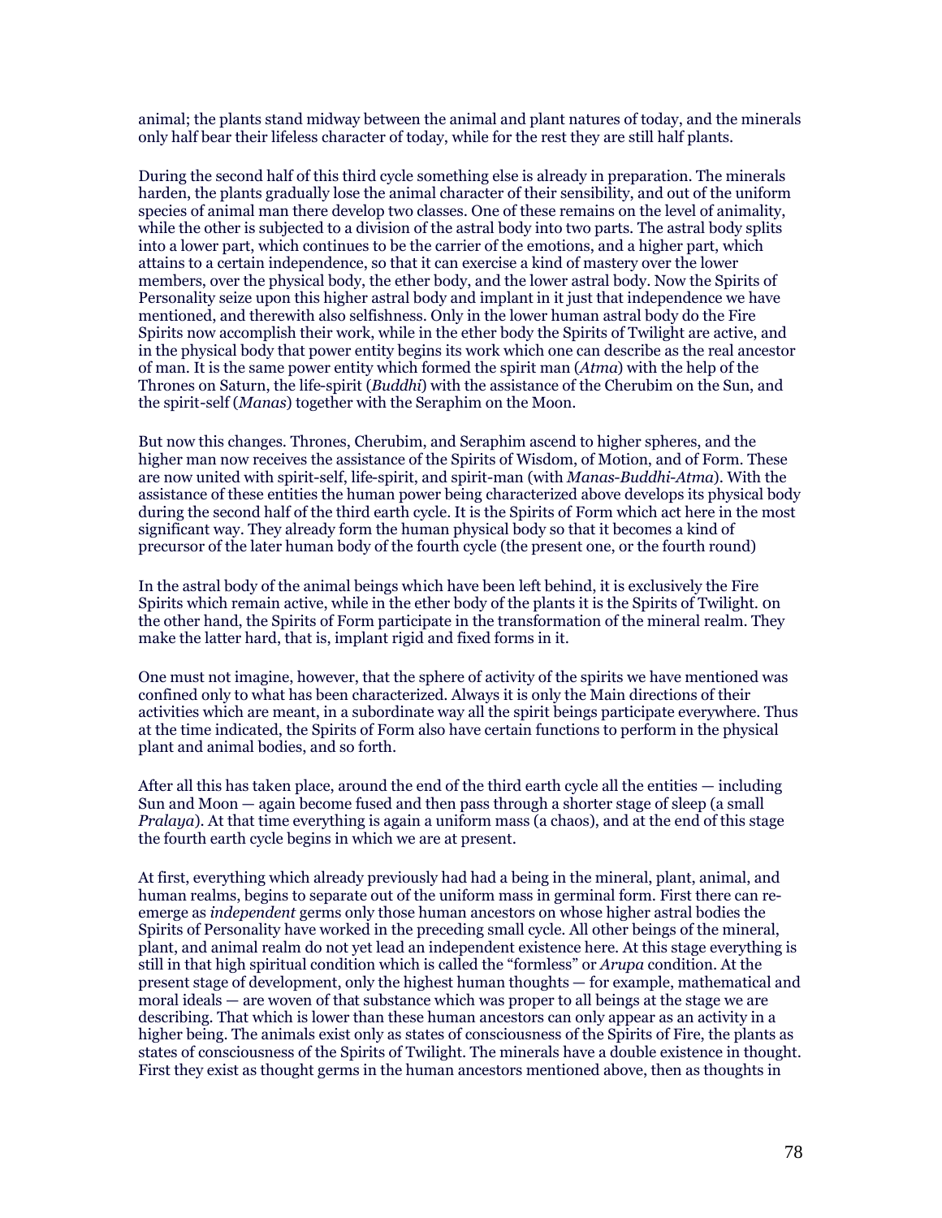animal; the plants stand midway between the animal and plant natures of today, and the minerals only half bear their lifeless character of today, while for the rest they are still half plants.

During the second half of this third cycle something else is already in preparation. The minerals harden, the plants gradually lose the animal character of their sensibility, and out of the uniform species of animal man there develop two classes. One of these remains on the level of animality, while the other is subjected to a division of the astral body into two parts. The astral body splits into a lower part, which continues to be the carrier of the emotions, and a higher part, which attains to a certain independence, so that it can exercise a kind of mastery over the lower members, over the physical body, the ether body, and the lower astral body. Now the Spirits of Personality seize upon this higher astral body and implant in it just that independence we have mentioned, and therewith also selfishness. Only in the lower human astral body do the Fire Spirits now accomplish their work, while in the ether body the Spirits of Twilight are active, and in the physical body that power entity begins its work which one can describe as the real ancestor of man. It is the same power entity which formed the spirit man (*Atma*) with the help of the Thrones on Saturn, the life-spirit (*Buddhi*) with the assistance of the Cherubim on the Sun, and the spirit-self (*Manas*) together with the Seraphim on the Moon.

But now this changes. Thrones, Cherubim, and Seraphim ascend to higher spheres, and the higher man now receives the assistance of the Spirits of Wisdom, of Motion, and of Form. These are now united with spirit-self, life-spirit, and spirit-man (with *Manas-Buddhi-Atma*). With the assistance of these entities the human power being characterized above develops its physical body during the second half of the third earth cycle. It is the Spirits of Form which act here in the most significant way. They already form the human physical body so that it becomes a kind of precursor of the later human body of the fourth cycle (the present one, or the fourth round)

In the astral body of the animal beings which have been left behind, it is exclusively the Fire Spirits which remain active, while in the ether body of the plants it is the Spirits of Twilight. On the other hand, the Spirits of Form participate in the transformation of the mineral realm. They make the latter hard, that is, implant rigid and fixed forms in it.

One must not imagine, however, that the sphere of activity of the spirits we have mentioned was confined only to what has been characterized. Always it is only the Main directions of their activities which are meant, in a subordinate way all the spirit beings participate everywhere. Thus at the time indicated, the Spirits of Form also have certain functions to perform in the physical plant and animal bodies, and so forth.

After all this has taken place, around the end of the third earth cycle all the entities — including Sun and Moon — again become fused and then pass through a shorter stage of sleep (a small *Pralaya*). At that time everything is again a uniform mass (a chaos), and at the end of this stage the fourth earth cycle begins in which we are at present.

At first, everything which already previously had had a being in the mineral, plant, animal, and human realms, begins to separate out of the uniform mass in germinal form. First there can re-emerge as *independent* germs only those human ancestors on whose higher astral bodies the Spirits of Personality have worked in the preceding small cycle. All other beings of the mineral, plant, and animal realm do not yet lead an independent existence here. At this stage everything is still in that high spiritual condition which is called the "formless" or *Arupa* condition. At the present stage of development, only the highest human thoughts — for example, mathematical and moral ideals — are woven of that substance which was proper to all beings at the stage we are describing. That which is lower than these human ancestors can only appear as an activity in a higher being. The animals exist only as states of consciousness of the Spirits of Fire, the plants as states of consciousness of the Spirits of Twilight. The minerals have a double existence in thought. First they exist as thought germs in the human ancestors mentioned above, then as thoughts in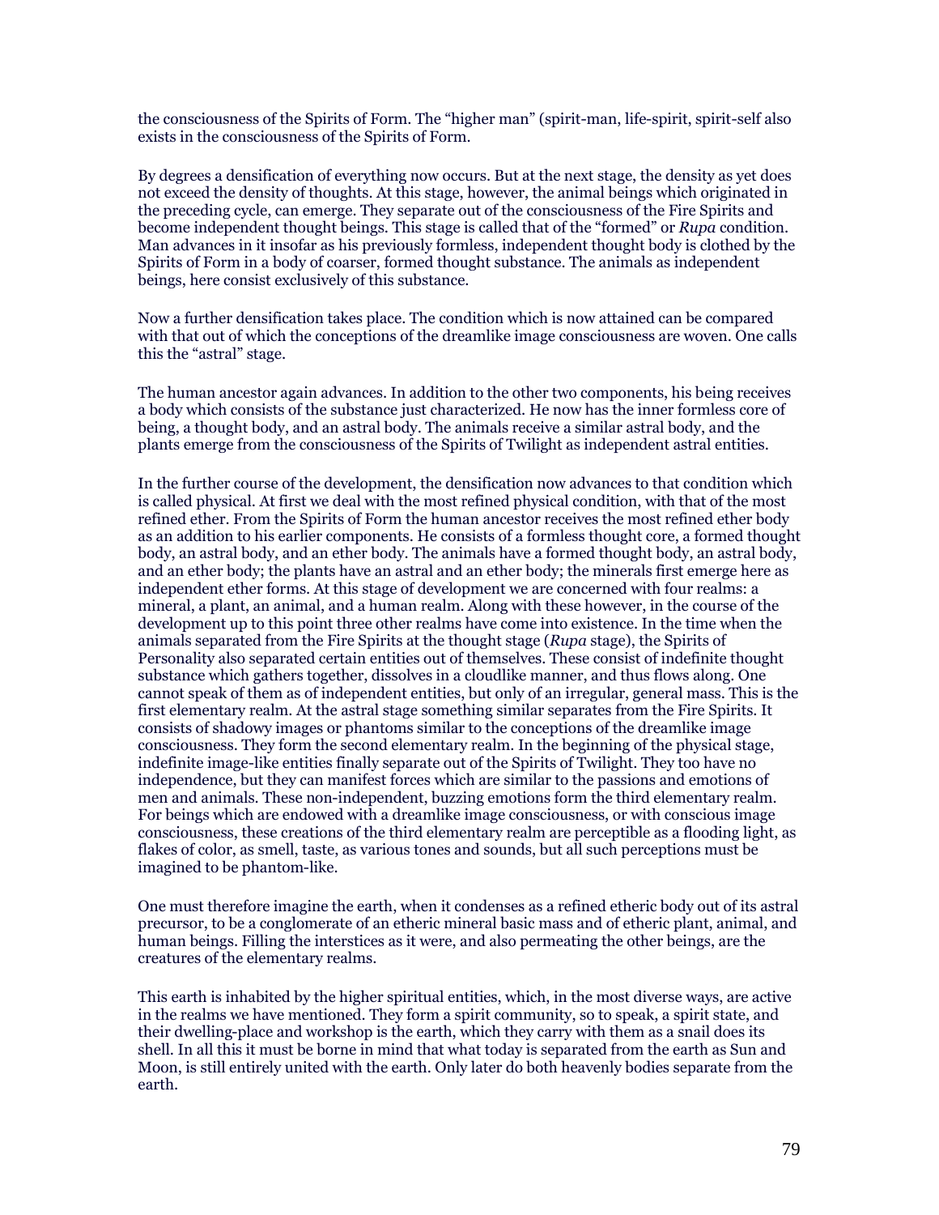the consciousness of the Spirits of Form. The "higher man" (spirit-man, life-spirit, spirit-self also exists in the consciousness of the Spirits of Form.

By degrees a densification of everything now occurs. But at the next stage, the density as yet does not exceed the density of thoughts. At this stage, however, the animal beings which originated in the preceding cycle, can emerge. They separate out of the consciousness of the Fire Spirits and become independent thought beings. This stage is called that of the "formed" or *Rupa* condition. Man advances in it insofar as his previously formless, independent thought body is clothed by the Spirits of Form in a body of coarser, formed thought substance. The animals as independent beings, here consist exclusively of this substance.

Now a further densification takes place. The condition which is now attained can be compared with that out of which the conceptions of the dreamlike image consciousness are woven. One calls this the "astral" stage.

The human ancestor again advances. In addition to the other two components, his being receives a body which consists of the substance just characterized. He now has the inner formless core of being, a thought body, and an astral body. The animals receive a similar astral body, and the plants emerge from the consciousness of the Spirits of Twilight as independent astral entities.

In the further course of the development, the densification now advances to that condition which is called physical. At first we deal with the most refined physical condition, with that of the most refined ether. From the Spirits of Form the human ancestor receives the most refined ether body as an addition to his earlier components. He consists of a formless thought core, a formed thought body, an astral body, and an ether body. The animals have a formed thought body, an astral body, and an ether body; the plants have an astral and an ether body; the minerals first emerge here as independent ether forms. At this stage of development we are concerned with four realms: a mineral, a plant, an animal, and a human realm. Along with these however, in the course of the development up to this point three other realms have come into existence. In the time when the animals separated from the Fire Spirits at the thought stage (*Rupa* stage), the Spirits of Personality also separated certain entities out of themselves. These consist of indefinite thought substance which gathers together, dissolves in a cloudlike manner, and thus flows along. One cannot speak of them as of independent entities, but only of an irregular, general mass. This is the first elementary realm. At the astral stage something similar separates from the Fire Spirits. It consists of shadowy images or phantoms similar to the conceptions of the dreamlike image consciousness. They form the second elementary realm. In the beginning of the physical stage, indefinite image-like entities finally separate out of the Spirits of Twilight. They too have no independence, but they can manifest forces which are similar to the passions and emotions of men and animals. These non-independent, buzzing emotions form the third elementary realm. For beings which are endowed with a dreamlike image consciousness, or with conscious image consciousness, these creations of the third elementary realm are perceptible as a flooding light, as flakes of color, as smell, taste, as various tones and sounds, but all such perceptions must be imagined to be phantom-like.

One must therefore imagine the earth, when it condenses as a refined etheric body out of its astral precursor, to be a conglomerate of an etheric mineral basic mass and of etheric plant, animal, and human beings. Filling the interstices as it were, and also permeating the other beings, are the creatures of the elementary realms.

This earth is inhabited by the higher spiritual entities, which, in the most diverse ways, are active in the realms we have mentioned. They form a spirit community, so to speak, a spirit state, and their dwelling-place and workshop is the earth, which they carry with them as a snail does its shell. In all this it must be borne in mind that what today is separated from the earth as Sun and Moon, is still entirely united with the earth. Only later do both heavenly bodies separate from the earth.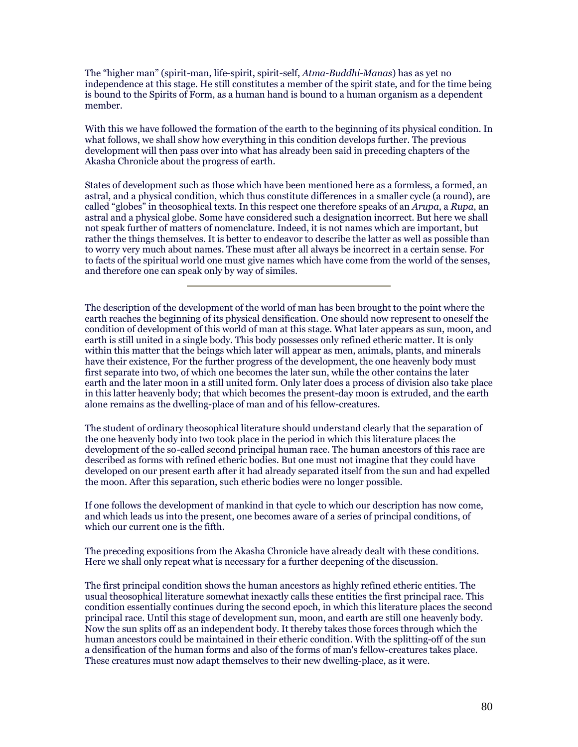The “higher man” (spirit-man, life-spirit, spirit-self, *Atma-Buddhi-Manas*) has as yet no independence at this stage. He still constitutes a member of the spirit state, and for the time being is bound to the Spirits of Form, as a human hand is bound to a human organism as a dependent member.

With this we have followed the formation of the earth to the beginning of its physical condition. In what follows, we shall show how everything in this condition develops further. The previous development will then pass over into what has already been said in preceding chapters of the Akasha Chronicle about the progress of earth.

States of development such as those which have been mentioned here as a formless, a formed, an astral, and a physical condition, which thus constitute differences in a smaller cycle (a round), are called “globes” in theosophical texts. In this respect one therefore speaks of an *Arupa*, a *Rupa*, an astral and a physical globe. Some have considered such a designation incorrect. But here we shall not speak further of matters of nomenclature. Indeed, it is not names which are important, but rather the things themselves. It is better to endeavor to describe the latter as well as possible than to worry very much about names. These must after all always be incorrect in a certain sense. For to facts of the spiritual world one must give names which have come from the world of the senses, and therefore one can speak only by way of similes.

---

The description of the development of the world of man has been brought to the point where the earth reaches the beginning of its physical densification. One should now represent to oneself the condition of development of this world of man at this stage. What later appears as sun, moon, and earth is still united in a single body. This body possesses only refined etheric matter. It is only within this matter that the beings which later will appear as men, animals, plants, and minerals have their existence, For the further progress of the development, the one heavenly body must first separate into two, of which one becomes the later sun, while the other contains the later earth and the later moon in a still united form. Only later does a process of division also take place in this latter heavenly body; that which becomes the present-day moon is extruded, and the earth alone remains as the dwelling-place of man and of his fellow-creatures.

The student of ordinary theosophical literature should understand clearly that the separation of the one heavenly body into two took place in the period in which this literature places the development of the so-called second principal human race. The human ancestors of this race are described as forms with refined etheric bodies. But one must not imagine that they could have developed on our present earth after it had already separated itself from the sun and had expelled the moon. After this separation, such etheric bodies were no longer possible.

If one follows the development of mankind in that cycle to which our description has now come, and which leads us into the present, one becomes aware of a series of principal conditions, of which our current one is the fifth.

The preceding expositions from the Akasha Chronicle have already dealt with these conditions. Here we shall only repeat what is necessary for a further deepening of the discussion.

The first principal condition shows the human ancestors as highly refined etheric entities. The usual theosophical literature somewhat inexactly calls these entities the first principal race. This condition essentially continues during the second epoch, in which this literature places the second principal race. Until this stage of development sun, moon, and earth are still one heavenly body. Now the sun splits off as an independent body. It thereby takes those forces through which the human ancestors could be maintained in their etheric condition. With the splitting-off of the sun a densification of the human forms and also of the forms of man's fellow-creatures takes place. These creatures must now adapt themselves to their new dwelling-place, as it were.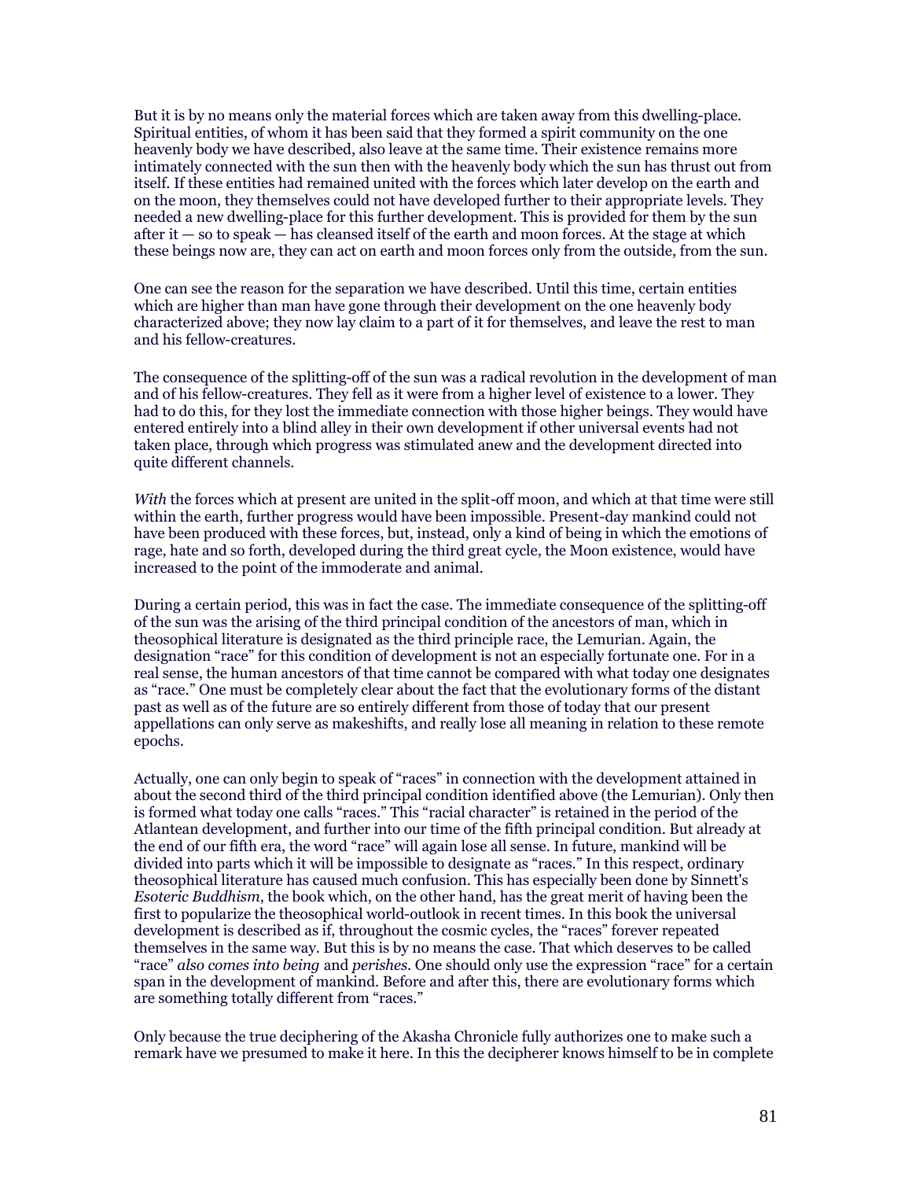But it is by no means only the material forces which are taken away from this dwelling-place. Spiritual entities, of whom it has been said that they formed a spirit community on the one heavenly body we have described, also leave at the same time. Their existence remains more intimately connected with the sun then with the heavenly body which the sun has thrust out from itself. If these entities had remained united with the forces which later develop on the earth and on the moon, they themselves could not have developed further to their appropriate levels. They needed a new dwelling-place for this further development. This is provided for them by the sun after it — so to speak — has cleansed itself of the earth and moon forces. At the stage at which these beings now are, they can act on earth and moon forces only from the outside, from the sun.

One can see the reason for the separation we have described. Until this time, certain entities which are higher than man have gone through their development on the one heavenly body characterized above; they now lay claim to a part of it for themselves, and leave the rest to man and his fellow-creatures.

The consequence of the splitting-off of the sun was a radical revolution in the development of man and of his fellow-creatures. They fell as it were from a higher level of existence to a lower. They had to do this, for they lost the immediate connection with those higher beings. They would have entered entirely into a blind alley in their own development if other universal events had not taken place, through which progress was stimulated anew and the development directed into quite different channels.

*With* the forces which at present are united in the split-off moon, and which at that time were still within the earth, further progress would have been impossible. Present-day mankind could not have been produced with these forces, but, instead, only a kind of being in which the emotions of rage, hate and so forth, developed during the third great cycle, the Moon existence, would have increased to the point of the immoderate and animal.

During a certain period, this was in fact the case. The immediate consequence of the splitting-off of the sun was the arising of the third principal condition of the ancestors of man, which in theosophical literature is designated as the third principle race, the Lemurian. Again, the designation "race" for this condition of development is not an especially fortunate one. For in a real sense, the human ancestors of that time cannot be compared with what today one designates as "race." One must be completely clear about the fact that the evolutionary forms of the distant past as well as of the future are so entirely different from those of today that our present appellations can only serve as makeshifts, and really lose all meaning in relation to these remote epochs.

Actually, one can only begin to speak of "races" in connection with the development attained in about the second third of the third principal condition identified above (the Lemurian). Only then is formed what today one calls "races." This "racial character" is retained in the period of the Atlantean development, and further into our time of the fifth principal condition. But already at the end of our fifth era, the word "race" will again lose all sense. In future, mankind will be divided into parts which it will be impossible to designate as "races." In this respect, ordinary theosophical literature has caused much confusion. This has especially been done by Sinnett's *Esoteric Buddhism*, the book which, on the other hand, has the great merit of having been the first to popularize the theosophical world-outlook in recent times. In this book the universal development is described as if, throughout the cosmic cycles, the "races" forever repeated themselves in the same way. But this is by no means the case. That which deserves to be called "race" *also comes into being* and *perishes*. One should only use the expression "race" for a certain span in the development of mankind. Before and after this, there are evolutionary forms which are something totally different from "races."

Only because the true deciphering of the Akasha Chronicle fully authorizes one to make such a remark have we presumed to make it here. In this the decipherer knows himself to be in complete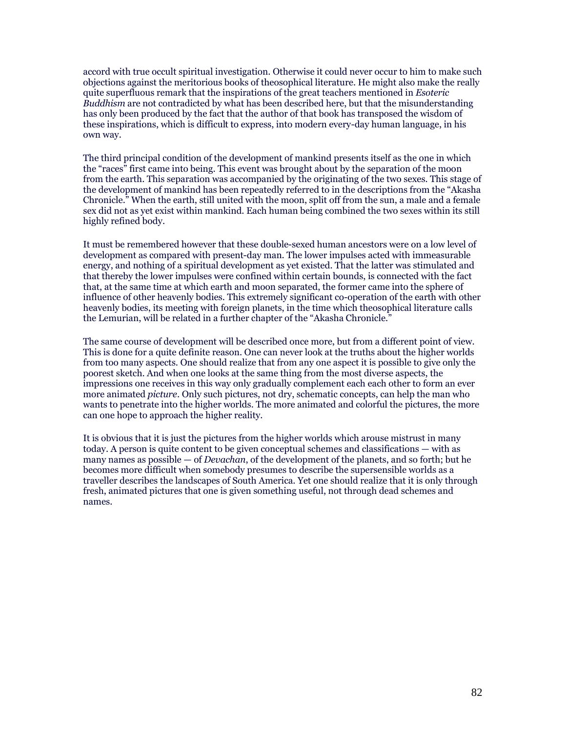accord with true occult spiritual investigation. Otherwise it could never occur to him to make such objections against the meritorious books of theosophical literature. He might also make the really quite superfluous remark that the inspirations of the great teachers mentioned in *Esoteric Buddhism* are not contradicted by what has been described here, but that the misunderstanding has only been produced by the fact that the author of that book has transposed the wisdom of these inspirations, which is difficult to express, into modern every-day human language, in his own way.

The third principal condition of the development of mankind presents itself as the one in which the "races" first came into being. This event was brought about by the separation of the moon from the earth. This separation was accompanied by the originating of the two sexes. This stage of the development of mankind has been repeatedly referred to in the descriptions from the "Akasha Chronicle." When the earth, still united with the moon, split off from the sun, a male and a female sex did not as yet exist within mankind. Each human being combined the two sexes within its still highly refined body.

It must be remembered however that these double-sexed human ancestors were on a low level of development as compared with present-day man. The lower impulses acted with immeasurable energy, and nothing of a spiritual development as yet existed. That the latter was stimulated and that thereby the lower impulses were confined within certain bounds, is connected with the fact that, at the same time at which earth and moon separated, the former came into the sphere of influence of other heavenly bodies. This extremely significant co-operation of the earth with other heavenly bodies, its meeting with foreign planets, in the time which theosophical literature calls the Lemurian, will be related in a further chapter of the "Akasha Chronicle."

The same course of development will be described once more, but from a different point of view. This is done for a quite definite reason. One can never look at the truths about the higher worlds from too many aspects. One should realize that from any one aspect it is possible to give only the poorest sketch. And when one looks at the same thing from the most diverse aspects, the impressions one receives in this way only gradually complement each each other to form an ever more animated *picture*. Only such pictures, not dry, schematic concepts, can help the man who wants to penetrate into the higher worlds. The more animated and colorful the pictures, the more can one hope to approach the higher reality.

It is obvious that it is just the pictures from the higher worlds which arouse mistrust in many today. A person is quite content to be given conceptual schemes and classifications — with as many names as possible — of *Devachan*, of the development of the planets, and so forth; but he becomes more difficult when somebody presumes to describe the supersensible worlds as a traveller describes the landscapes of South America. Yet one should realize that it is only through fresh, animated pictures that one is given something useful, not through dead schemes and names.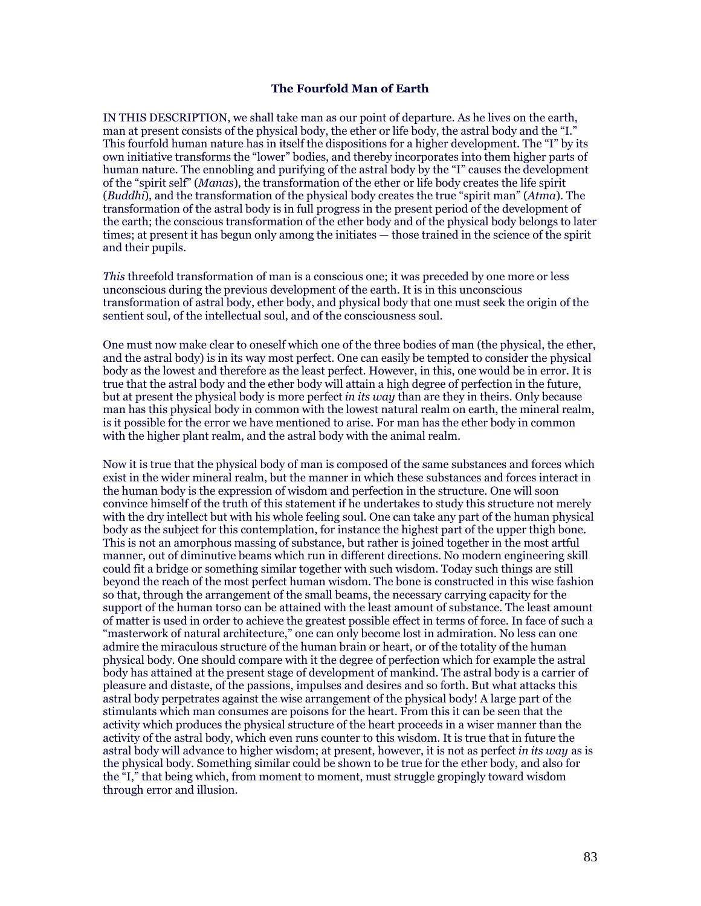## The Fourfold Man of Earth

IN THIS DESCRIPTION, we shall take man as our point of departure. As he lives on the earth, man at present consists of the physical body, the ether or life body, the astral body and the "I." This fourfold human nature has in itself the dispositions for a higher development. The "I" by its own initiative transforms the "lower" bodies, and thereby incorporates into them higher parts of human nature. The ennobling and purifying of the astral body by the "I" causes the development of the "spirit self" (*Manas*), the transformation of the ether or life body creates the life spirit (*Buddhi*), and the transformation of the physical body creates the true "spirit man" (*Atma*). The transformation of the astral body is in full progress in the present period of the development of the earth; the conscious transformation of the ether body and of the physical body belongs to later times; at present it has begun only among the initiates — those trained in the science of the spirit and their pupils.

*This* threefold transformation of man is a conscious one; it was preceded by one more or less unconscious during the previous development of the earth. It is in this unconscious transformation of astral body, ether body, and physical body that one must seek the origin of the sentient soul, of the intellectual soul, and of the consciousness soul.

One must now make clear to oneself which one of the three bodies of man (the physical, the ether, and the astral body) is in its way most perfect. One can easily be tempted to consider the physical body as the lowest and therefore as the least perfect. However, in this, one would be in error. It is true that the astral body and the ether body will attain a high degree of perfection in the future, but at present the physical body is more perfect *in its way* than are they in theirs. Only because man has this physical body in common with the lowest natural realm on earth, the mineral realm, is it possible for the error we have mentioned to arise. For man has the ether body in common with the higher plant realm, and the astral body with the animal realm.

Now it is true that the physical body of man is composed of the same substances and forces which exist in the wider mineral realm, but the manner in which these substances and forces interact in the human body is the expression of wisdom and perfection in the structure. One will soon convince himself of the truth of this statement if he undertakes to study this structure not merely with the dry intellect but with his whole feeling soul. One can take any part of the human physical body as the subject for this contemplation, for instance the highest part of the upper thigh bone. This is not an amorphous massing of substance, but rather is joined together in the most artful manner, out of diminutive beams which run in different directions. No modern engineering skill could fit a bridge or something similar together with such wisdom. Today such things are still beyond the reach of the most perfect human wisdom. The bone is constructed in this wise fashion so that, through the arrangement of the small beams, the necessary carrying capacity for the support of the human torso can be attained with the least amount of substance. The least amount of matter is used in order to achieve the greatest possible effect in terms of force. In face of such a "masterwork of natural architecture," one can only become lost in admiration. No less can one admire the miraculous structure of the human brain or heart, or of the totality of the human physical body. One should compare with it the degree of perfection which for example the astral body has attained at the present stage of development of mankind. The astral body is a carrier of pleasure and distaste, of the passions, impulses and desires and so forth. But what attacks this astral body perpetrates against the wise arrangement of the physical body! A large part of the stimulants which man consumes are poisons for the heart. From this it can be seen that the activity which produces the physical structure of the heart proceeds in a wiser manner than the activity of the astral body, which even runs counter to this wisdom. It is true that in future the astral body will advance to higher wisdom; at present, however, it is not as perfect *in its way* as is the physical body. Something similar could be shown to be true for the ether body, and also for the "I," that being which, from moment to moment, must struggle gropingly toward wisdom through error and illusion.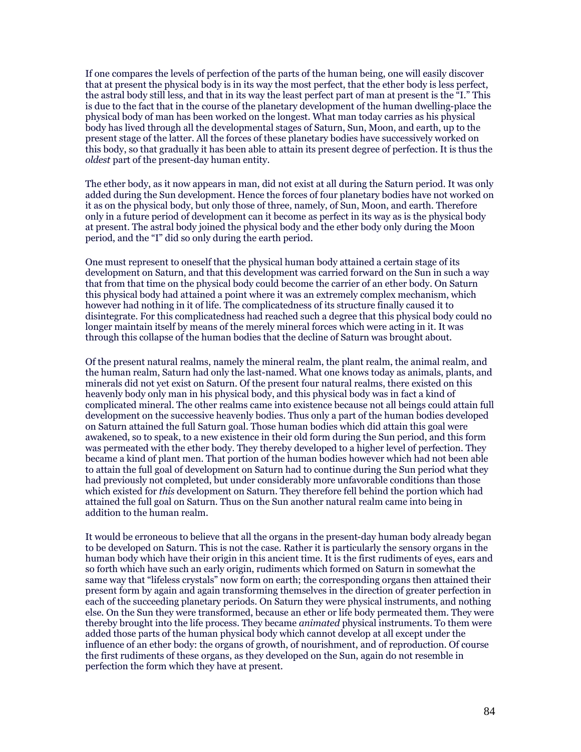If one compares the levels of perfection of the parts of the human being, one will easily discover that at present the physical body is in its way the most perfect, that the ether body is less perfect, the astral body still less, and that in its way the least perfect part of man at present is the "I." This is due to the fact that in the course of the planetary development of the human dwelling-place the physical body of man has been worked on the longest. What man today carries as his physical body has lived through all the developmental stages of Saturn, Sun, Moon, and earth, up to the present stage of the latter. All the forces of these planetary bodies have successively worked on this body, so that gradually it has been able to attain its present degree of perfection. It is thus the *oldest* part of the present-day human entity.

The ether body, as it now appears in man, did not exist at all during the Saturn period. It was only added during the Sun development. Hence the forces of four planetary bodies have not worked on it as on the physical body, but only those of three, namely, of Sun, Moon, and earth. Therefore only in a future period of development can it become as perfect in its way as is the physical body at present. The astral body joined the physical body and the ether body only during the Moon period, and the "I" did so only during the earth period.

One must represent to oneself that the physical human body attained a certain stage of its development on Saturn, and that this development was carried forward on the Sun in such a way that from that time on the physical body could become the carrier of an ether body. On Saturn this physical body had attained a point where it was an extremely complex mechanism, which however had nothing in it of life. The complicatedness of its structure finally caused it to disintegrate. For this complicatedness had reached such a degree that this physical body could no longer maintain itself by means of the merely mineral forces which were acting in it. It was through this collapse of the human bodies that the decline of Saturn was brought about.

Of the present natural realms, namely the mineral realm, the plant realm, the animal realm, and the human realm, Saturn had only the last-named. What one knows today as animals, plants, and minerals did not yet exist on Saturn. Of the present four natural realms, there existed on this heavenly body only man in his physical body, and this physical body was in fact a kind of complicated mineral. The other realms came into existence because not all beings could attain full development on the successive heavenly bodies. Thus only a part of the human bodies developed on Saturn attained the full Saturn goal. Those human bodies which did attain this goal were awakened, so to speak, to a new existence in their old form during the Sun period, and this form was permeated with the ether body. They thereby developed to a higher level of perfection. They became a kind of plant men. That portion of the human bodies however which had not been able to attain the full goal of development on Saturn had to continue during the Sun period what they had previously not completed, but under considerably more unfavorable conditions than those which existed for *this* development on Saturn. They therefore fell behind the portion which had attained the full goal on Saturn. Thus on the Sun another natural realm came into being in addition to the human realm.

It would be erroneous to believe that all the organs in the present-day human body already began to be developed on Saturn. This is not the case. Rather it is particularly the sensory organs in the human body which have their origin in this ancient time. It is the first rudiments of eyes, ears and so forth which have such an early origin, rudiments which formed on Saturn in somewhat the same way that "lifeless crystals" now form on earth; the corresponding organs then attained their present form by again and again transforming themselves in the direction of greater perfection in each of the succeeding planetary periods. On Saturn they were physical instruments, and nothing else. On the Sun they were transformed, because an ether or life body permeated them. They were thereby brought into the life process. They became *animated* physical instruments. To them were added those parts of the human physical body which cannot develop at all except under the influence of an ether body: the organs of growth, of nourishment, and of reproduction. Of course the first rudiments of these organs, as they developed on the Sun, again do not resemble in perfection the form which they have at present.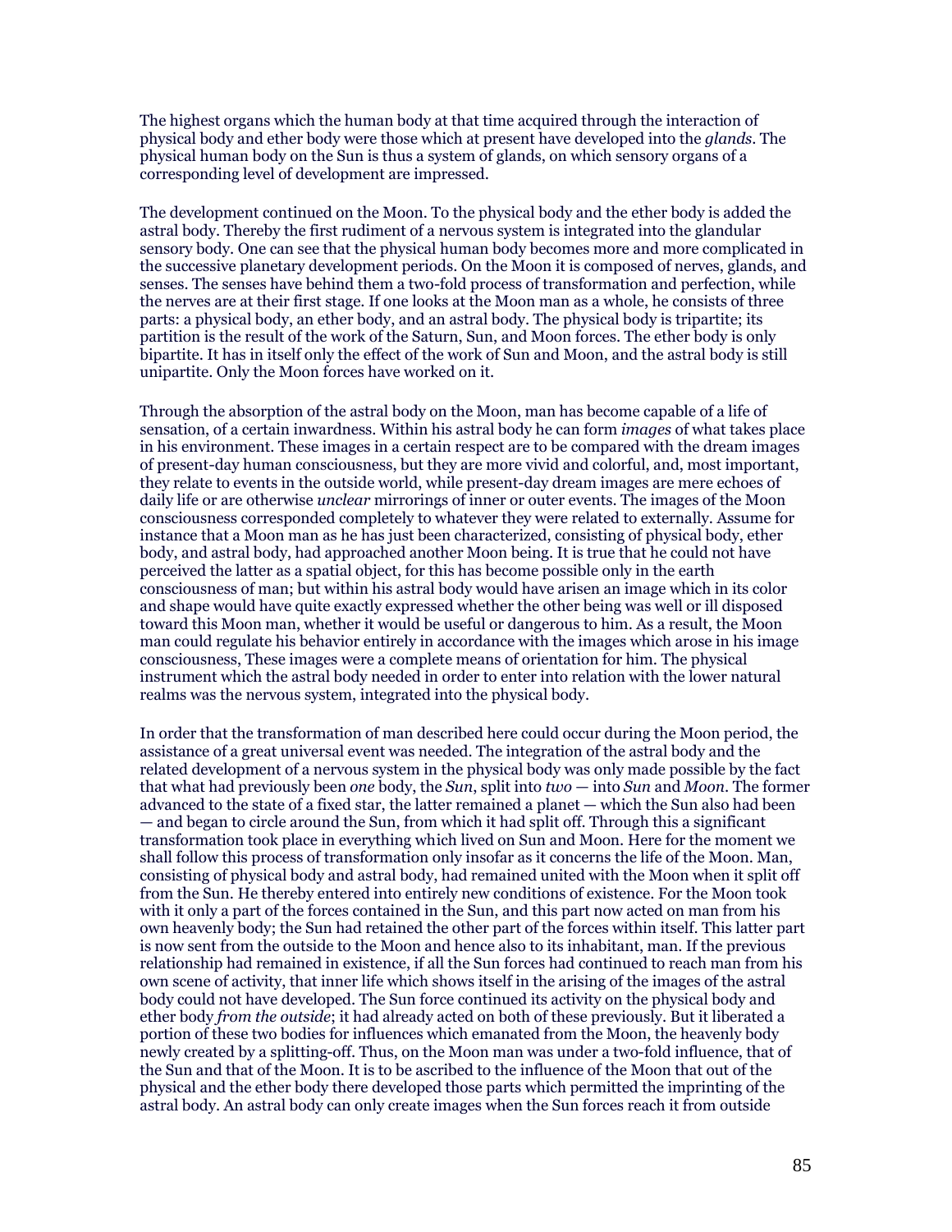The highest organs which the human body at that time acquired through the interaction of physical body and ether body were those which at present have developed into the *glands*. The physical human body on the Sun is thus a system of glands, on which sensory organs of a corresponding level of development are impressed.

The development continued on the Moon. To the physical body and the ether body is added the astral body. Thereby the first rudiment of a nervous system is integrated into the glandular sensory body. One can see that the physical human body becomes more and more complicated in the successive planetary development periods. On the Moon it is composed of nerves, glands, and senses. The senses have behind them a two-fold process of transformation and perfection, while the nerves are at their first stage. If one looks at the Moon man as a whole, he consists of three parts: a physical body, an ether body, and an astral body. The physical body is tripartite; its partition is the result of the work of the Saturn, Sun, and Moon forces. The ether body is only bipartite. It has in itself only the effect of the work of Sun and Moon, and the astral body is still unipartite. Only the Moon forces have worked on it.

Through the absorption of the astral body on the Moon, man has become capable of a life of sensation, of a certain inwardness. Within his astral body he can form *images* of what takes place in his environment. These images in a certain respect are to be compared with the dream images of present-day human consciousness, but they are more vivid and colorful, and, most important, they relate to events in the outside world, while present-day dream images are mere echoes of daily life or are otherwise *unclear* mirrorings of inner or outer events. The images of the Moon consciousness corresponded completely to whatever they were related to externally. Assume for instance that a Moon man as he has just been characterized, consisting of physical body, ether body, and astral body, had approached another Moon being. It is true that he could not have perceived the latter as a spatial object, for this has become possible only in the earth consciousness of man; but within his astral body would have arisen an image which in its color and shape would have quite exactly expressed whether the other being was well or ill disposed toward this Moon man, whether it would be useful or dangerous to him. As a result, the Moon man could regulate his behavior entirely in accordance with the images which arose in his image consciousness, These images were a complete means of orientation for him. The physical instrument which the astral body needed in order to enter into relation with the lower natural realms was the nervous system, integrated into the physical body.

In order that the transformation of man described here could occur during the Moon period, the assistance of a great universal event was needed. The integration of the astral body and the related development of a nervous system in the physical body was only made possible by the fact that what had previously been *one* body, the *Sun*, split into *two* — into *Sun* and *Moon*. The former advanced to the state of a fixed star, the latter remained a planet — which the Sun also had been — and began to circle around the Sun, from which it had split off. Through this a significant transformation took place in everything which lived on Sun and Moon. Here for the moment we shall follow this process of transformation only insofar as it concerns the life of the Moon. Man, consisting of physical body and astral body, had remained united with the Moon when it split off from the Sun. He thereby entered into entirely new conditions of existence. For the Moon took with it only a part of the forces contained in the Sun, and this part now acted on man from his own heavenly body; the Sun had retained the other part of the forces within itself. This latter part is now sent from the outside to the Moon and hence also to its inhabitant, man. If the previous relationship had remained in existence, if all the Sun forces had continued to reach man from his own scene of activity, that inner life which shows itself in the arising of the images of the astral body could not have developed. The Sun force continued its activity on the physical body and ether body *from the outside*; it had already acted on both of these previously. But it liberated a portion of these two bodies for influences which emanated from the Moon, the heavenly body newly created by a splitting-off. Thus, on the Moon man was under a two-fold influence, that of the Sun and that of the Moon. It is to be ascribed to the influence of the Moon that out of the physical and the ether body there developed those parts which permitted the imprinting of the astral body. An astral body can only create images when the Sun forces reach it from outside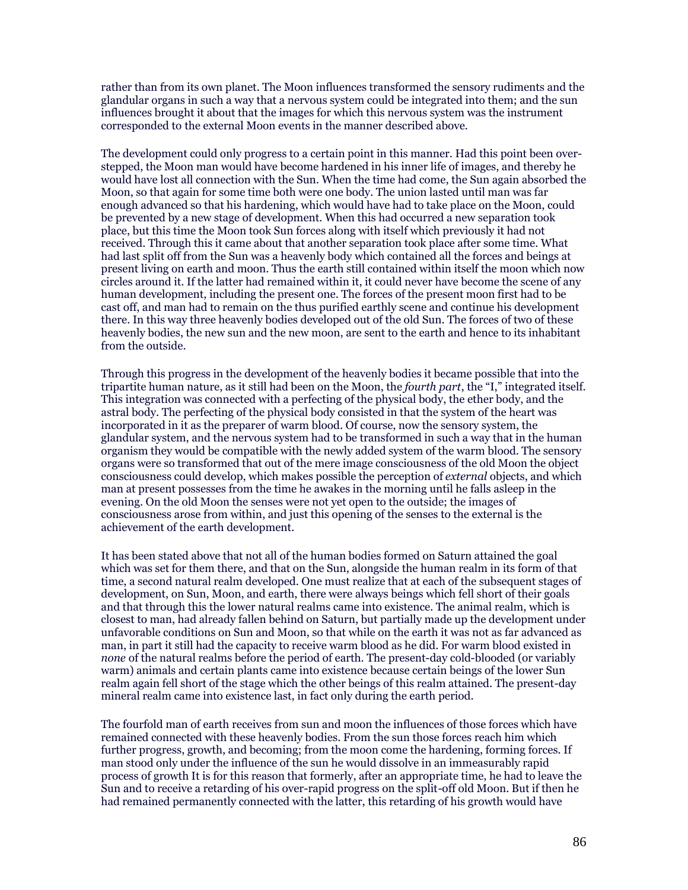rather than from its own planet. The Moon influences transformed the sensory rudiments and the glandular organs in such a way that a nervous system could be integrated into them; and the sun influences brought it about that the images for which this nervous system was the instrument corresponded to the external Moon events in the manner described above.

The development could only progress to a certain point in this manner. Had this point been over-stepped, the Moon man would have become hardened in his inner life of images, and thereby he would have lost all connection with the Sun. When the time had come, the Sun again absorbed the Moon, so that again for some time both were one body. The union lasted until man was far enough advanced so that his hardening, which would have had to take place on the Moon, could be prevented by a new stage of development. When this had occurred a new separation took place, but this time the Moon took Sun forces along with itself which previously it had not received. Through this it came about that another separation took place after some time. What had last split off from the Sun was a heavenly body which contained all the forces and beings at present living on earth and moon. Thus the earth still contained within itself the moon which now circles around it. If the latter had remained within it, it could never have become the scene of any human development, including the present one. The forces of the present moon first had to be cast off, and man had to remain on the thus purified earthly scene and continue his development there. In this way three heavenly bodies developed out of the old Sun. The forces of two of these heavenly bodies, the new sun and the new moon, are sent to the earth and hence to its inhabitant from the outside.

Through this progress in the development of the heavenly bodies it became possible that into the tripartite human nature, as it still had been on the Moon, the *fourth part*, the "I," integrated itself. This integration was connected with a perfecting of the physical body, the ether body, and the astral body. The perfecting of the physical body consisted in that the system of the heart was incorporated in it as the preparer of warm blood. Of course, now the sensory system, the glandular system, and the nervous system had to be transformed in such a way that in the human organism they would be compatible with the newly added system of the warm blood. The sensory organs were so transformed that out of the mere image consciousness of the old Moon the object consciousness could develop, which makes possible the perception of *external* objects, and which man at present possesses from the time he awakes in the morning until he falls asleep in the evening. On the old Moon the senses were not yet open to the outside; the images of consciousness arose from within, and just this opening of the senses to the external is the achievement of the earth development.

It has been stated above that not all of the human bodies formed on Saturn attained the goal which was set for them there, and that on the Sun, alongside the human realm in its form of that time, a second natural realm developed. One must realize that at each of the subsequent stages of development, on Sun, Moon, and earth, there were always beings which fell short of their goals and that through this the lower natural realms came into existence. The animal realm, which is closest to man, had already fallen behind on Saturn, but partially made up the development under unfavorable conditions on Sun and Moon, so that while on the earth it was not as far advanced as man, in part it still had the capacity to receive warm blood as he did. For warm blood existed in *none* of the natural realms before the period of earth. The present-day cold-blooded (or variably warm) animals and certain plants came into existence because certain beings of the lower Sun realm again fell short of the stage which the other beings of this realm attained. The present-day mineral realm came into existence last, in fact only during the earth period.

The fourfold man of earth receives from sun and moon the influences of those forces which have remained connected with these heavenly bodies. From the sun those forces reach him which further progress, growth, and becoming; from the moon come the hardening, forming forces. If man stood only under the influence of the sun he would dissolve in an immeasurably rapid process of growth It is for this reason that formerly, after an appropriate time, he had to leave the Sun and to receive a retarding of his over-rapid progress on the split-off old Moon. But if then he had remained permanently connected with the latter, this retarding of his growth would have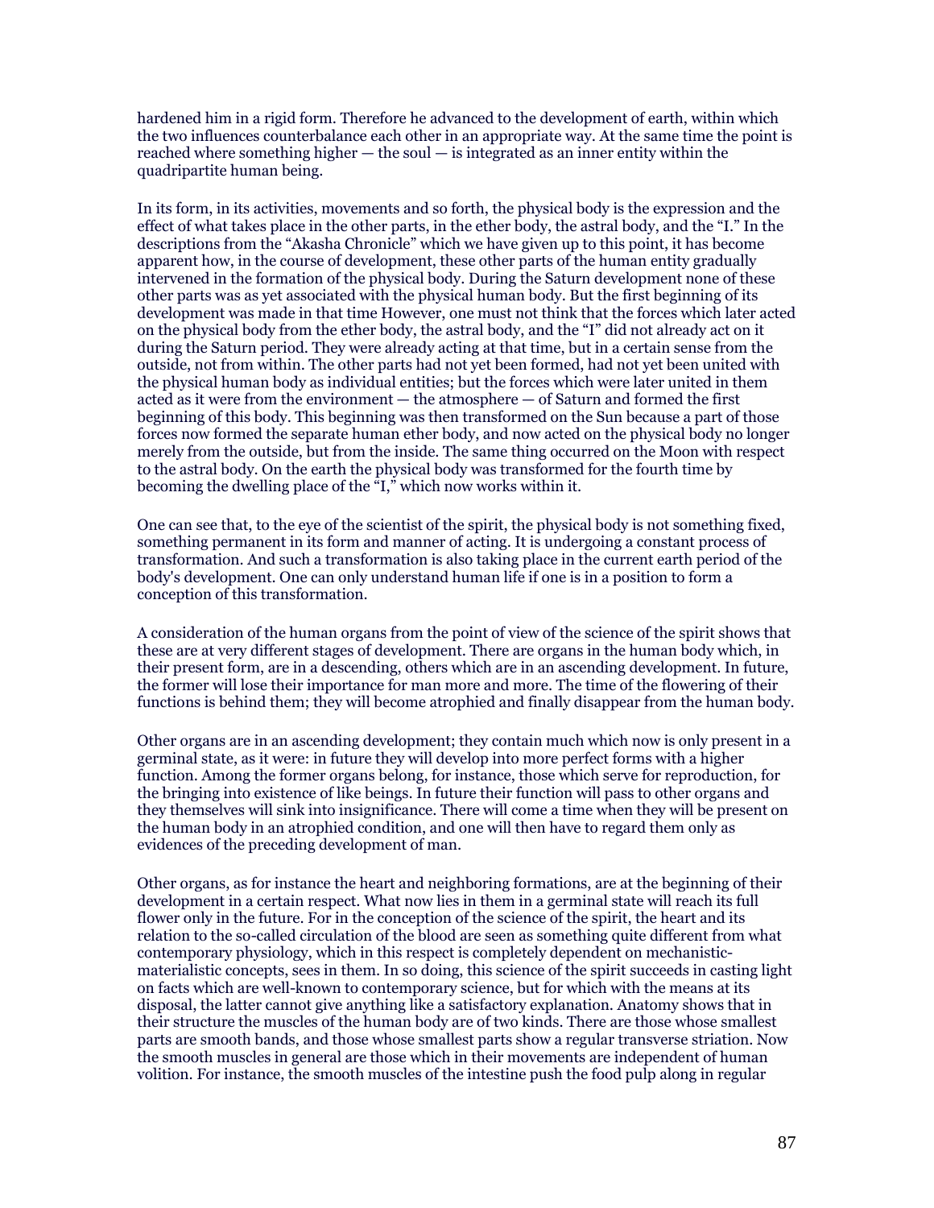hardened him in a rigid form. Therefore he advanced to the development of earth, within which the two influences counterbalance each other in an appropriate way. At the same time the point is reached where something higher — the soul — is integrated as an inner entity within the quadripartite human being.

In its form, in its activities, movements and so forth, the physical body is the expression and the effect of what takes place in the other parts, in the ether body, the astral body, and the "I." In the descriptions from the "Akasha Chronicle" which we have given up to this point, it has become apparent how, in the course of development, these other parts of the human entity gradually intervened in the formation of the physical body. During the Saturn development none of these other parts was as yet associated with the physical human body. But the first beginning of its development was made in that time However, one must not think that the forces which later acted on the physical body from the ether body, the astral body, and the "I" did not already act on it during the Saturn period. They were already acting at that time, but in a certain sense from the outside, not from within. The other parts had not yet been formed, had not yet been united with the physical human body as individual entities; but the forces which were later united in them acted as it were from the environment — the atmosphere — of Saturn and formed the first beginning of this body. This beginning was then transformed on the Sun because a part of those forces now formed the separate human ether body, and now acted on the physical body no longer merely from the outside, but from the inside. The same thing occurred on the Moon with respect to the astral body. On the earth the physical body was transformed for the fourth time by becoming the dwelling place of the "I," which now works within it.

One can see that, to the eye of the scientist of the spirit, the physical body is not something fixed, something permanent in its form and manner of acting. It is undergoing a constant process of transformation. And such a transformation is also taking place in the current earth period of the body's development. One can only understand human life if one is in a position to form a conception of this transformation.

A consideration of the human organs from the point of view of the science of the spirit shows that these are at very different stages of development. There are organs in the human body which, in their present form, are in a descending, others which are in an ascending development. In future, the former will lose their importance for man more and more. The time of the flowering of their functions is behind them; they will become atrophied and finally disappear from the human body.

Other organs are in an ascending development; they contain much which now is only present in a germinal state, as it were: in future they will develop into more perfect forms with a higher function. Among the former organs belong, for instance, those which serve for reproduction, for the bringing into existence of like beings. In future their function will pass to other organs and they themselves will sink into insignificance. There will come a time when they will be present on the human body in an atrophied condition, and one will then have to regard them only as evidences of the preceding development of man.

Other organs, as for instance the heart and neighboring formations, are at the beginning of their development in a certain respect. What now lies in them in a germinal state will reach its full flower only in the future. For in the conception of the science of the spirit, the heart and its relation to the so-called circulation of the blood are seen as something quite different from what contemporary physiology, which in this respect is completely dependent on mechanistic-materialistic concepts, sees in them. In so doing, this science of the spirit succeeds in casting light on facts which are well-known to contemporary science, but for which with the means at its disposal, the latter cannot give anything like a satisfactory explanation. Anatomy shows that in their structure the muscles of the human body are of two kinds. There are those whose smallest parts are smooth bands, and those whose smallest parts show a regular transverse striation. Now the smooth muscles in general are those which in their movements are independent of human volition. For instance, the smooth muscles of the intestine push the food pulp along in regular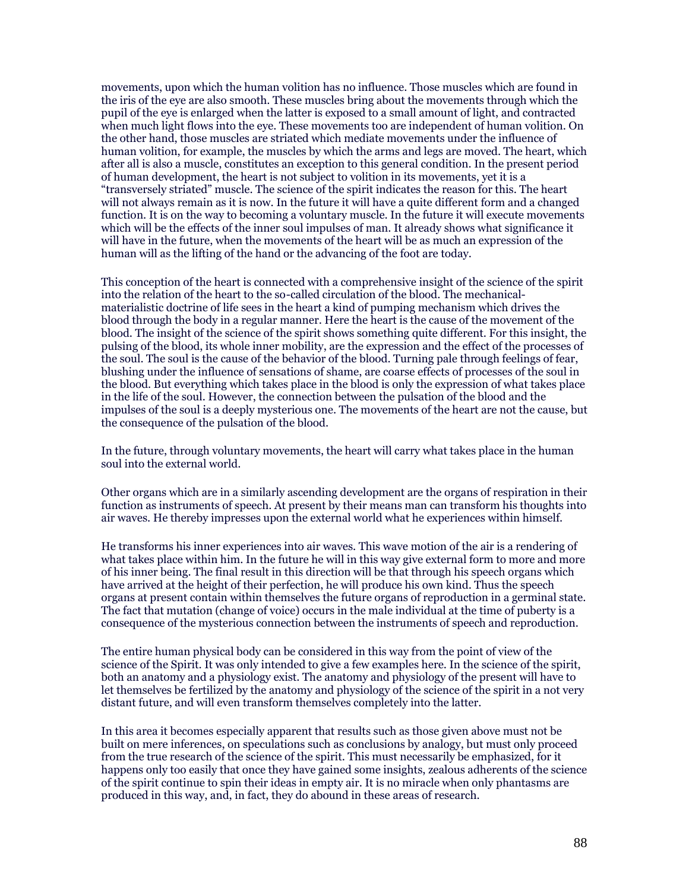movements, upon which the human volition has no influence. Those muscles which are found in the iris of the eye are also smooth. These muscles bring about the movements through which the pupil of the eye is enlarged when the latter is exposed to a small amount of light, and contracted when much light flows into the eye. These movements too are independent of human volition. On the other hand, those muscles are striated which mediate movements under the influence of human volition, for example, the muscles by which the arms and legs are moved. The heart, which after all is also a muscle, constitutes an exception to this general condition. In the present period of human development, the heart is not subject to volition in its movements, yet it is a "transversely striated" muscle. The science of the spirit indicates the reason for this. The heart will not always remain as it is now. In the future it will have a quite different form and a changed function. It is on the way to becoming a voluntary muscle. In the future it will execute movements which will be the effects of the inner soul impulses of man. It already shows what significance it will have in the future, when the movements of the heart will be as much an expression of the human will as the lifting of the hand or the advancing of the foot are today.

This conception of the heart is connected with a comprehensive insight of the science of the spirit into the relation of the heart to the so-called circulation of the blood. The mechanical-materialistic doctrine of life sees in the heart a kind of pumping mechanism which drives the blood through the body in a regular manner. Here the heart is the cause of the movement of the blood. The insight of the science of the spirit shows something quite different. For this insight, the pulsing of the blood, its whole inner mobility, are the expression and the effect of the processes of the soul. The soul is the cause of the behavior of the blood. Turning pale through feelings of fear, blushing under the influence of sensations of shame, are coarse effects of processes of the soul in the blood. But everything which takes place in the blood is only the expression of what takes place in the life of the soul. However, the connection between the pulsation of the blood and the impulses of the soul is a deeply mysterious one. The movements of the heart are not the cause, but the consequence of the pulsation of the blood.

In the future, through voluntary movements, the heart will carry what takes place in the human soul into the external world.

Other organs which are in a similarly ascending development are the organs of respiration in their function as instruments of speech. At present by their means man can transform his thoughts into air waves. He thereby impresses upon the external world what he experiences within himself.

He transforms his inner experiences into air waves. This wave motion of the air is a rendering of what takes place within him. In the future he will in this way give external form to more and more of his inner being. The final result in this direction will be that through his speech organs which have arrived at the height of their perfection, he will produce his own kind. Thus the speech organs at present contain within themselves the future organs of reproduction in a germinal state. The fact that mutation (change of voice) occurs in the male individual at the time of puberty is a consequence of the mysterious connection between the instruments of speech and reproduction.

The entire human physical body can be considered in this way from the point of view of the science of the Spirit. It was only intended to give a few examples here. In the science of the spirit, both an anatomy and a physiology exist. The anatomy and physiology of the present will have to let themselves be fertilized by the anatomy and physiology of the science of the spirit in a not very distant future, and will even transform themselves completely into the latter.

In this area it becomes especially apparent that results such as those given above must not be built on mere inferences, on speculations such as conclusions by analogy, but must only proceed from the true research of the science of the spirit. This must necessarily be emphasized, for it happens only too easily that once they have gained some insights, zealous adherents of the science of the spirit continue to spin their ideas in empty air. It is no miracle when only phantasms are produced in this way, and, in fact, they do abound in these areas of research.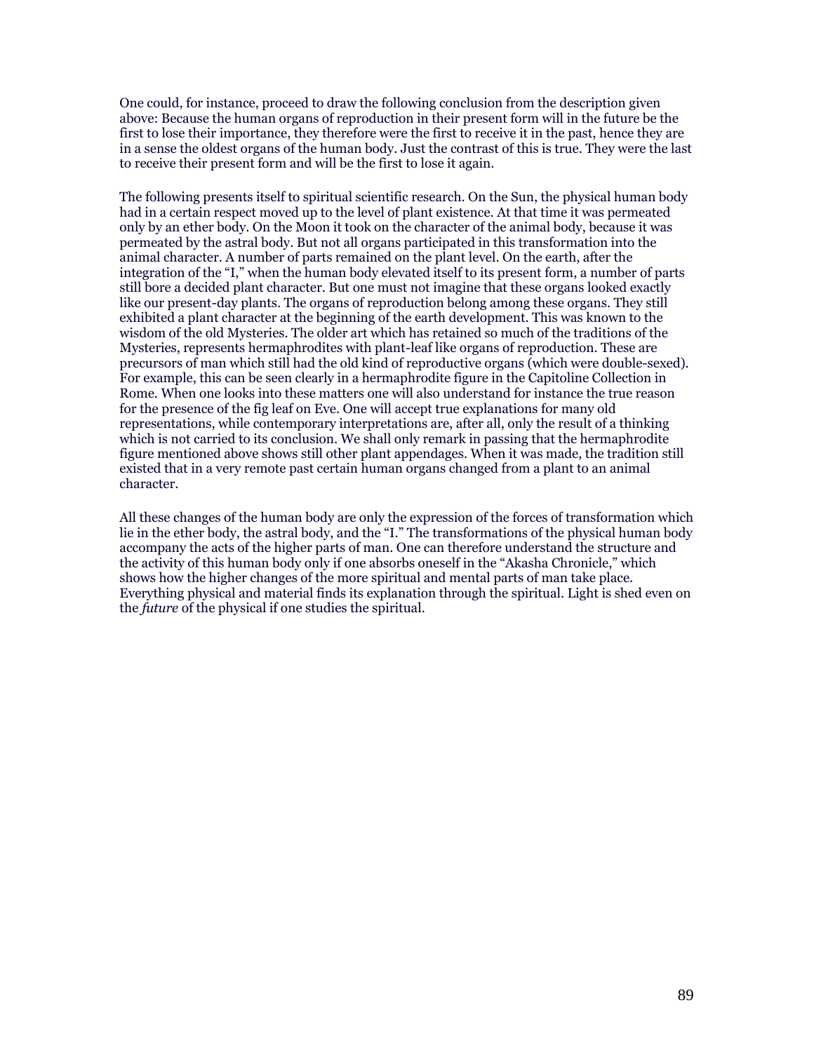One could, for instance, proceed to draw the following conclusion from the description given above: Because the human organs of reproduction in their present form will in the future be the first to lose their importance, they therefore were the first to receive it in the past, hence they are in a sense the oldest organs of the human body. Just the contrast of this is true. They were the last to receive their present form and will be the first to lose it again.

The following presents itself to spiritual scientific research. On the Sun, the physical human body had in a certain respect moved up to the level of plant existence. At that time it was permeated only by an ether body. On the Moon it took on the character of the animal body, because it was permeated by the astral body. But not all organs participated in this transformation into the animal character. A number of parts remained on the plant level. On the earth, after the integration of the "I," when the human body elevated itself to its present form, a number of parts still bore a decided plant character. But one must not imagine that these organs looked exactly like our present-day plants. The organs of reproduction belong among these organs. They still exhibited a plant character at the beginning of the earth development. This was known to the wisdom of the old Mysteries. The older art which has retained so much of the traditions of the Mysteries, represents hermaphrodites with plant-leaf like organs of reproduction. These are precursors of man which still had the old kind of reproductive organs (which were double-sexed). For example, this can be seen clearly in a hermaphrodite figure in the Capitoline Collection in Rome. When one looks into these matters one will also understand for instance the true reason for the presence of the fig leaf on Eve. One will accept true explanations for many old representations, while contemporary interpretations are, after all, only the result of a thinking which is not carried to its conclusion. We shall only remark in passing that the hermaphrodite figure mentioned above shows still other plant appendages. When it was made, the tradition still existed that in a very remote past certain human organs changed from a plant to an animal character.

All these changes of the human body are only the expression of the forces of transformation which lie in the ether body, the astral body, and the "I." The transformations of the physical human body accompany the acts of the higher parts of man. One can therefore understand the structure and the activity of this human body only if one absorbs oneself in the "Akasha Chronicle," which shows how the higher changes of the more spiritual and mental parts of man take place. Everything physical and material finds its explanation through the spiritual. Light is shed even on the *future* of the physical if one studies the spiritual.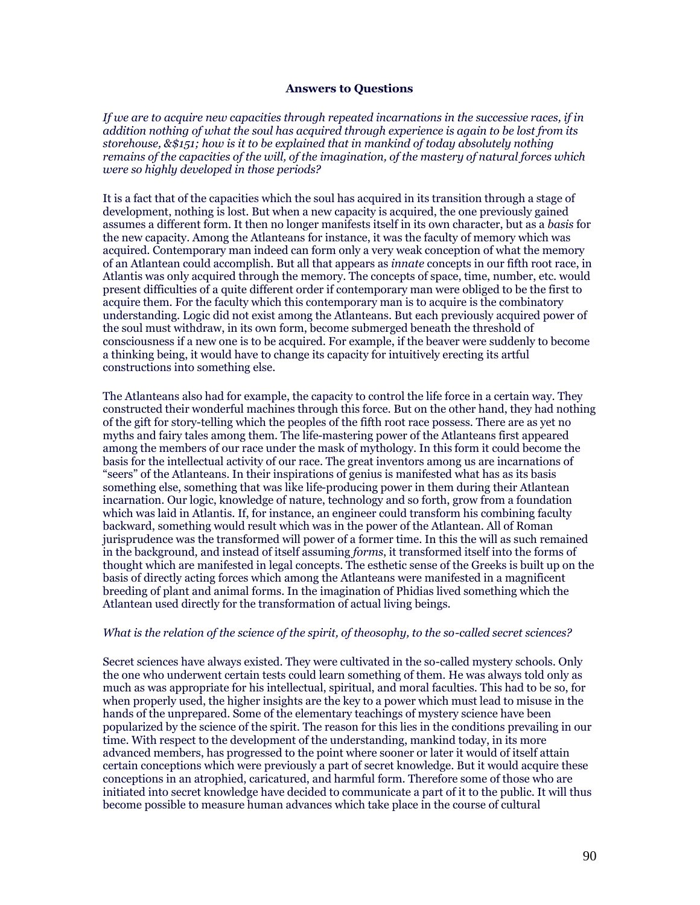### Answers to Questions

*If we are to acquire new capacities through repeated incarnations in the successive races, if in addition nothing of what the soul has acquired through experience is again to be lost from its storehouse, &$151; how is it to be explained that in mankind of today absolutely nothing remains of the capacities of the will, of the imagination, of the mastery of natural forces which were so highly developed in those periods?*

It is a fact that of the capacities which the soul has acquired in its transition through a stage of development, nothing is lost. But when a new capacity is acquired, the one previously gained assumes a different form. It then no longer manifests itself in its own character, but as a *basis* for the new capacity. Among the Atlanteans for instance, it was the faculty of memory which was acquired. Contemporary man indeed can form only a very weak conception of what the memory of an Atlantean could accomplish. But all that appears as *innate* concepts in our fifth root race, in Atlantis was only acquired through the memory. The concepts of space, time, number, etc. would present difficulties of a quite different order if contemporary man were obliged to be the first to acquire them. For the faculty which this contemporary man is to acquire is the combinatory understanding. Logic did not exist among the Atlanteans. But each previously acquired power of the soul must withdraw, in its own form, become submerged beneath the threshold of consciousness if a new one is to be acquired. For example, if the beaver were suddenly to become a thinking being, it would have to change its capacity for intuitively erecting its artful constructions into something else.

The Atlanteans also had for example, the capacity to control the life force in a certain way. They constructed their wonderful machines through this force. But on the other hand, they had nothing of the gift for story-telling which the peoples of the fifth root race possess. There are as yet no myths and fairy tales among them. The life-mastering power of the Atlanteans first appeared among the members of our race under the mask of mythology. In this form it could become the basis for the intellectual activity of our race. The great inventors among us are incarnations of "seers" of the Atlanteans. In their inspirations of genius is manifested what has as its basis something else, something that was like life-producing power in them during their Atlantean incarnation. Our logic, knowledge of nature, technology and so forth, grow from a foundation which was laid in Atlantis. If, for instance, an engineer could transform his combining faculty backward, something would result which was in the power of the Atlantean. All of Roman jurisprudence was the transformed will power of a former time. In this the will as such remained in the background, and instead of itself assuming *forms*, it transformed itself into the forms of thought which are manifested in legal concepts. The esthetic sense of the Greeks is built up on the basis of directly acting forces which among the Atlanteans were manifested in a magnificent breeding of plant and animal forms. In the imagination of Phidias lived something which the Atlantean used directly for the transformation of actual living beings.

*What is the relation of the science of the spirit, of theosophy, to the so-called secret sciences?*

Secret sciences have always existed. They were cultivated in the so-called mystery schools. Only the one who underwent certain tests could learn something of them. He was always told only as much as was appropriate for his intellectual, spiritual, and moral faculties. This had to be so, for when properly used, the higher insights are the key to a power which must lead to misuse in the hands of the unprepared. Some of the elementary teachings of mystery science have been popularized by the science of the spirit. The reason for this lies in the conditions prevailing in our time. With respect to the development of the understanding, mankind today, in its more advanced members, has progressed to the point where sooner or later it would of itself attain certain conceptions which were previously a part of secret knowledge. But it would acquire these conceptions in an atrophied, caricatured, and harmful form. Therefore some of those who are initiated into secret knowledge have decided to communicate a part of it to the public. It will thus become possible to measure human advances which take place in the course of cultural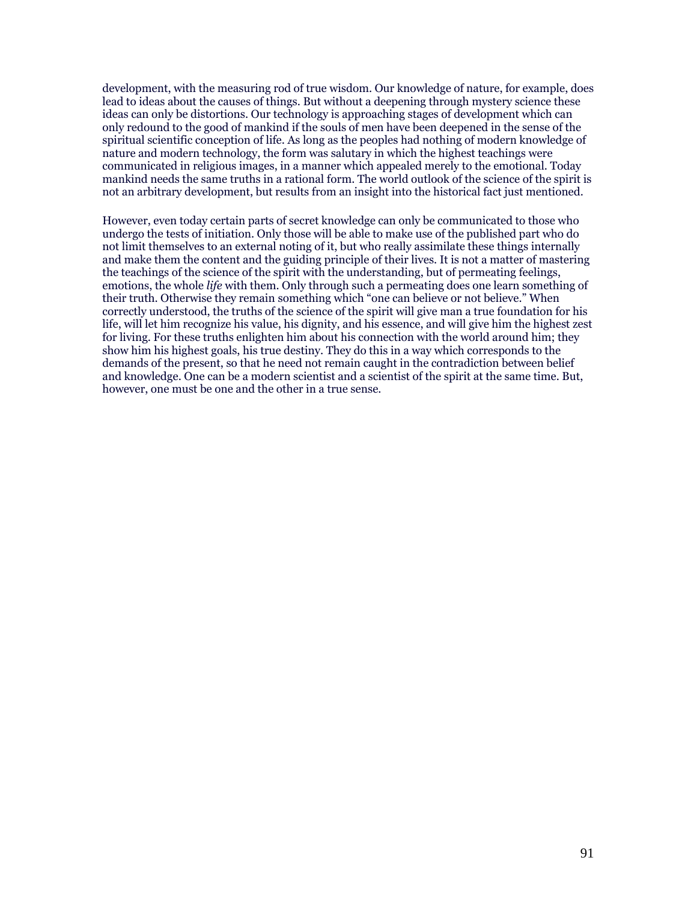development, with the measuring rod of true wisdom. Our knowledge of nature, for example, does lead to ideas about the causes of things. But without a deepening through mystery science these ideas can only be distortions. Our technology is approaching stages of development which can only redound to the good of mankind if the souls of men have been deepened in the sense of the spiritual scientific conception of life. As long as the peoples had nothing of modern knowledge of nature and modern technology, the form was salutary in which the highest teachings were communicated in religious images, in a manner which appealed merely to the emotional. Today mankind needs the same truths in a rational form. The world outlook of the science of the spirit is not an arbitrary development, but results from an insight into the historical fact just mentioned.

However, even today certain parts of secret knowledge can only be communicated to those who undergo the tests of initiation. Only those will be able to make use of the published part who do not limit themselves to an external noting of it, but who really assimilate these things internally and make them the content and the guiding principle of their lives. It is not a matter of mastering the teachings of the science of the spirit with the understanding, but of permeating feelings, emotions, the whole *life* with them. Only through such a permeating does one learn something of their truth. Otherwise they remain something which "one can believe or not believe." When correctly understood, the truths of the science of the spirit will give man a true foundation for his life, will let him recognize his value, his dignity, and his essence, and will give him the highest zest for living. For these truths enlighten him about his connection with the world around him; they show him his highest goals, his true destiny. They do this in a way which corresponds to the demands of the present, so that he need not remain caught in the contradiction between belief and knowledge. One can be a modern scientist and a scientist of the spirit at the same time. But, however, one must be one and the other in a true sense.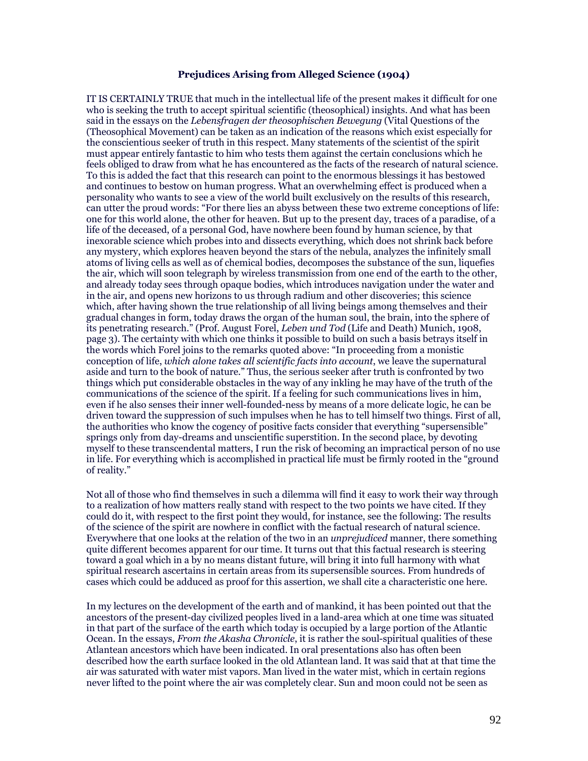### Prejudices Arising from Alleged Science (1904)

IT IS CERTAINLY TRUE that much in the intellectual life of the present makes it difficult for one who is seeking the truth to accept spiritual scientific (theosophical) insights. And what has been said in the essays on the *Lebensfragen der theosophischen Bewegung* (Vital Questions of the (Theosophical Movement) can be taken as an indication of the reasons which exist especially for the conscientious seeker of truth in this respect. Many statements of the scientist of the spirit must appear entirely fantastic to him who tests them against the certain conclusions which he feels obliged to draw from what he has encountered as the facts of the research of natural science. To this is added the fact that this research can point to the enormous blessings it has bestowed and continues to bestow on human progress. What an overwhelming effect is produced when a personality who wants to see a view of the world built exclusively on the results of this research, can utter the proud words: "For there lies an abyss between these two extreme conceptions of life: one for this world alone, the other for heaven. But up to the present day, traces of a paradise, of a life of the deceased, of a personal God, have nowhere been found by human science, by that inexorable science which probes into and dissects everything, which does not shrink back before any mystery, which explores heaven beyond the stars of the nebula, analyzes the infinitely small atoms of living cells as well as of chemical bodies, decomposes the substance of the sun, liquefies the air, which will soon telegraph by wireless transmission from one end of the earth to the other, and already today sees through opaque bodies, which introduces navigation under the water and in the air, and opens new horizons to us through radium and other discoveries; this science which, after having shown the true relationship of all living beings among themselves and their gradual changes in form, today draws the organ of the human soul, the brain, into the sphere of its penetrating research." (Prof. August Forel, *Leben und Tod* (Life and Death) Munich, 1908, page 3). The certainty with which one thinks it possible to build on such a basis betrays itself in the words which Forel joins to the remarks quoted above: "In proceeding from a monistic conception of life, *which alone takes all scientific facts into account*, we leave the supernatural aside and turn to the book of nature." Thus, the serious seeker after truth is confronted by two things which put considerable obstacles in the way of any inkling he may have of the truth of the communications of the science of the spirit. If a feeling for such communications lives in him, even if he also senses their inner well-founded-ness by means of a more delicate logic, he can be driven toward the suppression of such impulses when he has to tell himself two things. First of all, the authorities who know the cogency of positive facts consider that everything "supersensible" springs only from day-dreams and unscientific superstition. In the second place, by devoting myself to these transcendental matters, I run the risk of becoming an impractical person of no use in life. For everything which is accomplished in practical life must be firmly rooted in the "ground of reality."

Not all of those who find themselves in such a dilemma will find it easy to work their way through to a realization of how matters really stand with respect to the two points we have cited. If they could do it, with respect to the first point they would, for instance, see the following: The results of the science of the spirit are nowhere in conflict with the factual research of natural science. Everywhere that one looks at the relation of the two in an *unprejudiced* manner, there something quite different becomes apparent for our time. It turns out that this factual research is steering toward a goal which in a by no means distant future, will bring it into full harmony with what spiritual research ascertains in certain areas from its supersensible sources. From hundreds of cases which could be adduced as proof for this assertion, we shall cite a characteristic one here.

In my lectures on the development of the earth and of mankind, it has been pointed out that the ancestors of the present-day civilized peoples lived in a land-area which at one time was situated in that part of the surface of the earth which today is occupied by a large portion of the Atlantic Ocean. In the essays, *From the Akasha Chronicle*, it is rather the soul-spiritual qualities of these Atlantean ancestors which have been indicated. In oral presentations also has often been described how the earth surface looked in the old Atlantean land. It was said that at that time the air was saturated with water mist vapors. Man lived in the water mist, which in certain regions never lifted to the point where the air was completely clear. Sun and moon could not be seen as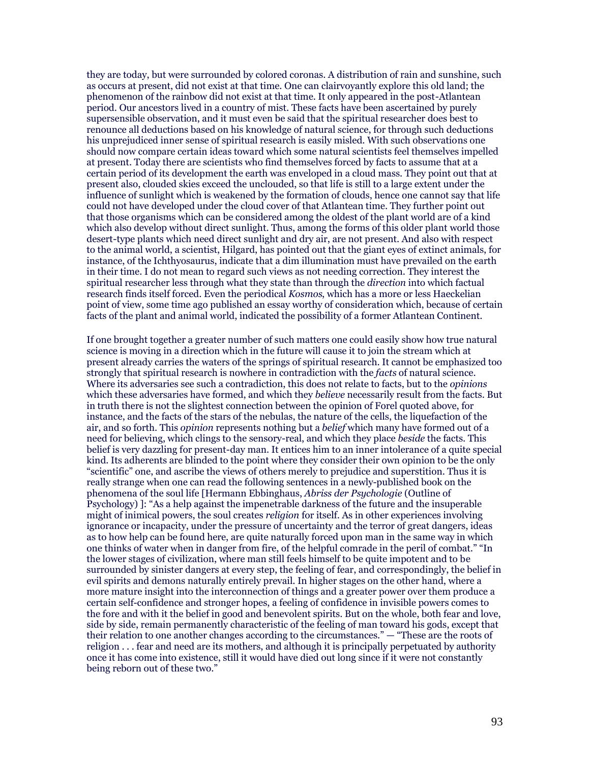they are today, but were surrounded by colored coronas. A distribution of rain and sunshine, such as occurs at present, did not exist at that time. One can clairvoyantly explore this old land; the phenomenon of the rainbow did not exist at that time. It only appeared in the post-Atlantean period. Our ancestors lived in a country of mist. These facts have been ascertained by purely supersensible observation, and it must even be said that the spiritual researcher does best to renounce all deductions based on his knowledge of natural science, for through such deductions his unprejudiced inner sense of spiritual research is easily misled. With such observations one should now compare certain ideas toward which some natural scientists feel themselves impelled at present. Today there are scientists who find themselves forced by facts to assume that at a certain period of its development the earth was enveloped in a cloud mass. They point out that at present also, clouded skies exceed the unclouded, so that life is still to a large extent under the influence of sunlight which is weakened by the formation of clouds, hence one cannot say that life could not have developed under the cloud cover of that Atlantean time. They further point out that those organisms which can be considered among the oldest of the plant world are of a kind which also develop without direct sunlight. Thus, among the forms of this older plant world those desert-type plants which need direct sunlight and dry air, are not present. And also with respect to the animal world, a scientist, Hilgard, has pointed out that the giant eyes of extinct animals, for instance, of the Ichthyosaurus, indicate that a dim illumination must have prevailed on the earth in their time. I do not mean to regard such views as not needing correction. They interest the spiritual researcher less through what they state than through the *direction* into which factual research finds itself forced. Even the periodical *Kosmos*, which has a more or less Haeckelian point of view, some time ago published an essay worthy of consideration which, because of certain facts of the plant and animal world, indicated the possibility of a former Atlantean Continent.

If one brought together a greater number of such matters one could easily show how true natural science is moving in a direction which in the future will cause it to join the stream which at present already carries the waters of the springs of spiritual research. It cannot be emphasized too strongly that spiritual research is nowhere in contradiction with the *facts* of natural science. Where its adversaries see such a contradiction, this does not relate to facts, but to the *opinions* which these adversaries have formed, and which they *believe* necessarily result from the facts. But in truth there is not the slightest connection between the opinion of Forel quoted above, for instance, and the facts of the stars of the nebulas, the nature of the cells, the liquefaction of the air, and so forth. This *opinion* represents nothing but a *belief* which many have formed out of a need for believing, which clings to the sensory-real, and which they place *beside* the facts. This belief is very dazzling for present-day man. It entices him to an inner intolerance of a quite special kind. Its adherents are blinded to the point where they consider their own opinion to be the only "scientific" one, and ascribe the views of others merely to prejudice and superstition. Thus it is really strange when one can read the following sentences in a newly-published book on the phenomena of the soul life [Hermann Ebbinghaus, *Abriss der Psychologie* (Outline of Psychology) ]: "As a help against the impenetrable darkness of the future and the insuperable might of inimical powers, the soul creates *religion* for itself. As in other experiences involving ignorance or incapacity, under the pressure of uncertainty and the terror of great dangers, ideas as to how help can be found here, are quite naturally forced upon man in the same way in which one thinks of water when in danger from fire, of the helpful comrade in the peril of combat." "In the lower stages of civilization, where man still feels himself to be quite impotent and to be surrounded by sinister dangers at every step, the feeling of fear, and correspondingly, the belief in evil spirits and demons naturally entirely prevail. In higher stages on the other hand, where a more mature insight into the interconnection of things and a greater power over them produce a certain self-confidence and stronger hopes, a feeling of confidence in invisible powers comes to the fore and with it the belief in good and benevolent spirits. But on the whole, both fear and love, side by side, remain permanently characteristic of the feeling of man toward his gods, except that their relation to one another changes according to the circumstances." — "These are the roots of religion . . . fear and need are its mothers, and although it is principally perpetuated by authority once it has come into existence, still it would have died out long since if it were not constantly being reborn out of these two."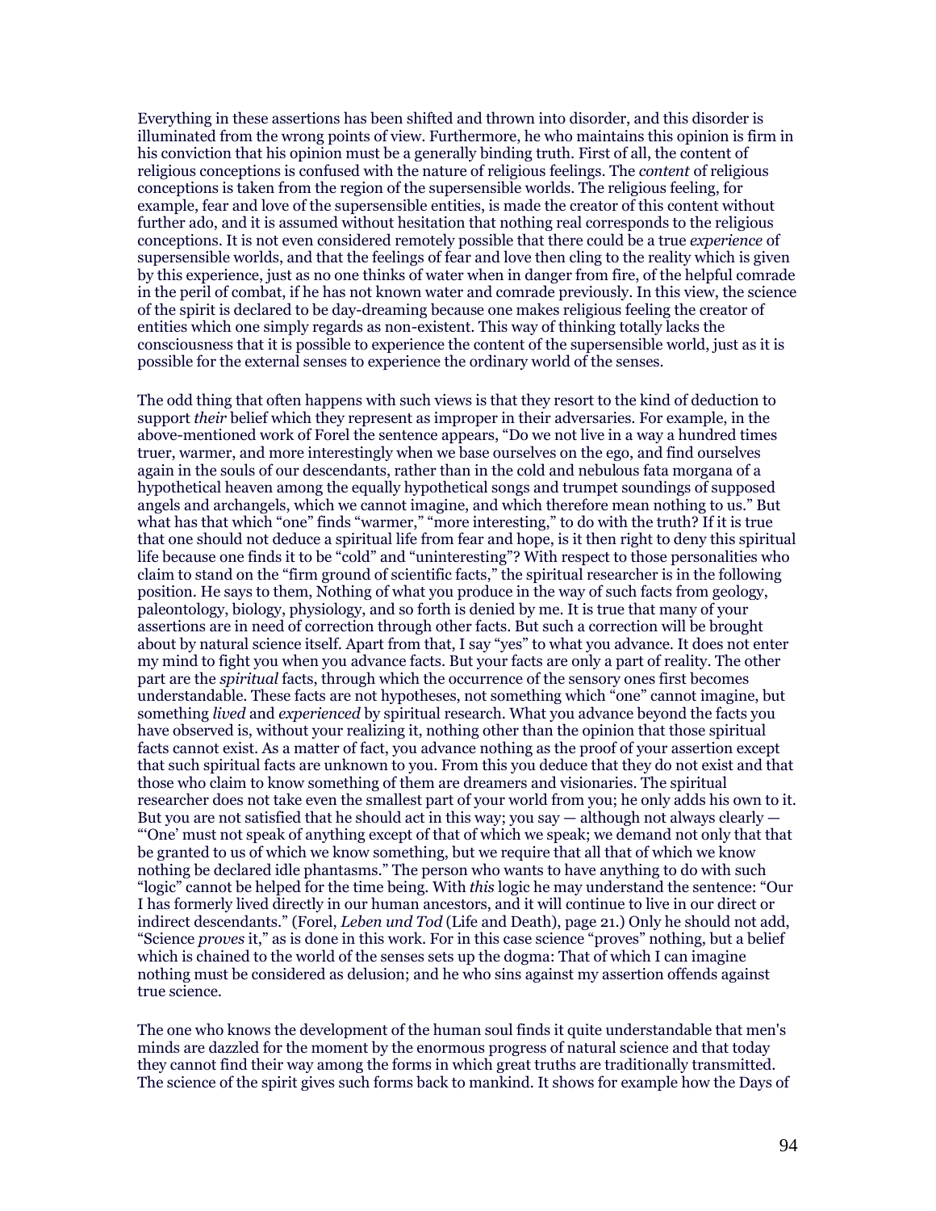Everything in these assertions has been shifted and thrown into disorder, and this disorder is illuminated from the wrong points of view. Furthermore, he who maintains this opinion is firm in his conviction that his opinion must be a generally binding truth. First of all, the content of religious conceptions is confused with the nature of religious feelings. The *content* of religious conceptions is taken from the region of the supersensible worlds. The religious feeling, for example, fear and love of the supersensible entities, is made the creator of this content without further ado, and it is assumed without hesitation that nothing real corresponds to the religious conceptions. It is not even considered remotely possible that there could be a true *experience* of supersensible worlds, and that the feelings of fear and love then cling to the reality which is given by this experience, just as no one thinks of water when in danger from fire, of the helpful comrade in the peril of combat, if he has not known water and comrade previously. In this view, the science of the spirit is declared to be day-dreaming because one makes religious feeling the creator of entities which one simply regards as non-existent. This way of thinking totally lacks the consciousness that it is possible to experience the content of the supersensible world, just as it is possible for the external senses to experience the ordinary world of the senses.

The odd thing that often happens with such views is that they resort to the kind of deduction to support *their* belief which they represent as improper in their adversaries. For example, in the above-mentioned work of Forel the sentence appears, "Do we not live in a way a hundred times truer, warmer, and more interestingly when we base ourselves on the ego, and find ourselves again in the souls of our descendants, rather than in the cold and nebulous fata morgana of a hypothetical heaven among the equally hypothetical songs and trumpet soundings of supposed angels and archangels, which we cannot imagine, and which therefore mean nothing to us." But what has that which "one" finds "warmer," "more interesting," to do with the truth? If it is true that one should not deduce a spiritual life from fear and hope, is it then right to deny this spiritual life because one finds it to be "cold" and "uninteresting"? With respect to those personalities who claim to stand on the "firm ground of scientific facts," the spiritual researcher is in the following position. He says to them, Nothing of what you produce in the way of such facts from geology, paleontology, biology, physiology, and so forth is denied by me. It is true that many of your assertions are in need of correction through other facts. But such a correction will be brought about by natural science itself. Apart from that, I say "yes" to what you advance. It does not enter my mind to fight you when you advance facts. But your facts are only a part of reality. The other part are the *spiritual* facts, through which the occurrence of the sensory ones first becomes understandable. These facts are not hypotheses, not something which "one" cannot imagine, but something *lived* and *experienced* by spiritual research. What you advance beyond the facts you have observed is, without your realizing it, nothing other than the opinion that those spiritual facts cannot exist. As a matter of fact, you advance nothing as the proof of your assertion except that such spiritual facts are unknown to you. From this you deduce that they do not exist and that those who claim to know something of them are dreamers and visionaries. The spiritual researcher does not take even the smallest part of your world from you; he only adds his own to it. But you are not satisfied that he should act in this way; you say — although not always clearly — "'One' must not speak of anything except of that of which we speak; we demand not only that that be granted to us of which we know something, but we require that all that of which we know nothing be declared idle phantasms." The person who wants to have anything to do with such "logic" cannot be helped for the time being. With *this* logic he may understand the sentence: "Our I has formerly lived directly in our human ancestors, and it will continue to live in our direct or indirect descendants." (Forel, *Leben und Tod* (Life and Death), page 21.) Only he should not add, "Science *proves* it," as is done in this work. For in this case science "proves" nothing, but a belief which is chained to the world of the senses sets up the dogma: That of which I can imagine nothing must be considered as delusion; and he who sins against my assertion offends against true science.

The one who knows the development of the human soul finds it quite understandable that men's minds are dazzled for the moment by the enormous progress of natural science and that today they cannot find their way among the forms in which great truths are traditionally transmitted. The science of the spirit gives such forms back to mankind. It shows for example how the Days of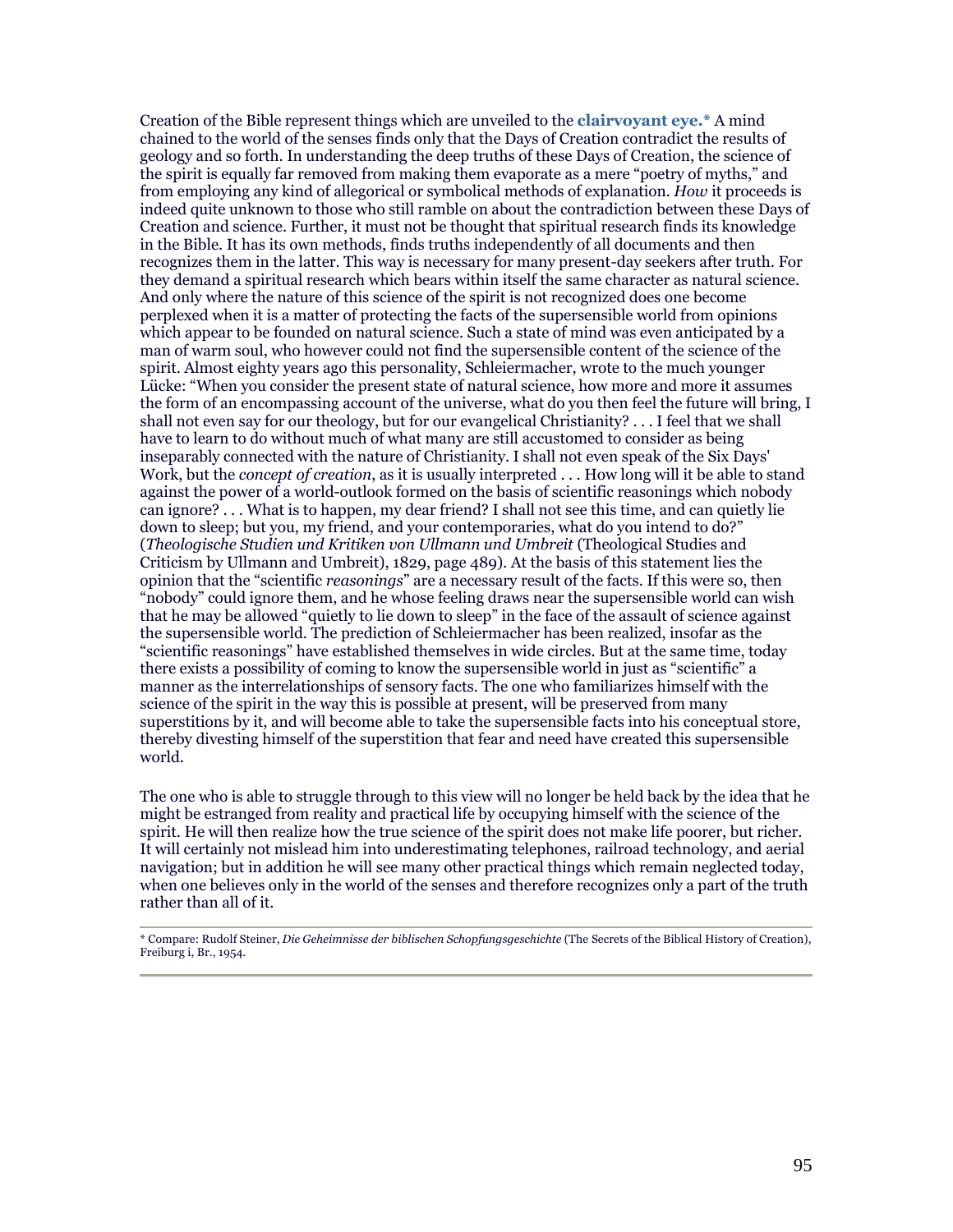Creation of the Bible represent things which are unveiled to the **clairvoyant eye.*** A mind chained to the world of the senses finds only that the Days of Creation contradict the results of geology and so forth. In understanding the deep truths of these Days of Creation, the science of the spirit is equally far removed from making them evaporate as a mere "poetry of myths," and from employing any kind of allegorical or symbolical methods of explanation. *How* it proceeds is indeed quite unknown to those who still ramble on about the contradiction between these Days of Creation and science. Further, it must not be thought that spiritual research finds its knowledge in the Bible. It has its own methods, finds truths independently of all documents and then recognizes them in the latter. This way is necessary for many present-day seekers after truth. For they demand a spiritual research which bears within itself the same character as natural science. And only where the nature of this science of the spirit is not recognized does one become perplexed when it is a matter of protecting the facts of the supersensible world from opinions which appear to be founded on natural science. Such a state of mind was even anticipated by a man of warm soul, who however could not find the supersensible content of the science of the spirit. Almost eighty years ago this personality, Schleiermacher, wrote to the much younger Lücke: "When you consider the present state of natural science, how more and more it assumes the form of an encompassing account of the universe, what do you then feel the future will bring, I shall not even say for our theology, but for our evangelical Christianity? . . . I feel that we shall have to learn to do without much of what many are still accustomed to consider as being inseparably connected with the nature of Christianity. I shall not even speak of the Six Days' Work, but the *concept of creation*, as it is usually interpreted . . . How long will it be able to stand against the power of a world-outlook formed on the basis of scientific reasonings which nobody can ignore? . . . What is to happen, my dear friend? I shall not see this time, and can quietly lie down to sleep; but you, my friend, and your contemporaries, what do you intend to do?" (*Theologische Studien und Kritiken von Ullmann und Umbreit* (Theological Studies and Criticism by Ullmann and Umbreit), 1829, page 489). At the basis of this statement lies the opinion that the "scientific *reasonings*" are a necessary result of the facts. If this were so, then "nobody" could ignore them, and he whose feeling draws near the supersensible world can wish that he may be allowed "quietly to lie down to sleep" in the face of the assault of science against the supersensible world. The prediction of Schleiermacher has been realized, insofar as the "scientific reasonings" have established themselves in wide circles. But at the same time, today there exists a possibility of coming to know the supersensible world in just as "scientific" a manner as the interrelationships of sensory facts. The one who familiarizes himself with the science of the spirit in the way this is possible at present, will be preserved from many superstitions by it, and will become able to take the supersensible facts into his conceptual store, thereby divesting himself of the superstition that fear and need have created this supersensible world.

The one who is able to struggle through to this view will no longer be held back by the idea that he might be estranged from reality and practical life by occupying himself with the science of the spirit. He will then realize how the true science of the spirit does not make life poorer, but richer. It will certainly not mislead him into underestimating telephones, railroad technology, and aerial navigation; but in addition he will see many other practical things which remain neglected today, when one believes only in the world of the senses and therefore recognizes only a part of the truth rather than all of it.

---

\* Compare: Rudolf Steiner, *Die Geheimnisse der biblischen Schopfungsgeschichte* (The Secrets of the Biblical History of Creation), Freiburg i, Br., 1954.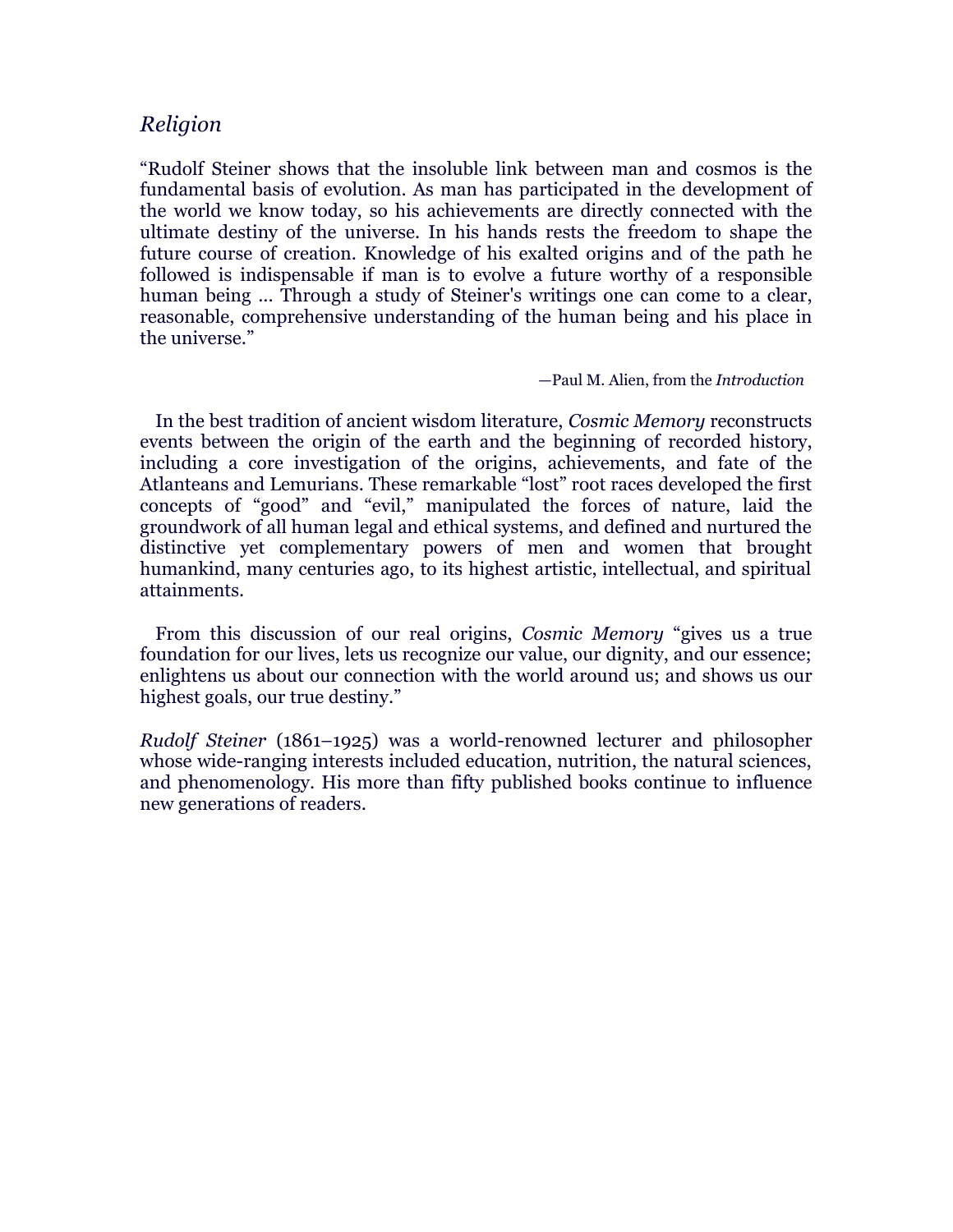*Religion*

“Rudolf Steiner shows that the insoluble link between man and cosmos is the fundamental basis of evolution. As man has participated in the development of the world we know today, so his achievements are directly connected with the ultimate destiny of the universe. In his hands rests the freedom to shape the future course of creation. Knowledge of his exalted origins and of the path he followed is indispensable if man is to evolve a future worthy of a responsible human being ... Through a study of Steiner's writings one can come to a clear, reasonable, comprehensive understanding of the human being and his place in the universe.”

—Paul M. Alien, from the *Introduction*

In the best tradition of ancient wisdom literature, *Cosmic Memory* reconstructs events between the origin of the earth and the beginning of recorded history, including a core investigation of the origins, achievements, and fate of the Atlanteans and Lemurians. These remarkable “lost” root races developed the first concepts of “good” and “evil,” manipulated the forces of nature, laid the groundwork of all human legal and ethical systems, and defined and nurtured the distinctive yet complementary powers of men and women that brought humankind, many centuries ago, to its highest artistic, intellectual, and spiritual attainments.

From this discussion of our real origins, *Cosmic Memory* “gives us a true foundation for our lives, lets us recognize our value, our dignity, and our essence; enlightens us about our connection with the world around us; and shows us our highest goals, our true destiny.”

*Rudolf Steiner* (1861–1925) was a world-renowned lecturer and philosopher whose wide-ranging interests included education, nutrition, the natural sciences, and phenomenology. His more than fifty published books continue to influence new generations of readers.